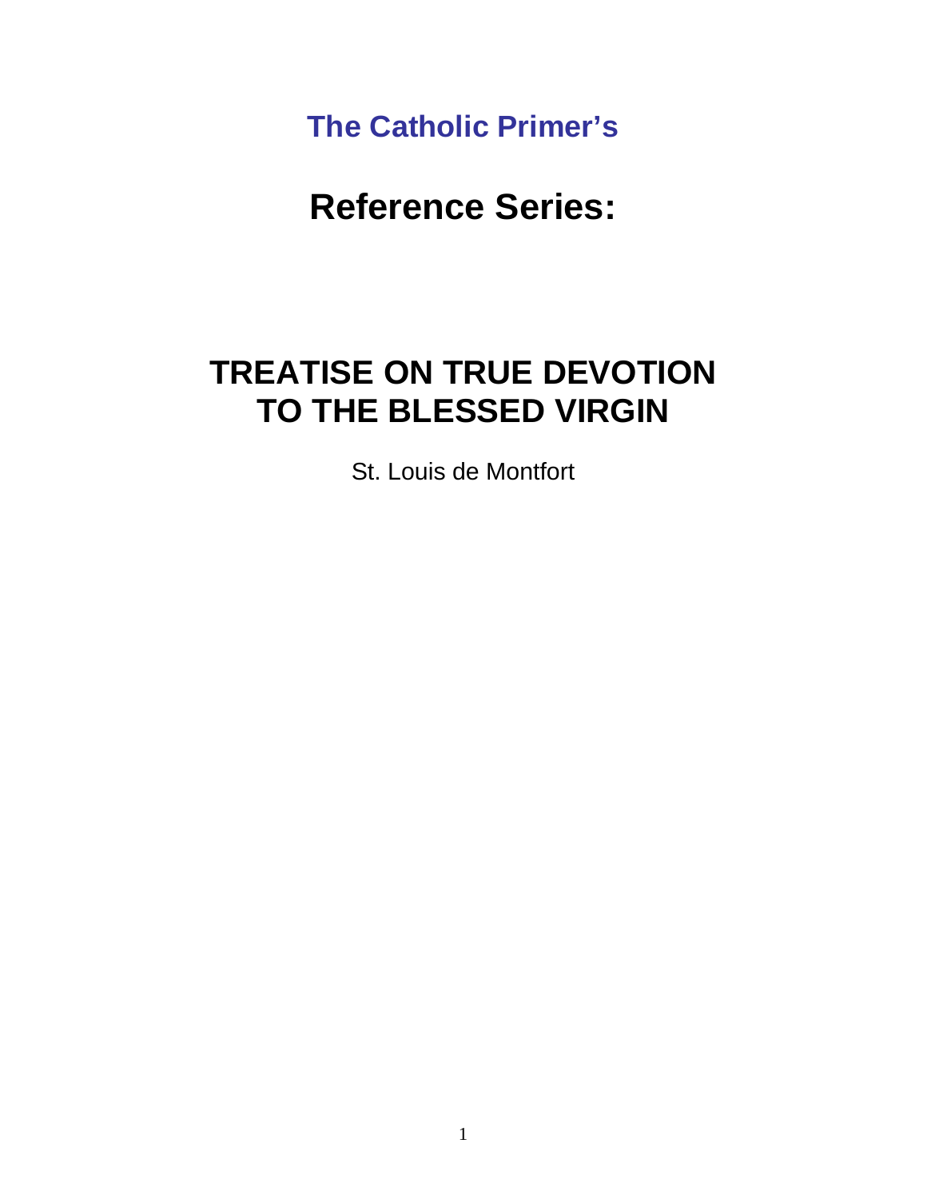**The Catholic Primer's**

# Reference Series:

# TREATISE ON TRUE DEVOTION TO THE BLESSED VIRGIN

St. Louis de Montfort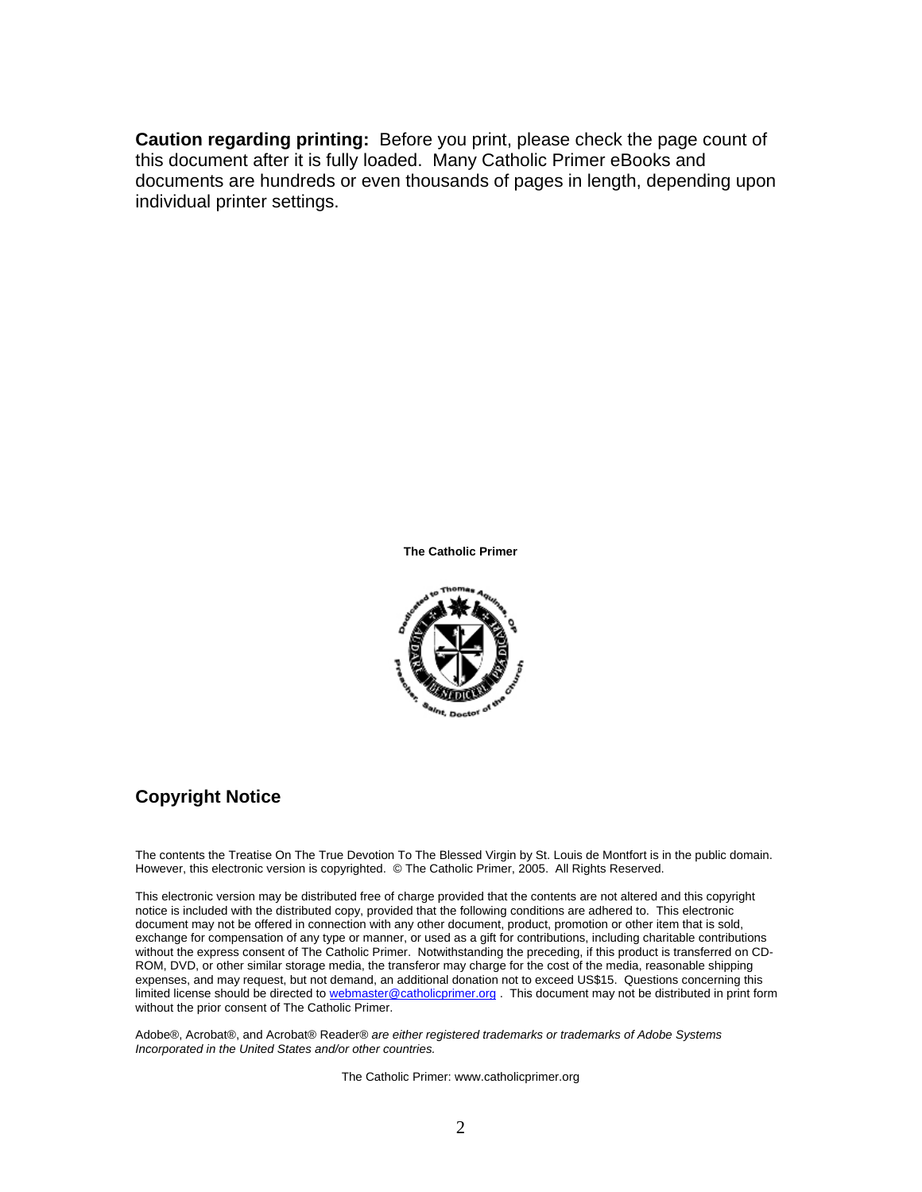**Caution regarding printing:** Before you print, please check the page count of this document after it is fully loaded. Many Catholic Primer eBooks and documents are hundreds or even thousands of pages in length, depending upon individual printer settings.

**The Catholic Primer**

## Copyright Notice

The contents the Treatise On The True Devotion To The Blessed Virgin by St. Louis de Montfort is in the public domain. However, this electronic version is copyrighted. © The Catholic Primer, 2005. All Rights Reserved.

This electronic version may be distributed free of charge provided that the contents are not altered and this copyright notice is included with the distributed copy, provided that the following conditions are adhered to. This electronic document may not be offered in connection with any other document, product, promotion or other item that is sold, exchange for compensation of any type or manner, or used as a gift for contributions, including charitable contributions without the express consent of The Catholic Primer. Notwithstanding the preceding, if this product is transferred on CD-ROM, DVD, or other similar storage media, the transferor may charge for the cost of the media, reasonable shipping expenses, and may request, but not demand, an additional donation not to exceed US$15. Questions concerning this limited license should be directed to webmaster@catholicprimer.org . This document may not be distributed in print form without the prior consent of The Catholic Primer.

Adobe®, Acrobat®, and Acrobat® Reader® *are either registered trademarks or trademarks of Adobe Systems Incorporated in the United States and/or other countries.*

The Catholic Primer: www.catholicprimer.org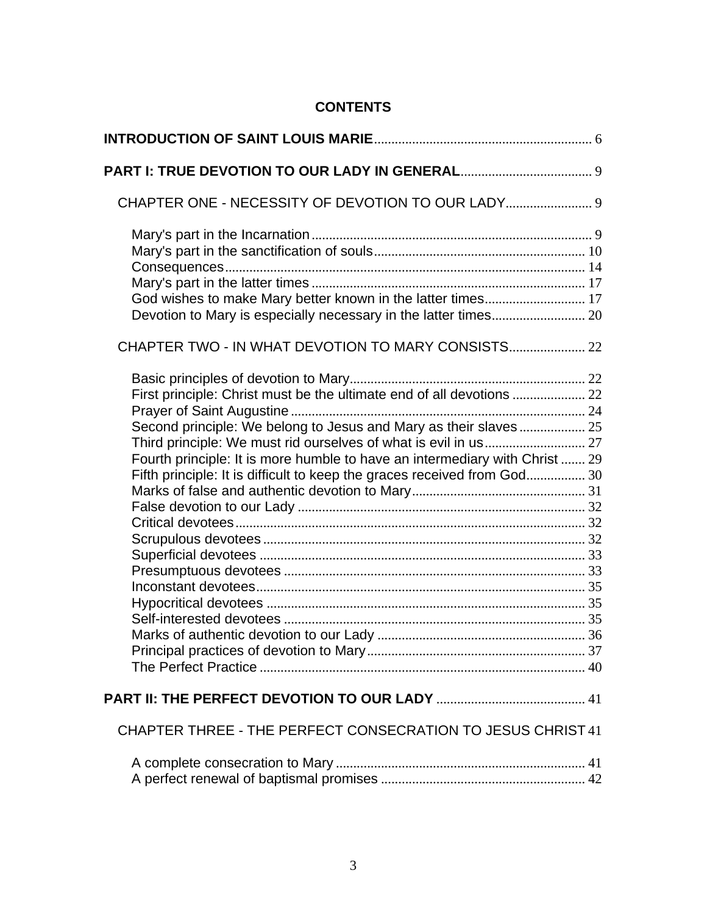**CONTENTS**

**INTRODUCTION OF SAINT LOUIS MARIE** ... 6

**PART I: TRUE DEVOTION TO OUR LADY IN GENERAL** ... 9

CHAPTER ONE - NECESSITY OF DEVOTION TO OUR LADY ... 9

- Mary's part in the Incarnation ... 9
- Mary's part in the sanctification of souls ... 10
- Consequences ... 14
- Mary's part in the latter times ... 17
- God wishes to make Mary better known in the latter times ... 17
- Devotion to Mary is especially necessary in the latter times ... 20

CHAPTER TWO - IN WHAT DEVOTION TO MARY CONSISTS ... 22

- Basic principles of devotion to Mary ... 22
- First principle: Christ must be the ultimate end of all devotions ... 22
- Prayer of Saint Augustine ... 24
- Second principle: We belong to Jesus and Mary as their slaves ... 25
- Third principle: We must rid ourselves of what is evil in us ... 27
- Fourth principle: It is more humble to have an intermediary with Christ ... 29
- Fifth principle: It is difficult to keep the graces received from God ... 30
- Marks of false and authentic devotion to Mary ... 31
- False devotion to our Lady ... 32
- Critical devotees ... 32
- Scrupulous devotees ... 32
- Superficial devotees ... 33
- Presumptuous devotees ... 33
- Inconstant devotees ... 35
- Hypocritical devotees ... 35
- Self-interested devotees ... 35
- Marks of authentic devotion to our Lady ... 36
- Principal practices of devotion to Mary ... 37
- The Perfect Practice ... 40

**PART II: THE PERFECT DEVOTION TO OUR LADY** ... 41

CHAPTER THREE - THE PERFECT CONSECRATION TO JESUS CHRIST 41

- A complete consecration to Mary ... 41
- A perfect renewal of baptismal promises ... 42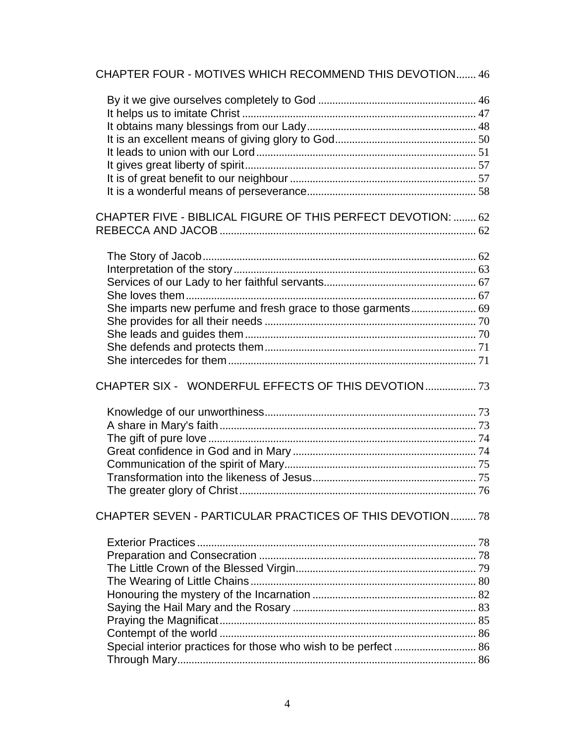CHAPTER FOUR - MOTIVES WHICH RECOMMEND THIS DEVOTION....... 46

By it we give ourselves completely to God ........................................................ 46
It helps us to imitate Christ .................................................................................. 47
It obtains many blessings from our Lady........................................................... 48
It is an excellent means of giving glory to God................................................. 50
It leads to union with our Lord............................................................................. 51
It gives great liberty of spirit................................................................................. 57
It is of great benefit to our neighbour ................................................................. 57
It is a wonderful means of perseverance........................................................... 58

CHAPTER FIVE - BIBLICAL FIGURE OF THIS PERFECT DEVOTION: ........ 62
REBECCA AND JACOB .......................................................................................... 62

The Story of Jacob................................................................................................ 62
Interpretation of the story..................................................................................... 63
Services of our Lady to her faithful servants..................................................... 67
She loves them....................................................................................................... 67
She imparts new perfume and fresh grace to those garments....................... 69
She provides for all their needs .......................................................................... 70
She leads and guides them................................................................................. 70
She defends and protects them.......................................................................... 71
She intercedes for them....................................................................................... 71

CHAPTER SIX - WONDERFUL EFFECTS OF THIS DEVOTION.................. 73

Knowledge of our unworthiness.......................................................................... 73
A share in Mary's faith.......................................................................................... 73
The gift of pure love.............................................................................................. 74
Great confidence in God and in Mary ................................................................ 74
Communication of the spirit of Mary................................................................... 75
Transformation into the likeness of Jesus......................................................... 75
The greater glory of Christ................................................................................... 76

CHAPTER SEVEN - PARTICULAR PRACTICES OF THIS DEVOTION......... 78

Exterior Practices.................................................................................................. 78
Preparation and Consecration ............................................................................ 78
The Little Crown of the Blessed Virgin............................................................... 79
The Wearing of Little Chains............................................................................... 80
Honouring the mystery of the Incarnation .......................................................... 82
Saying the Hail Mary and the Rosary ................................................................ 83
Praying the Magnificat.......................................................................................... 85
Contempt of the world .......................................................................................... 86
Special interior practices for those who wish to be perfect ............................. 86
Through Mary......................................................................................................... 86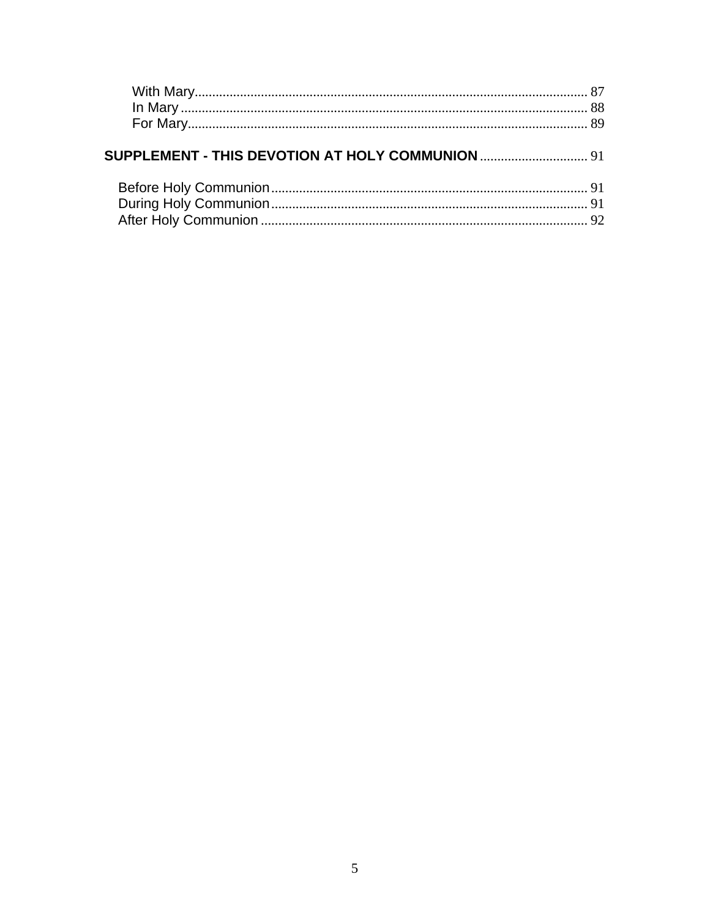With Mary ........ 87
In Mary ........ 88
For Mary ........ 89

**SUPPLEMENT - THIS DEVOTION AT HOLY COMMUNION** ........ 91

Before Holy Communion ........ 91
During Holy Communion ........ 91
After Holy Communion ........ 92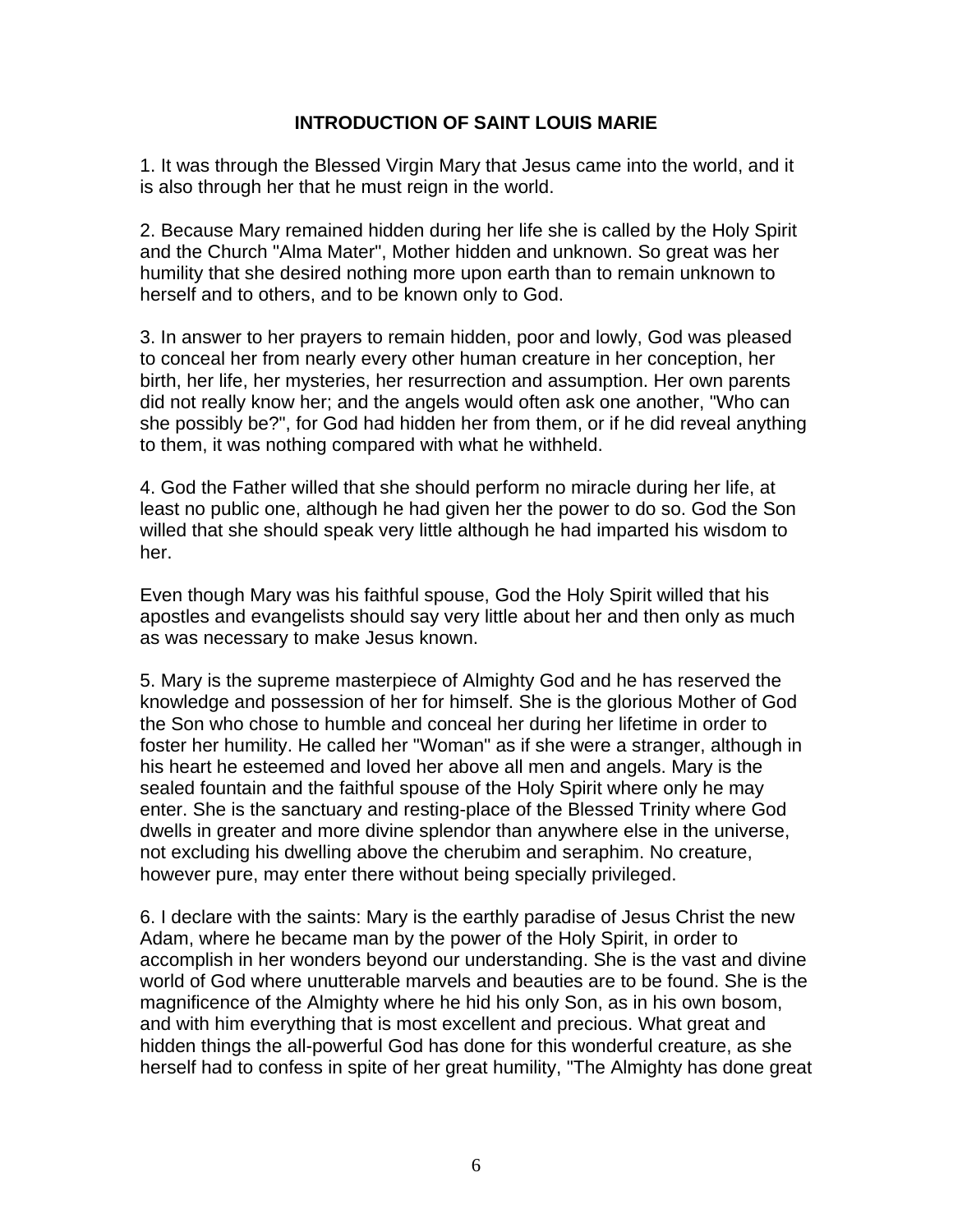## INTRODUCTION OF SAINT LOUIS MARIE

1. It was through the Blessed Virgin Mary that Jesus came into the world, and it is also through her that he must reign in the world.

2. Because Mary remained hidden during her life she is called by the Holy Spirit and the Church "Alma Mater", Mother hidden and unknown. So great was her humility that she desired nothing more upon earth than to remain unknown to herself and to others, and to be known only to God.

3. In answer to her prayers to remain hidden, poor and lowly, God was pleased to conceal her from nearly every other human creature in her conception, her birth, her life, her mysteries, her resurrection and assumption. Her own parents did not really know her; and the angels would often ask one another, "Who can she possibly be?", for God had hidden her from them, or if he did reveal anything to them, it was nothing compared with what he withheld.

4. God the Father willed that she should perform no miracle during her life, at least no public one, although he had given her the power to do so. God the Son willed that she should speak very little although he had imparted his wisdom to her.

Even though Mary was his faithful spouse, God the Holy Spirit willed that his apostles and evangelists should say very little about her and then only as much as was necessary to make Jesus known.

5. Mary is the supreme masterpiece of Almighty God and he has reserved the knowledge and possession of her for himself. She is the glorious Mother of God the Son who chose to humble and conceal her during her lifetime in order to foster her humility. He called her "Woman" as if she were a stranger, although in his heart he esteemed and loved her above all men and angels. Mary is the sealed fountain and the faithful spouse of the Holy Spirit where only he may enter. She is the sanctuary and resting-place of the Blessed Trinity where God dwells in greater and more divine splendor than anywhere else in the universe, not excluding his dwelling above the cherubim and seraphim. No creature, however pure, may enter there without being specially privileged.

6. I declare with the saints: Mary is the earthly paradise of Jesus Christ the new Adam, where he became man by the power of the Holy Spirit, in order to accomplish in her wonders beyond our understanding. She is the vast and divine world of God where unutterable marvels and beauties are to be found. She is the magnificence of the Almighty where he hid his only Son, as in his own bosom, and with him everything that is most excellent and precious. What great and hidden things the all-powerful God has done for this wonderful creature, as she herself had to confess in spite of her great humility, "The Almighty has done great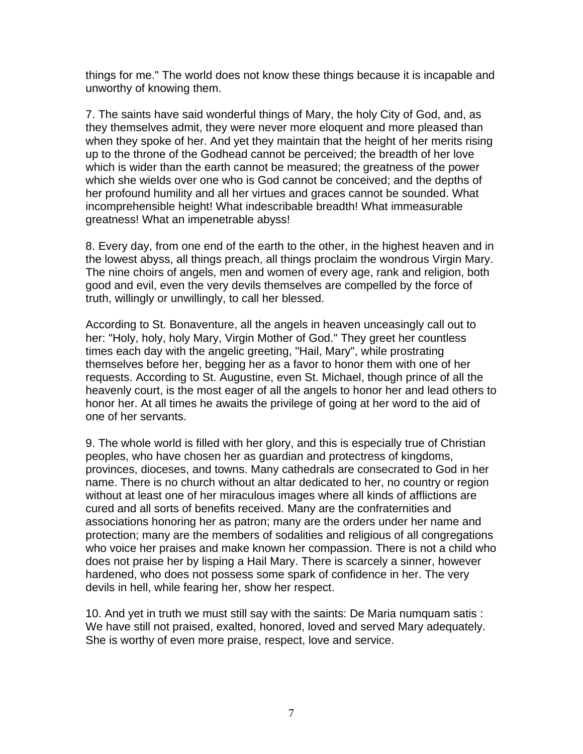things for me." The world does not know these things because it is incapable and unworthy of knowing them.

7. The saints have said wonderful things of Mary, the holy City of God, and, as they themselves admit, they were never more eloquent and more pleased than when they spoke of her. And yet they maintain that the height of her merits rising up to the throne of the Godhead cannot be perceived; the breadth of her love which is wider than the earth cannot be measured; the greatness of the power which she wields over one who is God cannot be conceived; and the depths of her profound humility and all her virtues and graces cannot be sounded. What incomprehensible height! What indescribable breadth! What immeasurable greatness! What an impenetrable abyss!

8. Every day, from one end of the earth to the other, in the highest heaven and in the lowest abyss, all things preach, all things proclaim the wondrous Virgin Mary. The nine choirs of angels, men and women of every age, rank and religion, both good and evil, even the very devils themselves are compelled by the force of truth, willingly or unwillingly, to call her blessed.

According to St. Bonaventure, all the angels in heaven unceasingly call out to her: "Holy, holy, holy Mary, Virgin Mother of God." They greet her countless times each day with the angelic greeting, "Hail, Mary", while prostrating themselves before her, begging her as a favor to honor them with one of her requests. According to St. Augustine, even St. Michael, though prince of all the heavenly court, is the most eager of all the angels to honor her and lead others to honor her. At all times he awaits the privilege of going at her word to the aid of one of her servants.

9. The whole world is filled with her glory, and this is especially true of Christian peoples, who have chosen her as guardian and protectress of kingdoms, provinces, dioceses, and towns. Many cathedrals are consecrated to God in her name. There is no church without an altar dedicated to her, no country or region without at least one of her miraculous images where all kinds of afflictions are cured and all sorts of benefits received. Many are the confraternities and associations honoring her as patron; many are the orders under her name and protection; many are the members of sodalities and religious of all congregations who voice her praises and make known her compassion. There is not a child who does not praise her by lisping a Hail Mary. There is scarcely a sinner, however hardened, who does not possess some spark of confidence in her. The very devils in hell, while fearing her, show her respect.

10. And yet in truth we must still say with the saints: De Maria numquam satis : We have still not praised, exalted, honored, loved and served Mary adequately. She is worthy of even more praise, respect, love and service.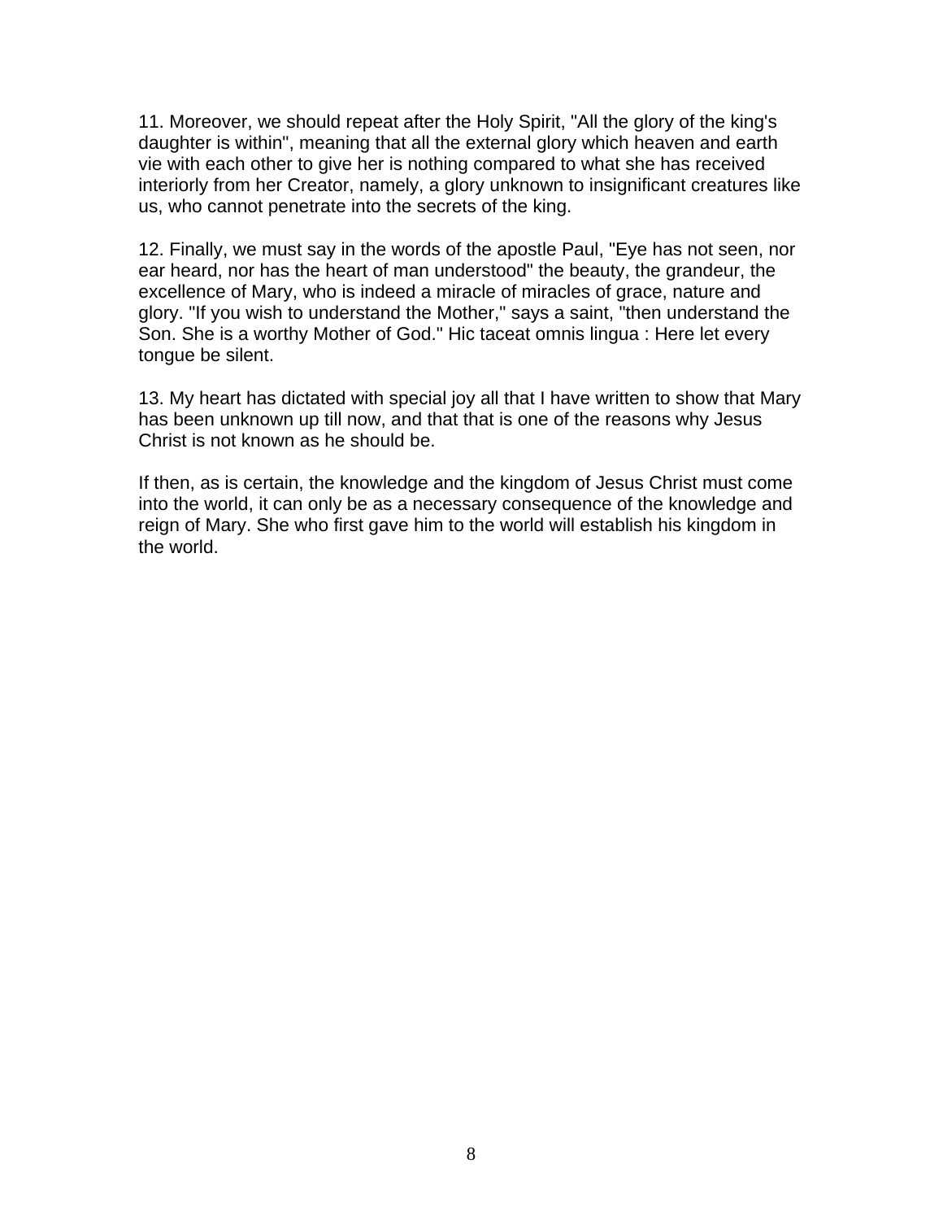11. Moreover, we should repeat after the Holy Spirit, "All the glory of the king's daughter is within", meaning that all the external glory which heaven and earth vie with each other to give her is nothing compared to what she has received interiorly from her Creator, namely, a glory unknown to insignificant creatures like us, who cannot penetrate into the secrets of the king.

12. Finally, we must say in the words of the apostle Paul, "Eye has not seen, nor ear heard, nor has the heart of man understood" the beauty, the grandeur, the excellence of Mary, who is indeed a miracle of miracles of grace, nature and glory. "If you wish to understand the Mother," says a saint, "then understand the Son. She is a worthy Mother of God." Hic taceat omnis lingua : Here let every tongue be silent.

13. My heart has dictated with special joy all that I have written to show that Mary has been unknown up till now, and that that is one of the reasons why Jesus Christ is not known as he should be.

If then, as is certain, the knowledge and the kingdom of Jesus Christ must come into the world, it can only be as a necessary consequence of the knowledge and reign of Mary. She who first gave him to the world will establish his kingdom in the world.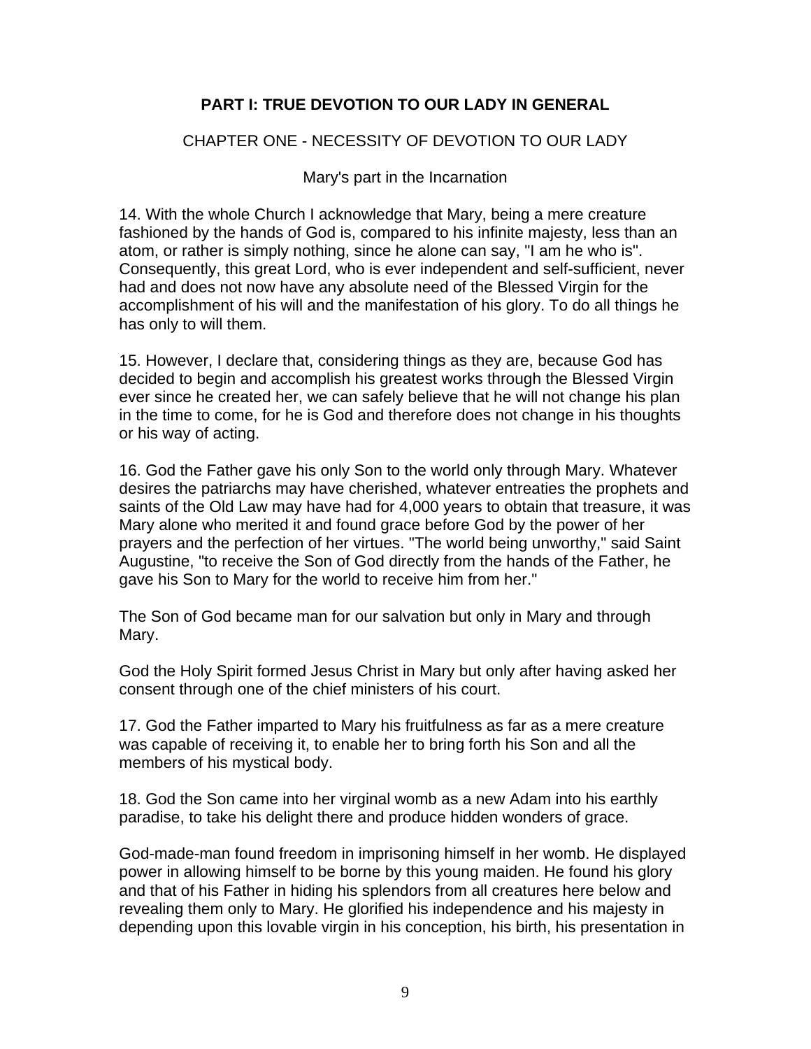## PART I: TRUE DEVOTION TO OUR LADY IN GENERAL

### CHAPTER ONE - NECESSITY OF DEVOTION TO OUR LADY

#### Mary's part in the Incarnation

14. With the whole Church I acknowledge that Mary, being a mere creature fashioned by the hands of God is, compared to his infinite majesty, less than an atom, or rather is simply nothing, since he alone can say, "I am he who is". Consequently, this great Lord, who is ever independent and self-sufficient, never had and does not now have any absolute need of the Blessed Virgin for the accomplishment of his will and the manifestation of his glory. To do all things he has only to will them.

15. However, I declare that, considering things as they are, because God has decided to begin and accomplish his greatest works through the Blessed Virgin ever since he created her, we can safely believe that he will not change his plan in the time to come, for he is God and therefore does not change in his thoughts or his way of acting.

16. God the Father gave his only Son to the world only through Mary. Whatever desires the patriarchs may have cherished, whatever entreaties the prophets and saints of the Old Law may have had for 4,000 years to obtain that treasure, it was Mary alone who merited it and found grace before God by the power of her prayers and the perfection of her virtues. "The world being unworthy," said Saint Augustine, "to receive the Son of God directly from the hands of the Father, he gave his Son to Mary for the world to receive him from her."

The Son of God became man for our salvation but only in Mary and through Mary.

God the Holy Spirit formed Jesus Christ in Mary but only after having asked her consent through one of the chief ministers of his court.

17. God the Father imparted to Mary his fruitfulness as far as a mere creature was capable of receiving it, to enable her to bring forth his Son and all the members of his mystical body.

18. God the Son came into her virginal womb as a new Adam into his earthly paradise, to take his delight there and produce hidden wonders of grace.

God-made-man found freedom in imprisoning himself in her womb. He displayed power in allowing himself to be borne by this young maiden. He found his glory and that of his Father in hiding his splendors from all creatures here below and revealing them only to Mary. He glorified his independence and his majesty in depending upon this lovable virgin in his conception, his birth, his presentation in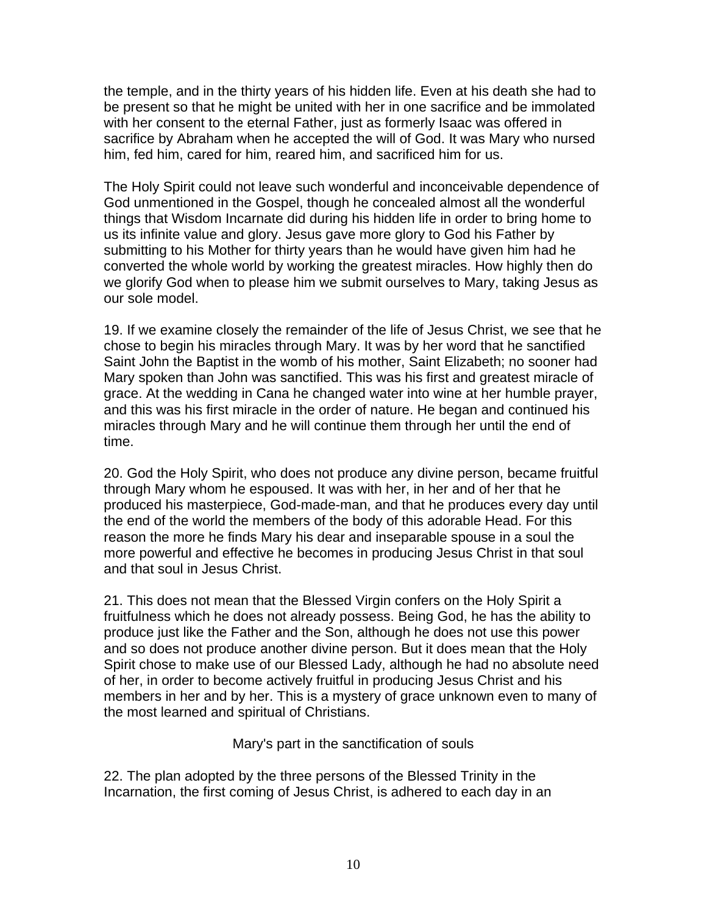the temple, and in the thirty years of his hidden life. Even at his death she had to be present so that he might be united with her in one sacrifice and be immolated with her consent to the eternal Father, just as formerly Isaac was offered in sacrifice by Abraham when he accepted the will of God. It was Mary who nursed him, fed him, cared for him, reared him, and sacrificed him for us.

The Holy Spirit could not leave such wonderful and inconceivable dependence of God unmentioned in the Gospel, though he concealed almost all the wonderful things that Wisdom Incarnate did during his hidden life in order to bring home to us its infinite value and glory. Jesus gave more glory to God his Father by submitting to his Mother for thirty years than he would have given him had he converted the whole world by working the greatest miracles. How highly then do we glorify God when to please him we submit ourselves to Mary, taking Jesus as our sole model.

19. If we examine closely the remainder of the life of Jesus Christ, we see that he chose to begin his miracles through Mary. It was by her word that he sanctified Saint John the Baptist in the womb of his mother, Saint Elizabeth; no sooner had Mary spoken than John was sanctified. This was his first and greatest miracle of grace. At the wedding in Cana he changed water into wine at her humble prayer, and this was his first miracle in the order of nature. He began and continued his miracles through Mary and he will continue them through her until the end of time.

20. God the Holy Spirit, who does not produce any divine person, became fruitful through Mary whom he espoused. It was with her, in her and of her that he produced his masterpiece, God-made-man, and that he produces every day until the end of the world the members of the body of this adorable Head. For this reason the more he finds Mary his dear and inseparable spouse in a soul the more powerful and effective he becomes in producing Jesus Christ in that soul and that soul in Jesus Christ.

21. This does not mean that the Blessed Virgin confers on the Holy Spirit a fruitfulness which he does not already possess. Being God, he has the ability to produce just like the Father and the Son, although he does not use this power and so does not produce another divine person. But it does mean that the Holy Spirit chose to make use of our Blessed Lady, although he had no absolute need of her, in order to become actively fruitful in producing Jesus Christ and his members in her and by her. This is a mystery of grace unknown even to many of the most learned and spiritual of Christians.

### Mary's part in the sanctification of souls

22. The plan adopted by the three persons of the Blessed Trinity in the Incarnation, the first coming of Jesus Christ, is adhered to each day in an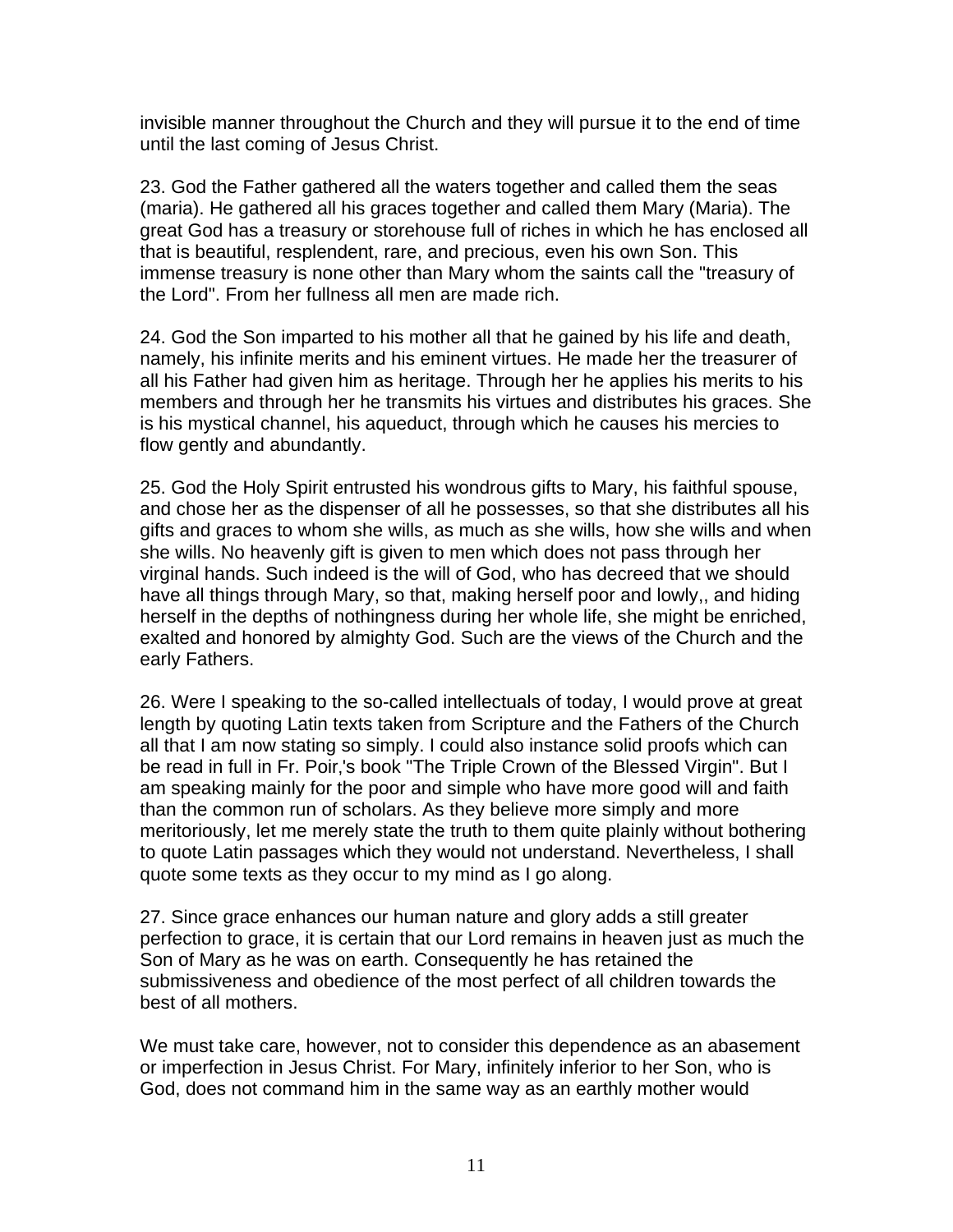invisible manner throughout the Church and they will pursue it to the end of time until the last coming of Jesus Christ.

23. God the Father gathered all the waters together and called them the seas (maria). He gathered all his graces together and called them Mary (Maria). The great God has a treasury or storehouse full of riches in which he has enclosed all that is beautiful, resplendent, rare, and precious, even his own Son. This immense treasury is none other than Mary whom the saints call the "treasury of the Lord". From her fullness all men are made rich.

24. God the Son imparted to his mother all that he gained by his life and death, namely, his infinite merits and his eminent virtues. He made her the treasurer of all his Father had given him as heritage. Through her he applies his merits to his members and through her he transmits his virtues and distributes his graces. She is his mystical channel, his aqueduct, through which he causes his mercies to flow gently and abundantly.

25. God the Holy Spirit entrusted his wondrous gifts to Mary, his faithful spouse, and chose her as the dispenser of all he possesses, so that she distributes all his gifts and graces to whom she wills, as much as she wills, how she wills and when she wills. No heavenly gift is given to men which does not pass through her virginal hands. Such indeed is the will of God, who has decreed that we should have all things through Mary, so that, making herself poor and lowly,, and hiding herself in the depths of nothingness during her whole life, she might be enriched, exalted and honored by almighty God. Such are the views of the Church and the early Fathers.

26. Were I speaking to the so-called intellectuals of today, I would prove at great length by quoting Latin texts taken from Scripture and the Fathers of the Church all that I am now stating so simply. I could also instance solid proofs which can be read in full in Fr. Poir,'s book "The Triple Crown of the Blessed Virgin". But I am speaking mainly for the poor and simple who have more good will and faith than the common run of scholars. As they believe more simply and more meritoriously, let me merely state the truth to them quite plainly without bothering to quote Latin passages which they would not understand. Nevertheless, I shall quote some texts as they occur to my mind as I go along.

27. Since grace enhances our human nature and glory adds a still greater perfection to grace, it is certain that our Lord remains in heaven just as much the Son of Mary as he was on earth. Consequently he has retained the submissiveness and obedience of the most perfect of all children towards the best of all mothers.

We must take care, however, not to consider this dependence as an abasement or imperfection in Jesus Christ. For Mary, infinitely inferior to her Son, who is God, does not command him in the same way as an earthly mother would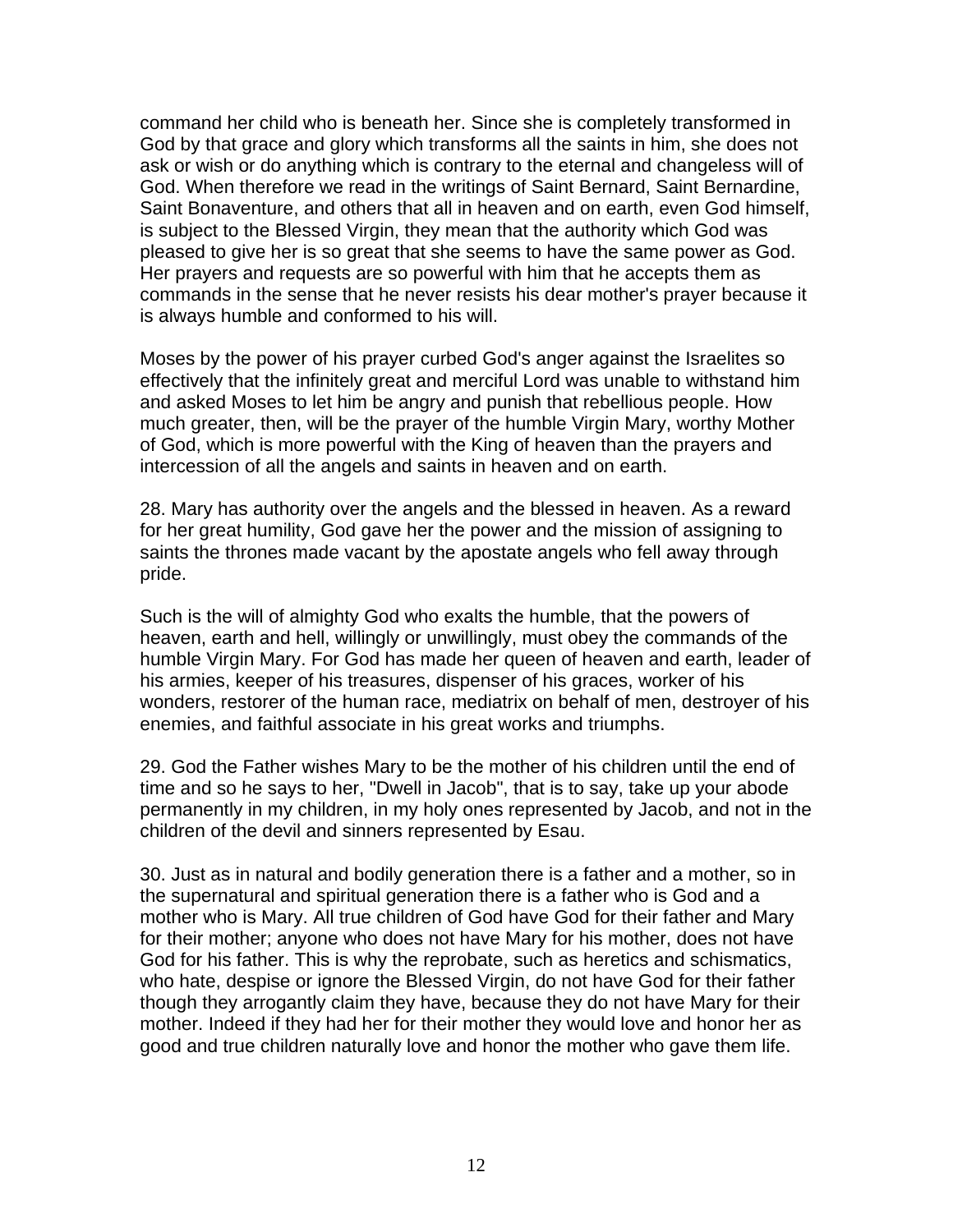command her child who is beneath her. Since she is completely transformed in God by that grace and glory which transforms all the saints in him, she does not ask or wish or do anything which is contrary to the eternal and changeless will of God. When therefore we read in the writings of Saint Bernard, Saint Bernardine, Saint Bonaventure, and others that all in heaven and on earth, even God himself, is subject to the Blessed Virgin, they mean that the authority which God was pleased to give her is so great that she seems to have the same power as God. Her prayers and requests are so powerful with him that he accepts them as commands in the sense that he never resists his dear mother's prayer because it is always humble and conformed to his will.

Moses by the power of his prayer curbed God's anger against the Israelites so effectively that the infinitely great and merciful Lord was unable to withstand him and asked Moses to let him be angry and punish that rebellious people. How much greater, then, will be the prayer of the humble Virgin Mary, worthy Mother of God, which is more powerful with the King of heaven than the prayers and intercession of all the angels and saints in heaven and on earth.

28. Mary has authority over the angels and the blessed in heaven. As a reward for her great humility, God gave her the power and the mission of assigning to saints the thrones made vacant by the apostate angels who fell away through pride.

Such is the will of almighty God who exalts the humble, that the powers of heaven, earth and hell, willingly or unwillingly, must obey the commands of the humble Virgin Mary. For God has made her queen of heaven and earth, leader of his armies, keeper of his treasures, dispenser of his graces, worker of his wonders, restorer of the human race, mediatrix on behalf of men, destroyer of his enemies, and faithful associate in his great works and triumphs.

29. God the Father wishes Mary to be the mother of his children until the end of time and so he says to her, "Dwell in Jacob", that is to say, take up your abode permanently in my children, in my holy ones represented by Jacob, and not in the children of the devil and sinners represented by Esau.

30. Just as in natural and bodily generation there is a father and a mother, so in the supernatural and spiritual generation there is a father who is God and a mother who is Mary. All true children of God have God for their father and Mary for their mother; anyone who does not have Mary for his mother, does not have God for his father. This is why the reprobate, such as heretics and schismatics, who hate, despise or ignore the Blessed Virgin, do not have God for their father though they arrogantly claim they have, because they do not have Mary for their mother. Indeed if they had her for their mother they would love and honor her as good and true children naturally love and honor the mother who gave them life.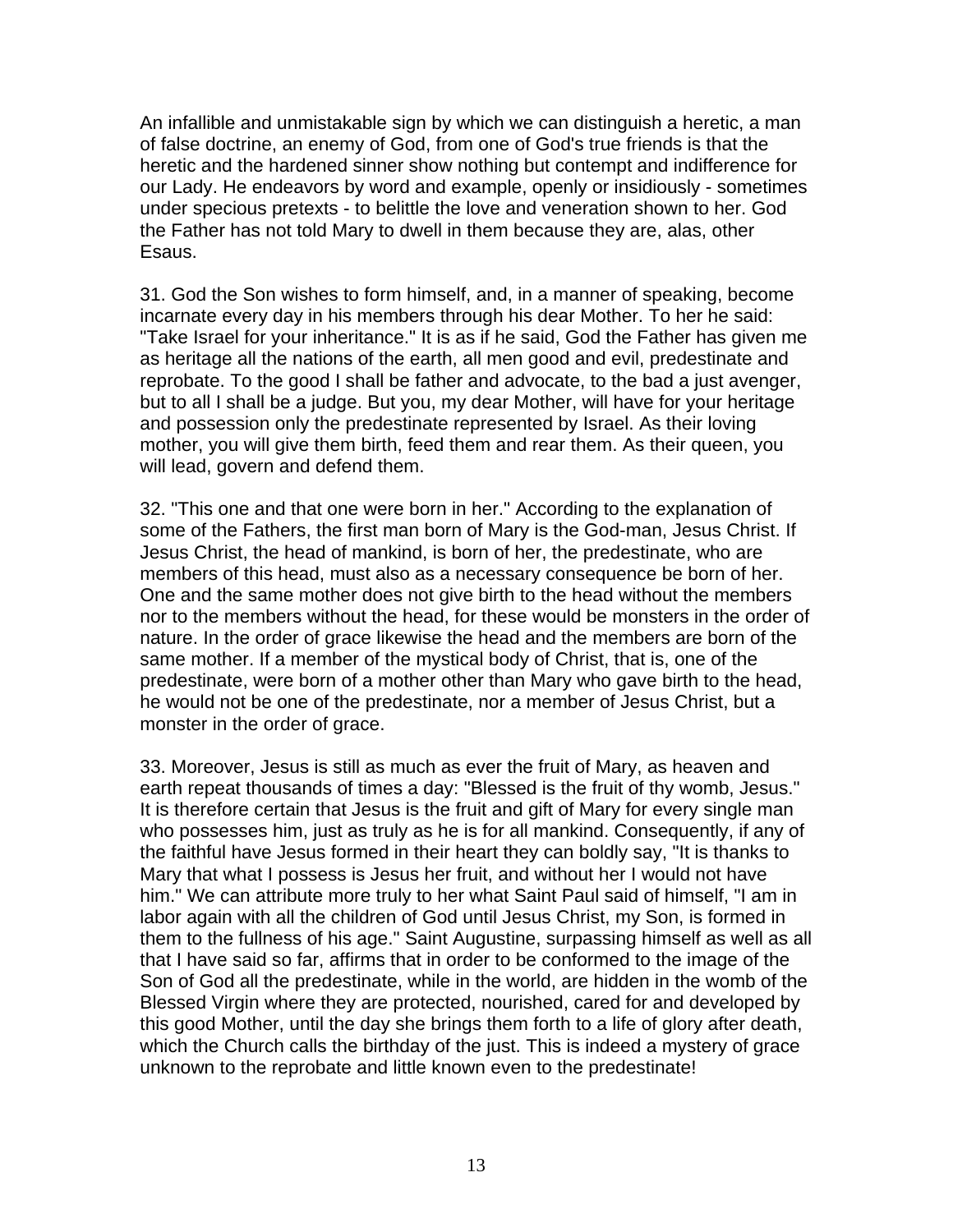An infallible and unmistakable sign by which we can distinguish a heretic, a man of false doctrine, an enemy of God, from one of God's true friends is that the heretic and the hardened sinner show nothing but contempt and indifference for our Lady. He endeavors by word and example, openly or insidiously - sometimes under specious pretexts - to belittle the love and veneration shown to her. God the Father has not told Mary to dwell in them because they are, alas, other Esaus.

31. God the Son wishes to form himself, and, in a manner of speaking, become incarnate every day in his members through his dear Mother. To her he said: "Take Israel for your inheritance." It is as if he said, God the Father has given me as heritage all the nations of the earth, all men good and evil, predestinate and reprobate. To the good I shall be father and advocate, to the bad a just avenger, but to all I shall be a judge. But you, my dear Mother, will have for your heritage and possession only the predestinate represented by Israel. As their loving mother, you will give them birth, feed them and rear them. As their queen, you will lead, govern and defend them.

32. "This one and that one were born in her." According to the explanation of some of the Fathers, the first man born of Mary is the God-man, Jesus Christ. If Jesus Christ, the head of mankind, is born of her, the predestinate, who are members of this head, must also as a necessary consequence be born of her. One and the same mother does not give birth to the head without the members nor to the members without the head, for these would be monsters in the order of nature. In the order of grace likewise the head and the members are born of the same mother. If a member of the mystical body of Christ, that is, one of the predestinate, were born of a mother other than Mary who gave birth to the head, he would not be one of the predestinate, nor a member of Jesus Christ, but a monster in the order of grace.

33. Moreover, Jesus is still as much as ever the fruit of Mary, as heaven and earth repeat thousands of times a day: "Blessed is the fruit of thy womb, Jesus." It is therefore certain that Jesus is the fruit and gift of Mary for every single man who possesses him, just as truly as he is for all mankind. Consequently, if any of the faithful have Jesus formed in their heart they can boldly say, "It is thanks to Mary that what I possess is Jesus her fruit, and without her I would not have him." We can attribute more truly to her what Saint Paul said of himself, "I am in labor again with all the children of God until Jesus Christ, my Son, is formed in them to the fullness of his age." Saint Augustine, surpassing himself as well as all that I have said so far, affirms that in order to be conformed to the image of the Son of God all the predestinate, while in the world, are hidden in the womb of the Blessed Virgin where they are protected, nourished, cared for and developed by this good Mother, until the day she brings them forth to a life of glory after death, which the Church calls the birthday of the just. This is indeed a mystery of grace unknown to the reprobate and little known even to the predestinate!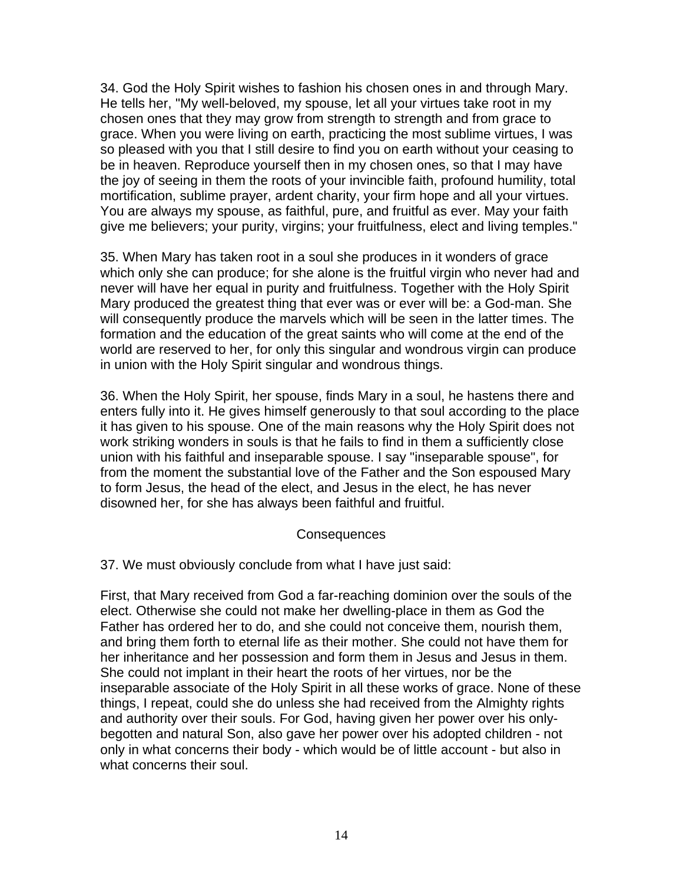34. God the Holy Spirit wishes to fashion his chosen ones in and through Mary. He tells her, "My well-beloved, my spouse, let all your virtues take root in my chosen ones that they may grow from strength to strength and from grace to grace. When you were living on earth, practicing the most sublime virtues, I was so pleased with you that I still desire to find you on earth without your ceasing to be in heaven. Reproduce yourself then in my chosen ones, so that I may have the joy of seeing in them the roots of your invincible faith, profound humility, total mortification, sublime prayer, ardent charity, your firm hope and all your virtues. You are always my spouse, as faithful, pure, and fruitful as ever. May your faith give me believers; your purity, virgins; your fruitfulness, elect and living temples."

35. When Mary has taken root in a soul she produces in it wonders of grace which only she can produce; for she alone is the fruitful virgin who never had and never will have her equal in purity and fruitfulness. Together with the Holy Spirit Mary produced the greatest thing that ever was or ever will be: a God-man. She will consequently produce the marvels which will be seen in the latter times. The formation and the education of the great saints who will come at the end of the world are reserved to her, for only this singular and wondrous virgin can produce in union with the Holy Spirit singular and wondrous things.

36. When the Holy Spirit, her spouse, finds Mary in a soul, he hastens there and enters fully into it. He gives himself generously to that soul according to the place it has given to his spouse. One of the main reasons why the Holy Spirit does not work striking wonders in souls is that he fails to find in them a sufficiently close union with his faithful and inseparable spouse. I say "inseparable spouse", for from the moment the substantial love of the Father and the Son espoused Mary to form Jesus, the head of the elect, and Jesus in the elect, he has never disowned her, for she has always been faithful and fruitful.

### Consequences

37. We must obviously conclude from what I have just said:

First, that Mary received from God a far-reaching dominion over the souls of the elect. Otherwise she could not make her dwelling-place in them as God the Father has ordered her to do, and she could not conceive them, nourish them, and bring them forth to eternal life as their mother. She could not have them for her inheritance and her possession and form them in Jesus and Jesus in them. She could not implant in their heart the roots of her virtues, nor be the inseparable associate of the Holy Spirit in all these works of grace. None of these things, I repeat, could she do unless she had received from the Almighty rights and authority over their souls. For God, having given her power over his only-begotten and natural Son, also gave her power over his adopted children - not only in what concerns their body - which would be of little account - but also in what concerns their soul.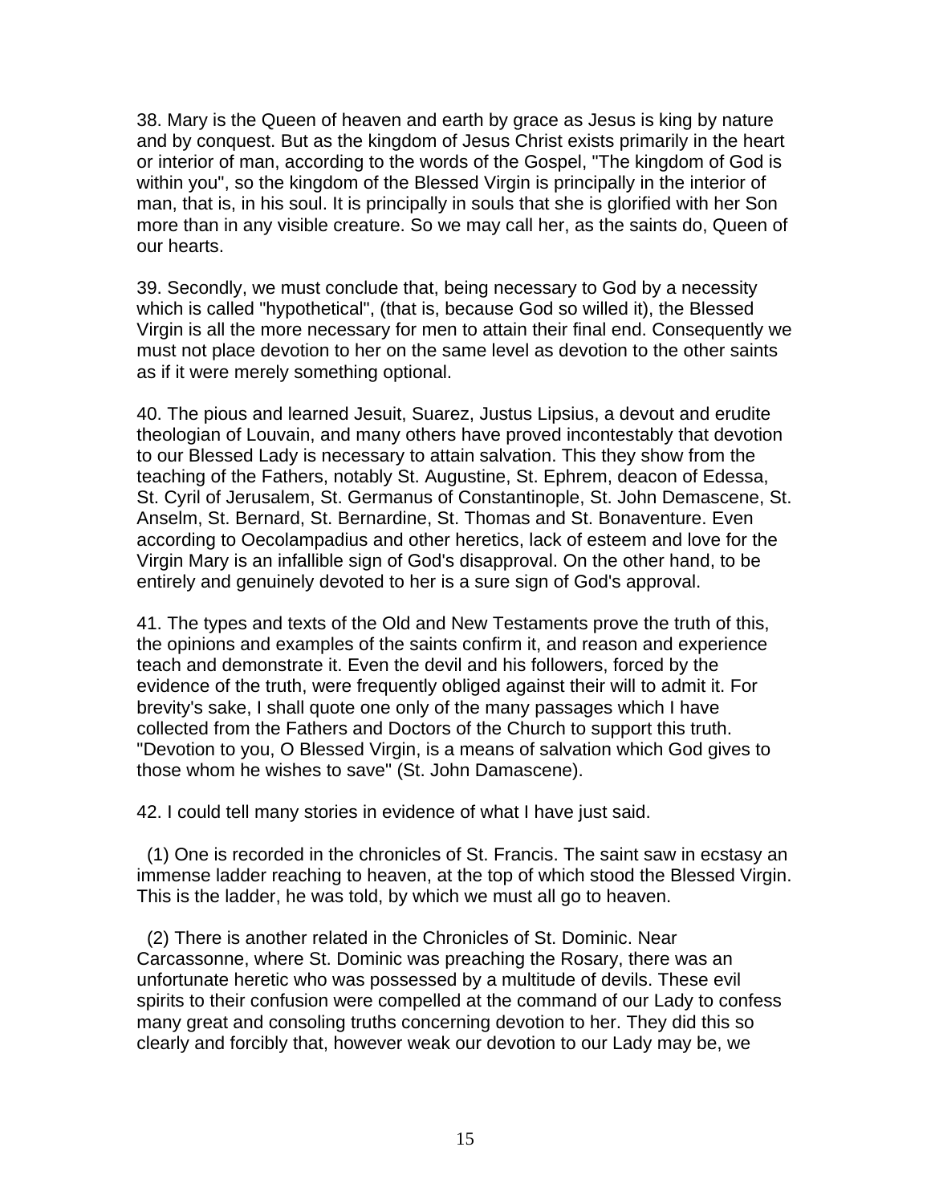38. Mary is the Queen of heaven and earth by grace as Jesus is king by nature and by conquest. But as the kingdom of Jesus Christ exists primarily in the heart or interior of man, according to the words of the Gospel, "The kingdom of God is within you", so the kingdom of the Blessed Virgin is principally in the interior of man, that is, in his soul. It is principally in souls that she is glorified with her Son more than in any visible creature. So we may call her, as the saints do, Queen of our hearts.

39. Secondly, we must conclude that, being necessary to God by a necessity which is called "hypothetical", (that is, because God so willed it), the Blessed Virgin is all the more necessary for men to attain their final end. Consequently we must not place devotion to her on the same level as devotion to the other saints as if it were merely something optional.

40. The pious and learned Jesuit, Suarez, Justus Lipsius, a devout and erudite theologian of Louvain, and many others have proved incontestably that devotion to our Blessed Lady is necessary to attain salvation. This they show from the teaching of the Fathers, notably St. Augustine, St. Ephrem, deacon of Edessa, St. Cyril of Jerusalem, St. Germanus of Constantinople, St. John Demascene, St. Anselm, St. Bernard, St. Bernardine, St. Thomas and St. Bonaventure. Even according to Oecolampadius and other heretics, lack of esteem and love for the Virgin Mary is an infallible sign of God's disapproval. On the other hand, to be entirely and genuinely devoted to her is a sure sign of God's approval.

41. The types and texts of the Old and New Testaments prove the truth of this, the opinions and examples of the saints confirm it, and reason and experience teach and demonstrate it. Even the devil and his followers, forced by the evidence of the truth, were frequently obliged against their will to admit it. For brevity's sake, I shall quote one only of the many passages which I have collected from the Fathers and Doctors of the Church to support this truth. "Devotion to you, O Blessed Virgin, is a means of salvation which God gives to those whom he wishes to save" (St. John Damascene).

42. I could tell many stories in evidence of what I have just said.

(1) One is recorded in the chronicles of St. Francis. The saint saw in ecstasy an immense ladder reaching to heaven, at the top of which stood the Blessed Virgin. This is the ladder, he was told, by which we must all go to heaven.

(2) There is another related in the Chronicles of St. Dominic. Near Carcassonne, where St. Dominic was preaching the Rosary, there was an unfortunate heretic who was possessed by a multitude of devils. These evil spirits to their confusion were compelled at the command of our Lady to confess many great and consoling truths concerning devotion to her. They did this so clearly and forcibly that, however weak our devotion to our Lady may be, we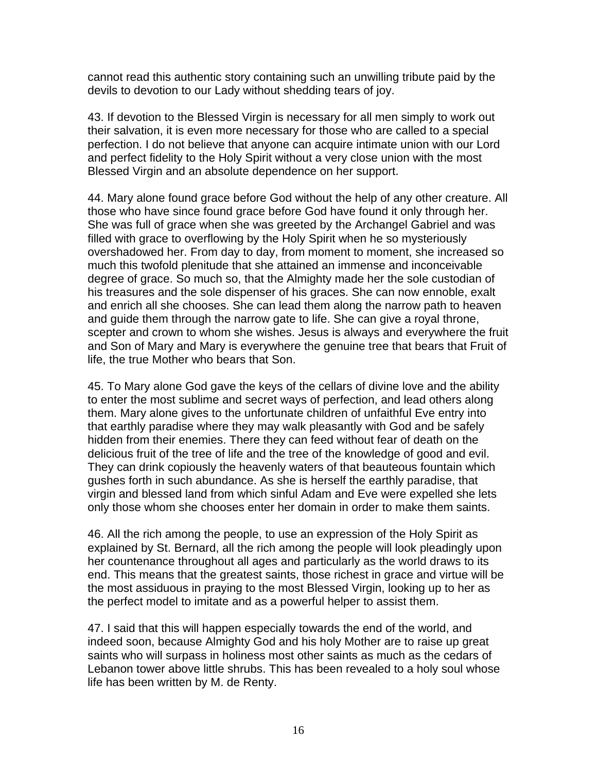cannot read this authentic story containing such an unwilling tribute paid by the devils to devotion to our Lady without shedding tears of joy.

43. If devotion to the Blessed Virgin is necessary for all men simply to work out their salvation, it is even more necessary for those who are called to a special perfection. I do not believe that anyone can acquire intimate union with our Lord and perfect fidelity to the Holy Spirit without a very close union with the most Blessed Virgin and an absolute dependence on her support.

44. Mary alone found grace before God without the help of any other creature. All those who have since found grace before God have found it only through her. She was full of grace when she was greeted by the Archangel Gabriel and was filled with grace to overflowing by the Holy Spirit when he so mysteriously overshadowed her. From day to day, from moment to moment, she increased so much this twofold plenitude that she attained an immense and inconceivable degree of grace. So much so, that the Almighty made her the sole custodian of his treasures and the sole dispenser of his graces. She can now ennoble, exalt and enrich all she chooses. She can lead them along the narrow path to heaven and guide them through the narrow gate to life. She can give a royal throne, scepter and crown to whom she wishes. Jesus is always and everywhere the fruit and Son of Mary and Mary is everywhere the genuine tree that bears that Fruit of life, the true Mother who bears that Son.

45. To Mary alone God gave the keys of the cellars of divine love and the ability to enter the most sublime and secret ways of perfection, and lead others along them. Mary alone gives to the unfortunate children of unfaithful Eve entry into that earthly paradise where they may walk pleasantly with God and be safely hidden from their enemies. There they can feed without fear of death on the delicious fruit of the tree of life and the tree of the knowledge of good and evil. They can drink copiously the heavenly waters of that beauteous fountain which gushes forth in such abundance. As she is herself the earthly paradise, that virgin and blessed land from which sinful Adam and Eve were expelled she lets only those whom she chooses enter her domain in order to make them saints.

46. All the rich among the people, to use an expression of the Holy Spirit as explained by St. Bernard, all the rich among the people will look pleadingly upon her countenance throughout all ages and particularly as the world draws to its end. This means that the greatest saints, those richest in grace and virtue will be the most assiduous in praying to the most Blessed Virgin, looking up to her as the perfect model to imitate and as a powerful helper to assist them.

47. I said that this will happen especially towards the end of the world, and indeed soon, because Almighty God and his holy Mother are to raise up great saints who will surpass in holiness most other saints as much as the cedars of Lebanon tower above little shrubs. This has been revealed to a holy soul whose life has been written by M. de Renty.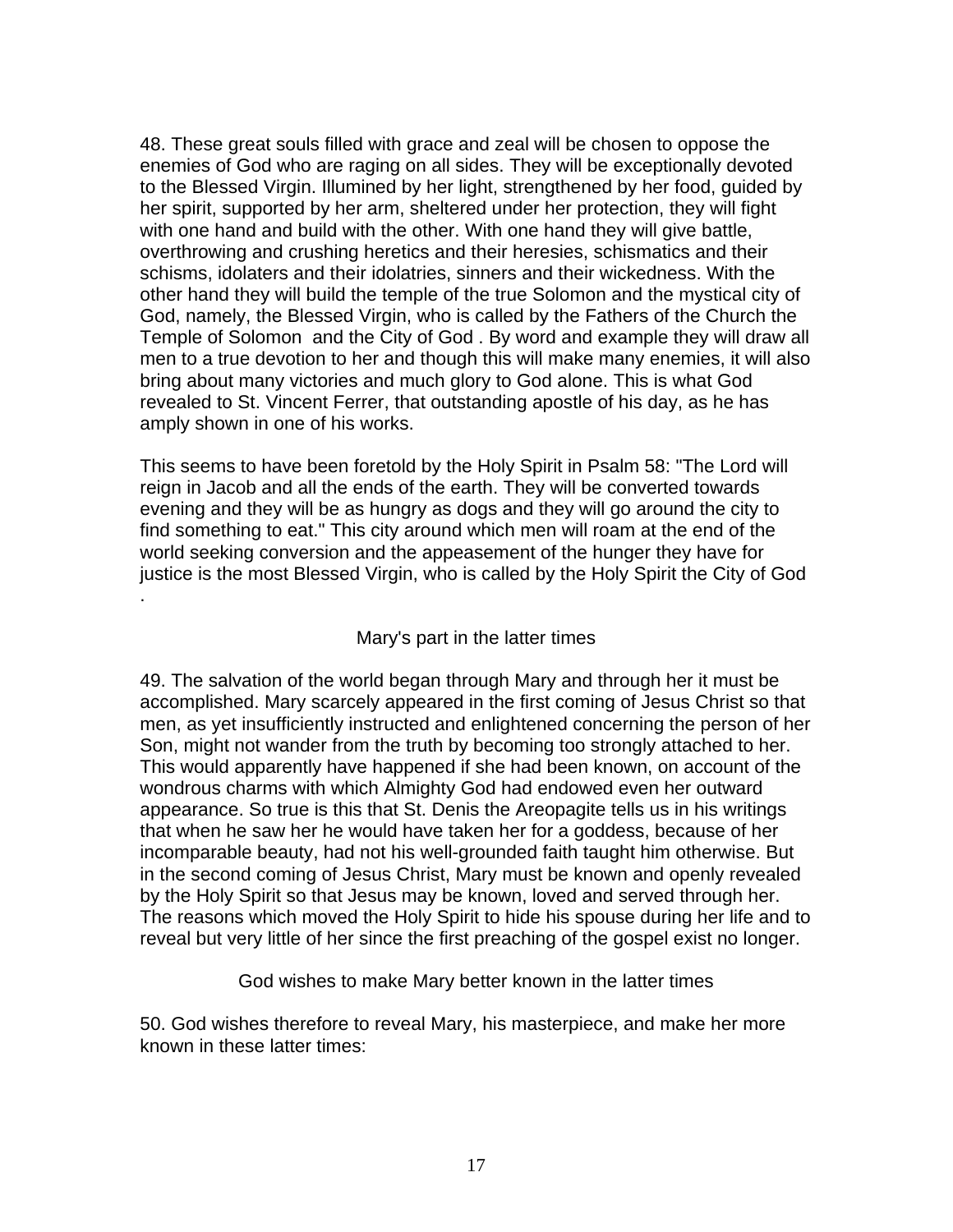48. These great souls filled with grace and zeal will be chosen to oppose the enemies of God who are raging on all sides. They will be exceptionally devoted to the Blessed Virgin. Illumined by her light, strengthened by her food, guided by her spirit, supported by her arm, sheltered under her protection, they will fight with one hand and build with the other. With one hand they will give battle, overthrowing and crushing heretics and their heresies, schismatics and their schisms, idolaters and their idolatries, sinners and their wickedness. With the other hand they will build the temple of the true Solomon and the mystical city of God, namely, the Blessed Virgin, who is called by the Fathers of the Church the Temple of Solomon and the City of God . By word and example they will draw all men to a true devotion to her and though this will make many enemies, it will also bring about many victories and much glory to God alone. This is what God revealed to St. Vincent Ferrer, that outstanding apostle of his day, as he has amply shown in one of his works.

This seems to have been foretold by the Holy Spirit in Psalm 58: "The Lord will reign in Jacob and all the ends of the earth. They will be converted towards evening and they will be as hungry as dogs and they will go around the city to find something to eat." This city around which men will roam at the end of the world seeking conversion and the appeasement of the hunger they have for justice is the most Blessed Virgin, who is called by the Holy Spirit the City of God .

### Mary's part in the latter times

49. The salvation of the world began through Mary and through her it must be accomplished. Mary scarcely appeared in the first coming of Jesus Christ so that men, as yet insufficiently instructed and enlightened concerning the person of her Son, might not wander from the truth by becoming too strongly attached to her. This would apparently have happened if she had been known, on account of the wondrous charms with which Almighty God had endowed even her outward appearance. So true is this that St. Denis the Areopagite tells us in his writings that when he saw her he would have taken her for a goddess, because of her incomparable beauty, had not his well-grounded faith taught him otherwise. But in the second coming of Jesus Christ, Mary must be known and openly revealed by the Holy Spirit so that Jesus may be known, loved and served through her. The reasons which moved the Holy Spirit to hide his spouse during her life and to reveal but very little of her since the first preaching of the gospel exist no longer.

### God wishes to make Mary better known in the latter times

50. God wishes therefore to reveal Mary, his masterpiece, and make her more known in these latter times: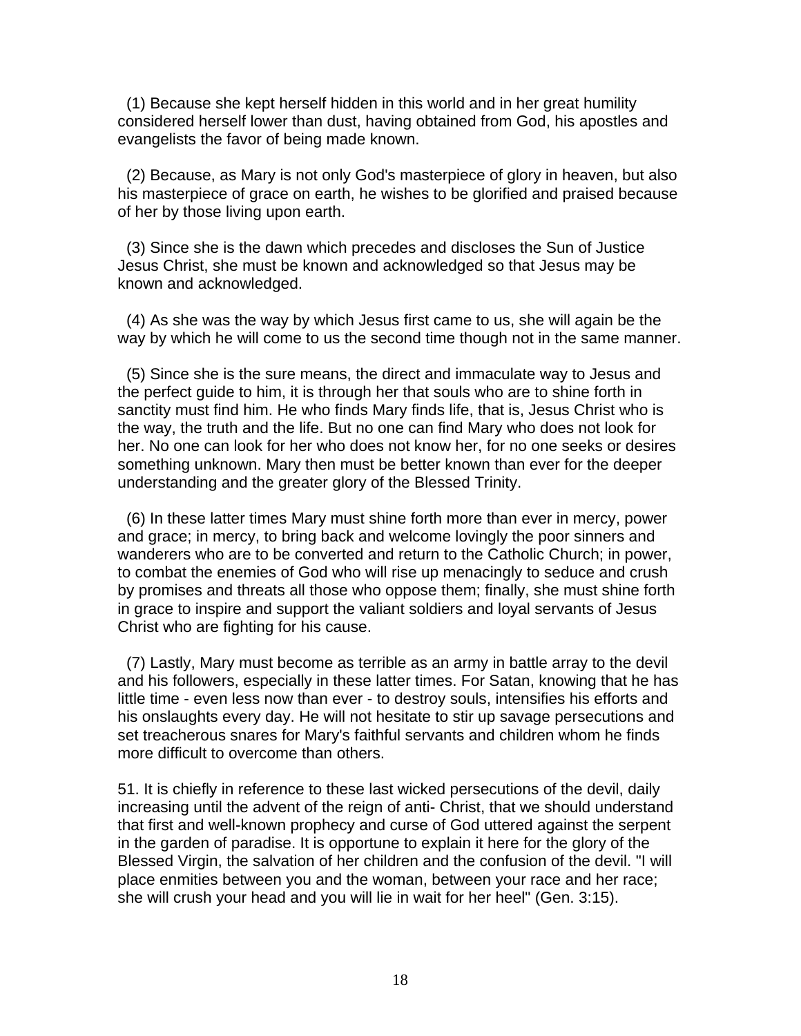(1) Because she kept herself hidden in this world and in her great humility considered herself lower than dust, having obtained from God, his apostles and evangelists the favor of being made known.

(2) Because, as Mary is not only God's masterpiece of glory in heaven, but also his masterpiece of grace on earth, he wishes to be glorified and praised because of her by those living upon earth.

(3) Since she is the dawn which precedes and discloses the Sun of Justice Jesus Christ, she must be known and acknowledged so that Jesus may be known and acknowledged.

(4) As she was the way by which Jesus first came to us, she will again be the way by which he will come to us the second time though not in the same manner.

(5) Since she is the sure means, the direct and immaculate way to Jesus and the perfect guide to him, it is through her that souls who are to shine forth in sanctity must find him. He who finds Mary finds life, that is, Jesus Christ who is the way, the truth and the life. But no one can find Mary who does not look for her. No one can look for her who does not know her, for no one seeks or desires something unknown. Mary then must be better known than ever for the deeper understanding and the greater glory of the Blessed Trinity.

(6) In these latter times Mary must shine forth more than ever in mercy, power and grace; in mercy, to bring back and welcome lovingly the poor sinners and wanderers who are to be converted and return to the Catholic Church; in power, to combat the enemies of God who will rise up menacingly to seduce and crush by promises and threats all those who oppose them; finally, she must shine forth in grace to inspire and support the valiant soldiers and loyal servants of Jesus Christ who are fighting for his cause.

(7) Lastly, Mary must become as terrible as an army in battle array to the devil and his followers, especially in these latter times. For Satan, knowing that he has little time - even less now than ever - to destroy souls, intensifies his efforts and his onslaughts every day. He will not hesitate to stir up savage persecutions and set treacherous snares for Mary's faithful servants and children whom he finds more difficult to overcome than others.

51. It is chiefly in reference to these last wicked persecutions of the devil, daily increasing until the advent of the reign of anti- Christ, that we should understand that first and well-known prophecy and curse of God uttered against the serpent in the garden of paradise. It is opportune to explain it here for the glory of the Blessed Virgin, the salvation of her children and the confusion of the devil. "I will place enmities between you and the woman, between your race and her race; she will crush your head and you will lie in wait for her heel" (Gen. 3:15).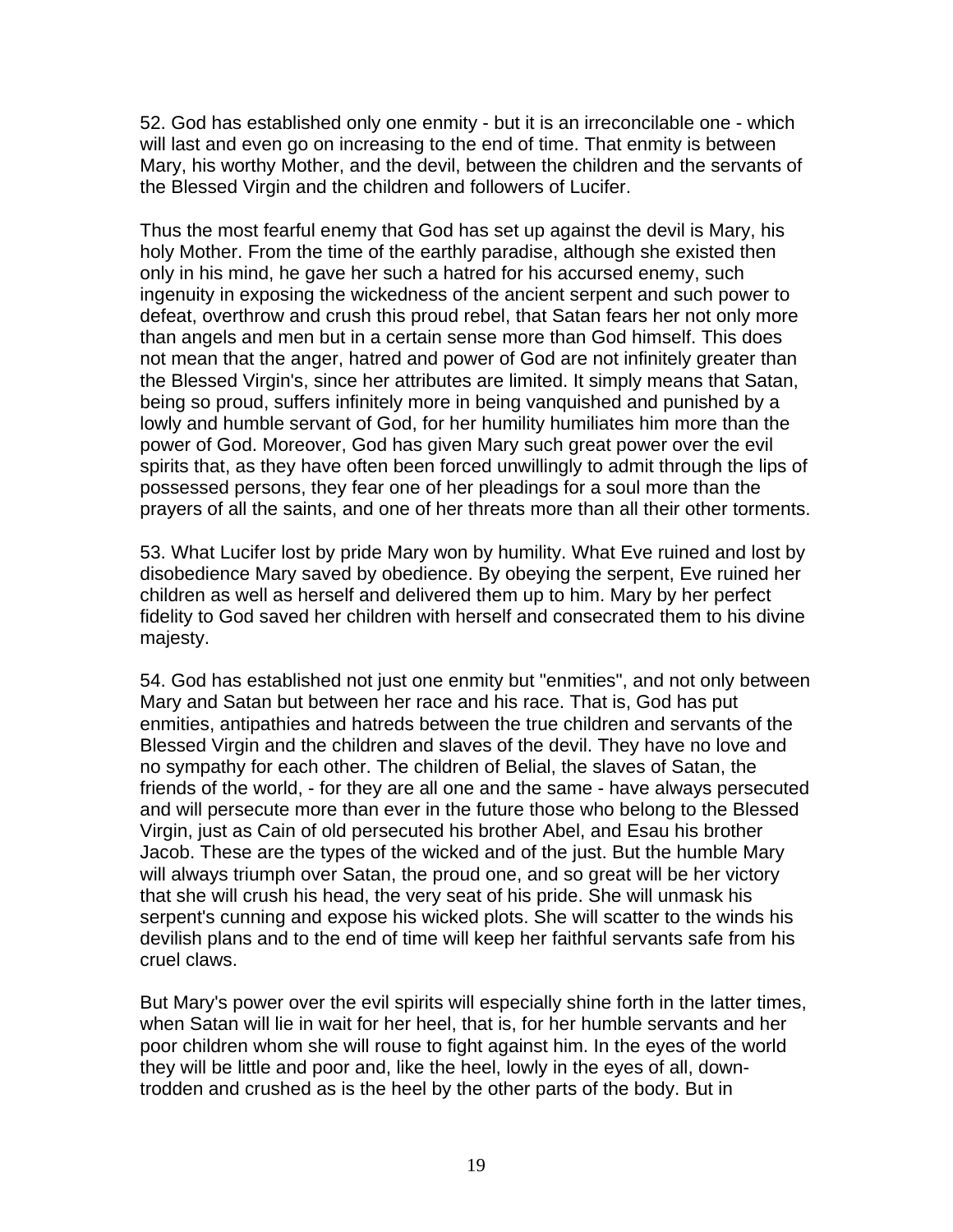52. God has established only one enmity - but it is an irreconcilable one - which will last and even go on increasing to the end of time. That enmity is between Mary, his worthy Mother, and the devil, between the children and the servants of the Blessed Virgin and the children and followers of Lucifer.

Thus the most fearful enemy that God has set up against the devil is Mary, his holy Mother. From the time of the earthly paradise, although she existed then only in his mind, he gave her such a hatred for his accursed enemy, such ingenuity in exposing the wickedness of the ancient serpent and such power to defeat, overthrow and crush this proud rebel, that Satan fears her not only more than angels and men but in a certain sense more than God himself. This does not mean that the anger, hatred and power of God are not infinitely greater than the Blessed Virgin's, since her attributes are limited. It simply means that Satan, being so proud, suffers infinitely more in being vanquished and punished by a lowly and humble servant of God, for her humility humiliates him more than the power of God. Moreover, God has given Mary such great power over the evil spirits that, as they have often been forced unwillingly to admit through the lips of possessed persons, they fear one of her pleadings for a soul more than the prayers of all the saints, and one of her threats more than all their other torments.

53. What Lucifer lost by pride Mary won by humility. What Eve ruined and lost by disobedience Mary saved by obedience. By obeying the serpent, Eve ruined her children as well as herself and delivered them up to him. Mary by her perfect fidelity to God saved her children with herself and consecrated them to his divine majesty.

54. God has established not just one enmity but "enmities", and not only between Mary and Satan but between her race and his race. That is, God has put enmities, antipathies and hatreds between the true children and servants of the Blessed Virgin and the children and slaves of the devil. They have no love and no sympathy for each other. The children of Belial, the slaves of Satan, the friends of the world, - for they are all one and the same - have always persecuted and will persecute more than ever in the future those who belong to the Blessed Virgin, just as Cain of old persecuted his brother Abel, and Esau his brother Jacob. These are the types of the wicked and of the just. But the humble Mary will always triumph over Satan, the proud one, and so great will be her victory that she will crush his head, the very seat of his pride. She will unmask his serpent's cunning and expose his wicked plots. She will scatter to the winds his devilish plans and to the end of time will keep her faithful servants safe from his cruel claws.

But Mary's power over the evil spirits will especially shine forth in the latter times, when Satan will lie in wait for her heel, that is, for her humble servants and her poor children whom she will rouse to fight against him. In the eyes of the world they will be little and poor and, like the heel, lowly in the eyes of all, down-trodden and crushed as is the heel by the other parts of the body. But in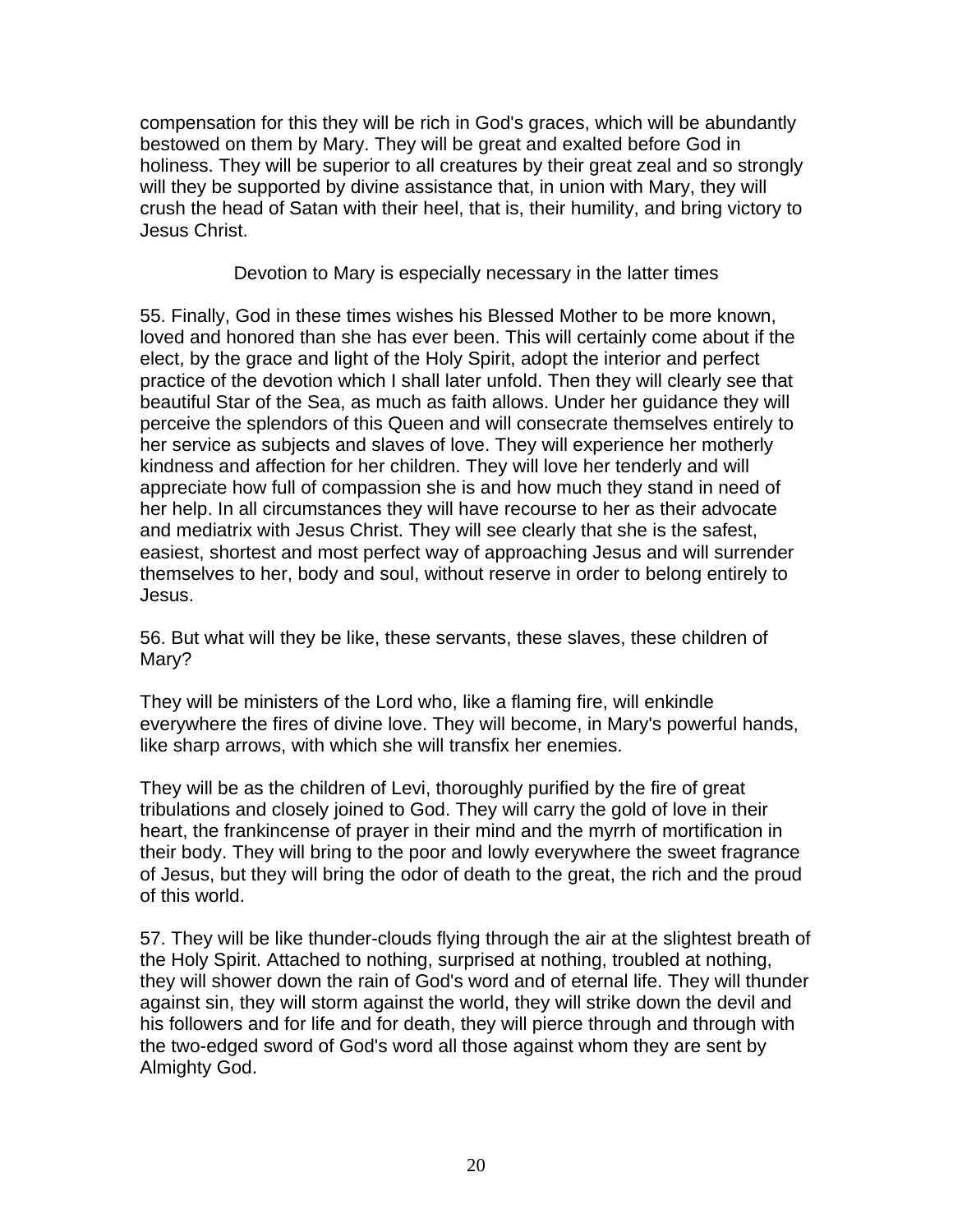compensation for this they will be rich in God's graces, which will be abundantly bestowed on them by Mary. They will be great and exalted before God in holiness. They will be superior to all creatures by their great zeal and so strongly will they be supported by divine assistance that, in union with Mary, they will crush the head of Satan with their heel, that is, their humility, and bring victory to Jesus Christ.

### Devotion to Mary is especially necessary in the latter times

55. Finally, God in these times wishes his Blessed Mother to be more known, loved and honored than she has ever been. This will certainly come about if the elect, by the grace and light of the Holy Spirit, adopt the interior and perfect practice of the devotion which I shall later unfold. Then they will clearly see that beautiful Star of the Sea, as much as faith allows. Under her guidance they will perceive the splendors of this Queen and will consecrate themselves entirely to her service as subjects and slaves of love. They will experience her motherly kindness and affection for her children. They will love her tenderly and will appreciate how full of compassion she is and how much they stand in need of her help. In all circumstances they will have recourse to her as their advocate and mediatrix with Jesus Christ. They will see clearly that she is the safest, easiest, shortest and most perfect way of approaching Jesus and will surrender themselves to her, body and soul, without reserve in order to belong entirely to Jesus.

56. But what will they be like, these servants, these slaves, these children of Mary?

They will be ministers of the Lord who, like a flaming fire, will enkindle everywhere the fires of divine love. They will become, in Mary's powerful hands, like sharp arrows, with which she will transfix her enemies.

They will be as the children of Levi, thoroughly purified by the fire of great tribulations and closely joined to God. They will carry the gold of love in their heart, the frankincense of prayer in their mind and the myrrh of mortification in their body. They will bring to the poor and lowly everywhere the sweet fragrance of Jesus, but they will bring the odor of death to the great, the rich and the proud of this world.

57. They will be like thunder-clouds flying through the air at the slightest breath of the Holy Spirit. Attached to nothing, surprised at nothing, troubled at nothing, they will shower down the rain of God's word and of eternal life. They will thunder against sin, they will storm against the world, they will strike down the devil and his followers and for life and for death, they will pierce through and through with the two-edged sword of God's word all those against whom they are sent by Almighty God.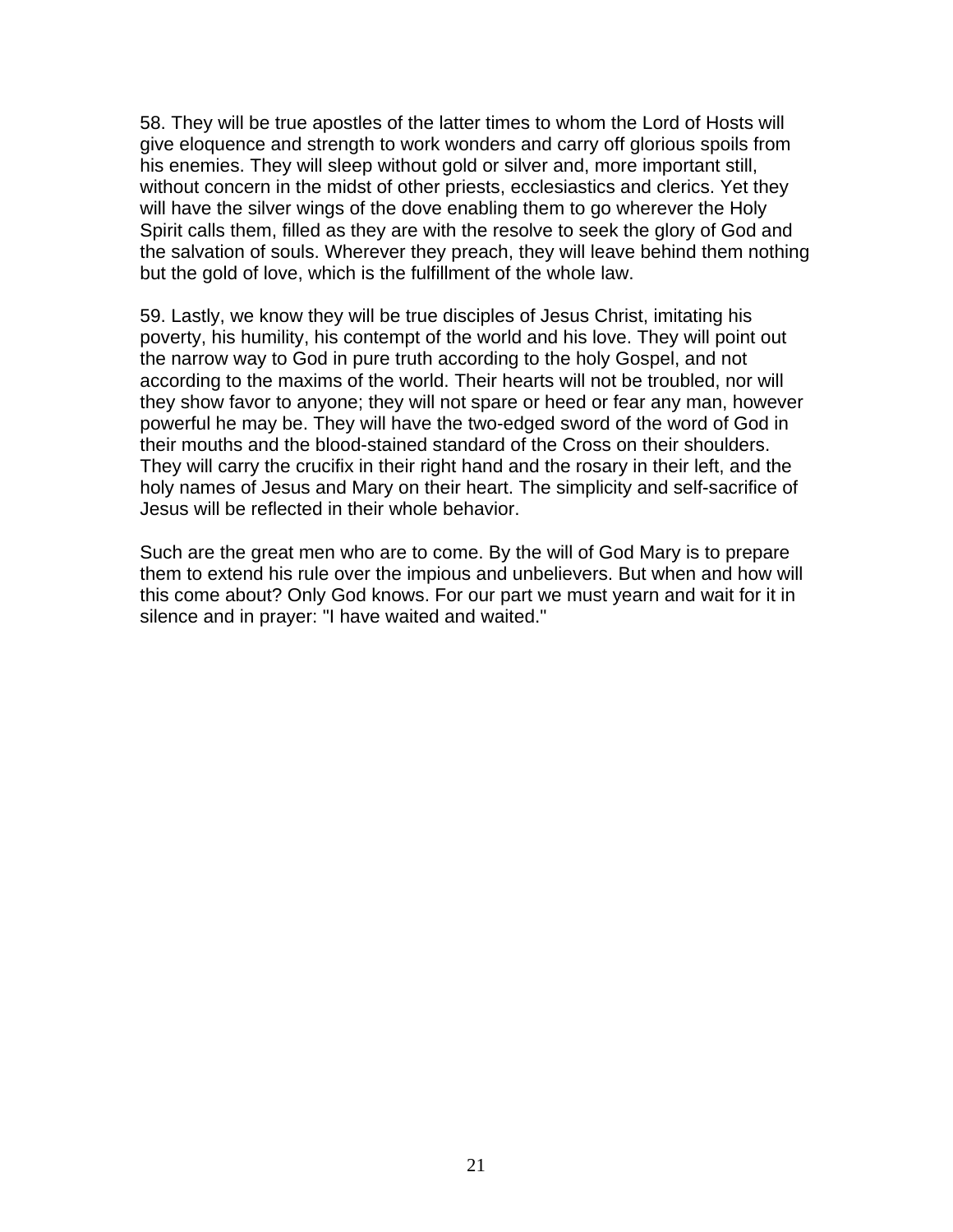58. They will be true apostles of the latter times to whom the Lord of Hosts will give eloquence and strength to work wonders and carry off glorious spoils from his enemies. They will sleep without gold or silver and, more important still, without concern in the midst of other priests, ecclesiastics and clerics. Yet they will have the silver wings of the dove enabling them to go wherever the Holy Spirit calls them, filled as they are with the resolve to seek the glory of God and the salvation of souls. Wherever they preach, they will leave behind them nothing but the gold of love, which is the fulfillment of the whole law.

59. Lastly, we know they will be true disciples of Jesus Christ, imitating his poverty, his humility, his contempt of the world and his love. They will point out the narrow way to God in pure truth according to the holy Gospel, and not according to the maxims of the world. Their hearts will not be troubled, nor will they show favor to anyone; they will not spare or heed or fear any man, however powerful he may be. They will have the two-edged sword of the word of God in their mouths and the blood-stained standard of the Cross on their shoulders. They will carry the crucifix in their right hand and the rosary in their left, and the holy names of Jesus and Mary on their heart. The simplicity and self-sacrifice of Jesus will be reflected in their whole behavior.

Such are the great men who are to come. By the will of God Mary is to prepare them to extend his rule over the impious and unbelievers. But when and how will this come about? Only God knows. For our part we must yearn and wait for it in silence and in prayer: "I have waited and waited."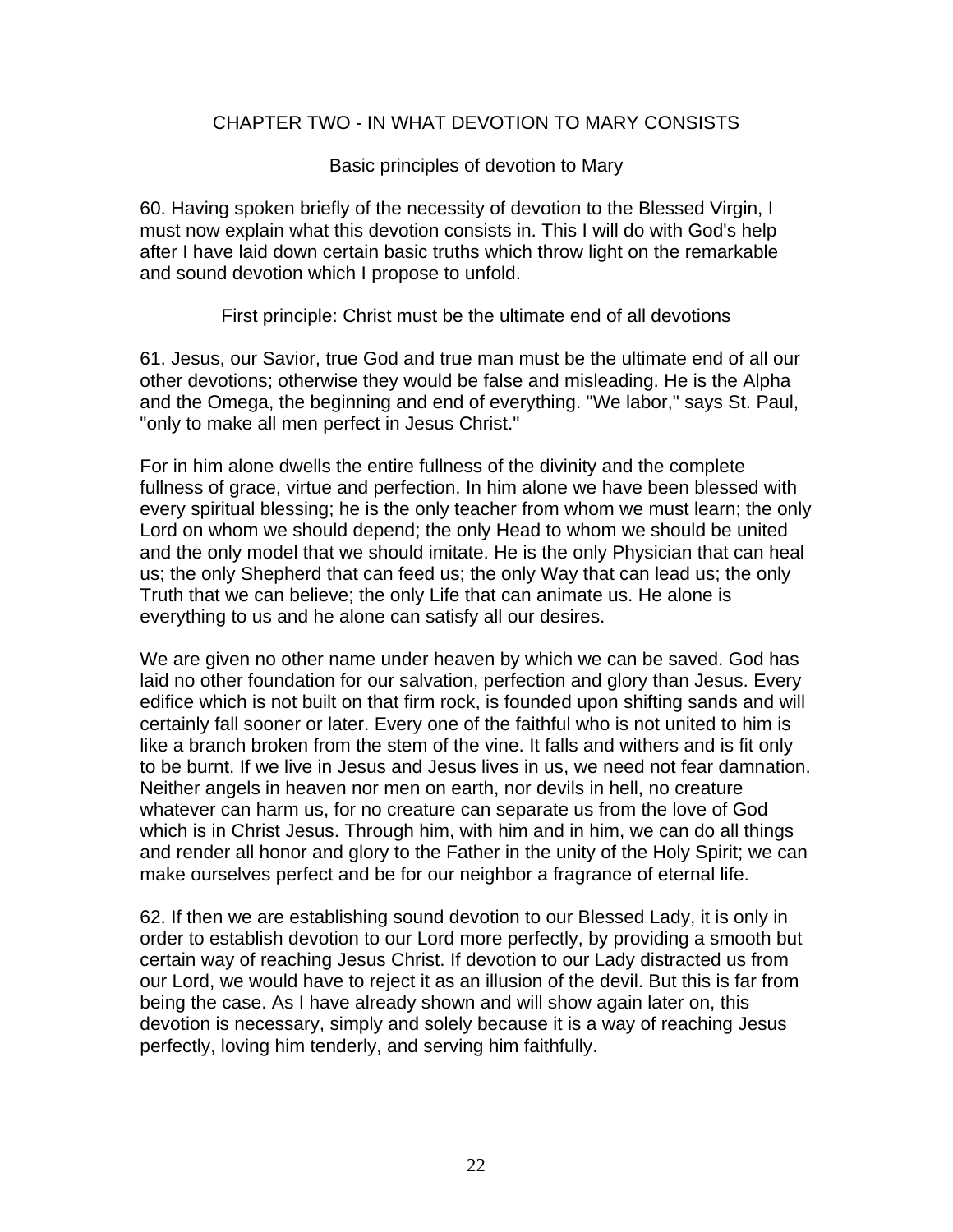## CHAPTER TWO - IN WHAT DEVOTION TO MARY CONSISTS

### Basic principles of devotion to Mary

60. Having spoken briefly of the necessity of devotion to the Blessed Virgin, I must now explain what this devotion consists in. This I will do with God's help after I have laid down certain basic truths which throw light on the remarkable and sound devotion which I propose to unfold.

### First principle: Christ must be the ultimate end of all devotions

61. Jesus, our Savior, true God and true man must be the ultimate end of all our other devotions; otherwise they would be false and misleading. He is the Alpha and the Omega, the beginning and end of everything. "We labor," says St. Paul, "only to make all men perfect in Jesus Christ."

For in him alone dwells the entire fullness of the divinity and the complete fullness of grace, virtue and perfection. In him alone we have been blessed with every spiritual blessing; he is the only teacher from whom we must learn; the only Lord on whom we should depend; the only Head to whom we should be united and the only model that we should imitate. He is the only Physician that can heal us; the only Shepherd that can feed us; the only Way that can lead us; the only Truth that we can believe; the only Life that can animate us. He alone is everything to us and he alone can satisfy all our desires.

We are given no other name under heaven by which we can be saved. God has laid no other foundation for our salvation, perfection and glory than Jesus. Every edifice which is not built on that firm rock, is founded upon shifting sands and will certainly fall sooner or later. Every one of the faithful who is not united to him is like a branch broken from the stem of the vine. It falls and withers and is fit only to be burnt. If we live in Jesus and Jesus lives in us, we need not fear damnation. Neither angels in heaven nor men on earth, nor devils in hell, no creature whatever can harm us, for no creature can separate us from the love of God which is in Christ Jesus. Through him, with him and in him, we can do all things and render all honor and glory to the Father in the unity of the Holy Spirit; we can make ourselves perfect and be for our neighbor a fragrance of eternal life.

62. If then we are establishing sound devotion to our Blessed Lady, it is only in order to establish devotion to our Lord more perfectly, by providing a smooth but certain way of reaching Jesus Christ. If devotion to our Lady distracted us from our Lord, we would have to reject it as an illusion of the devil. But this is far from being the case. As I have already shown and will show again later on, this devotion is necessary, simply and solely because it is a way of reaching Jesus perfectly, loving him tenderly, and serving him faithfully.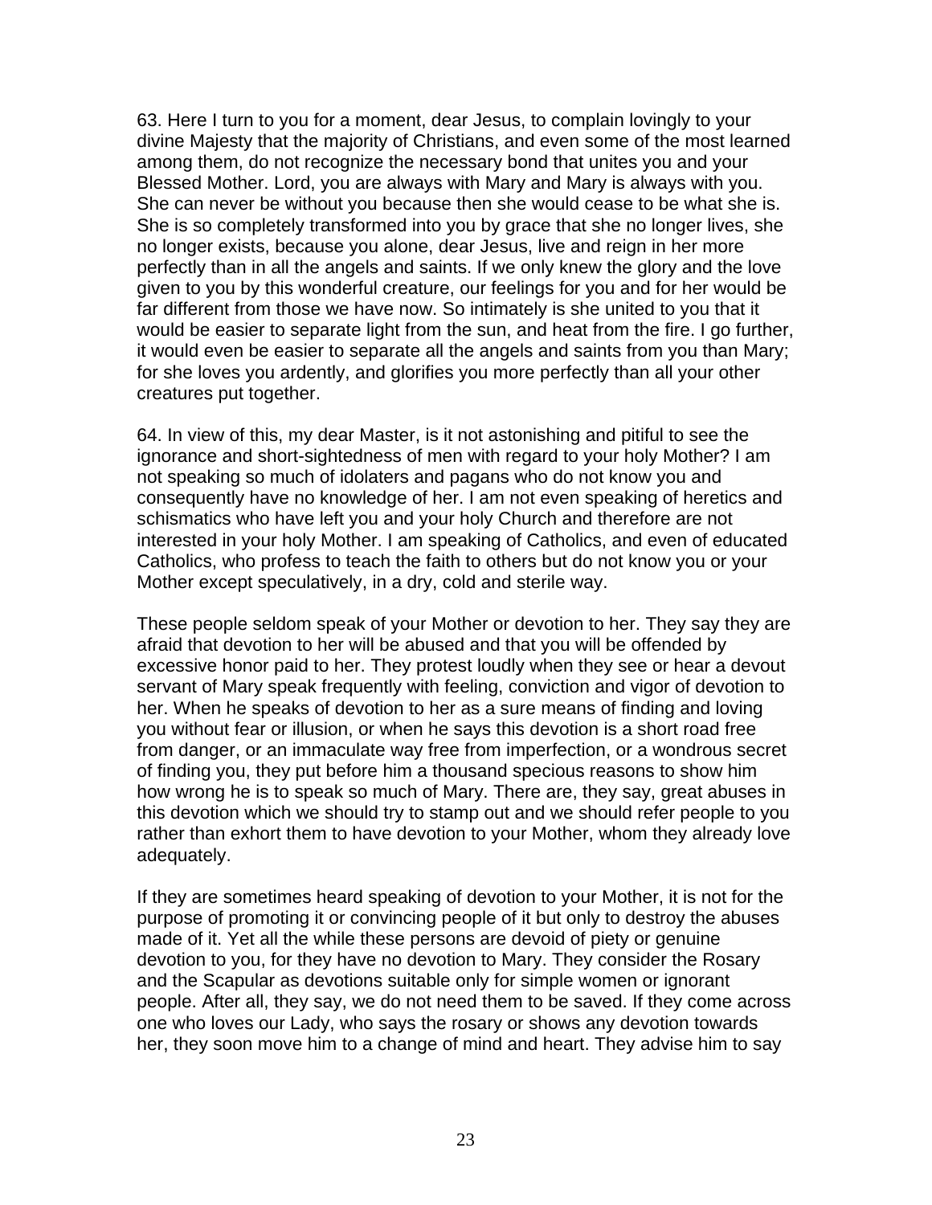63. Here I turn to you for a moment, dear Jesus, to complain lovingly to your divine Majesty that the majority of Christians, and even some of the most learned among them, do not recognize the necessary bond that unites you and your Blessed Mother. Lord, you are always with Mary and Mary is always with you. She can never be without you because then she would cease to be what she is. She is so completely transformed into you by grace that she no longer lives, she no longer exists, because you alone, dear Jesus, live and reign in her more perfectly than in all the angels and saints. If we only knew the glory and the love given to you by this wonderful creature, our feelings for you and for her would be far different from those we have now. So intimately is she united to you that it would be easier to separate light from the sun, and heat from the fire. I go further, it would even be easier to separate all the angels and saints from you than Mary; for she loves you ardently, and glorifies you more perfectly than all your other creatures put together.

64. In view of this, my dear Master, is it not astonishing and pitiful to see the ignorance and short-sightedness of men with regard to your holy Mother? I am not speaking so much of idolaters and pagans who do not know you and consequently have no knowledge of her. I am not even speaking of heretics and schismatics who have left you and your holy Church and therefore are not interested in your holy Mother. I am speaking of Catholics, and even of educated Catholics, who profess to teach the faith to others but do not know you or your Mother except speculatively, in a dry, cold and sterile way.

These people seldom speak of your Mother or devotion to her. They say they are afraid that devotion to her will be abused and that you will be offended by excessive honor paid to her. They protest loudly when they see or hear a devout servant of Mary speak frequently with feeling, conviction and vigor of devotion to her. When he speaks of devotion to her as a sure means of finding and loving you without fear or illusion, or when he says this devotion is a short road free from danger, or an immaculate way free from imperfection, or a wondrous secret of finding you, they put before him a thousand specious reasons to show him how wrong he is to speak so much of Mary. There are, they say, great abuses in this devotion which we should try to stamp out and we should refer people to you rather than exhort them to have devotion to your Mother, whom they already love adequately.

If they are sometimes heard speaking of devotion to your Mother, it is not for the purpose of promoting it or convincing people of it but only to destroy the abuses made of it. Yet all the while these persons are devoid of piety or genuine devotion to you, for they have no devotion to Mary. They consider the Rosary and the Scapular as devotions suitable only for simple women or ignorant people. After all, they say, we do not need them to be saved. If they come across one who loves our Lady, who says the rosary or shows any devotion towards her, they soon move him to a change of mind and heart. They advise him to say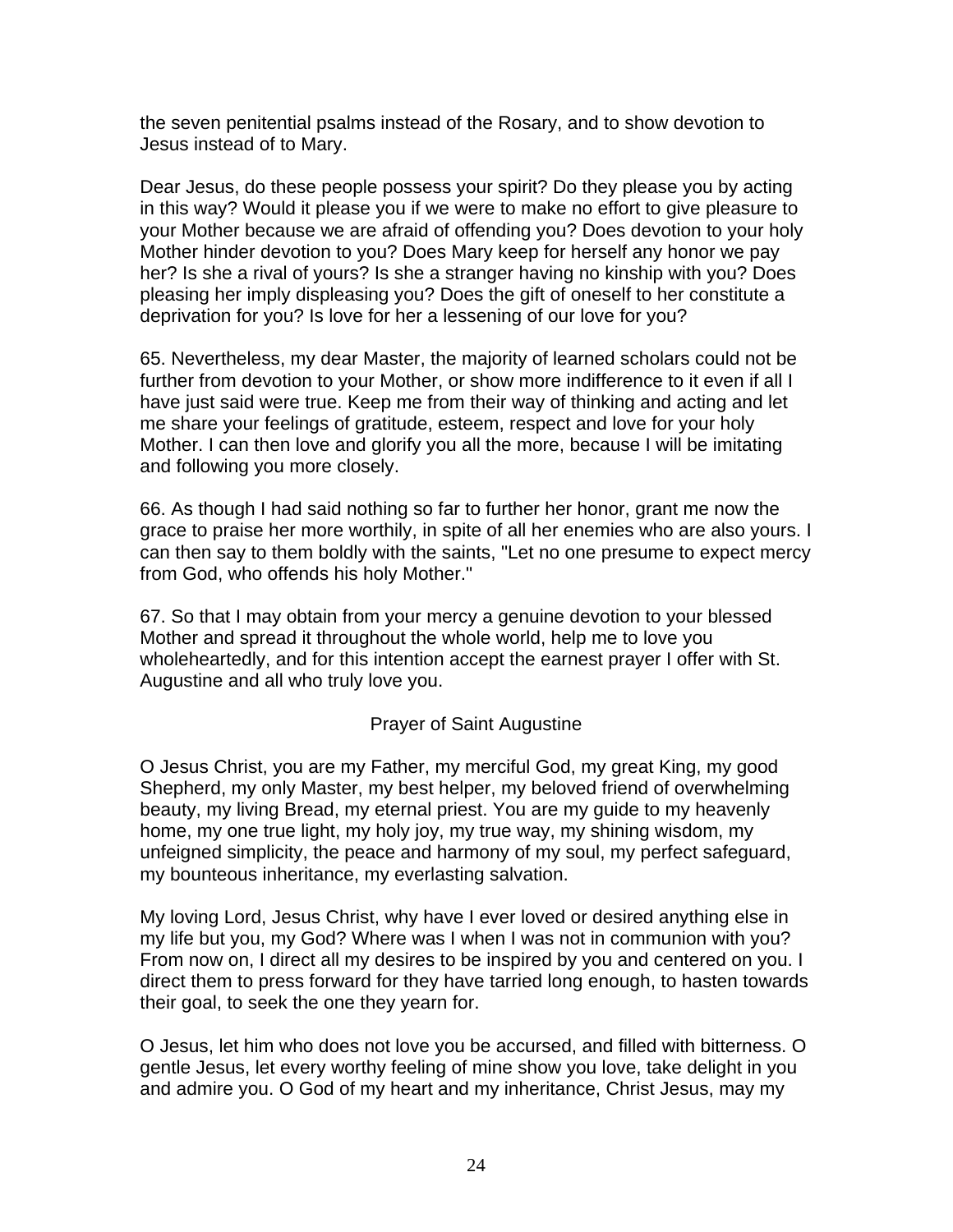the seven penitential psalms instead of the Rosary, and to show devotion to Jesus instead of to Mary.

Dear Jesus, do these people possess your spirit? Do they please you by acting in this way? Would it please you if we were to make no effort to give pleasure to your Mother because we are afraid of offending you? Does devotion to your holy Mother hinder devotion to you? Does Mary keep for herself any honor we pay her? Is she a rival of yours? Is she a stranger having no kinship with you? Does pleasing her imply displeasing you? Does the gift of oneself to her constitute a deprivation for you? Is love for her a lessening of our love for you?

65. Nevertheless, my dear Master, the majority of learned scholars could not be further from devotion to your Mother, or show more indifference to it even if all I have just said were true. Keep me from their way of thinking and acting and let me share your feelings of gratitude, esteem, respect and love for your holy Mother. I can then love and glorify you all the more, because I will be imitating and following you more closely.

66. As though I had said nothing so far to further her honor, grant me now the grace to praise her more worthily, in spite of all her enemies who are also yours. I can then say to them boldly with the saints, "Let no one presume to expect mercy from God, who offends his holy Mother."

67. So that I may obtain from your mercy a genuine devotion to your blessed Mother and spread it throughout the whole world, help me to love you wholeheartedly, and for this intention accept the earnest prayer I offer with St. Augustine and all who truly love you.

## Prayer of Saint Augustine

O Jesus Christ, you are my Father, my merciful God, my great King, my good Shepherd, my only Master, my best helper, my beloved friend of overwhelming beauty, my living Bread, my eternal priest. You are my guide to my heavenly home, my one true light, my holy joy, my true way, my shining wisdom, my unfeigned simplicity, the peace and harmony of my soul, my perfect safeguard, my bounteous inheritance, my everlasting salvation.

My loving Lord, Jesus Christ, why have I ever loved or desired anything else in my life but you, my God? Where was I when I was not in communion with you? From now on, I direct all my desires to be inspired by you and centered on you. I direct them to press forward for they have tarried long enough, to hasten towards their goal, to seek the one they yearn for.

O Jesus, let him who does not love you be accursed, and filled with bitterness. O gentle Jesus, let every worthy feeling of mine show you love, take delight in you and admire you. O God of my heart and my inheritance, Christ Jesus, may my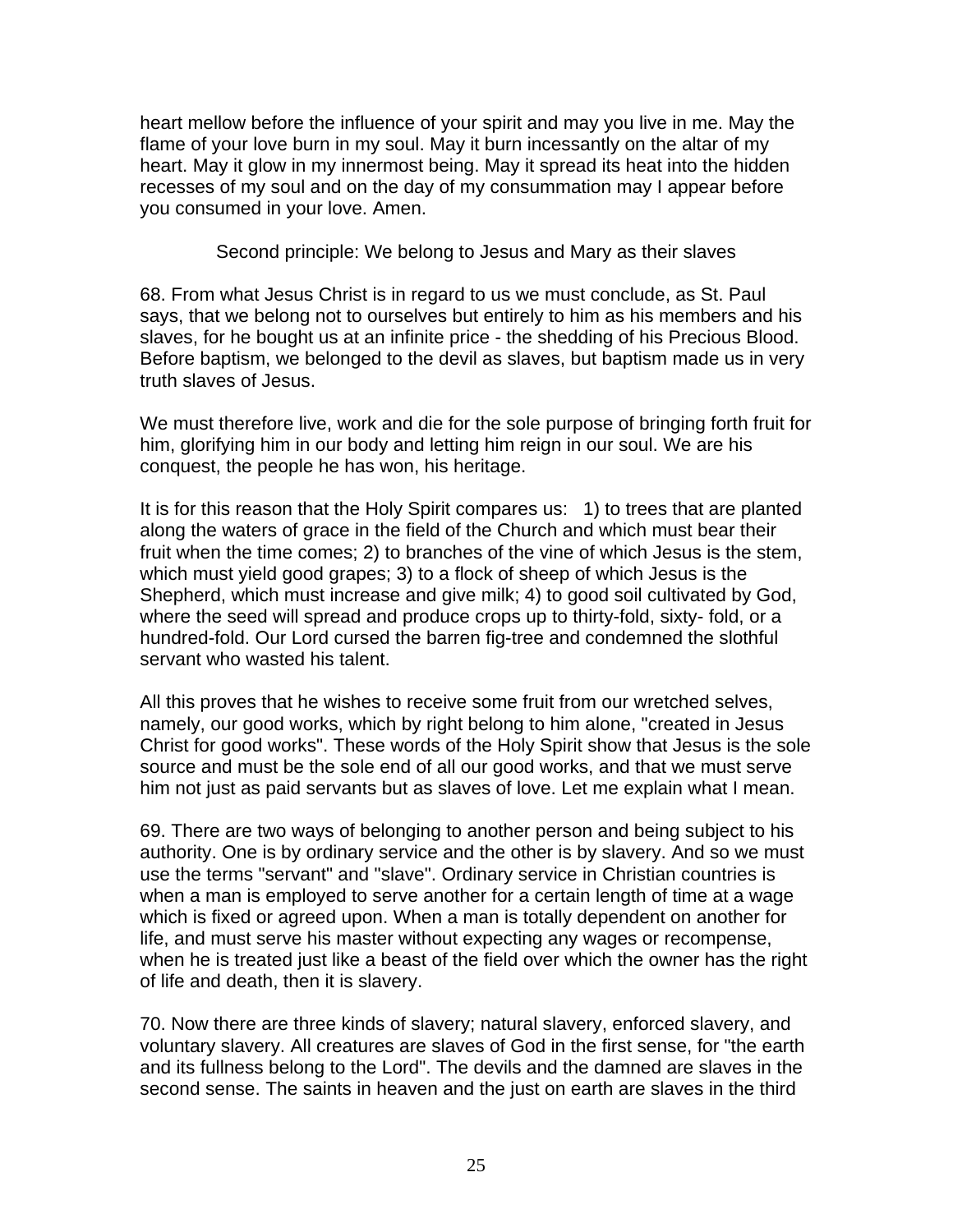heart mellow before the influence of your spirit and may you live in me. May the flame of your love burn in my soul. May it burn incessantly on the altar of my heart. May it glow in my innermost being. May it spread its heat into the hidden recesses of my soul and on the day of my consummation may I appear before you consumed in your love. Amen.

### Second principle: We belong to Jesus and Mary as their slaves

68. From what Jesus Christ is in regard to us we must conclude, as St. Paul says, that we belong not to ourselves but entirely to him as his members and his slaves, for he bought us at an infinite price - the shedding of his Precious Blood. Before baptism, we belonged to the devil as slaves, but baptism made us in very truth slaves of Jesus.

We must therefore live, work and die for the sole purpose of bringing forth fruit for him, glorifying him in our body and letting him reign in our soul. We are his conquest, the people he has won, his heritage.

It is for this reason that the Holy Spirit compares us: 1) to trees that are planted along the waters of grace in the field of the Church and which must bear their fruit when the time comes; 2) to branches of the vine of which Jesus is the stem, which must yield good grapes; 3) to a flock of sheep of which Jesus is the Shepherd, which must increase and give milk; 4) to good soil cultivated by God, where the seed will spread and produce crops up to thirty-fold, sixty- fold, or a hundred-fold. Our Lord cursed the barren fig-tree and condemned the slothful servant who wasted his talent.

All this proves that he wishes to receive some fruit from our wretched selves, namely, our good works, which by right belong to him alone, "created in Jesus Christ for good works". These words of the Holy Spirit show that Jesus is the sole source and must be the sole end of all our good works, and that we must serve him not just as paid servants but as slaves of love. Let me explain what I mean.

69. There are two ways of belonging to another person and being subject to his authority. One is by ordinary service and the other is by slavery. And so we must use the terms "servant" and "slave". Ordinary service in Christian countries is when a man is employed to serve another for a certain length of time at a wage which is fixed or agreed upon. When a man is totally dependent on another for life, and must serve his master without expecting any wages or recompense, when he is treated just like a beast of the field over which the owner has the right of life and death, then it is slavery.

70. Now there are three kinds of slavery; natural slavery, enforced slavery, and voluntary slavery. All creatures are slaves of God in the first sense, for "the earth and its fullness belong to the Lord". The devils and the damned are slaves in the second sense. The saints in heaven and the just on earth are slaves in the third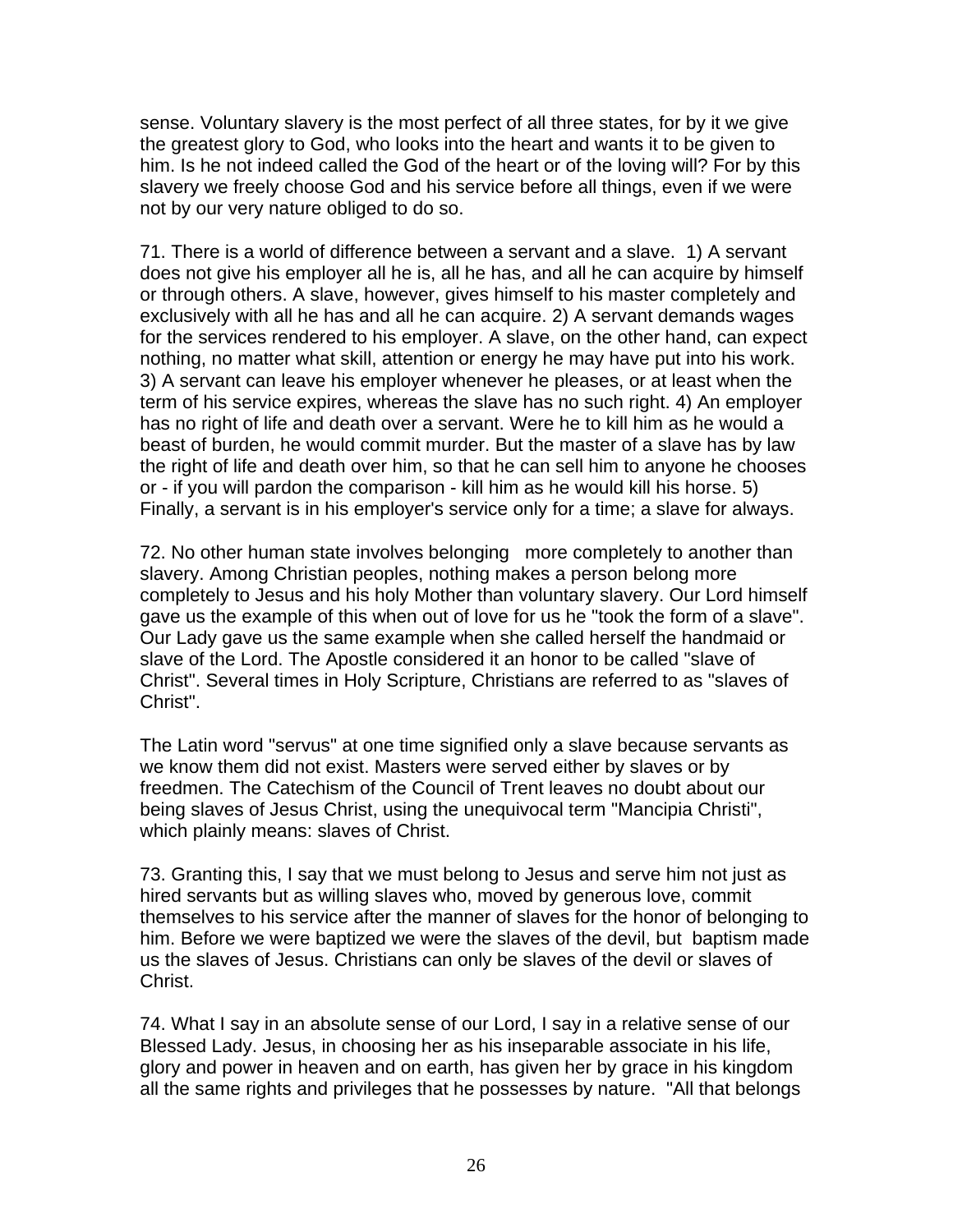sense. Voluntary slavery is the most perfect of all three states, for by it we give the greatest glory to God, who looks into the heart and wants it to be given to him. Is he not indeed called the God of the heart or of the loving will? For by this slavery we freely choose God and his service before all things, even if we were not by our very nature obliged to do so.

71. There is a world of difference between a servant and a slave. 1) A servant does not give his employer all he is, all he has, and all he can acquire by himself or through others. A slave, however, gives himself to his master completely and exclusively with all he has and all he can acquire. 2) A servant demands wages for the services rendered to his employer. A slave, on the other hand, can expect nothing, no matter what skill, attention or energy he may have put into his work. 3) A servant can leave his employer whenever he pleases, or at least when the term of his service expires, whereas the slave has no such right. 4) An employer has no right of life and death over a servant. Were he to kill him as he would a beast of burden, he would commit murder. But the master of a slave has by law the right of life and death over him, so that he can sell him to anyone he chooses or - if you will pardon the comparison - kill him as he would kill his horse. 5) Finally, a servant is in his employer's service only for a time; a slave for always.

72. No other human state involves belonging more completely to another than slavery. Among Christian peoples, nothing makes a person belong more completely to Jesus and his holy Mother than voluntary slavery. Our Lord himself gave us the example of this when out of love for us he "took the form of a slave". Our Lady gave us the same example when she called herself the handmaid or slave of the Lord. The Apostle considered it an honor to be called "slave of Christ". Several times in Holy Scripture, Christians are referred to as "slaves of Christ".

The Latin word "servus" at one time signified only a slave because servants as we know them did not exist. Masters were served either by slaves or by freedmen. The Catechism of the Council of Trent leaves no doubt about our being slaves of Jesus Christ, using the unequivocal term "Mancipia Christi", which plainly means: slaves of Christ.

73. Granting this, I say that we must belong to Jesus and serve him not just as hired servants but as willing slaves who, moved by generous love, commit themselves to his service after the manner of slaves for the honor of belonging to him. Before we were baptized we were the slaves of the devil, but baptism made us the slaves of Jesus. Christians can only be slaves of the devil or slaves of Christ.

74. What I say in an absolute sense of our Lord, I say in a relative sense of our Blessed Lady. Jesus, in choosing her as his inseparable associate in his life, glory and power in heaven and on earth, has given her by grace in his kingdom all the same rights and privileges that he possesses by nature. "All that belongs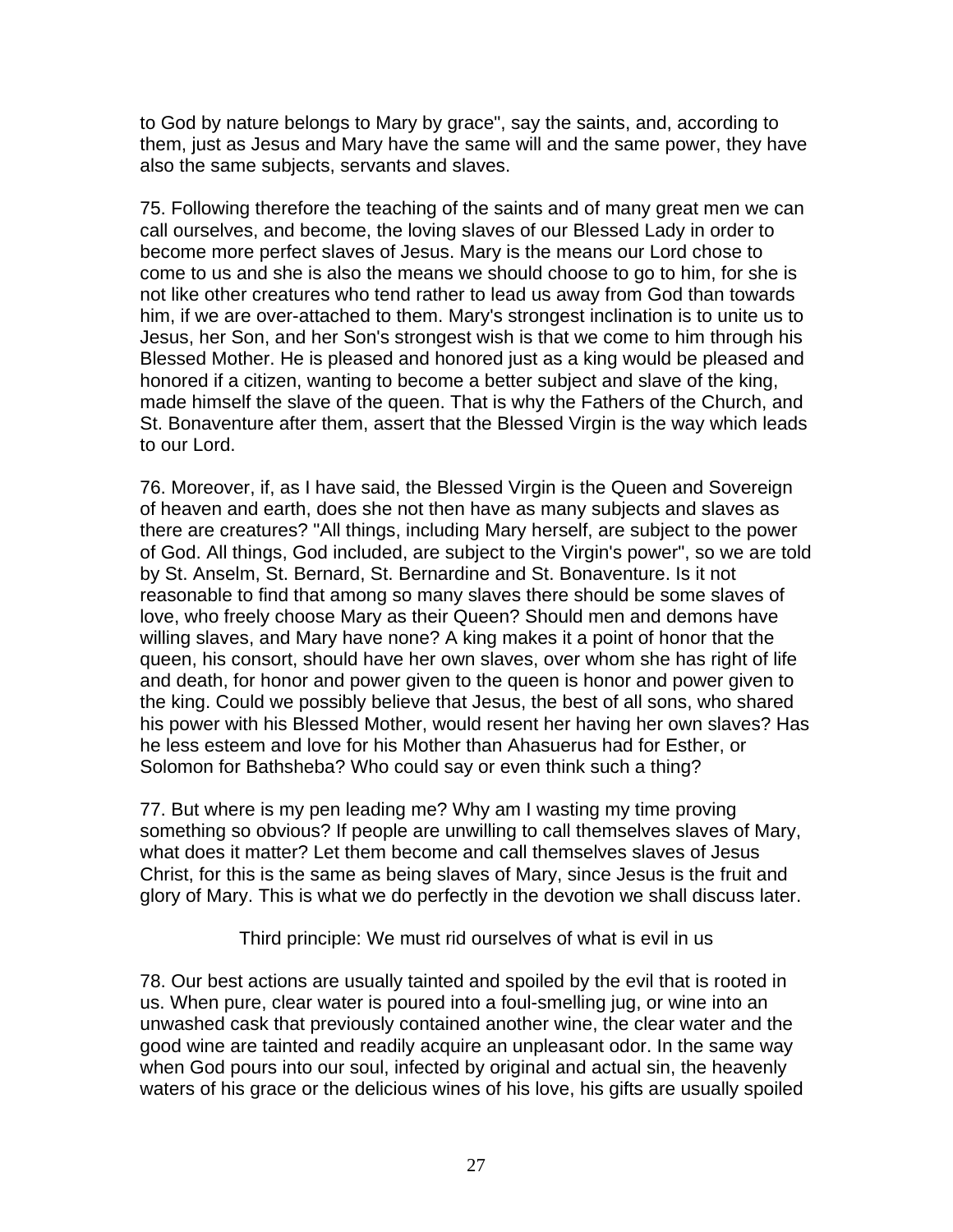to God by nature belongs to Mary by grace", say the saints, and, according to them, just as Jesus and Mary have the same will and the same power, they have also the same subjects, servants and slaves.

75. Following therefore the teaching of the saints and of many great men we can call ourselves, and become, the loving slaves of our Blessed Lady in order to become more perfect slaves of Jesus. Mary is the means our Lord chose to come to us and she is also the means we should choose to go to him, for she is not like other creatures who tend rather to lead us away from God than towards him, if we are over-attached to them. Mary's strongest inclination is to unite us to Jesus, her Son, and her Son's strongest wish is that we come to him through his Blessed Mother. He is pleased and honored just as a king would be pleased and honored if a citizen, wanting to become a better subject and slave of the king, made himself the slave of the queen. That is why the Fathers of the Church, and St. Bonaventure after them, assert that the Blessed Virgin is the way which leads to our Lord.

76. Moreover, if, as I have said, the Blessed Virgin is the Queen and Sovereign of heaven and earth, does she not then have as many subjects and slaves as there are creatures? "All things, including Mary herself, are subject to the power of God. All things, God included, are subject to the Virgin's power", so we are told by St. Anselm, St. Bernard, St. Bernardine and St. Bonaventure. Is it not reasonable to find that among so many slaves there should be some slaves of love, who freely choose Mary as their Queen? Should men and demons have willing slaves, and Mary have none? A king makes it a point of honor that the queen, his consort, should have her own slaves, over whom she has right of life and death, for honor and power given to the queen is honor and power given to the king. Could we possibly believe that Jesus, the best of all sons, who shared his power with his Blessed Mother, would resent her having her own slaves? Has he less esteem and love for his Mother than Ahasuerus had for Esther, or Solomon for Bathsheba? Who could say or even think such a thing?

77. But where is my pen leading me? Why am I wasting my time proving something so obvious? If people are unwilling to call themselves slaves of Mary, what does it matter? Let them become and call themselves slaves of Jesus Christ, for this is the same as being slaves of Mary, since Jesus is the fruit and glory of Mary. This is what we do perfectly in the devotion we shall discuss later.

### Third principle: We must rid ourselves of what is evil in us

78. Our best actions are usually tainted and spoiled by the evil that is rooted in us. When pure, clear water is poured into a foul-smelling jug, or wine into an unwashed cask that previously contained another wine, the clear water and the good wine are tainted and readily acquire an unpleasant odor. In the same way when God pours into our soul, infected by original and actual sin, the heavenly waters of his grace or the delicious wines of his love, his gifts are usually spoiled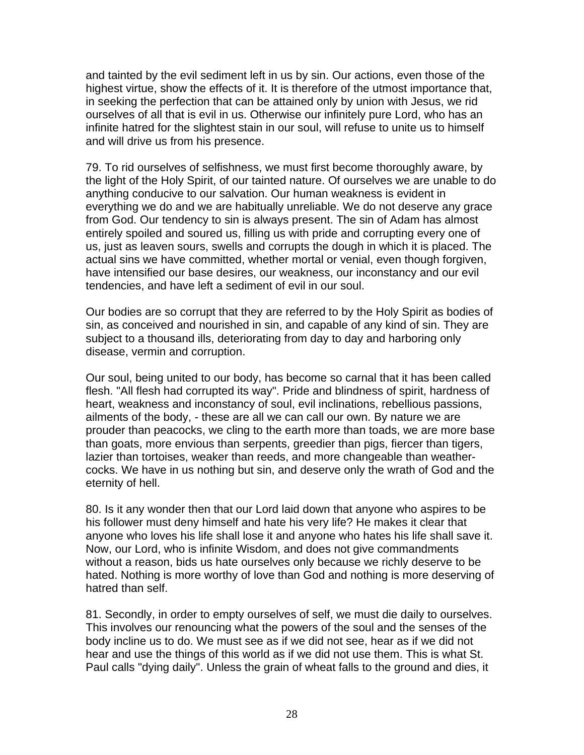and tainted by the evil sediment left in us by sin. Our actions, even those of the highest virtue, show the effects of it. It is therefore of the utmost importance that, in seeking the perfection that can be attained only by union with Jesus, we rid ourselves of all that is evil in us. Otherwise our infinitely pure Lord, who has an infinite hatred for the slightest stain in our soul, will refuse to unite us to himself and will drive us from his presence.

79. To rid ourselves of selfishness, we must first become thoroughly aware, by the light of the Holy Spirit, of our tainted nature. Of ourselves we are unable to do anything conducive to our salvation. Our human weakness is evident in everything we do and we are habitually unreliable. We do not deserve any grace from God. Our tendency to sin is always present. The sin of Adam has almost entirely spoiled and soured us, filling us with pride and corrupting every one of us, just as leaven sours, swells and corrupts the dough in which it is placed. The actual sins we have committed, whether mortal or venial, even though forgiven, have intensified our base desires, our weakness, our inconstancy and our evil tendencies, and have left a sediment of evil in our soul.

Our bodies are so corrupt that they are referred to by the Holy Spirit as bodies of sin, as conceived and nourished in sin, and capable of any kind of sin. They are subject to a thousand ills, deteriorating from day to day and harboring only disease, vermin and corruption.

Our soul, being united to our body, has become so carnal that it has been called flesh. "All flesh had corrupted its way". Pride and blindness of spirit, hardness of heart, weakness and inconstancy of soul, evil inclinations, rebellious passions, ailments of the body, - these are all we can call our own. By nature we are prouder than peacocks, we cling to the earth more than toads, we are more base than goats, more envious than serpents, greedier than pigs, fiercer than tigers, lazier than tortoises, weaker than reeds, and more changeable than weather-cocks. We have in us nothing but sin, and deserve only the wrath of God and the eternity of hell.

80. Is it any wonder then that our Lord laid down that anyone who aspires to be his follower must deny himself and hate his very life? He makes it clear that anyone who loves his life shall lose it and anyone who hates his life shall save it. Now, our Lord, who is infinite Wisdom, and does not give commandments without a reason, bids us hate ourselves only because we richly deserve to be hated. Nothing is more worthy of love than God and nothing is more deserving of hatred than self.

81. Secondly, in order to empty ourselves of self, we must die daily to ourselves. This involves our renouncing what the powers of the soul and the senses of the body incline us to do. We must see as if we did not see, hear as if we did not hear and use the things of this world as if we did not use them. This is what St. Paul calls "dying daily". Unless the grain of wheat falls to the ground and dies, it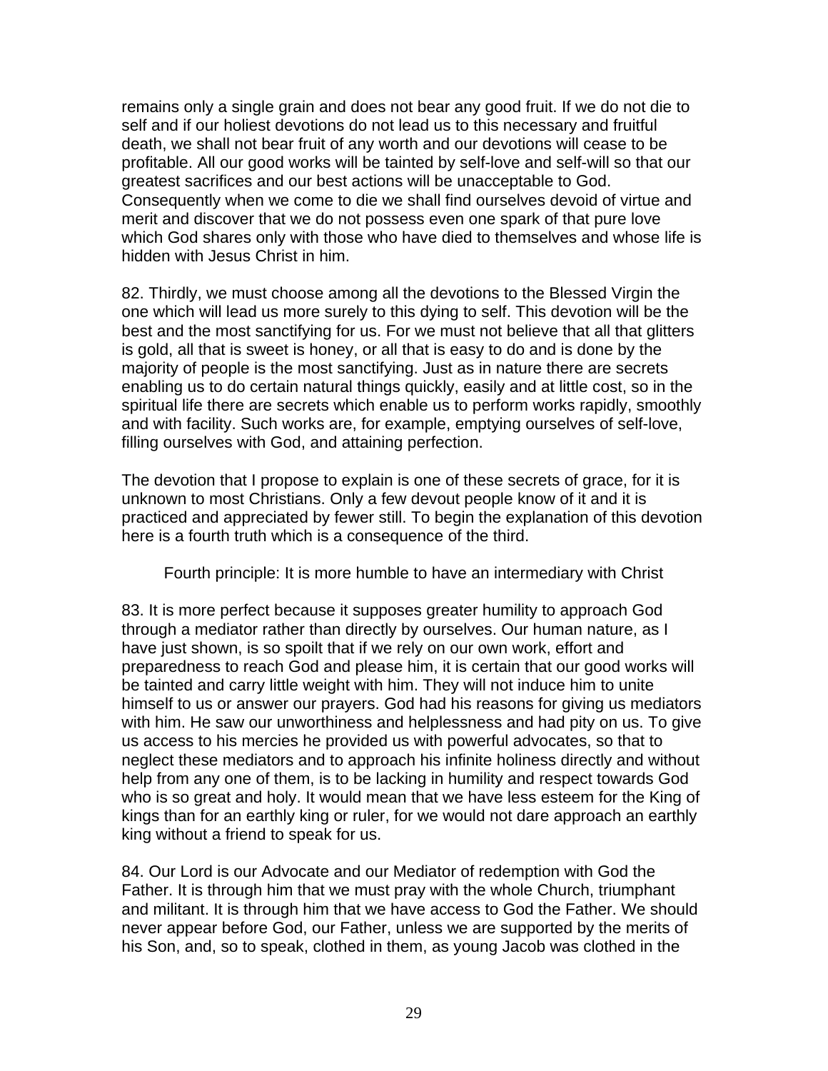remains only a single grain and does not bear any good fruit. If we do not die to self and if our holiest devotions do not lead us to this necessary and fruitful death, we shall not bear fruit of any worth and our devotions will cease to be profitable. All our good works will be tainted by self-love and self-will so that our greatest sacrifices and our best actions will be unacceptable to God. Consequently when we come to die we shall find ourselves devoid of virtue and merit and discover that we do not possess even one spark of that pure love which God shares only with those who have died to themselves and whose life is hidden with Jesus Christ in him.

82. Thirdly, we must choose among all the devotions to the Blessed Virgin the one which will lead us more surely to this dying to self. This devotion will be the best and the most sanctifying for us. For we must not believe that all that glitters is gold, all that is sweet is honey, or all that is easy to do and is done by the majority of people is the most sanctifying. Just as in nature there are secrets enabling us to do certain natural things quickly, easily and at little cost, so in the spiritual life there are secrets which enable us to perform works rapidly, smoothly and with facility. Such works are, for example, emptying ourselves of self-love, filling ourselves with God, and attaining perfection.

The devotion that I propose to explain is one of these secrets of grace, for it is unknown to most Christians. Only a few devout people know of it and it is practiced and appreciated by fewer still. To begin the explanation of this devotion here is a fourth truth which is a consequence of the third.

### Fourth principle: It is more humble to have an intermediary with Christ

83. It is more perfect because it supposes greater humility to approach God through a mediator rather than directly by ourselves. Our human nature, as I have just shown, is so spoilt that if we rely on our own work, effort and preparedness to reach God and please him, it is certain that our good works will be tainted and carry little weight with him. They will not induce him to unite himself to us or answer our prayers. God had his reasons for giving us mediators with him. He saw our unworthiness and helplessness and had pity on us. To give us access to his mercies he provided us with powerful advocates, so that to neglect these mediators and to approach his infinite holiness directly and without help from any one of them, is to be lacking in humility and respect towards God who is so great and holy. It would mean that we have less esteem for the King of kings than for an earthly king or ruler, for we would not dare approach an earthly king without a friend to speak for us.

84. Our Lord is our Advocate and our Mediator of redemption with God the Father. It is through him that we must pray with the whole Church, triumphant and militant. It is through him that we have access to God the Father. We should never appear before God, our Father, unless we are supported by the merits of his Son, and, so to speak, clothed in them, as young Jacob was clothed in the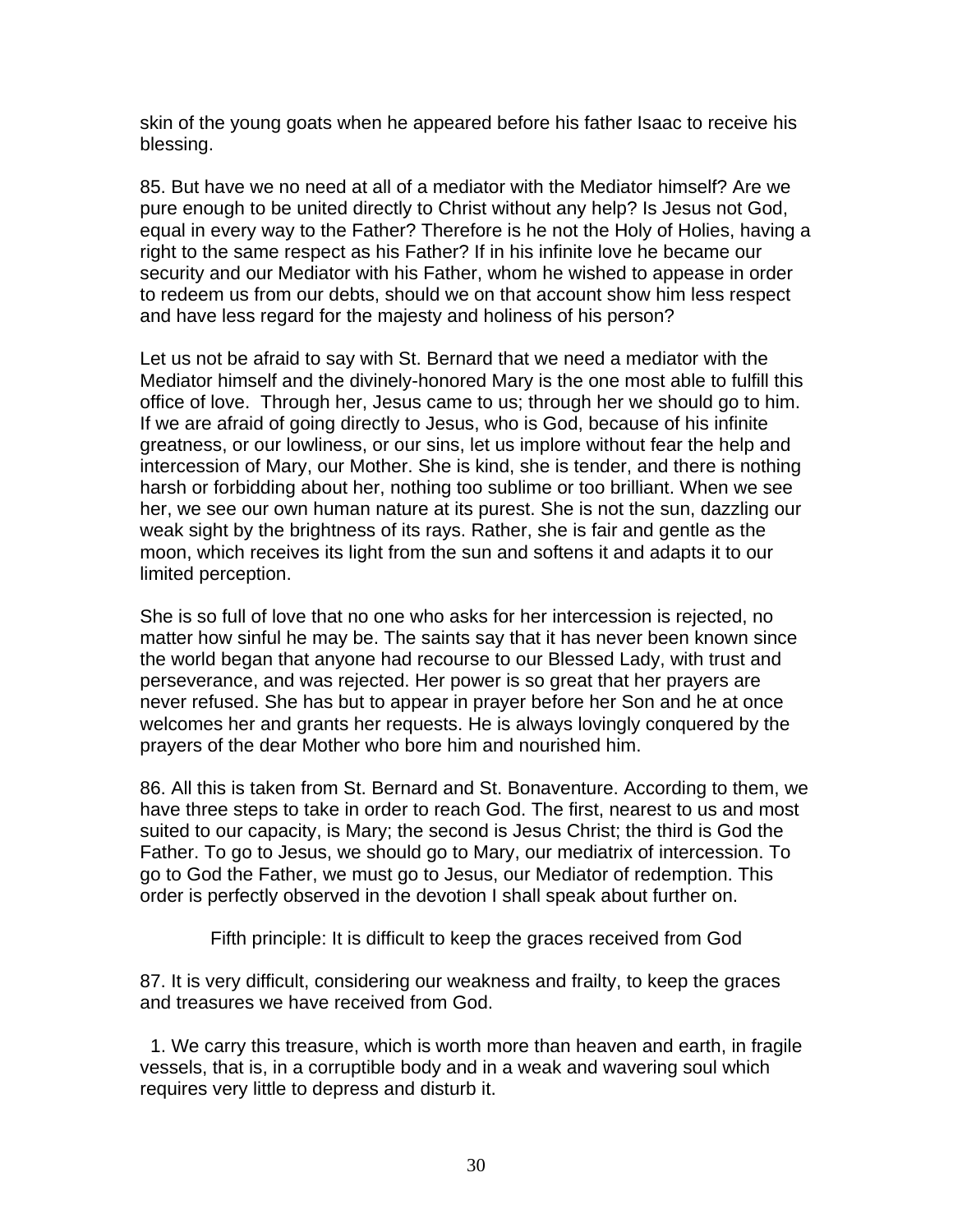skin of the young goats when he appeared before his father Isaac to receive his blessing.

85. But have we no need at all of a mediator with the Mediator himself? Are we pure enough to be united directly to Christ without any help? Is Jesus not God, equal in every way to the Father? Therefore is he not the Holy of Holies, having a right to the same respect as his Father? If in his infinite love he became our security and our Mediator with his Father, whom he wished to appease in order to redeem us from our debts, should we on that account show him less respect and have less regard for the majesty and holiness of his person?

Let us not be afraid to say with St. Bernard that we need a mediator with the Mediator himself and the divinely-honored Mary is the one most able to fulfill this office of love. Through her, Jesus came to us; through her we should go to him. If we are afraid of going directly to Jesus, who is God, because of his infinite greatness, or our lowliness, or our sins, let us implore without fear the help and intercession of Mary, our Mother. She is kind, she is tender, and there is nothing harsh or forbidding about her, nothing too sublime or too brilliant. When we see her, we see our own human nature at its purest. She is not the sun, dazzling our weak sight by the brightness of its rays. Rather, she is fair and gentle as the moon, which receives its light from the sun and softens it and adapts it to our limited perception.

She is so full of love that no one who asks for her intercession is rejected, no matter how sinful he may be. The saints say that it has never been known since the world began that anyone had recourse to our Blessed Lady, with trust and perseverance, and was rejected. Her power is so great that her prayers are never refused. She has but to appear in prayer before her Son and he at once welcomes her and grants her requests. He is always lovingly conquered by the prayers of the dear Mother who bore him and nourished him.

86. All this is taken from St. Bernard and St. Bonaventure. According to them, we have three steps to take in order to reach God. The first, nearest to us and most suited to our capacity, is Mary; the second is Jesus Christ; the third is God the Father. To go to Jesus, we should go to Mary, our mediatrix of intercession. To go to God the Father, we must go to Jesus, our Mediator of redemption. This order is perfectly observed in the devotion I shall speak about further on.

### Fifth principle: It is difficult to keep the graces received from God

87. It is very difficult, considering our weakness and frailty, to keep the graces and treasures we have received from God.

1. We carry this treasure, which is worth more than heaven and earth, in fragile vessels, that is, in a corruptible body and in a weak and wavering soul which requires very little to depress and disturb it.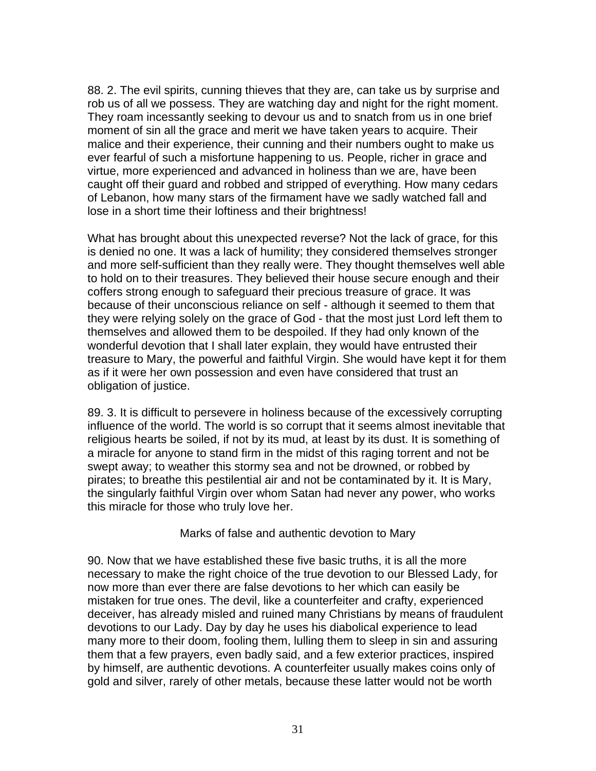88. 2. The evil spirits, cunning thieves that they are, can take us by surprise and rob us of all we possess. They are watching day and night for the right moment. They roam incessantly seeking to devour us and to snatch from us in one brief moment of sin all the grace and merit we have taken years to acquire. Their malice and their experience, their cunning and their numbers ought to make us ever fearful of such a misfortune happening to us. People, richer in grace and virtue, more experienced and advanced in holiness than we are, have been caught off their guard and robbed and stripped of everything. How many cedars of Lebanon, how many stars of the firmament have we sadly watched fall and lose in a short time their loftiness and their brightness!

What has brought about this unexpected reverse? Not the lack of grace, for this is denied no one. It was a lack of humility; they considered themselves stronger and more self-sufficient than they really were. They thought themselves well able to hold on to their treasures. They believed their house secure enough and their coffers strong enough to safeguard their precious treasure of grace. It was because of their unconscious reliance on self - although it seemed to them that they were relying solely on the grace of God - that the most just Lord left them to themselves and allowed them to be despoiled. If they had only known of the wonderful devotion that I shall later explain, they would have entrusted their treasure to Mary, the powerful and faithful Virgin. She would have kept it for them as if it were her own possession and even have considered that trust an obligation of justice.

89. 3. It is difficult to persevere in holiness because of the excessively corrupting influence of the world. The world is so corrupt that it seems almost inevitable that religious hearts be soiled, if not by its mud, at least by its dust. It is something of a miracle for anyone to stand firm in the midst of this raging torrent and not be swept away; to weather this stormy sea and not be drowned, or robbed by pirates; to breathe this pestilential air and not be contaminated by it. It is Mary, the singularly faithful Virgin over whom Satan had never any power, who works this miracle for those who truly love her.

## Marks of false and authentic devotion to Mary

90. Now that we have established these five basic truths, it is all the more necessary to make the right choice of the true devotion to our Blessed Lady, for now more than ever there are false devotions to her which can easily be mistaken for true ones. The devil, like a counterfeiter and crafty, experienced deceiver, has already misled and ruined many Christians by means of fraudulent devotions to our Lady. Day by day he uses his diabolical experience to lead many more to their doom, fooling them, lulling them to sleep in sin and assuring them that a few prayers, even badly said, and a few exterior practices, inspired by himself, are authentic devotions. A counterfeiter usually makes coins only of gold and silver, rarely of other metals, because these latter would not be worth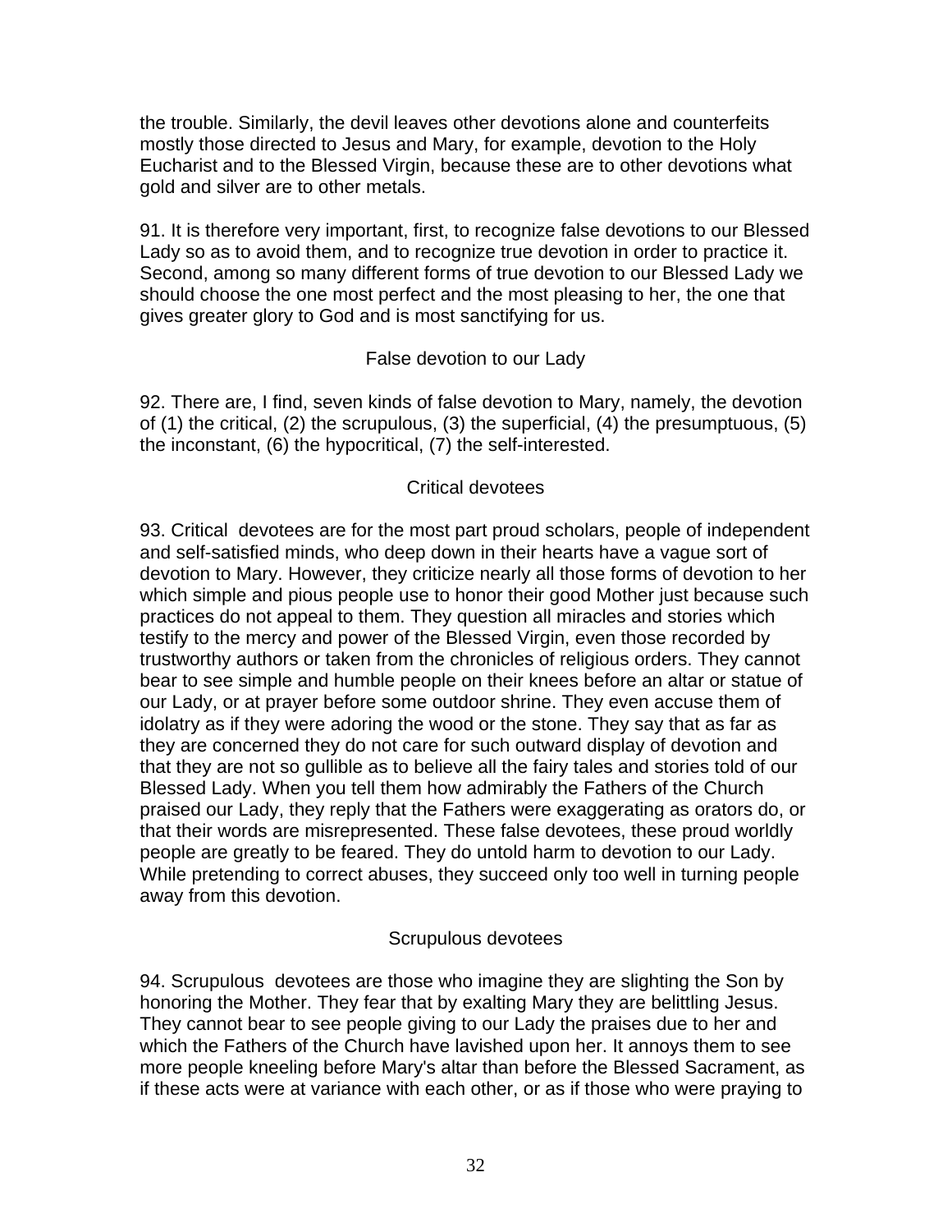the trouble. Similarly, the devil leaves other devotions alone and counterfeits mostly those directed to Jesus and Mary, for example, devotion to the Holy Eucharist and to the Blessed Virgin, because these are to other devotions what gold and silver are to other metals.

91. It is therefore very important, first, to recognize false devotions to our Blessed Lady so as to avoid them, and to recognize true devotion in order to practice it. Second, among so many different forms of true devotion to our Blessed Lady we should choose the one most perfect and the most pleasing to her, the one that gives greater glory to God and is most sanctifying for us.

### False devotion to our Lady

92. There are, I find, seven kinds of false devotion to Mary, namely, the devotion of (1) the critical, (2) the scrupulous, (3) the superficial, (4) the presumptuous, (5) the inconstant, (6) the hypocritical, (7) the self-interested.

#### Critical devotees

93. Critical devotees are for the most part proud scholars, people of independent and self-satisfied minds, who deep down in their hearts have a vague sort of devotion to Mary. However, they criticize nearly all those forms of devotion to her which simple and pious people use to honor their good Mother just because such practices do not appeal to them. They question all miracles and stories which testify to the mercy and power of the Blessed Virgin, even those recorded by trustworthy authors or taken from the chronicles of religious orders. They cannot bear to see simple and humble people on their knees before an altar or statue of our Lady, or at prayer before some outdoor shrine. They even accuse them of idolatry as if they were adoring the wood or the stone. They say that as far as they are concerned they do not care for such outward display of devotion and that they are not so gullible as to believe all the fairy tales and stories told of our Blessed Lady. When you tell them how admirably the Fathers of the Church praised our Lady, they reply that the Fathers were exaggerating as orators do, or that their words are misrepresented. These false devotees, these proud worldly people are greatly to be feared. They do untold harm to devotion to our Lady. While pretending to correct abuses, they succeed only too well in turning people away from this devotion.

#### Scrupulous devotees

94. Scrupulous devotees are those who imagine they are slighting the Son by honoring the Mother. They fear that by exalting Mary they are belittling Jesus. They cannot bear to see people giving to our Lady the praises due to her and which the Fathers of the Church have lavished upon her. It annoys them to see more people kneeling before Mary's altar than before the Blessed Sacrament, as if these acts were at variance with each other, or as if those who were praying to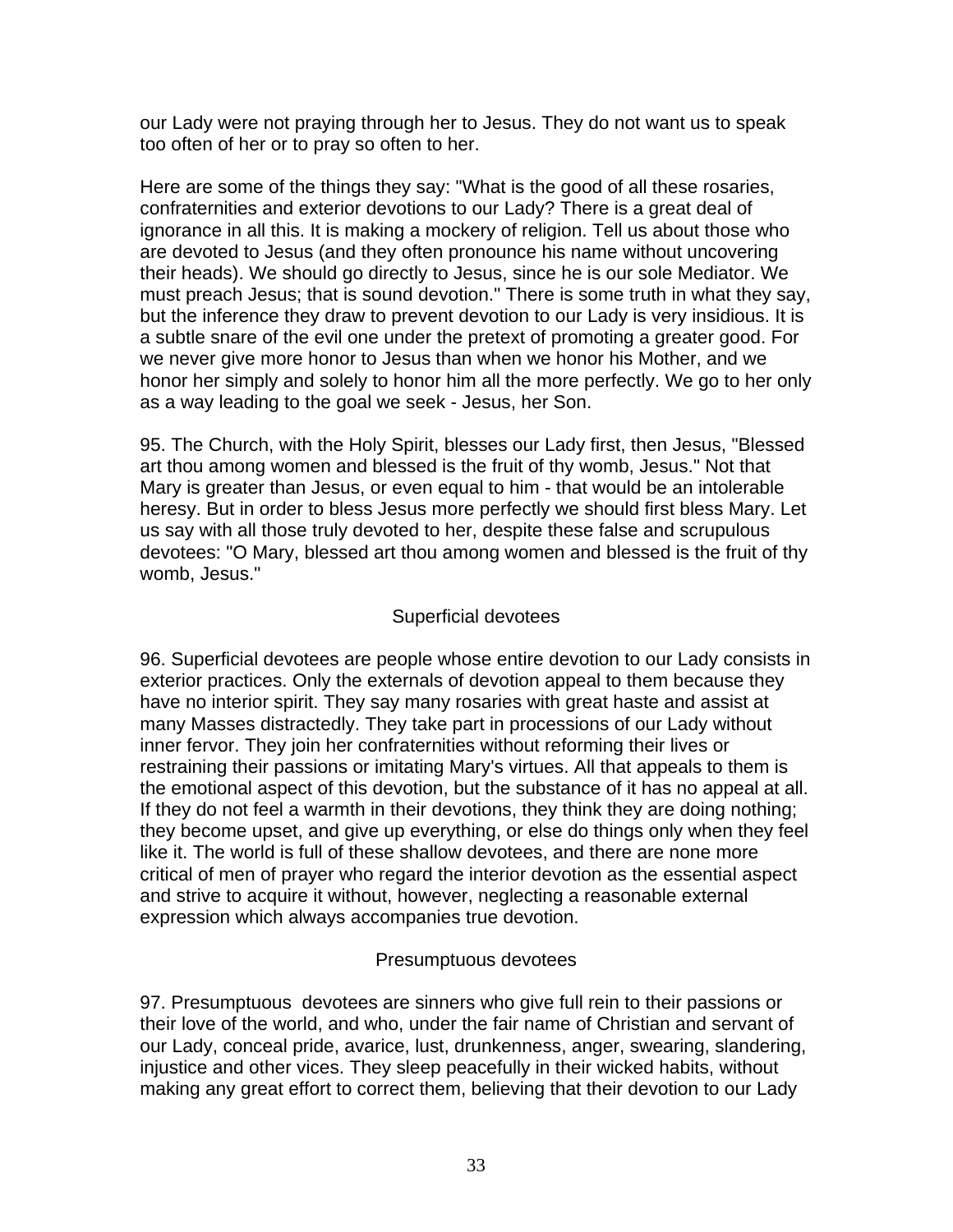our Lady were not praying through her to Jesus. They do not want us to speak too often of her or to pray so often to her.

Here are some of the things they say: "What is the good of all these rosaries, confraternities and exterior devotions to our Lady? There is a great deal of ignorance in all this. It is making a mockery of religion. Tell us about those who are devoted to Jesus (and they often pronounce his name without uncovering their heads). We should go directly to Jesus, since he is our sole Mediator. We must preach Jesus; that is sound devotion." There is some truth in what they say, but the inference they draw to prevent devotion to our Lady is very insidious. It is a subtle snare of the evil one under the pretext of promoting a greater good. For we never give more honor to Jesus than when we honor his Mother, and we honor her simply and solely to honor him all the more perfectly. We go to her only as a way leading to the goal we seek - Jesus, her Son.

95. The Church, with the Holy Spirit, blesses our Lady first, then Jesus, "Blessed art thou among women and blessed is the fruit of thy womb, Jesus." Not that Mary is greater than Jesus, or even equal to him - that would be an intolerable heresy. But in order to bless Jesus more perfectly we should first bless Mary. Let us say with all those truly devoted to her, despite these false and scrupulous devotees: "O Mary, blessed art thou among women and blessed is the fruit of thy womb, Jesus."

### Superficial devotees

96. Superficial devotees are people whose entire devotion to our Lady consists in exterior practices. Only the externals of devotion appeal to them because they have no interior spirit. They say many rosaries with great haste and assist at many Masses distractedly. They take part in processions of our Lady without inner fervor. They join her confraternities without reforming their lives or restraining their passions or imitating Mary's virtues. All that appeals to them is the emotional aspect of this devotion, but the substance of it has no appeal at all. If they do not feel a warmth in their devotions, they think they are doing nothing; they become upset, and give up everything, or else do things only when they feel like it. The world is full of these shallow devotees, and there are none more critical of men of prayer who regard the interior devotion as the essential aspect and strive to acquire it without, however, neglecting a reasonable external expression which always accompanies true devotion.

### Presumptuous devotees

97. Presumptuous devotees are sinners who give full rein to their passions or their love of the world, and who, under the fair name of Christian and servant of our Lady, conceal pride, avarice, lust, drunkenness, anger, swearing, slandering, injustice and other vices. They sleep peacefully in their wicked habits, without making any great effort to correct them, believing that their devotion to our Lady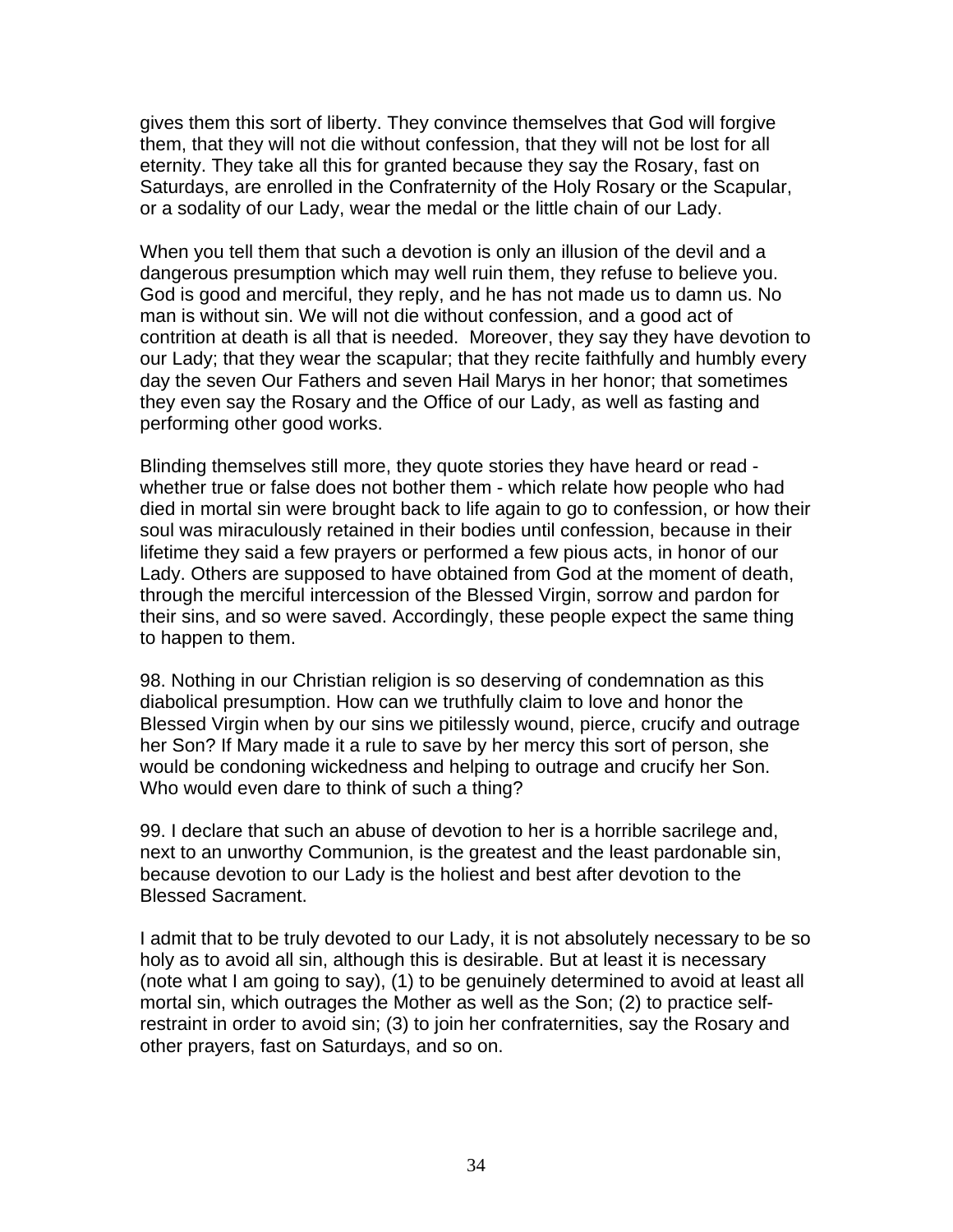gives them this sort of liberty. They convince themselves that God will forgive them, that they will not die without confession, that they will not be lost for all eternity. They take all this for granted because they say the Rosary, fast on Saturdays, are enrolled in the Confraternity of the Holy Rosary or the Scapular, or a sodality of our Lady, wear the medal or the little chain of our Lady.

When you tell them that such a devotion is only an illusion of the devil and a dangerous presumption which may well ruin them, they refuse to believe you. God is good and merciful, they reply, and he has not made us to damn us. No man is without sin. We will not die without confession, and a good act of contrition at death is all that is needed. Moreover, they say they have devotion to our Lady; that they wear the scapular; that they recite faithfully and humbly every day the seven Our Fathers and seven Hail Marys in her honor; that sometimes they even say the Rosary and the Office of our Lady, as well as fasting and performing other good works.

Blinding themselves still more, they quote stories they have heard or read - whether true or false does not bother them - which relate how people who had died in mortal sin were brought back to life again to go to confession, or how their soul was miraculously retained in their bodies until confession, because in their lifetime they said a few prayers or performed a few pious acts, in honor of our Lady. Others are supposed to have obtained from God at the moment of death, through the merciful intercession of the Blessed Virgin, sorrow and pardon for their sins, and so were saved. Accordingly, these people expect the same thing to happen to them.

98. Nothing in our Christian religion is so deserving of condemnation as this diabolical presumption. How can we truthfully claim to love and honor the Blessed Virgin when by our sins we pitilessly wound, pierce, crucify and outrage her Son? If Mary made it a rule to save by her mercy this sort of person, she would be condoning wickedness and helping to outrage and crucify her Son. Who would even dare to think of such a thing?

99. I declare that such an abuse of devotion to her is a horrible sacrilege and, next to an unworthy Communion, is the greatest and the least pardonable sin, because devotion to our Lady is the holiest and best after devotion to the Blessed Sacrament.

I admit that to be truly devoted to our Lady, it is not absolutely necessary to be so holy as to avoid all sin, although this is desirable. But at least it is necessary (note what I am going to say), (1) to be genuinely determined to avoid at least all mortal sin, which outrages the Mother as well as the Son; (2) to practice self-restraint in order to avoid sin; (3) to join her confraternities, say the Rosary and other prayers, fast on Saturdays, and so on.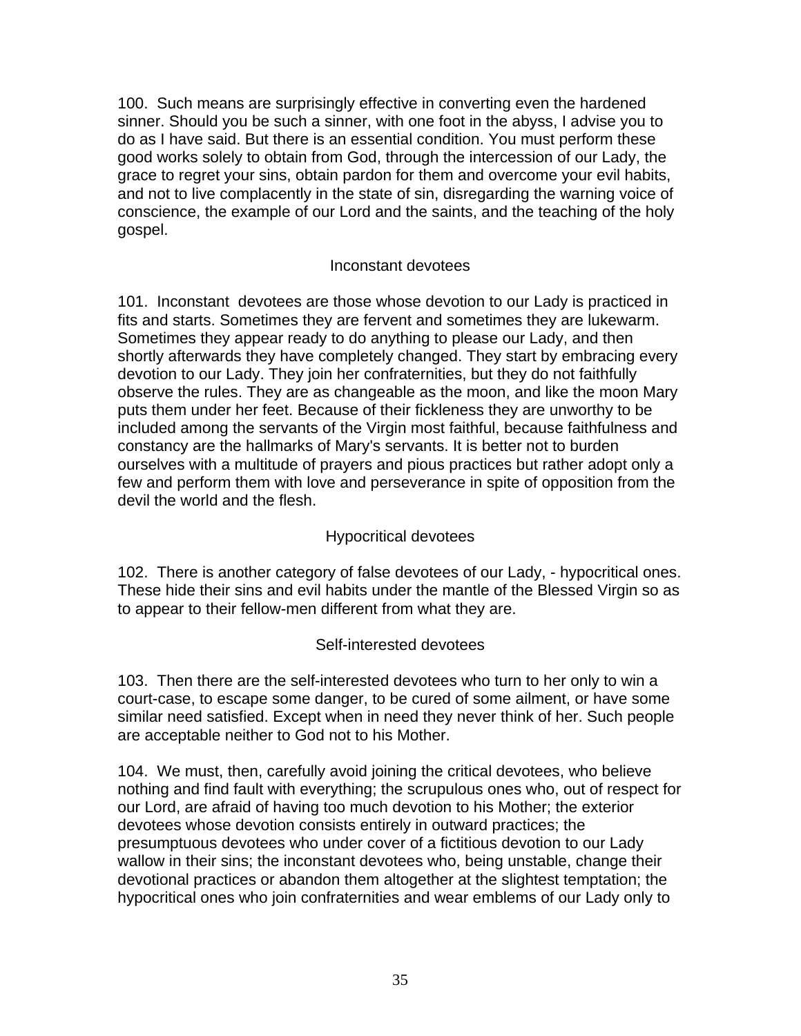100. Such means are surprisingly effective in converting even the hardened sinner. Should you be such a sinner, with one foot in the abyss, I advise you to do as I have said. But there is an essential condition. You must perform these good works solely to obtain from God, through the intercession of our Lady, the grace to regret your sins, obtain pardon for them and overcome your evil habits, and not to live complacently in the state of sin, disregarding the warning voice of conscience, the example of our Lord and the saints, and the teaching of the holy gospel.

### Inconstant devotees

101. Inconstant devotees are those whose devotion to our Lady is practiced in fits and starts. Sometimes they are fervent and sometimes they are lukewarm. Sometimes they appear ready to do anything to please our Lady, and then shortly afterwards they have completely changed. They start by embracing every devotion to our Lady. They join her confraternities, but they do not faithfully observe the rules. They are as changeable as the moon, and like the moon Mary puts them under her feet. Because of their fickleness they are unworthy to be included among the servants of the Virgin most faithful, because faithfulness and constancy are the hallmarks of Mary's servants. It is better not to burden ourselves with a multitude of prayers and pious practices but rather adopt only a few and perform them with love and perseverance in spite of opposition from the devil the world and the flesh.

### Hypocritical devotees

102. There is another category of false devotees of our Lady, - hypocritical ones. These hide their sins and evil habits under the mantle of the Blessed Virgin so as to appear to their fellow-men different from what they are.

### Self-interested devotees

103. Then there are the self-interested devotees who turn to her only to win a court-case, to escape some danger, to be cured of some ailment, or have some similar need satisfied. Except when in need they never think of her. Such people are acceptable neither to God not to his Mother.

104. We must, then, carefully avoid joining the critical devotees, who believe nothing and find fault with everything; the scrupulous ones who, out of respect for our Lord, are afraid of having too much devotion to his Mother; the exterior devotees whose devotion consists entirely in outward practices; the presumptuous devotees who under cover of a fictitious devotion to our Lady wallow in their sins; the inconstant devotees who, being unstable, change their devotional practices or abandon them altogether at the slightest temptation; the hypocritical ones who join confraternities and wear emblems of our Lady only to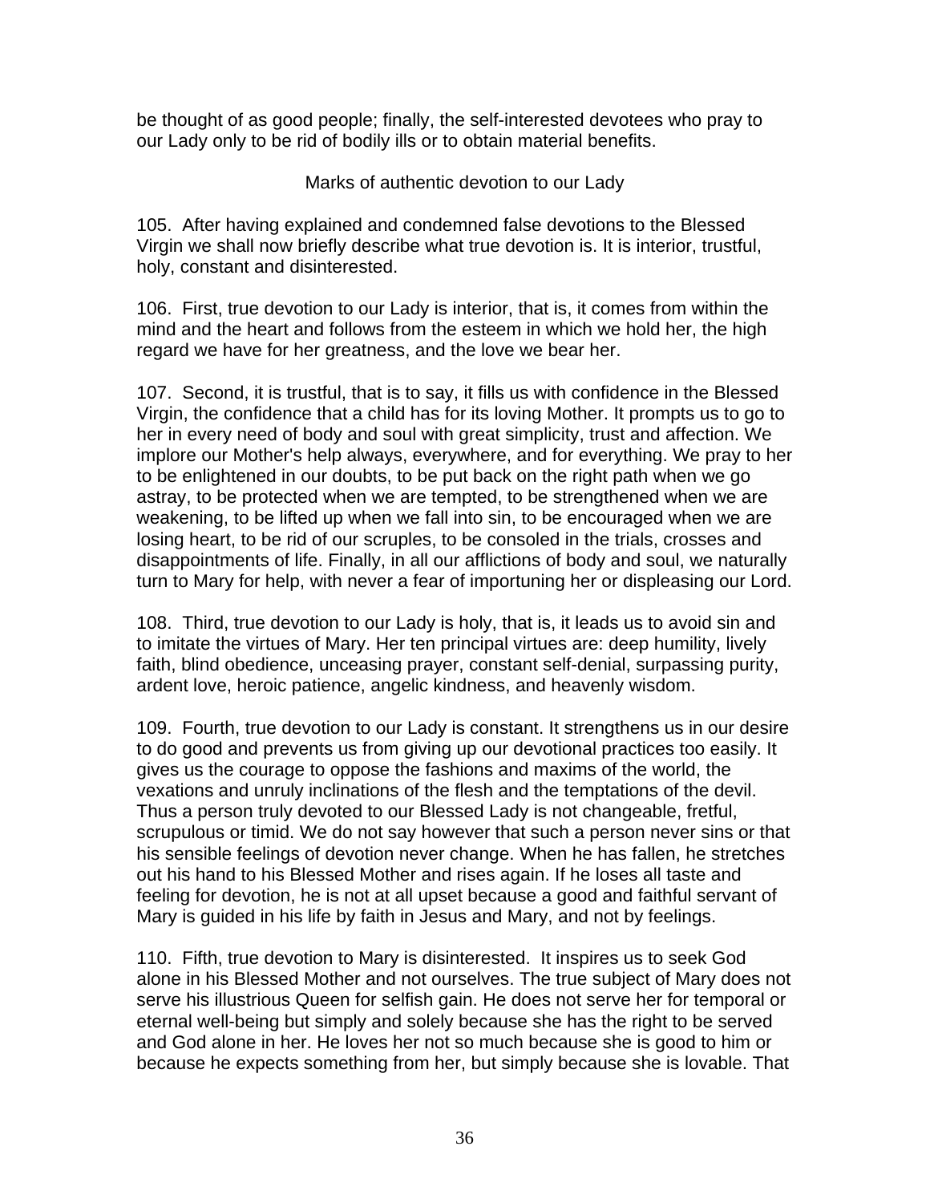be thought of as good people; finally, the self-interested devotees who pray to our Lady only to be rid of bodily ills or to obtain material benefits.

### Marks of authentic devotion to our Lady

105. After having explained and condemned false devotions to the Blessed Virgin we shall now briefly describe what true devotion is. It is interior, trustful, holy, constant and disinterested.

106. First, true devotion to our Lady is interior, that is, it comes from within the mind and the heart and follows from the esteem in which we hold her, the high regard we have for her greatness, and the love we bear her.

107. Second, it is trustful, that is to say, it fills us with confidence in the Blessed Virgin, the confidence that a child has for its loving Mother. It prompts us to go to her in every need of body and soul with great simplicity, trust and affection. We implore our Mother's help always, everywhere, and for everything. We pray to her to be enlightened in our doubts, to be put back on the right path when we go astray, to be protected when we are tempted, to be strengthened when we are weakening, to be lifted up when we fall into sin, to be encouraged when we are losing heart, to be rid of our scruples, to be consoled in the trials, crosses and disappointments of life. Finally, in all our afflictions of body and soul, we naturally turn to Mary for help, with never a fear of importuning her or displeasing our Lord.

108. Third, true devotion to our Lady is holy, that is, it leads us to avoid sin and to imitate the virtues of Mary. Her ten principal virtues are: deep humility, lively faith, blind obedience, unceasing prayer, constant self-denial, surpassing purity, ardent love, heroic patience, angelic kindness, and heavenly wisdom.

109. Fourth, true devotion to our Lady is constant. It strengthens us in our desire to do good and prevents us from giving up our devotional practices too easily. It gives us the courage to oppose the fashions and maxims of the world, the vexations and unruly inclinations of the flesh and the temptations of the devil. Thus a person truly devoted to our Blessed Lady is not changeable, fretful, scrupulous or timid. We do not say however that such a person never sins or that his sensible feelings of devotion never change. When he has fallen, he stretches out his hand to his Blessed Mother and rises again. If he loses all taste and feeling for devotion, he is not at all upset because a good and faithful servant of Mary is guided in his life by faith in Jesus and Mary, and not by feelings.

110. Fifth, true devotion to Mary is disinterested. It inspires us to seek God alone in his Blessed Mother and not ourselves. The true subject of Mary does not serve his illustrious Queen for selfish gain. He does not serve her for temporal or eternal well-being but simply and solely because she has the right to be served and God alone in her. He loves her not so much because she is good to him or because he expects something from her, but simply because she is lovable. That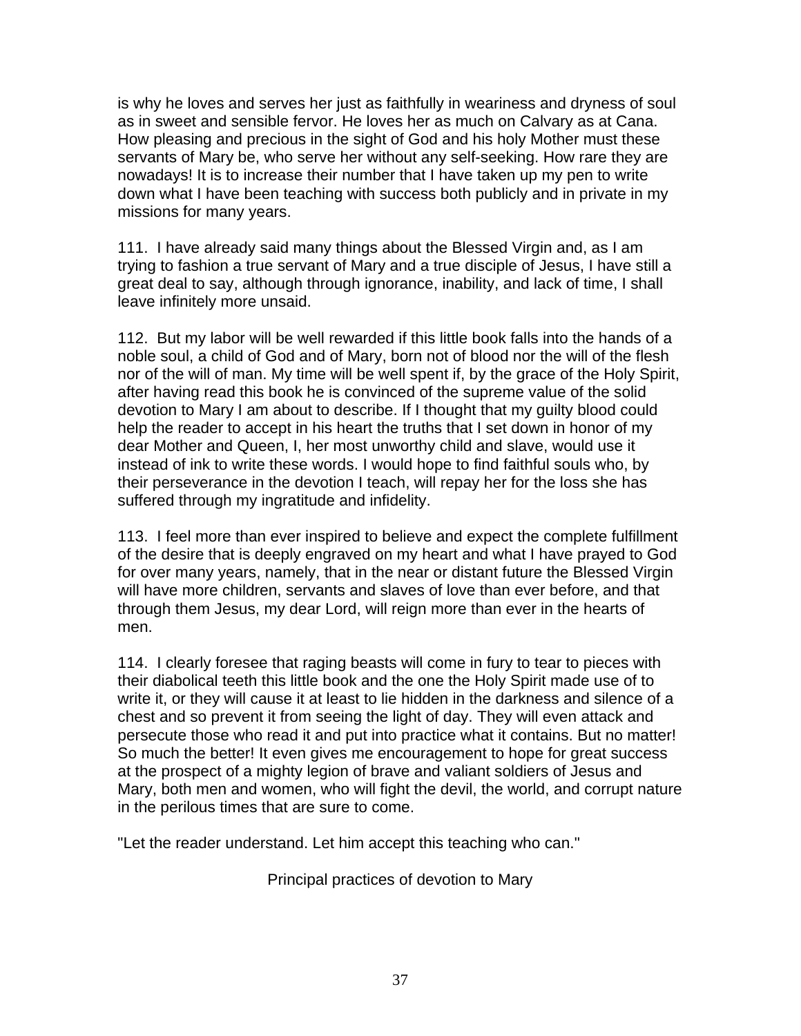is why he loves and serves her just as faithfully in weariness and dryness of soul as in sweet and sensible fervor. He loves her as much on Calvary as at Cana. How pleasing and precious in the sight of God and his holy Mother must these servants of Mary be, who serve her without any self-seeking. How rare they are nowadays! It is to increase their number that I have taken up my pen to write down what I have been teaching with success both publicly and in private in my missions for many years.

111. I have already said many things about the Blessed Virgin and, as I am trying to fashion a true servant of Mary and a true disciple of Jesus, I have still a great deal to say, although through ignorance, inability, and lack of time, I shall leave infinitely more unsaid.

112. But my labor will be well rewarded if this little book falls into the hands of a noble soul, a child of God and of Mary, born not of blood nor the will of the flesh nor of the will of man. My time will be well spent if, by the grace of the Holy Spirit, after having read this book he is convinced of the supreme value of the solid devotion to Mary I am about to describe. If I thought that my guilty blood could help the reader to accept in his heart the truths that I set down in honor of my dear Mother and Queen, I, her most unworthy child and slave, would use it instead of ink to write these words. I would hope to find faithful souls who, by their perseverance in the devotion I teach, will repay her for the loss she has suffered through my ingratitude and infidelity.

113. I feel more than ever inspired to believe and expect the complete fulfillment of the desire that is deeply engraved on my heart and what I have prayed to God for over many years, namely, that in the near or distant future the Blessed Virgin will have more children, servants and slaves of love than ever before, and that through them Jesus, my dear Lord, will reign more than ever in the hearts of men.

114. I clearly foresee that raging beasts will come in fury to tear to pieces with their diabolical teeth this little book and the one the Holy Spirit made use of to write it, or they will cause it at least to lie hidden in the darkness and silence of a chest and so prevent it from seeing the light of day. They will even attack and persecute those who read it and put into practice what it contains. But no matter! So much the better! It even gives me encouragement to hope for great success at the prospect of a mighty legion of brave and valiant soldiers of Jesus and Mary, both men and women, who will fight the devil, the world, and corrupt nature in the perilous times that are sure to come.

"Let the reader understand. Let him accept this teaching who can."

## Principal practices of devotion to Mary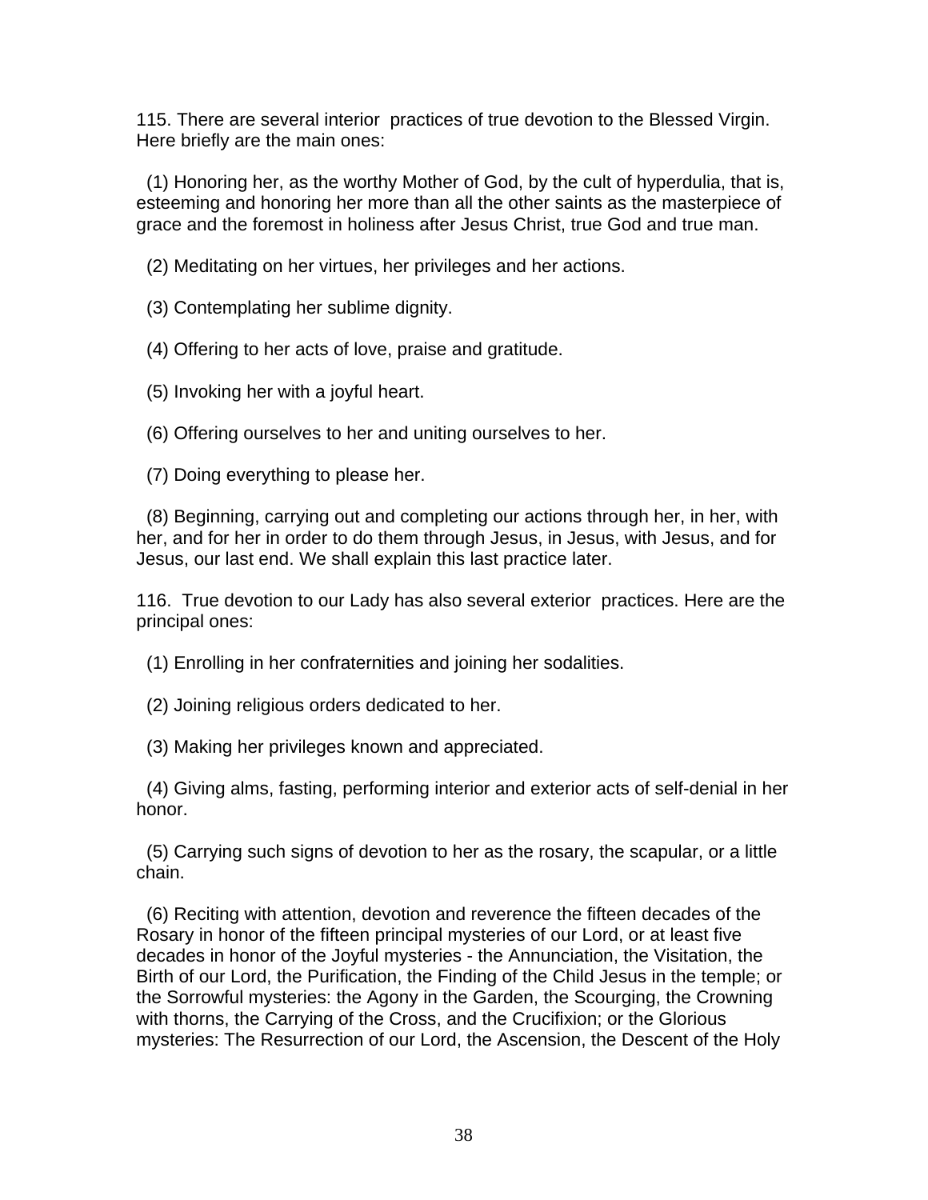115. There are several interior practices of true devotion to the Blessed Virgin. Here briefly are the main ones:

(1) Honoring her, as the worthy Mother of God, by the cult of hyperdulia, that is, esteeming and honoring her more than all the other saints as the masterpiece of grace and the foremost in holiness after Jesus Christ, true God and true man.

(2) Meditating on her virtues, her privileges and her actions.

(3) Contemplating her sublime dignity.

(4) Offering to her acts of love, praise and gratitude.

(5) Invoking her with a joyful heart.

(6) Offering ourselves to her and uniting ourselves to her.

(7) Doing everything to please her.

(8) Beginning, carrying out and completing our actions through her, in her, with her, and for her in order to do them through Jesus, in Jesus, with Jesus, and for Jesus, our last end. We shall explain this last practice later.

116. True devotion to our Lady has also several exterior practices. Here are the principal ones:

(1) Enrolling in her confraternities and joining her sodalities.

(2) Joining religious orders dedicated to her.

(3) Making her privileges known and appreciated.

(4) Giving alms, fasting, performing interior and exterior acts of self-denial in her honor.

(5) Carrying such signs of devotion to her as the rosary, the scapular, or a little chain.

(6) Reciting with attention, devotion and reverence the fifteen decades of the Rosary in honor of the fifteen principal mysteries of our Lord, or at least five decades in honor of the Joyful mysteries - the Annunciation, the Visitation, the Birth of our Lord, the Purification, the Finding of the Child Jesus in the temple; or the Sorrowful mysteries: the Agony in the Garden, the Scourging, the Crowning with thorns, the Carrying of the Cross, and the Crucifixion; or the Glorious mysteries: The Resurrection of our Lord, the Ascension, the Descent of the Holy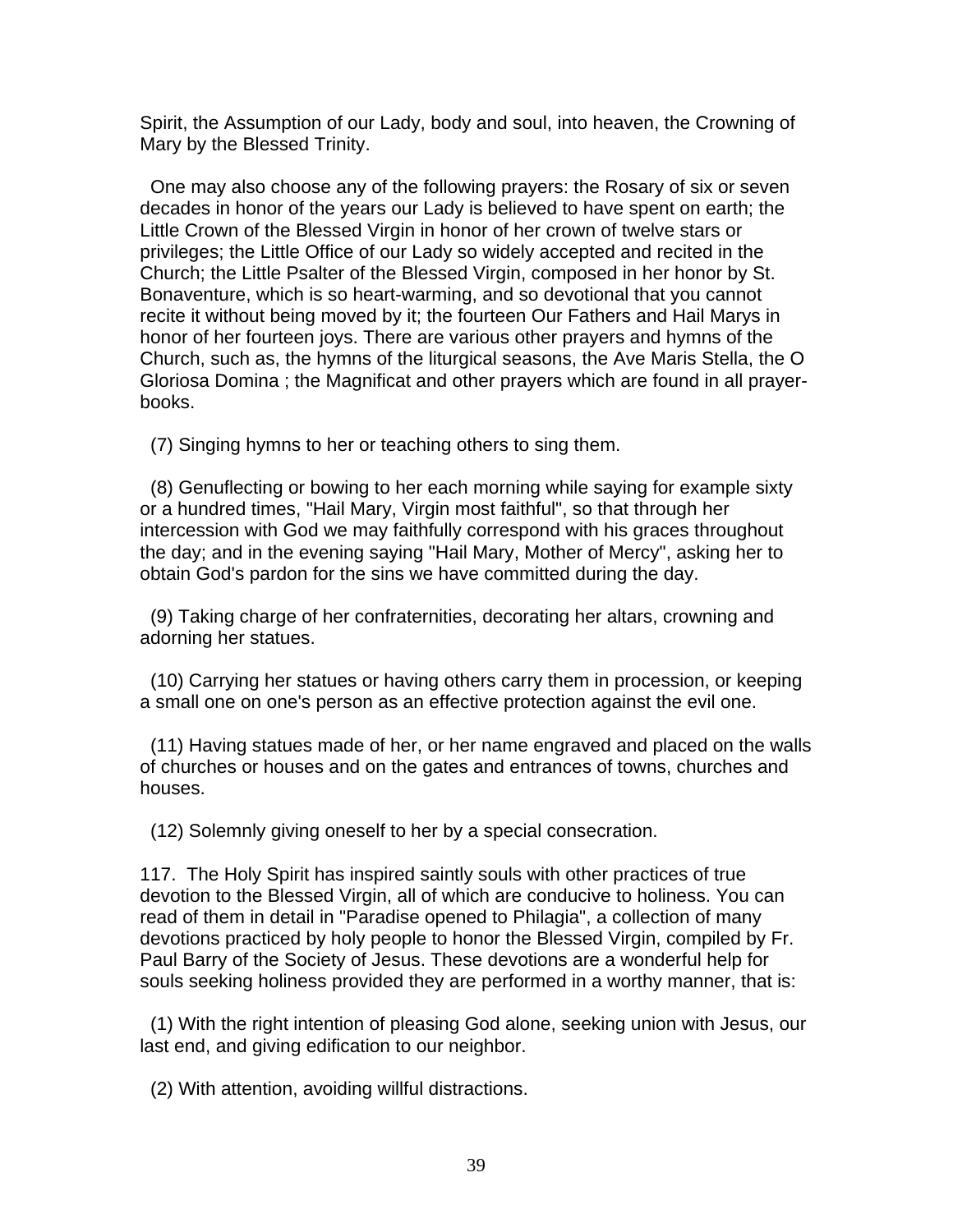Spirit, the Assumption of our Lady, body and soul, into heaven, the Crowning of Mary by the Blessed Trinity.

One may also choose any of the following prayers: the Rosary of six or seven decades in honor of the years our Lady is believed to have spent on earth; the Little Crown of the Blessed Virgin in honor of her crown of twelve stars or privileges; the Little Office of our Lady so widely accepted and recited in the Church; the Little Psalter of the Blessed Virgin, composed in her honor by St. Bonaventure, which is so heart-warming, and so devotional that you cannot recite it without being moved by it; the fourteen Our Fathers and Hail Marys in honor of her fourteen joys. There are various other prayers and hymns of the Church, such as, the hymns of the liturgical seasons, the Ave Maris Stella, the O Gloriosa Domina ; the Magnificat and other prayers which are found in all prayer-books.

(7) Singing hymns to her or teaching others to sing them.

(8) Genuflecting or bowing to her each morning while saying for example sixty or a hundred times, "Hail Mary, Virgin most faithful", so that through her intercession with God we may faithfully correspond with his graces throughout the day; and in the evening saying "Hail Mary, Mother of Mercy", asking her to obtain God's pardon for the sins we have committed during the day.

(9) Taking charge of her confraternities, decorating her altars, crowning and adorning her statues.

(10) Carrying her statues or having others carry them in procession, or keeping a small one on one's person as an effective protection against the evil one.

(11) Having statues made of her, or her name engraved and placed on the walls of churches or houses and on the gates and entrances of towns, churches and houses.

(12) Solemnly giving oneself to her by a special consecration.

117. The Holy Spirit has inspired saintly souls with other practices of true devotion to the Blessed Virgin, all of which are conducive to holiness. You can read of them in detail in "Paradise opened to Philagia", a collection of many devotions practiced by holy people to honor the Blessed Virgin, compiled by Fr. Paul Barry of the Society of Jesus. These devotions are a wonderful help for souls seeking holiness provided they are performed in a worthy manner, that is:

(1) With the right intention of pleasing God alone, seeking union with Jesus, our last end, and giving edification to our neighbor.

(2) With attention, avoiding willful distractions.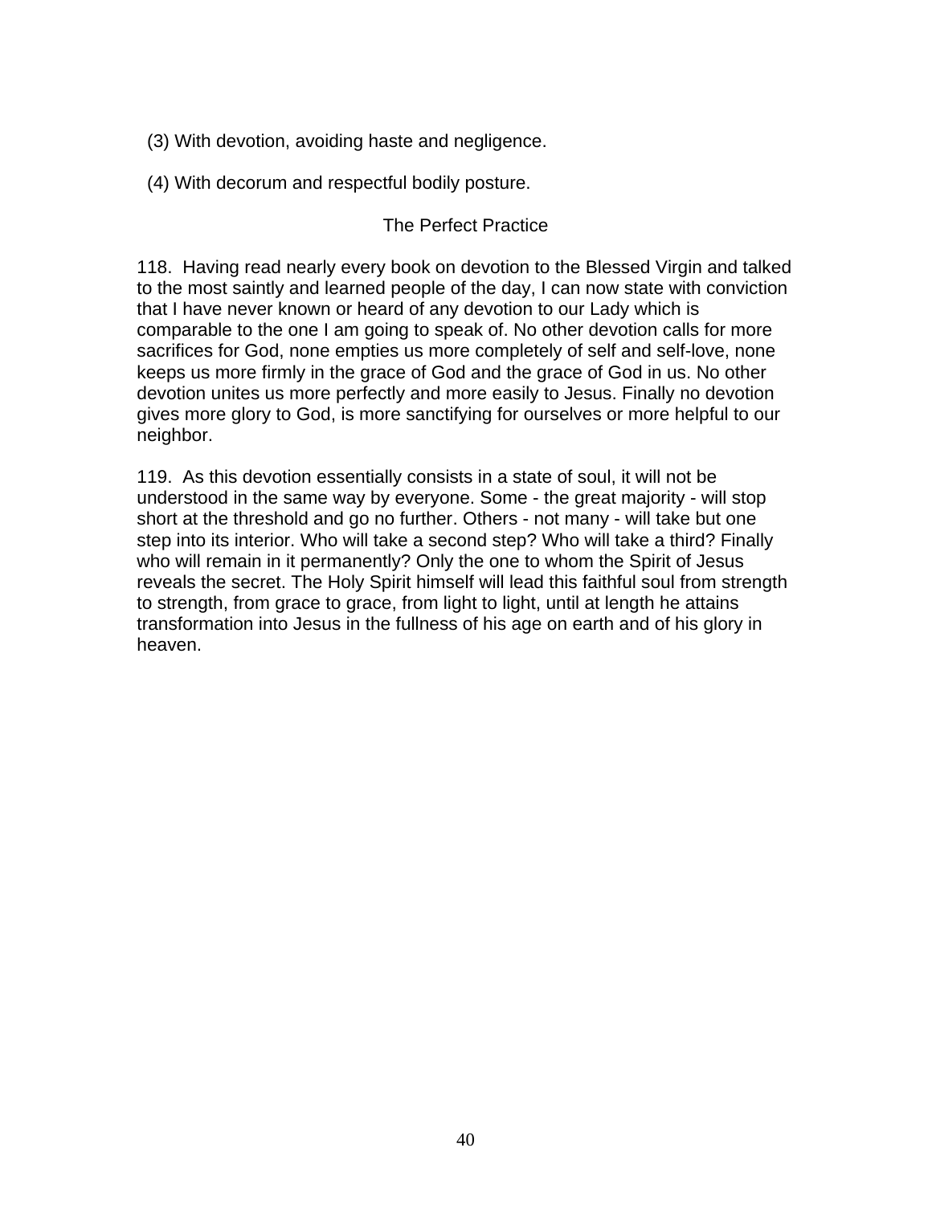(3) With devotion, avoiding haste and negligence.

(4) With decorum and respectful bodily posture.

## The Perfect Practice

118. Having read nearly every book on devotion to the Blessed Virgin and talked to the most saintly and learned people of the day, I can now state with conviction that I have never known or heard of any devotion to our Lady which is comparable to the one I am going to speak of. No other devotion calls for more sacrifices for God, none empties us more completely of self and self-love, none keeps us more firmly in the grace of God and the grace of God in us. No other devotion unites us more perfectly and more easily to Jesus. Finally no devotion gives more glory to God, is more sanctifying for ourselves or more helpful to our neighbor.

119. As this devotion essentially consists in a state of soul, it will not be understood in the same way by everyone. Some - the great majority - will stop short at the threshold and go no further. Others - not many - will take but one step into its interior. Who will take a second step? Who will take a third? Finally who will remain in it permanently? Only the one to whom the Spirit of Jesus reveals the secret. The Holy Spirit himself will lead this faithful soul from strength to strength, from grace to grace, from light to light, until at length he attains transformation into Jesus in the fullness of his age on earth and of his glory in heaven.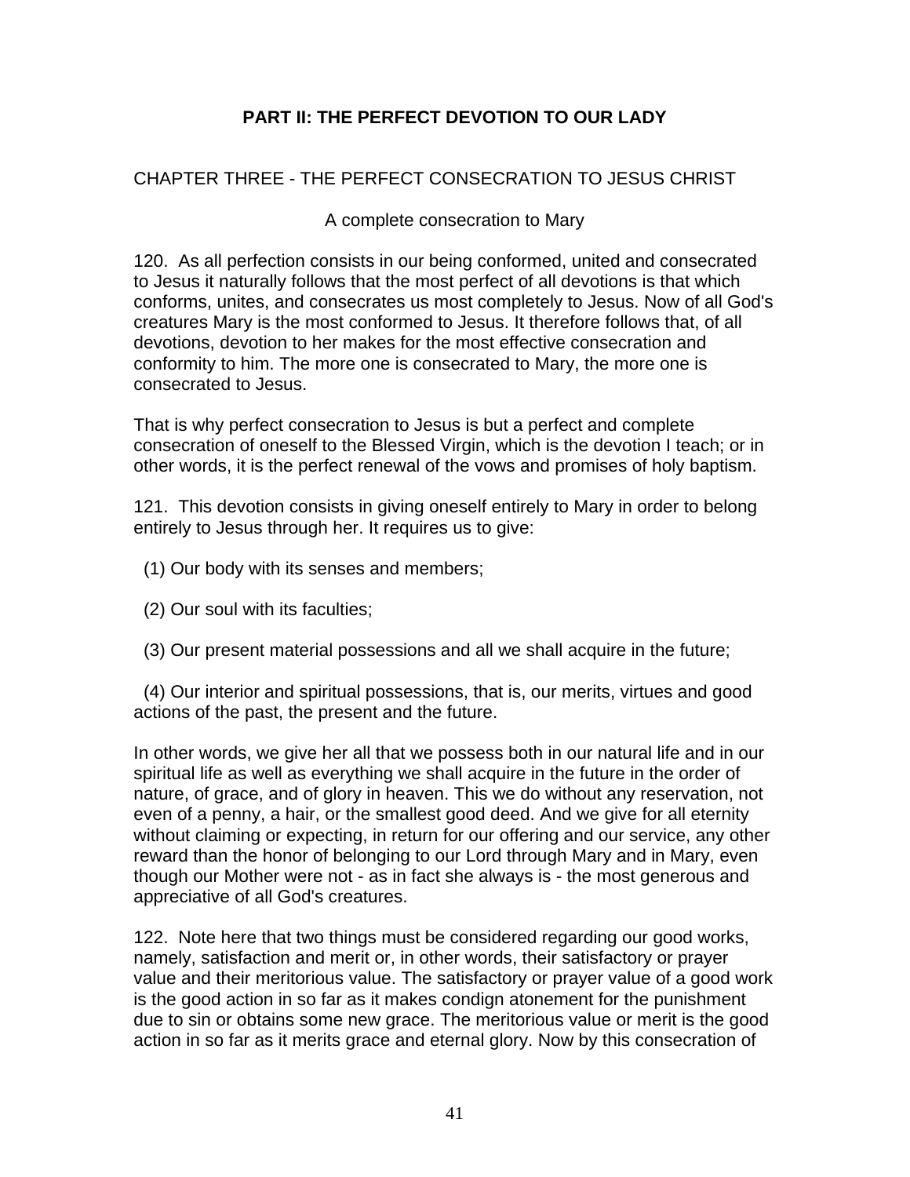## PART II: THE PERFECT DEVOTION TO OUR LADY

### CHAPTER THREE - THE PERFECT CONSECRATION TO JESUS CHRIST

A complete consecration to Mary

120. As all perfection consists in our being conformed, united and consecrated to Jesus it naturally follows that the most perfect of all devotions is that which conforms, unites, and consecrates us most completely to Jesus. Now of all God's creatures Mary is the most conformed to Jesus. It therefore follows that, of all devotions, devotion to her makes for the most effective consecration and conformity to him. The more one is consecrated to Mary, the more one is consecrated to Jesus.

That is why perfect consecration to Jesus is but a perfect and complete consecration of oneself to the Blessed Virgin, which is the devotion I teach; or in other words, it is the perfect renewal of the vows and promises of holy baptism.

121. This devotion consists in giving oneself entirely to Mary in order to belong entirely to Jesus through her. It requires us to give:

(1) Our body with its senses and members;

(2) Our soul with its faculties;

(3) Our present material possessions and all we shall acquire in the future;

(4) Our interior and spiritual possessions, that is, our merits, virtues and good actions of the past, the present and the future.

In other words, we give her all that we possess both in our natural life and in our spiritual life as well as everything we shall acquire in the future in the order of nature, of grace, and of glory in heaven. This we do without any reservation, not even of a penny, a hair, or the smallest good deed. And we give for all eternity without claiming or expecting, in return for our offering and our service, any other reward than the honor of belonging to our Lord through Mary and in Mary, even though our Mother were not - as in fact she always is - the most generous and appreciative of all God's creatures.

122. Note here that two things must be considered regarding our good works, namely, satisfaction and merit or, in other words, their satisfactory or prayer value and their meritorious value. The satisfactory or prayer value of a good work is the good action in so far as it makes condign atonement for the punishment due to sin or obtains some new grace. The meritorious value or merit is the good action in so far as it merits grace and eternal glory. Now by this consecration of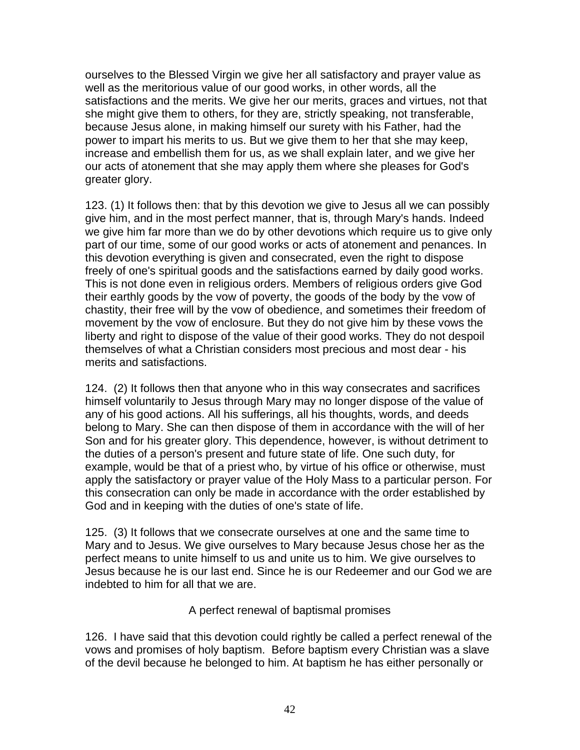ourselves to the Blessed Virgin we give her all satisfactory and prayer value as well as the meritorious value of our good works, in other words, all the satisfactions and the merits. We give her our merits, graces and virtues, not that she might give them to others, for they are, strictly speaking, not transferable, because Jesus alone, in making himself our surety with his Father, had the power to impart his merits to us. But we give them to her that she may keep, increase and embellish them for us, as we shall explain later, and we give her our acts of atonement that she may apply them where she pleases for God's greater glory.

123. (1) It follows then: that by this devotion we give to Jesus all we can possibly give him, and in the most perfect manner, that is, through Mary's hands. Indeed we give him far more than we do by other devotions which require us to give only part of our time, some of our good works or acts of atonement and penances. In this devotion everything is given and consecrated, even the right to dispose freely of one's spiritual goods and the satisfactions earned by daily good works. This is not done even in religious orders. Members of religious orders give God their earthly goods by the vow of poverty, the goods of the body by the vow of chastity, their free will by the vow of obedience, and sometimes their freedom of movement by the vow of enclosure. But they do not give him by these vows the liberty and right to dispose of the value of their good works. They do not despoil themselves of what a Christian considers most precious and most dear - his merits and satisfactions.

124. (2) It follows then that anyone who in this way consecrates and sacrifices himself voluntarily to Jesus through Mary may no longer dispose of the value of any of his good actions. All his sufferings, all his thoughts, words, and deeds belong to Mary. She can then dispose of them in accordance with the will of her Son and for his greater glory. This dependence, however, is without detriment to the duties of a person's present and future state of life. One such duty, for example, would be that of a priest who, by virtue of his office or otherwise, must apply the satisfactory or prayer value of the Holy Mass to a particular person. For this consecration can only be made in accordance with the order established by God and in keeping with the duties of one's state of life.

125. (3) It follows that we consecrate ourselves at one and the same time to Mary and to Jesus. We give ourselves to Mary because Jesus chose her as the perfect means to unite himself to us and unite us to him. We give ourselves to Jesus because he is our last end. Since he is our Redeemer and our God we are indebted to him for all that we are.

### A perfect renewal of baptismal promises

126. I have said that this devotion could rightly be called a perfect renewal of the vows and promises of holy baptism. Before baptism every Christian was a slave of the devil because he belonged to him. At baptism he has either personally or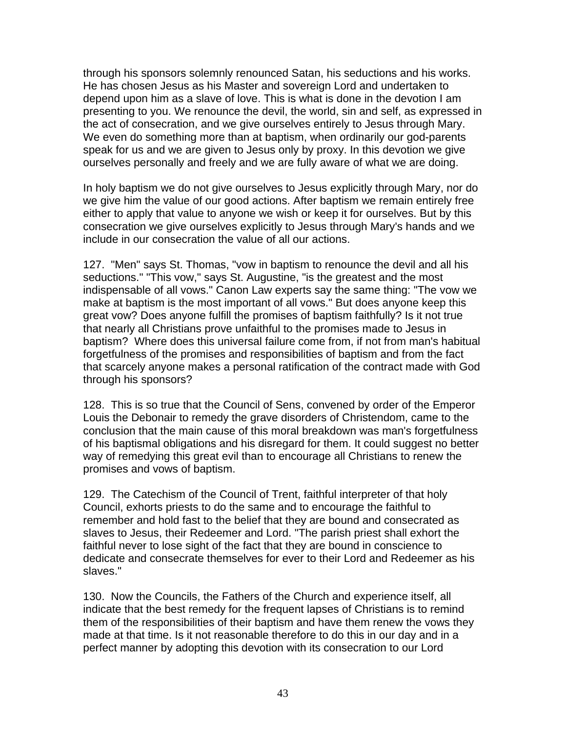through his sponsors solemnly renounced Satan, his seductions and his works. He has chosen Jesus as his Master and sovereign Lord and undertaken to depend upon him as a slave of love. This is what is done in the devotion I am presenting to you. We renounce the devil, the world, sin and self, as expressed in the act of consecration, and we give ourselves entirely to Jesus through Mary. We even do something more than at baptism, when ordinarily our god-parents speak for us and we are given to Jesus only by proxy. In this devotion we give ourselves personally and freely and we are fully aware of what we are doing.

In holy baptism we do not give ourselves to Jesus explicitly through Mary, nor do we give him the value of our good actions. After baptism we remain entirely free either to apply that value to anyone we wish or keep it for ourselves. But by this consecration we give ourselves explicitly to Jesus through Mary's hands and we include in our consecration the value of all our actions.

127. "Men" says St. Thomas, "vow in baptism to renounce the devil and all his seductions." "This vow," says St. Augustine, "is the greatest and the most indispensable of all vows." Canon Law experts say the same thing: "The vow we make at baptism is the most important of all vows." But does anyone keep this great vow? Does anyone fulfill the promises of baptism faithfully? Is it not true that nearly all Christians prove unfaithful to the promises made to Jesus in baptism? Where does this universal failure come from, if not from man's habitual forgetfulness of the promises and responsibilities of baptism and from the fact that scarcely anyone makes a personal ratification of the contract made with God through his sponsors?

128. This is so true that the Council of Sens, convened by order of the Emperor Louis the Debonair to remedy the grave disorders of Christendom, came to the conclusion that the main cause of this moral breakdown was man's forgetfulness of his baptismal obligations and his disregard for them. It could suggest no better way of remedying this great evil than to encourage all Christians to renew the promises and vows of baptism.

129. The Catechism of the Council of Trent, faithful interpreter of that holy Council, exhorts priests to do the same and to encourage the faithful to remember and hold fast to the belief that they are bound and consecrated as slaves to Jesus, their Redeemer and Lord. "The parish priest shall exhort the faithful never to lose sight of the fact that they are bound in conscience to dedicate and consecrate themselves for ever to their Lord and Redeemer as his slaves."

130. Now the Councils, the Fathers of the Church and experience itself, all indicate that the best remedy for the frequent lapses of Christians is to remind them of the responsibilities of their baptism and have them renew the vows they made at that time. Is it not reasonable therefore to do this in our day and in a perfect manner by adopting this devotion with its consecration to our Lord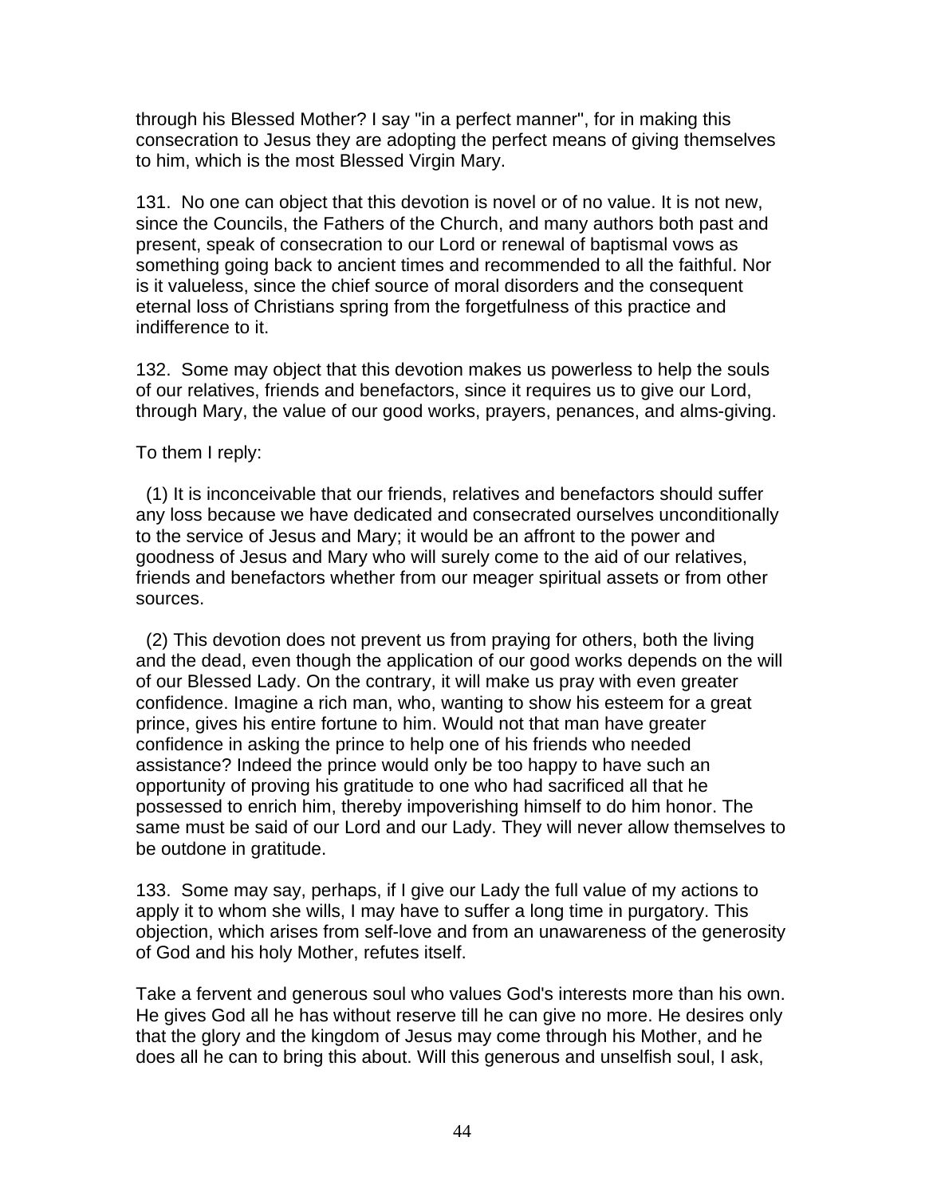through his Blessed Mother? I say "in a perfect manner", for in making this consecration to Jesus they are adopting the perfect means of giving themselves to him, which is the most Blessed Virgin Mary.

131. No one can object that this devotion is novel or of no value. It is not new, since the Councils, the Fathers of the Church, and many authors both past and present, speak of consecration to our Lord or renewal of baptismal vows as something going back to ancient times and recommended to all the faithful. Nor is it valueless, since the chief source of moral disorders and the consequent eternal loss of Christians spring from the forgetfulness of this practice and indifference to it.

132. Some may object that this devotion makes us powerless to help the souls of our relatives, friends and benefactors, since it requires us to give our Lord, through Mary, the value of our good works, prayers, penances, and alms-giving.

To them I reply:

(1) It is inconceivable that our friends, relatives and benefactors should suffer any loss because we have dedicated and consecrated ourselves unconditionally to the service of Jesus and Mary; it would be an affront to the power and goodness of Jesus and Mary who will surely come to the aid of our relatives, friends and benefactors whether from our meager spiritual assets or from other sources.

(2) This devotion does not prevent us from praying for others, both the living and the dead, even though the application of our good works depends on the will of our Blessed Lady. On the contrary, it will make us pray with even greater confidence. Imagine a rich man, who, wanting to show his esteem for a great prince, gives his entire fortune to him. Would not that man have greater confidence in asking the prince to help one of his friends who needed assistance? Indeed the prince would only be too happy to have such an opportunity of proving his gratitude to one who had sacrificed all that he possessed to enrich him, thereby impoverishing himself to do him honor. The same must be said of our Lord and our Lady. They will never allow themselves to be outdone in gratitude.

133. Some may say, perhaps, if I give our Lady the full value of my actions to apply it to whom she wills, I may have to suffer a long time in purgatory. This objection, which arises from self-love and from an unawareness of the generosity of God and his holy Mother, refutes itself.

Take a fervent and generous soul who values God's interests more than his own. He gives God all he has without reserve till he can give no more. He desires only that the glory and the kingdom of Jesus may come through his Mother, and he does all he can to bring this about. Will this generous and unselfish soul, I ask,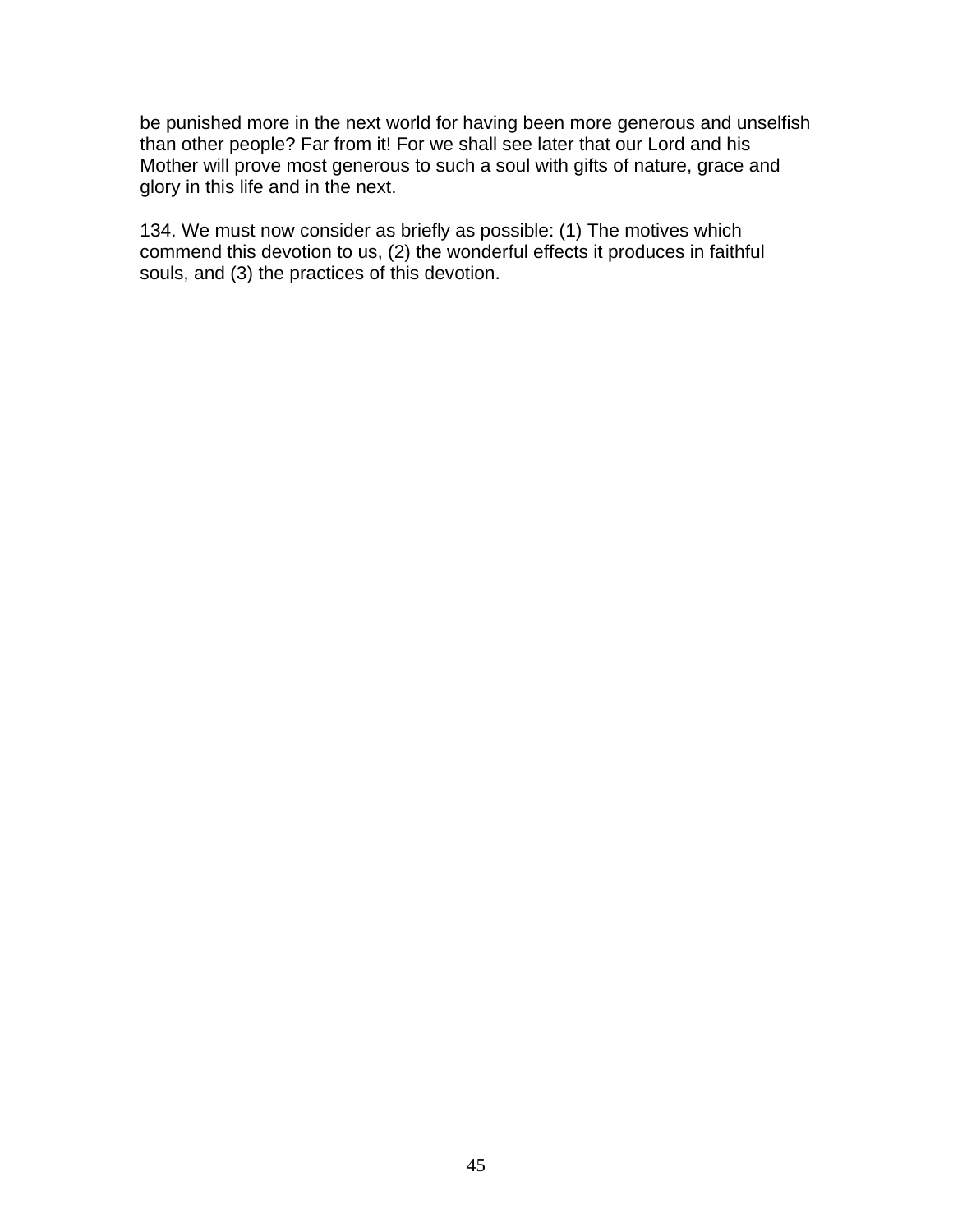be punished more in the next world for having been more generous and unselfish than other people? Far from it! For we shall see later that our Lord and his Mother will prove most generous to such a soul with gifts of nature, grace and glory in this life and in the next.

134. We must now consider as briefly as possible: (1) The motives which commend this devotion to us, (2) the wonderful effects it produces in faithful souls, and (3) the practices of this devotion.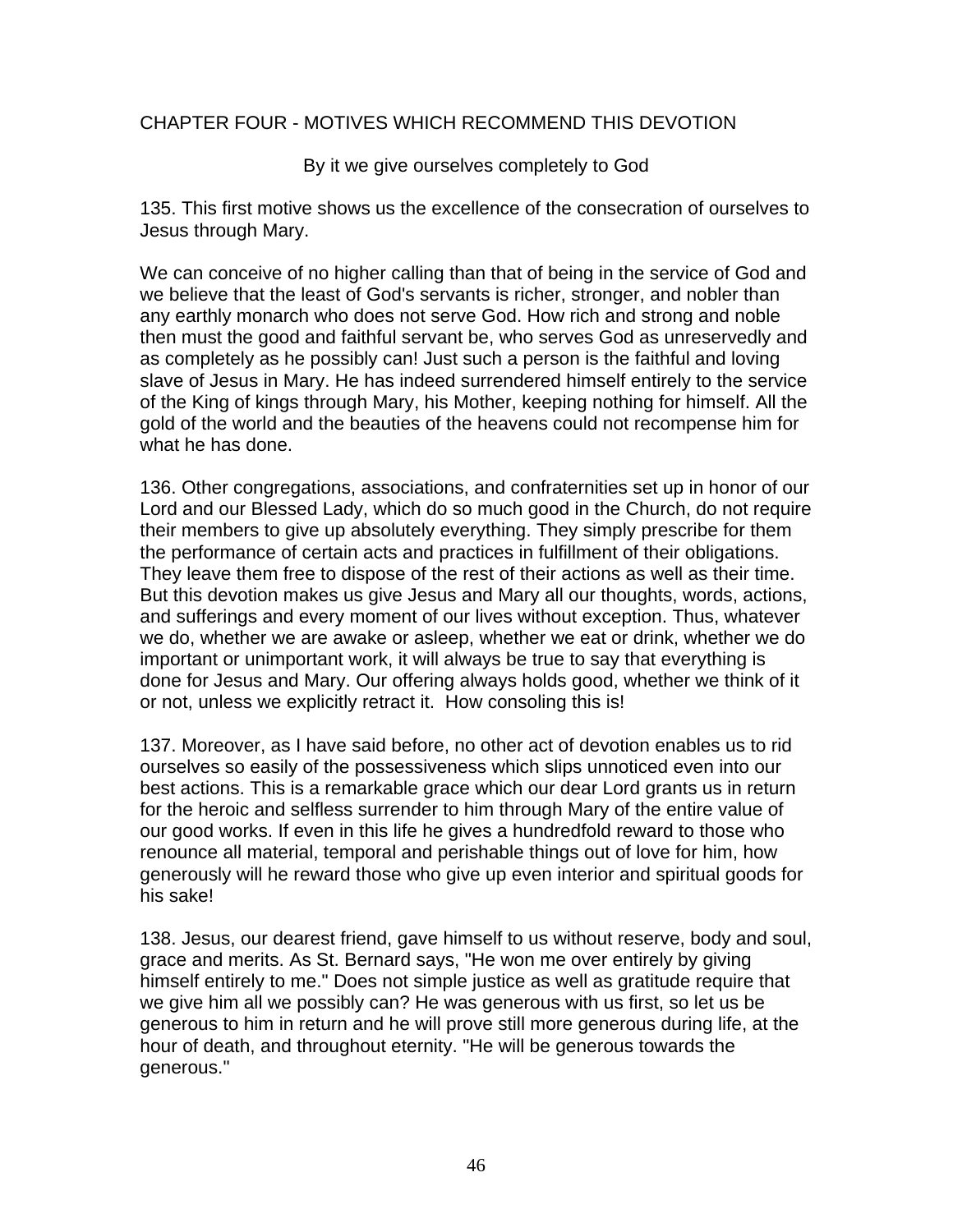## CHAPTER FOUR - MOTIVES WHICH RECOMMEND THIS DEVOTION

### By it we give ourselves completely to God

135. This first motive shows us the excellence of the consecration of ourselves to Jesus through Mary.

We can conceive of no higher calling than that of being in the service of God and we believe that the least of God's servants is richer, stronger, and nobler than any earthly monarch who does not serve God. How rich and strong and noble then must the good and faithful servant be, who serves God as unreservedly and as completely as he possibly can! Just such a person is the faithful and loving slave of Jesus in Mary. He has indeed surrendered himself entirely to the service of the King of kings through Mary, his Mother, keeping nothing for himself. All the gold of the world and the beauties of the heavens could not recompense him for what he has done.

136. Other congregations, associations, and confraternities set up in honor of our Lord and our Blessed Lady, which do so much good in the Church, do not require their members to give up absolutely everything. They simply prescribe for them the performance of certain acts and practices in fulfillment of their obligations. They leave them free to dispose of the rest of their actions as well as their time. But this devotion makes us give Jesus and Mary all our thoughts, words, actions, and sufferings and every moment of our lives without exception. Thus, whatever we do, whether we are awake or asleep, whether we eat or drink, whether we do important or unimportant work, it will always be true to say that everything is done for Jesus and Mary. Our offering always holds good, whether we think of it or not, unless we explicitly retract it. How consoling this is!

137. Moreover, as I have said before, no other act of devotion enables us to rid ourselves so easily of the possessiveness which slips unnoticed even into our best actions. This is a remarkable grace which our dear Lord grants us in return for the heroic and selfless surrender to him through Mary of the entire value of our good works. If even in this life he gives a hundredfold reward to those who renounce all material, temporal and perishable things out of love for him, how generously will he reward those who give up even interior and spiritual goods for his sake!

138. Jesus, our dearest friend, gave himself to us without reserve, body and soul, grace and merits. As St. Bernard says, "He won me over entirely by giving himself entirely to me." Does not simple justice as well as gratitude require that we give him all we possibly can? He was generous with us first, so let us be generous to him in return and he will prove still more generous during life, at the hour of death, and throughout eternity. "He will be generous towards the generous."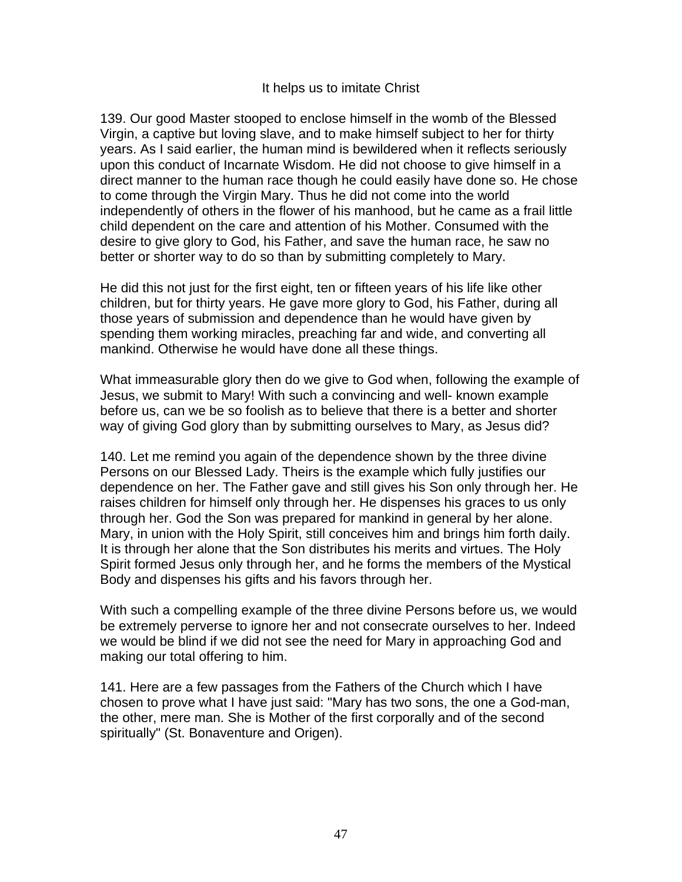### It helps us to imitate Christ

139. Our good Master stooped to enclose himself in the womb of the Blessed Virgin, a captive but loving slave, and to make himself subject to her for thirty years. As I said earlier, the human mind is bewildered when it reflects seriously upon this conduct of Incarnate Wisdom. He did not choose to give himself in a direct manner to the human race though he could easily have done so. He chose to come through the Virgin Mary. Thus he did not come into the world independently of others in the flower of his manhood, but he came as a frail little child dependent on the care and attention of his Mother. Consumed with the desire to give glory to God, his Father, and save the human race, he saw no better or shorter way to do so than by submitting completely to Mary.

He did this not just for the first eight, ten or fifteen years of his life like other children, but for thirty years. He gave more glory to God, his Father, during all those years of submission and dependence than he would have given by spending them working miracles, preaching far and wide, and converting all mankind. Otherwise he would have done all these things.

What immeasurable glory then do we give to God when, following the example of Jesus, we submit to Mary! With such a convincing and well- known example before us, can we be so foolish as to believe that there is a better and shorter way of giving God glory than by submitting ourselves to Mary, as Jesus did?

140. Let me remind you again of the dependence shown by the three divine Persons on our Blessed Lady. Theirs is the example which fully justifies our dependence on her. The Father gave and still gives his Son only through her. He raises children for himself only through her. He dispenses his graces to us only through her. God the Son was prepared for mankind in general by her alone. Mary, in union with the Holy Spirit, still conceives him and brings him forth daily. It is through her alone that the Son distributes his merits and virtues. The Holy Spirit formed Jesus only through her, and he forms the members of the Mystical Body and dispenses his gifts and his favors through her.

With such a compelling example of the three divine Persons before us, we would be extremely perverse to ignore her and not consecrate ourselves to her. Indeed we would be blind if we did not see the need for Mary in approaching God and making our total offering to him.

141. Here are a few passages from the Fathers of the Church which I have chosen to prove what I have just said: "Mary has two sons, the one a God-man, the other, mere man. She is Mother of the first corporally and of the second spiritually" (St. Bonaventure and Origen).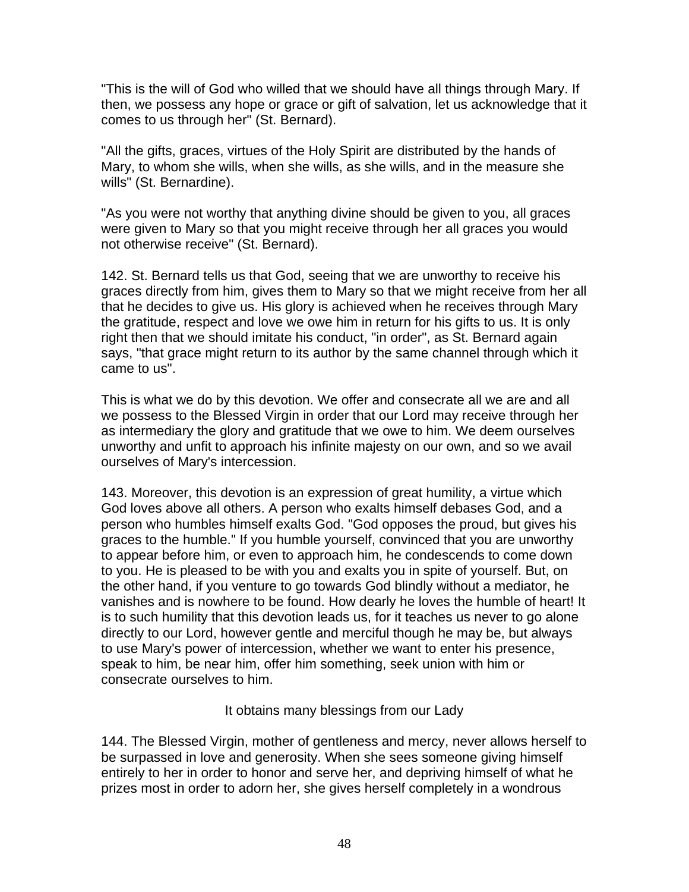"This is the will of God who willed that we should have all things through Mary. If then, we possess any hope or grace or gift of salvation, let us acknowledge that it comes to us through her" (St. Bernard).

"All the gifts, graces, virtues of the Holy Spirit are distributed by the hands of Mary, to whom she wills, when she wills, as she wills, and in the measure she wills" (St. Bernardine).

"As you were not worthy that anything divine should be given to you, all graces were given to Mary so that you might receive through her all graces you would not otherwise receive" (St. Bernard).

142. St. Bernard tells us that God, seeing that we are unworthy to receive his graces directly from him, gives them to Mary so that we might receive from her all that he decides to give us. His glory is achieved when he receives through Mary the gratitude, respect and love we owe him in return for his gifts to us. It is only right then that we should imitate his conduct, "in order", as St. Bernard again says, "that grace might return to its author by the same channel through which it came to us".

This is what we do by this devotion. We offer and consecrate all we are and all we possess to the Blessed Virgin in order that our Lord may receive through her as intermediary the glory and gratitude that we owe to him. We deem ourselves unworthy and unfit to approach his infinite majesty on our own, and so we avail ourselves of Mary's intercession.

143. Moreover, this devotion is an expression of great humility, a virtue which God loves above all others. A person who exalts himself debases God, and a person who humbles himself exalts God. "God opposes the proud, but gives his graces to the humble." If you humble yourself, convinced that you are unworthy to appear before him, or even to approach him, he condescends to come down to you. He is pleased to be with you and exalts you in spite of yourself. But, on the other hand, if you venture to go towards God blindly without a mediator, he vanishes and is nowhere to be found. How dearly he loves the humble of heart! It is to such humility that this devotion leads us, for it teaches us never to go alone directly to our Lord, however gentle and merciful though he may be, but always to use Mary's power of intercession, whether we want to enter his presence, speak to him, be near him, offer him something, seek union with him or consecrate ourselves to him.

## It obtains many blessings from our Lady

144. The Blessed Virgin, mother of gentleness and mercy, never allows herself to be surpassed in love and generosity. When she sees someone giving himself entirely to her in order to honor and serve her, and depriving himself of what he prizes most in order to adorn her, she gives herself completely in a wondrous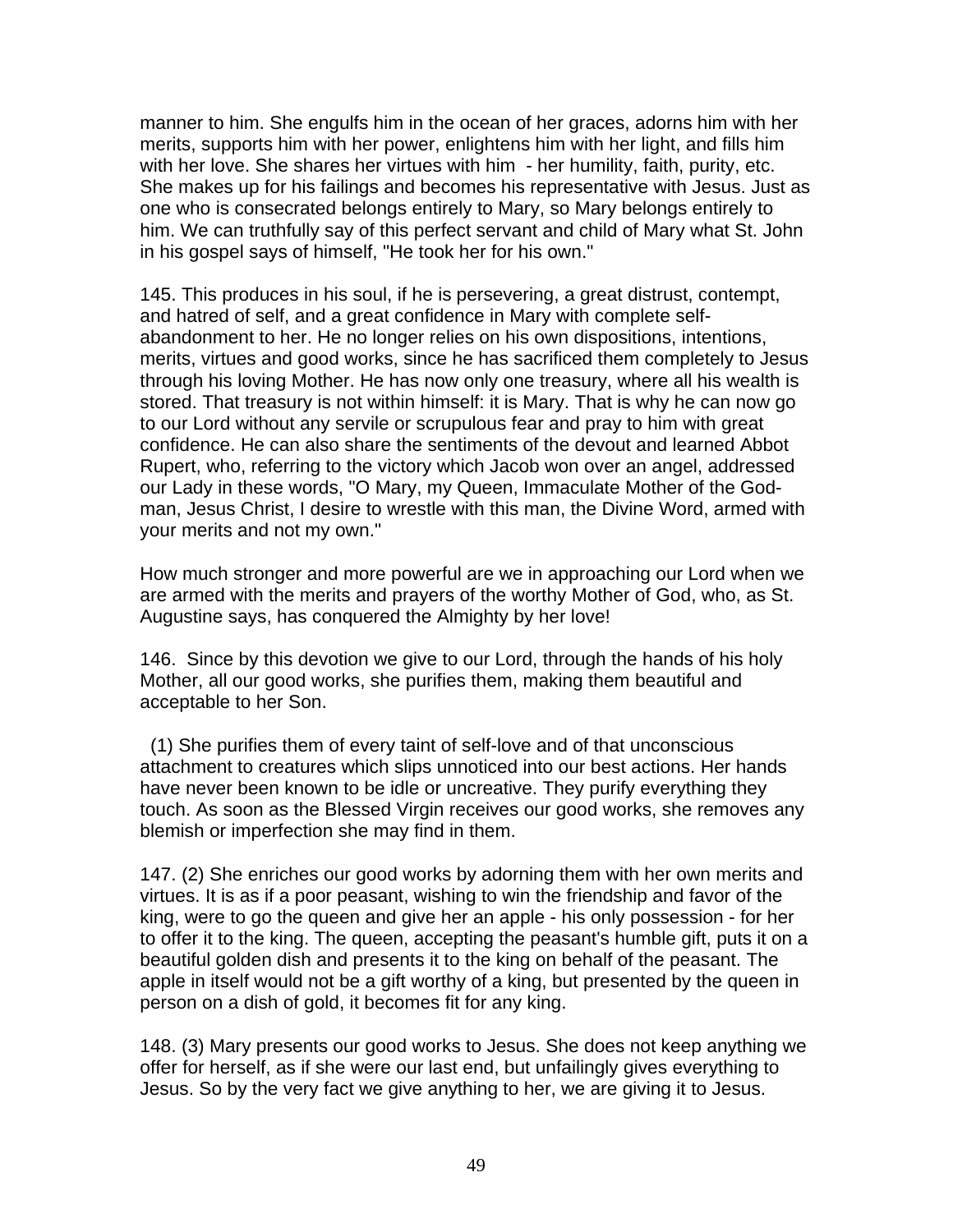manner to him. She engulfs him in the ocean of her graces, adorns him with her merits, supports him with her power, enlightens him with her light, and fills him with her love. She shares her virtues with him - her humility, faith, purity, etc. She makes up for his failings and becomes his representative with Jesus. Just as one who is consecrated belongs entirely to Mary, so Mary belongs entirely to him. We can truthfully say of this perfect servant and child of Mary what St. John in his gospel says of himself, "He took her for his own."

145. This produces in his soul, if he is persevering, a great distrust, contempt, and hatred of self, and a great confidence in Mary with complete self-abandonment to her. He no longer relies on his own dispositions, intentions, merits, virtues and good works, since he has sacrificed them completely to Jesus through his loving Mother. He has now only one treasury, where all his wealth is stored. That treasury is not within himself: it is Mary. That is why he can now go to our Lord without any servile or scrupulous fear and pray to him with great confidence. He can also share the sentiments of the devout and learned Abbot Rupert, who, referring to the victory which Jacob won over an angel, addressed our Lady in these words, "O Mary, my Queen, Immaculate Mother of the God-man, Jesus Christ, I desire to wrestle with this man, the Divine Word, armed with your merits and not my own."

How much stronger and more powerful are we in approaching our Lord when we are armed with the merits and prayers of the worthy Mother of God, who, as St. Augustine says, has conquered the Almighty by her love!

146. Since by this devotion we give to our Lord, through the hands of his holy Mother, all our good works, she purifies them, making them beautiful and acceptable to her Son.

(1) She purifies them of every taint of self-love and of that unconscious attachment to creatures which slips unnoticed into our best actions. Her hands have never been known to be idle or uncreative. They purify everything they touch. As soon as the Blessed Virgin receives our good works, she removes any blemish or imperfection she may find in them.

147. (2) She enriches our good works by adorning them with her own merits and virtues. It is as if a poor peasant, wishing to win the friendship and favor of the king, were to go the queen and give her an apple - his only possession - for her to offer it to the king. The queen, accepting the peasant's humble gift, puts it on a beautiful golden dish and presents it to the king on behalf of the peasant. The apple in itself would not be a gift worthy of a king, but presented by the queen in person on a dish of gold, it becomes fit for any king.

148. (3) Mary presents our good works to Jesus. She does not keep anything we offer for herself, as if she were our last end, but unfailingly gives everything to Jesus. So by the very fact we give anything to her, we are giving it to Jesus.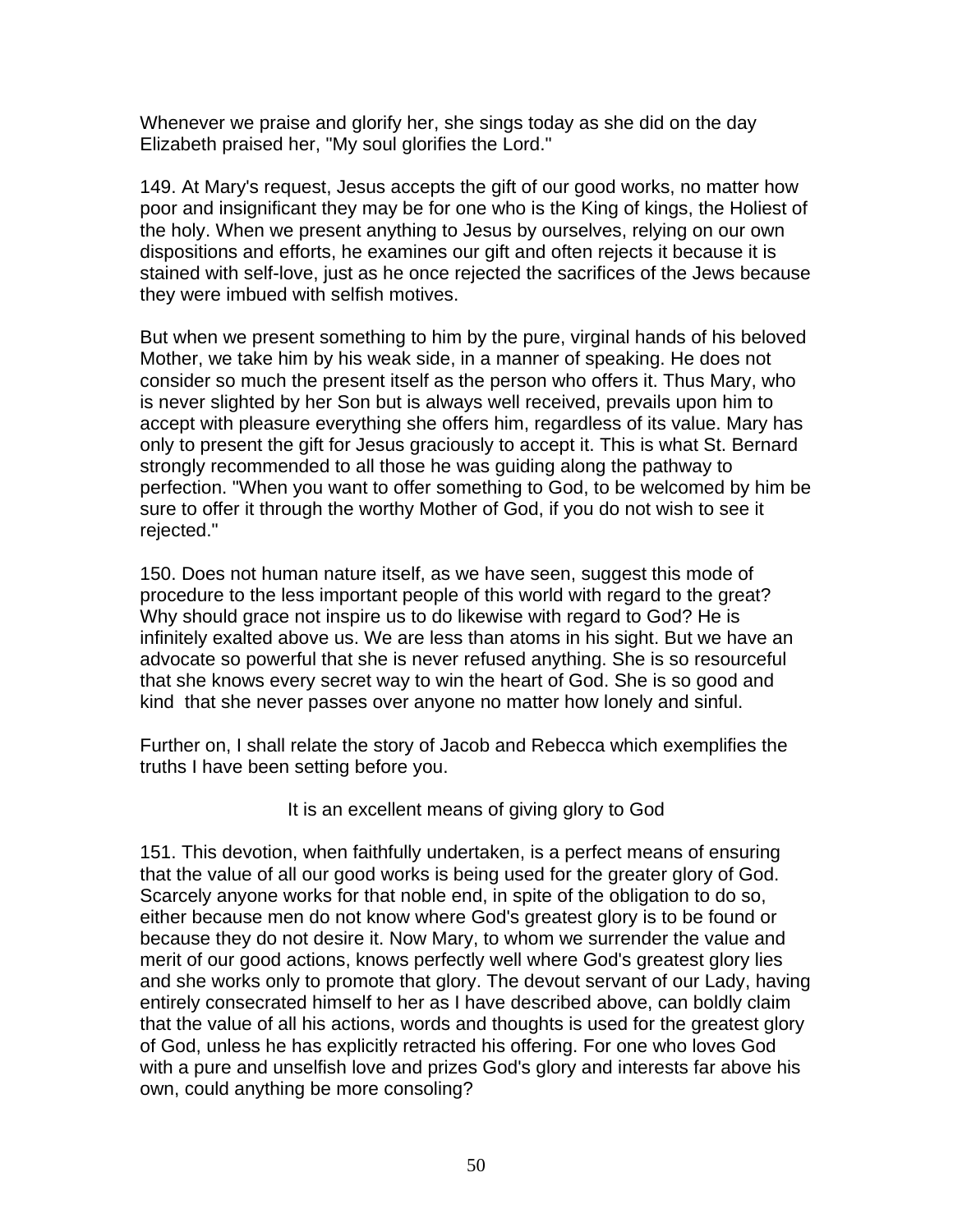Whenever we praise and glorify her, she sings today as she did on the day Elizabeth praised her, "My soul glorifies the Lord."

149. At Mary's request, Jesus accepts the gift of our good works, no matter how poor and insignificant they may be for one who is the King of kings, the Holiest of the holy. When we present anything to Jesus by ourselves, relying on our own dispositions and efforts, he examines our gift and often rejects it because it is stained with self-love, just as he once rejected the sacrifices of the Jews because they were imbued with selfish motives.

But when we present something to him by the pure, virginal hands of his beloved Mother, we take him by his weak side, in a manner of speaking. He does not consider so much the present itself as the person who offers it. Thus Mary, who is never slighted by her Son but is always well received, prevails upon him to accept with pleasure everything she offers him, regardless of its value. Mary has only to present the gift for Jesus graciously to accept it. This is what St. Bernard strongly recommended to all those he was guiding along the pathway to perfection. "When you want to offer something to God, to be welcomed by him be sure to offer it through the worthy Mother of God, if you do not wish to see it rejected."

150. Does not human nature itself, as we have seen, suggest this mode of procedure to the less important people of this world with regard to the great? Why should grace not inspire us to do likewise with regard to God? He is infinitely exalted above us. We are less than atoms in his sight. But we have an advocate so powerful that she is never refused anything. She is so resourceful that she knows every secret way to win the heart of God. She is so good and kind that she never passes over anyone no matter how lonely and sinful.

Further on, I shall relate the story of Jacob and Rebecca which exemplifies the truths I have been setting before you.

### It is an excellent means of giving glory to God

151. This devotion, when faithfully undertaken, is a perfect means of ensuring that the value of all our good works is being used for the greater glory of God. Scarcely anyone works for that noble end, in spite of the obligation to do so, either because men do not know where God's greatest glory is to be found or because they do not desire it. Now Mary, to whom we surrender the value and merit of our good actions, knows perfectly well where God's greatest glory lies and she works only to promote that glory. The devout servant of our Lady, having entirely consecrated himself to her as I have described above, can boldly claim that the value of all his actions, words and thoughts is used for the greatest glory of God, unless he has explicitly retracted his offering. For one who loves God with a pure and unselfish love and prizes God's glory and interests far above his own, could anything be more consoling?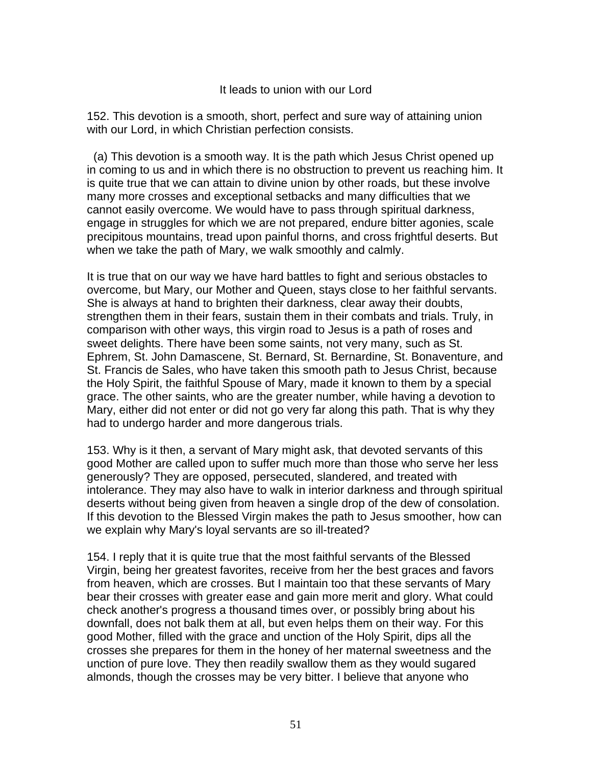### It leads to union with our Lord

152. This devotion is a smooth, short, perfect and sure way of attaining union with our Lord, in which Christian perfection consists.

(a) This devotion is a smooth way. It is the path which Jesus Christ opened up in coming to us and in which there is no obstruction to prevent us reaching him. It is quite true that we can attain to divine union by other roads, but these involve many more crosses and exceptional setbacks and many difficulties that we cannot easily overcome. We would have to pass through spiritual darkness, engage in struggles for which we are not prepared, endure bitter agonies, scale precipitous mountains, tread upon painful thorns, and cross frightful deserts. But when we take the path of Mary, we walk smoothly and calmly.

It is true that on our way we have hard battles to fight and serious obstacles to overcome, but Mary, our Mother and Queen, stays close to her faithful servants. She is always at hand to brighten their darkness, clear away their doubts, strengthen them in their fears, sustain them in their combats and trials. Truly, in comparison with other ways, this virgin road to Jesus is a path of roses and sweet delights. There have been some saints, not very many, such as St. Ephrem, St. John Damascene, St. Bernard, St. Bernardine, St. Bonaventure, and St. Francis de Sales, who have taken this smooth path to Jesus Christ, because the Holy Spirit, the faithful Spouse of Mary, made it known to them by a special grace. The other saints, who are the greater number, while having a devotion to Mary, either did not enter or did not go very far along this path. That is why they had to undergo harder and more dangerous trials.

153. Why is it then, a servant of Mary might ask, that devoted servants of this good Mother are called upon to suffer much more than those who serve her less generously? They are opposed, persecuted, slandered, and treated with intolerance. They may also have to walk in interior darkness and through spiritual deserts without being given from heaven a single drop of the dew of consolation. If this devotion to the Blessed Virgin makes the path to Jesus smoother, how can we explain why Mary's loyal servants are so ill-treated?

154. I reply that it is quite true that the most faithful servants of the Blessed Virgin, being her greatest favorites, receive from her the best graces and favors from heaven, which are crosses. But I maintain too that these servants of Mary bear their crosses with greater ease and gain more merit and glory. What could check another's progress a thousand times over, or possibly bring about his downfall, does not balk them at all, but even helps them on their way. For this good Mother, filled with the grace and unction of the Holy Spirit, dips all the crosses she prepares for them in the honey of her maternal sweetness and the unction of pure love. They then readily swallow them as they would sugared almonds, though the crosses may be very bitter. I believe that anyone who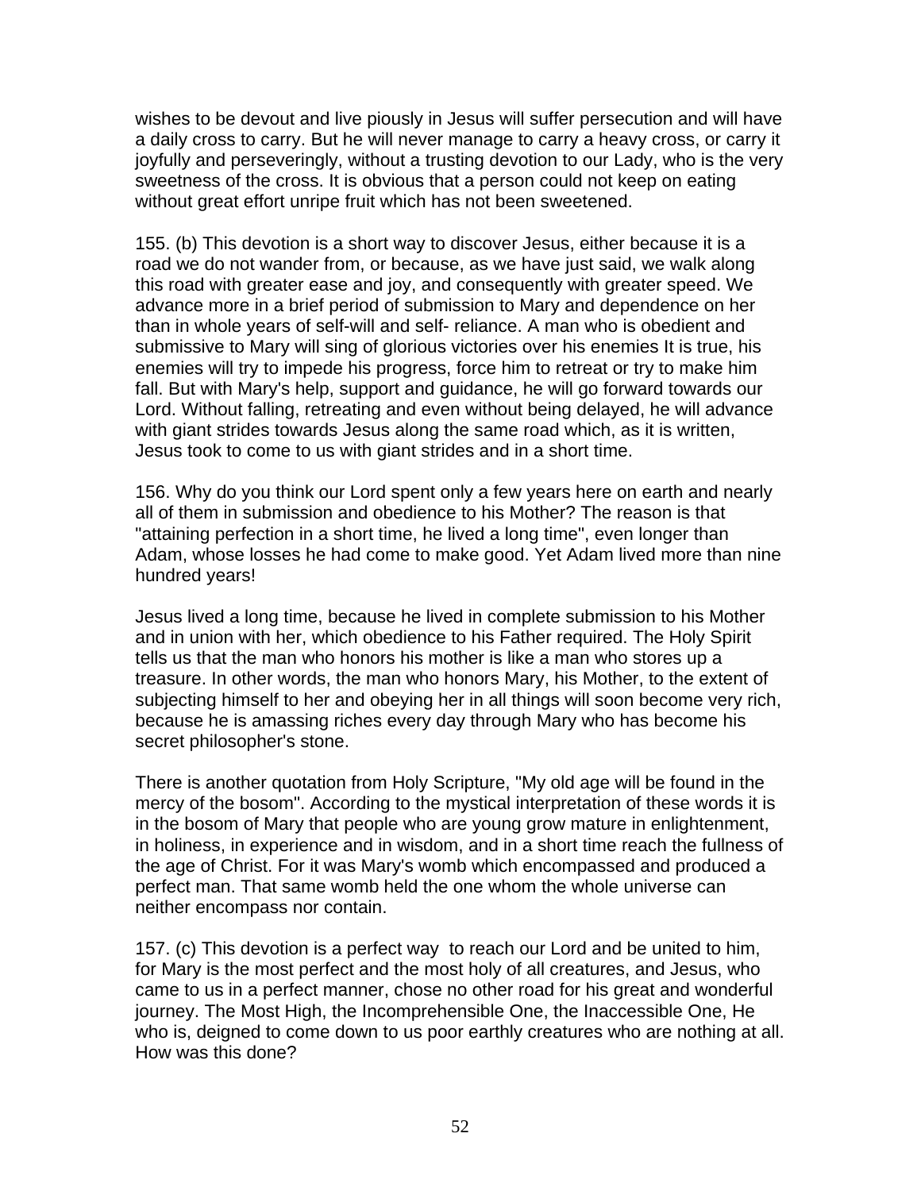wishes to be devout and live piously in Jesus will suffer persecution and will have a daily cross to carry. But he will never manage to carry a heavy cross, or carry it joyfully and perseveringly, without a trusting devotion to our Lady, who is the very sweetness of the cross. It is obvious that a person could not keep on eating without great effort unripe fruit which has not been sweetened.

155. (b) This devotion is a short way to discover Jesus, either because it is a road we do not wander from, or because, as we have just said, we walk along this road with greater ease and joy, and consequently with greater speed. We advance more in a brief period of submission to Mary and dependence on her than in whole years of self-will and self- reliance. A man who is obedient and submissive to Mary will sing of glorious victories over his enemies It is true, his enemies will try to impede his progress, force him to retreat or try to make him fall. But with Mary's help, support and guidance, he will go forward towards our Lord. Without falling, retreating and even without being delayed, he will advance with giant strides towards Jesus along the same road which, as it is written, Jesus took to come to us with giant strides and in a short time.

156. Why do you think our Lord spent only a few years here on earth and nearly all of them in submission and obedience to his Mother? The reason is that "attaining perfection in a short time, he lived a long time", even longer than Adam, whose losses he had come to make good. Yet Adam lived more than nine hundred years!

Jesus lived a long time, because he lived in complete submission to his Mother and in union with her, which obedience to his Father required. The Holy Spirit tells us that the man who honors his mother is like a man who stores up a treasure. In other words, the man who honors Mary, his Mother, to the extent of subjecting himself to her and obeying her in all things will soon become very rich, because he is amassing riches every day through Mary who has become his secret philosopher's stone.

There is another quotation from Holy Scripture, "My old age will be found in the mercy of the bosom". According to the mystical interpretation of these words it is in the bosom of Mary that people who are young grow mature in enlightenment, in holiness, in experience and in wisdom, and in a short time reach the fullness of the age of Christ. For it was Mary's womb which encompassed and produced a perfect man. That same womb held the one whom the whole universe can neither encompass nor contain.

157. (c) This devotion is a perfect way to reach our Lord and be united to him, for Mary is the most perfect and the most holy of all creatures, and Jesus, who came to us in a perfect manner, chose no other road for his great and wonderful journey. The Most High, the Incomprehensible One, the Inaccessible One, He who is, deigned to come down to us poor earthly creatures who are nothing at all. How was this done?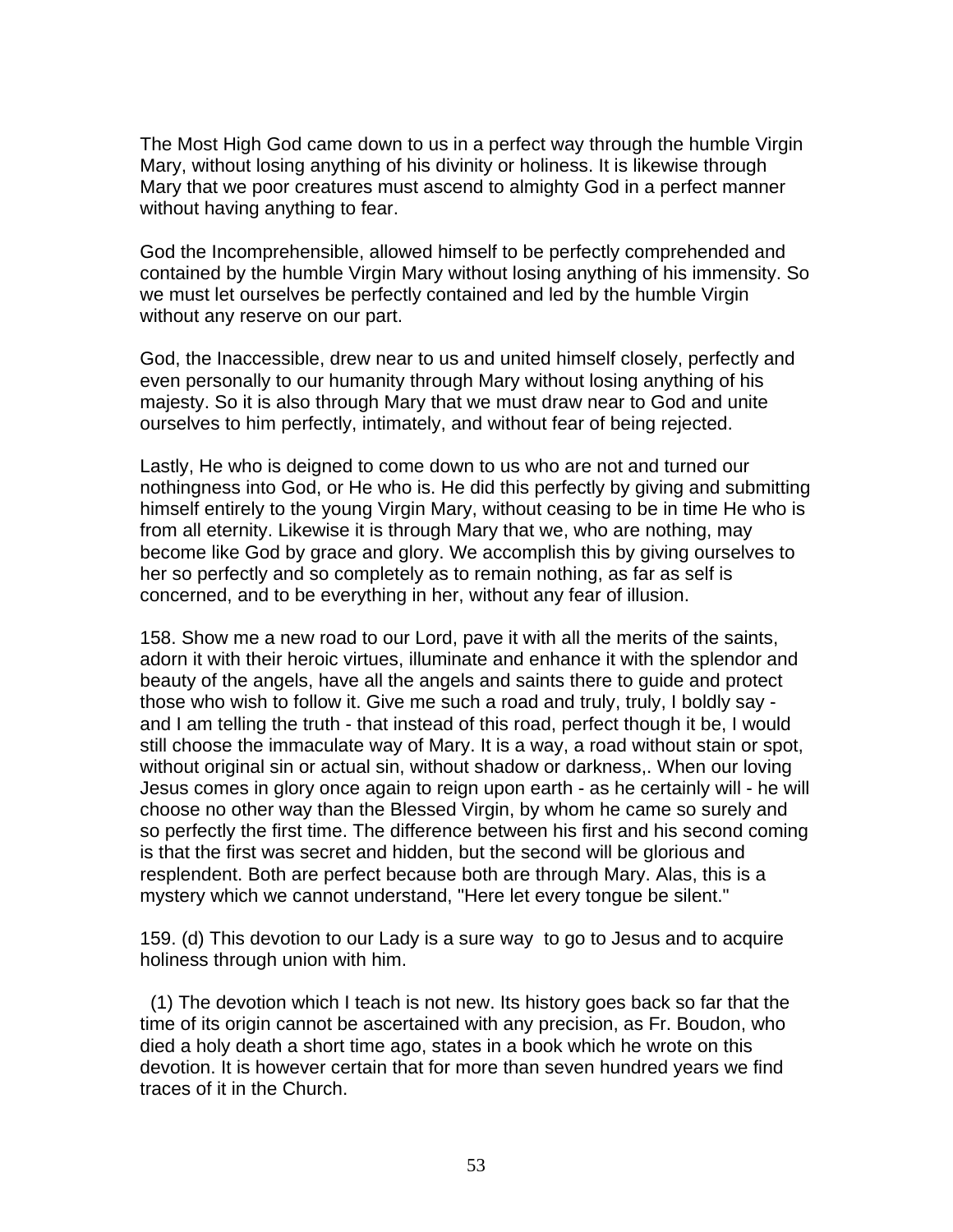The Most High God came down to us in a perfect way through the humble Virgin Mary, without losing anything of his divinity or holiness. It is likewise through Mary that we poor creatures must ascend to almighty God in a perfect manner without having anything to fear.

God the Incomprehensible, allowed himself to be perfectly comprehended and contained by the humble Virgin Mary without losing anything of his immensity. So we must let ourselves be perfectly contained and led by the humble Virgin without any reserve on our part.

God, the Inaccessible, drew near to us and united himself closely, perfectly and even personally to our humanity through Mary without losing anything of his majesty. So it is also through Mary that we must draw near to God and unite ourselves to him perfectly, intimately, and without fear of being rejected.

Lastly, He who is deigned to come down to us who are not and turned our nothingness into God, or He who is. He did this perfectly by giving and submitting himself entirely to the young Virgin Mary, without ceasing to be in time He who is from all eternity. Likewise it is through Mary that we, who are nothing, may become like God by grace and glory. We accomplish this by giving ourselves to her so perfectly and so completely as to remain nothing, as far as self is concerned, and to be everything in her, without any fear of illusion.

158. Show me a new road to our Lord, pave it with all the merits of the saints, adorn it with their heroic virtues, illuminate and enhance it with the splendor and beauty of the angels, have all the angels and saints there to guide and protect those who wish to follow it. Give me such a road and truly, truly, I boldly say - and I am telling the truth - that instead of this road, perfect though it be, I would still choose the immaculate way of Mary. It is a way, a road without stain or spot, without original sin or actual sin, without shadow or darkness,. When our loving Jesus comes in glory once again to reign upon earth - as he certainly will - he will choose no other way than the Blessed Virgin, by whom he came so surely and so perfectly the first time. The difference between his first and his second coming is that the first was secret and hidden, but the second will be glorious and resplendent. Both are perfect because both are through Mary. Alas, this is a mystery which we cannot understand, "Here let every tongue be silent."

159. (d) This devotion to our Lady is a sure way to go to Jesus and to acquire holiness through union with him.

(1) The devotion which I teach is not new. Its history goes back so far that the time of its origin cannot be ascertained with any precision, as Fr. Boudon, who died a holy death a short time ago, states in a book which he wrote on this devotion. It is however certain that for more than seven hundred years we find traces of it in the Church.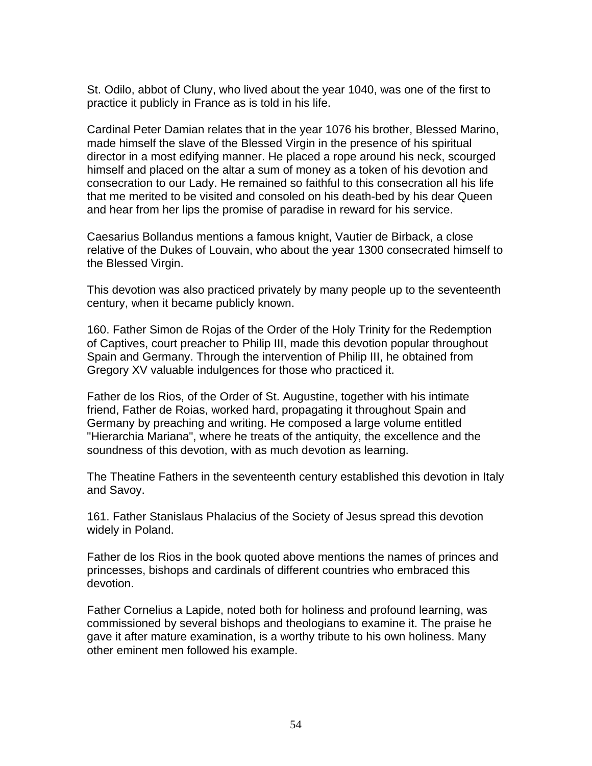St. Odilo, abbot of Cluny, who lived about the year 1040, was one of the first to practice it publicly in France as is told in his life.

Cardinal Peter Damian relates that in the year 1076 his brother, Blessed Marino, made himself the slave of the Blessed Virgin in the presence of his spiritual director in a most edifying manner. He placed a rope around his neck, scourged himself and placed on the altar a sum of money as a token of his devotion and consecration to our Lady. He remained so faithful to this consecration all his life that me merited to be visited and consoled on his death-bed by his dear Queen and hear from her lips the promise of paradise in reward for his service.

Caesarius Bollandus mentions a famous knight, Vautier de Birback, a close relative of the Dukes of Louvain, who about the year 1300 consecrated himself to the Blessed Virgin.

This devotion was also practiced privately by many people up to the seventeenth century, when it became publicly known.

160. Father Simon de Rojas of the Order of the Holy Trinity for the Redemption of Captives, court preacher to Philip III, made this devotion popular throughout Spain and Germany. Through the intervention of Philip III, he obtained from Gregory XV valuable indulgences for those who practiced it.

Father de los Rios, of the Order of St. Augustine, together with his intimate friend, Father de Roias, worked hard, propagating it throughout Spain and Germany by preaching and writing. He composed a large volume entitled "Hierarchia Mariana", where he treats of the antiquity, the excellence and the soundness of this devotion, with as much devotion as learning.

The Theatine Fathers in the seventeenth century established this devotion in Italy and Savoy.

161. Father Stanislaus Phalacius of the Society of Jesus spread this devotion widely in Poland.

Father de los Rios in the book quoted above mentions the names of princes and princesses, bishops and cardinals of different countries who embraced this devotion.

Father Cornelius a Lapide, noted both for holiness and profound learning, was commissioned by several bishops and theologians to examine it. The praise he gave it after mature examination, is a worthy tribute to his own holiness. Many other eminent men followed his example.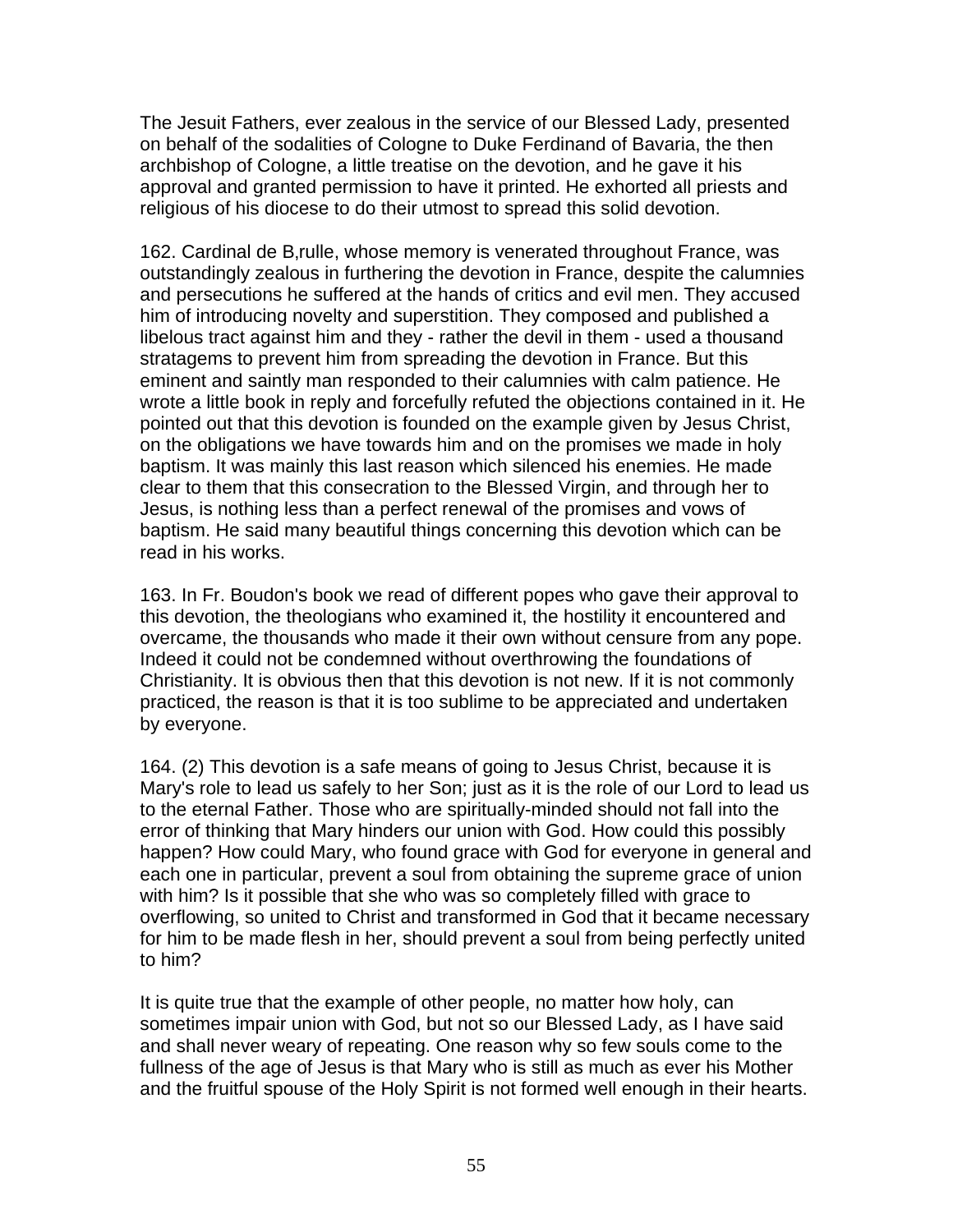The Jesuit Fathers, ever zealous in the service of our Blessed Lady, presented on behalf of the sodalities of Cologne to Duke Ferdinand of Bavaria, the then archbishop of Cologne, a little treatise on the devotion, and he gave it his approval and granted permission to have it printed. He exhorted all priests and religious of his diocese to do their utmost to spread this solid devotion.

162. Cardinal de B,rulle, whose memory is venerated throughout France, was outstandingly zealous in furthering the devotion in France, despite the calumnies and persecutions he suffered at the hands of critics and evil men. They accused him of introducing novelty and superstition. They composed and published a libelous tract against him and they - rather the devil in them - used a thousand stratagems to prevent him from spreading the devotion in France. But this eminent and saintly man responded to their calumnies with calm patience. He wrote a little book in reply and forcefully refuted the objections contained in it. He pointed out that this devotion is founded on the example given by Jesus Christ, on the obligations we have towards him and on the promises we made in holy baptism. It was mainly this last reason which silenced his enemies. He made clear to them that this consecration to the Blessed Virgin, and through her to Jesus, is nothing less than a perfect renewal of the promises and vows of baptism. He said many beautiful things concerning this devotion which can be read in his works.

163. In Fr. Boudon's book we read of different popes who gave their approval to this devotion, the theologians who examined it, the hostility it encountered and overcame, the thousands who made it their own without censure from any pope. Indeed it could not be condemned without overthrowing the foundations of Christianity. It is obvious then that this devotion is not new. If it is not commonly practiced, the reason is that it is too sublime to be appreciated and undertaken by everyone.

164. (2) This devotion is a safe means of going to Jesus Christ, because it is Mary's role to lead us safely to her Son; just as it is the role of our Lord to lead us to the eternal Father. Those who are spiritually-minded should not fall into the error of thinking that Mary hinders our union with God. How could this possibly happen? How could Mary, who found grace with God for everyone in general and each one in particular, prevent a soul from obtaining the supreme grace of union with him? Is it possible that she who was so completely filled with grace to overflowing, so united to Christ and transformed in God that it became necessary for him to be made flesh in her, should prevent a soul from being perfectly united to him?

It is quite true that the example of other people, no matter how holy, can sometimes impair union with God, but not so our Blessed Lady, as I have said and shall never weary of repeating. One reason why so few souls come to the fullness of the age of Jesus is that Mary who is still as much as ever his Mother and the fruitful spouse of the Holy Spirit is not formed well enough in their hearts.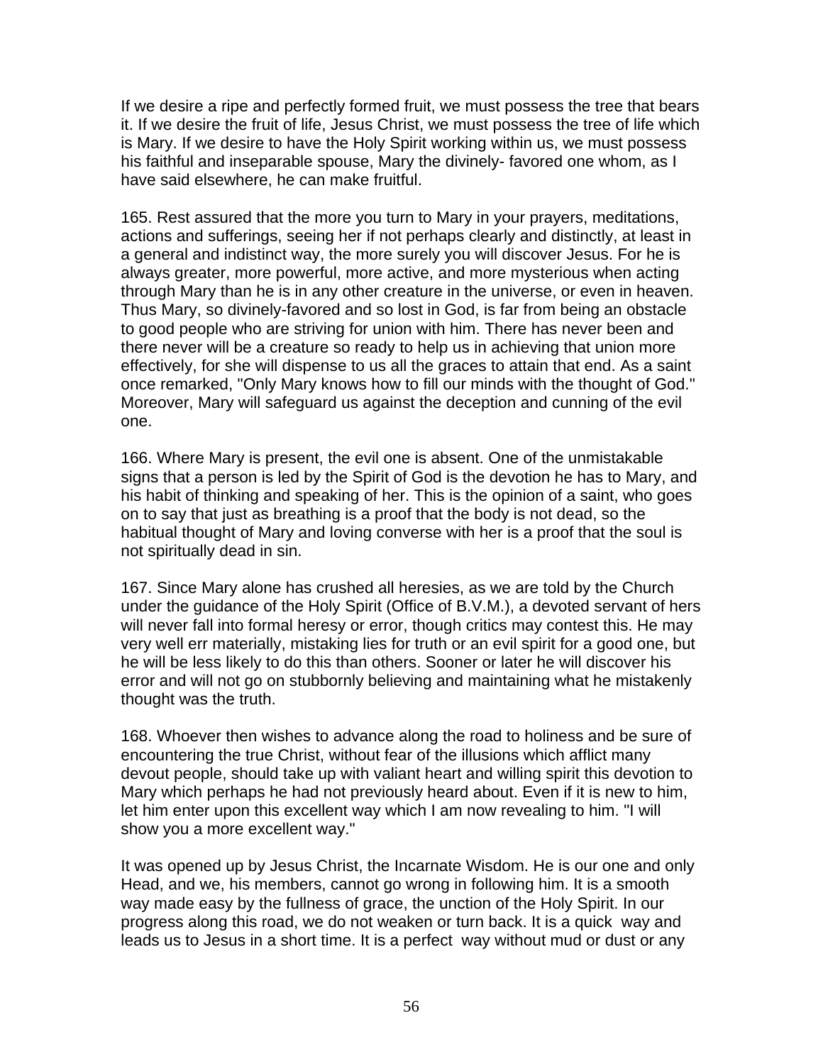If we desire a ripe and perfectly formed fruit, we must possess the tree that bears it. If we desire the fruit of life, Jesus Christ, we must possess the tree of life which is Mary. If we desire to have the Holy Spirit working within us, we must possess his faithful and inseparable spouse, Mary the divinely- favored one whom, as I have said elsewhere, he can make fruitful.

165. Rest assured that the more you turn to Mary in your prayers, meditations, actions and sufferings, seeing her if not perhaps clearly and distinctly, at least in a general and indistinct way, the more surely you will discover Jesus. For he is always greater, more powerful, more active, and more mysterious when acting through Mary than he is in any other creature in the universe, or even in heaven. Thus Mary, so divinely-favored and so lost in God, is far from being an obstacle to good people who are striving for union with him. There has never been and there never will be a creature so ready to help us in achieving that union more effectively, for she will dispense to us all the graces to attain that end. As a saint once remarked, "Only Mary knows how to fill our minds with the thought of God." Moreover, Mary will safeguard us against the deception and cunning of the evil one.

166. Where Mary is present, the evil one is absent. One of the unmistakable signs that a person is led by the Spirit of God is the devotion he has to Mary, and his habit of thinking and speaking of her. This is the opinion of a saint, who goes on to say that just as breathing is a proof that the body is not dead, so the habitual thought of Mary and loving converse with her is a proof that the soul is not spiritually dead in sin.

167. Since Mary alone has crushed all heresies, as we are told by the Church under the guidance of the Holy Spirit (Office of B.V.M.), a devoted servant of hers will never fall into formal heresy or error, though critics may contest this. He may very well err materially, mistaking lies for truth or an evil spirit for a good one, but he will be less likely to do this than others. Sooner or later he will discover his error and will not go on stubbornly believing and maintaining what he mistakenly thought was the truth.

168. Whoever then wishes to advance along the road to holiness and be sure of encountering the true Christ, without fear of the illusions which afflict many devout people, should take up with valiant heart and willing spirit this devotion to Mary which perhaps he had not previously heard about. Even if it is new to him, let him enter upon this excellent way which I am now revealing to him. "I will show you a more excellent way."

It was opened up by Jesus Christ, the Incarnate Wisdom. He is our one and only Head, and we, his members, cannot go wrong in following him. It is a smooth way made easy by the fullness of grace, the unction of the Holy Spirit. In our progress along this road, we do not weaken or turn back. It is a quick way and leads us to Jesus in a short time. It is a perfect way without mud or dust or any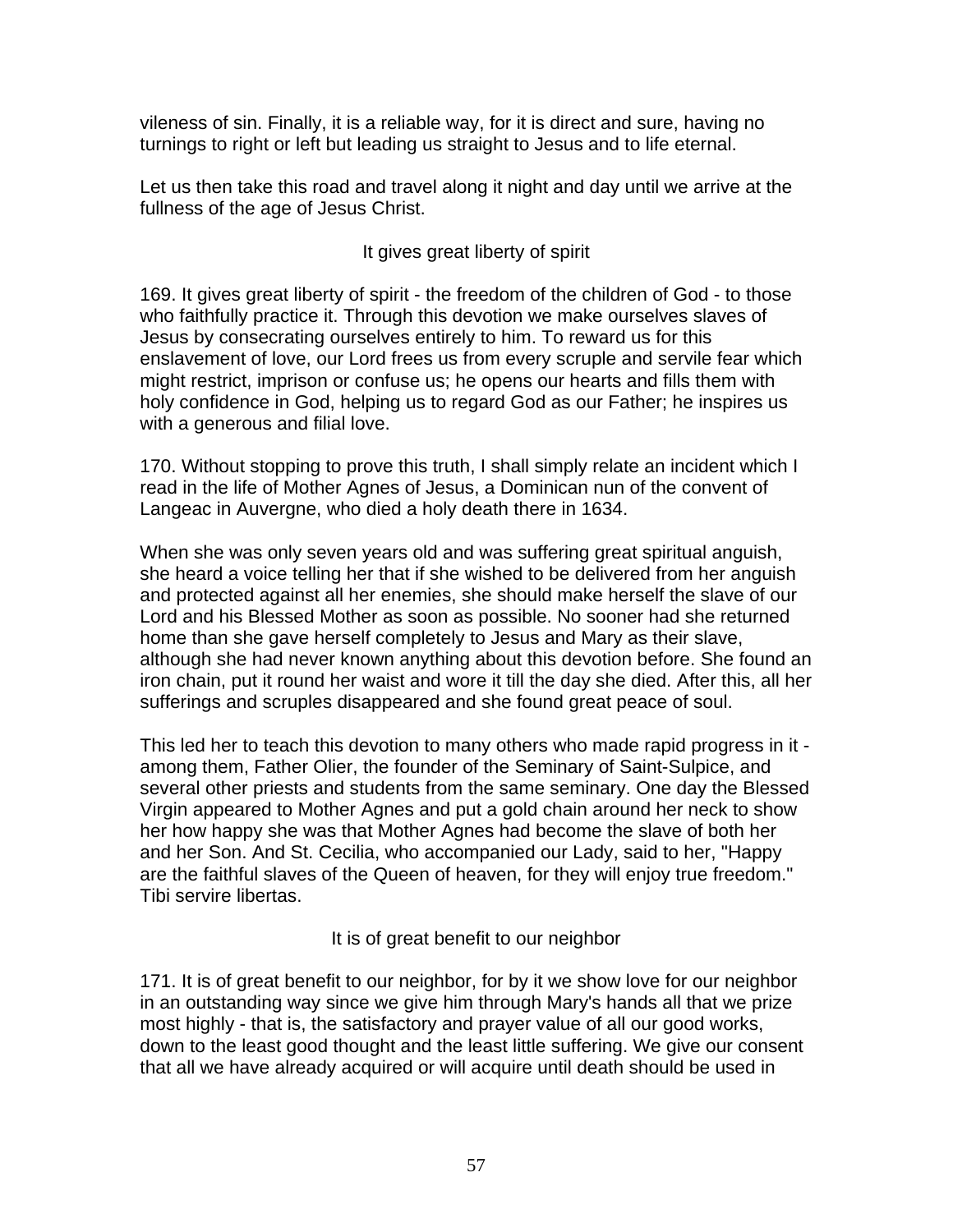vileness of sin. Finally, it is a reliable way, for it is direct and sure, having no turnings to right or left but leading us straight to Jesus and to life eternal.

Let us then take this road and travel along it night and day until we arrive at the fullness of the age of Jesus Christ.

### It gives great liberty of spirit

169. It gives great liberty of spirit - the freedom of the children of God - to those who faithfully practice it. Through this devotion we make ourselves slaves of Jesus by consecrating ourselves entirely to him. To reward us for this enslavement of love, our Lord frees us from every scruple and servile fear which might restrict, imprison or confuse us; he opens our hearts and fills them with holy confidence in God, helping us to regard God as our Father; he inspires us with a generous and filial love.

170. Without stopping to prove this truth, I shall simply relate an incident which I read in the life of Mother Agnes of Jesus, a Dominican nun of the convent of Langeac in Auvergne, who died a holy death there in 1634.

When she was only seven years old and was suffering great spiritual anguish, she heard a voice telling her that if she wished to be delivered from her anguish and protected against all her enemies, she should make herself the slave of our Lord and his Blessed Mother as soon as possible. No sooner had she returned home than she gave herself completely to Jesus and Mary as their slave, although she had never known anything about this devotion before. She found an iron chain, put it round her waist and wore it till the day she died. After this, all her sufferings and scruples disappeared and she found great peace of soul.

This led her to teach this devotion to many others who made rapid progress in it - among them, Father Olier, the founder of the Seminary of Saint-Sulpice, and several other priests and students from the same seminary. One day the Blessed Virgin appeared to Mother Agnes and put a gold chain around her neck to show her how happy she was that Mother Agnes had become the slave of both her and her Son. And St. Cecilia, who accompanied our Lady, said to her, "Happy are the faithful slaves of the Queen of heaven, for they will enjoy true freedom." Tibi servire libertas.

### It is of great benefit to our neighbor

171. It is of great benefit to our neighbor, for by it we show love for our neighbor in an outstanding way since we give him through Mary's hands all that we prize most highly - that is, the satisfactory and prayer value of all our good works, down to the least good thought and the least little suffering. We give our consent that all we have already acquired or will acquire until death should be used in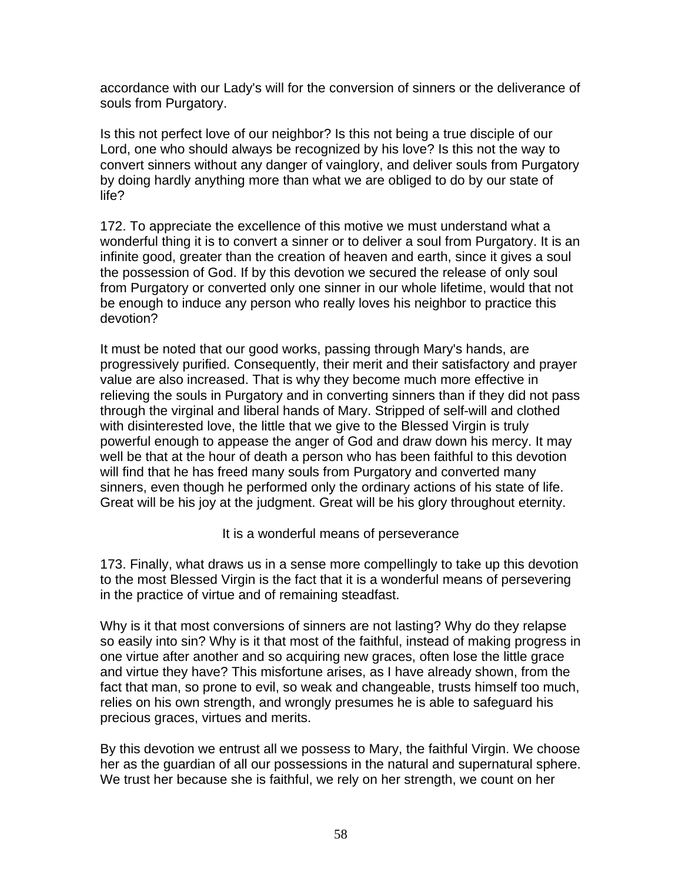accordance with our Lady's will for the conversion of sinners or the deliverance of souls from Purgatory.

Is this not perfect love of our neighbor? Is this not being a true disciple of our Lord, one who should always be recognized by his love? Is this not the way to convert sinners without any danger of vainglory, and deliver souls from Purgatory by doing hardly anything more than what we are obliged to do by our state of life?

172. To appreciate the excellence of this motive we must understand what a wonderful thing it is to convert a sinner or to deliver a soul from Purgatory. It is an infinite good, greater than the creation of heaven and earth, since it gives a soul the possession of God. If by this devotion we secured the release of only soul from Purgatory or converted only one sinner in our whole lifetime, would that not be enough to induce any person who really loves his neighbor to practice this devotion?

It must be noted that our good works, passing through Mary's hands, are progressively purified. Consequently, their merit and their satisfactory and prayer value are also increased. That is why they become much more effective in relieving the souls in Purgatory and in converting sinners than if they did not pass through the virginal and liberal hands of Mary. Stripped of self-will and clothed with disinterested love, the little that we give to the Blessed Virgin is truly powerful enough to appease the anger of God and draw down his mercy. It may well be that at the hour of death a person who has been faithful to this devotion will find that he has freed many souls from Purgatory and converted many sinners, even though he performed only the ordinary actions of his state of life. Great will be his joy at the judgment. Great will be his glory throughout eternity.

### It is a wonderful means of perseverance

173. Finally, what draws us in a sense more compellingly to take up this devotion to the most Blessed Virgin is the fact that it is a wonderful means of persevering in the practice of virtue and of remaining steadfast.

Why is it that most conversions of sinners are not lasting? Why do they relapse so easily into sin? Why is it that most of the faithful, instead of making progress in one virtue after another and so acquiring new graces, often lose the little grace and virtue they have? This misfortune arises, as I have already shown, from the fact that man, so prone to evil, so weak and changeable, trusts himself too much, relies on his own strength, and wrongly presumes he is able to safeguard his precious graces, virtues and merits.

By this devotion we entrust all we possess to Mary, the faithful Virgin. We choose her as the guardian of all our possessions in the natural and supernatural sphere. We trust her because she is faithful, we rely on her strength, we count on her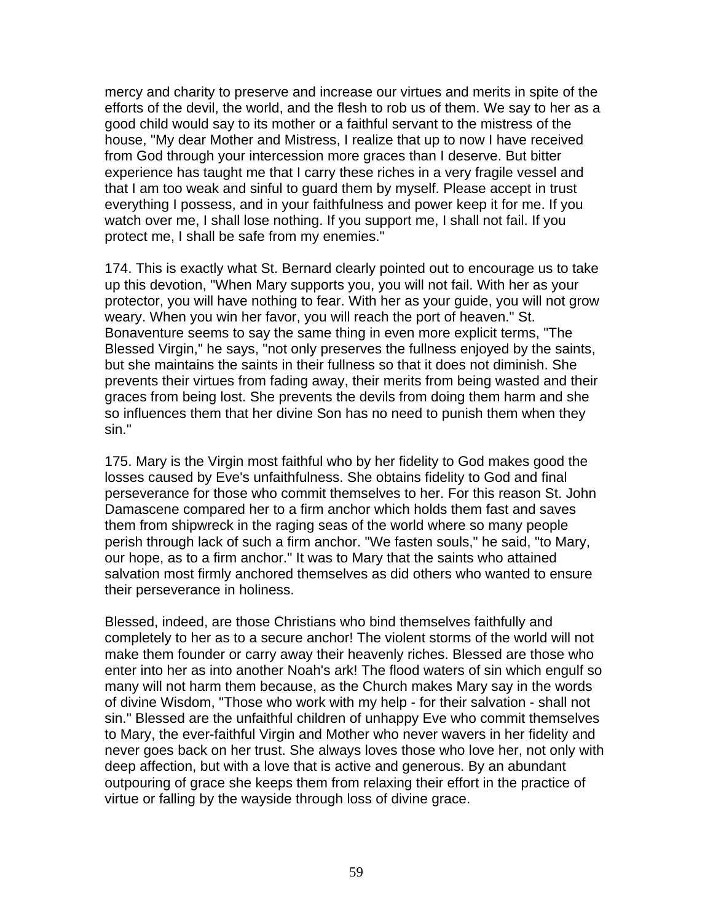mercy and charity to preserve and increase our virtues and merits in spite of the efforts of the devil, the world, and the flesh to rob us of them. We say to her as a good child would say to its mother or a faithful servant to the mistress of the house, "My dear Mother and Mistress, I realize that up to now I have received from God through your intercession more graces than I deserve. But bitter experience has taught me that I carry these riches in a very fragile vessel and that I am too weak and sinful to guard them by myself. Please accept in trust everything I possess, and in your faithfulness and power keep it for me. If you watch over me, I shall lose nothing. If you support me, I shall not fail. If you protect me, I shall be safe from my enemies."

174. This is exactly what St. Bernard clearly pointed out to encourage us to take up this devotion, "When Mary supports you, you will not fail. With her as your protector, you will have nothing to fear. With her as your guide, you will not grow weary. When you win her favor, you will reach the port of heaven." St. Bonaventure seems to say the same thing in even more explicit terms, "The Blessed Virgin," he says, "not only preserves the fullness enjoyed by the saints, but she maintains the saints in their fullness so that it does not diminish. She prevents their virtues from fading away, their merits from being wasted and their graces from being lost. She prevents the devils from doing them harm and she so influences them that her divine Son has no need to punish them when they sin."

175. Mary is the Virgin most faithful who by her fidelity to God makes good the losses caused by Eve's unfaithfulness. She obtains fidelity to God and final perseverance for those who commit themselves to her. For this reason St. John Damascene compared her to a firm anchor which holds them fast and saves them from shipwreck in the raging seas of the world where so many people perish through lack of such a firm anchor. "We fasten souls," he said, "to Mary, our hope, as to a firm anchor." It was to Mary that the saints who attained salvation most firmly anchored themselves as did others who wanted to ensure their perseverance in holiness.

Blessed, indeed, are those Christians who bind themselves faithfully and completely to her as to a secure anchor! The violent storms of the world will not make them founder or carry away their heavenly riches. Blessed are those who enter into her as into another Noah's ark! The flood waters of sin which engulf so many will not harm them because, as the Church makes Mary say in the words of divine Wisdom, "Those who work with my help - for their salvation - shall not sin." Blessed are the unfaithful children of unhappy Eve who commit themselves to Mary, the ever-faithful Virgin and Mother who never wavers in her fidelity and never goes back on her trust. She always loves those who love her, not only with deep affection, but with a love that is active and generous. By an abundant outpouring of grace she keeps them from relaxing their effort in the practice of virtue or falling by the wayside through loss of divine grace.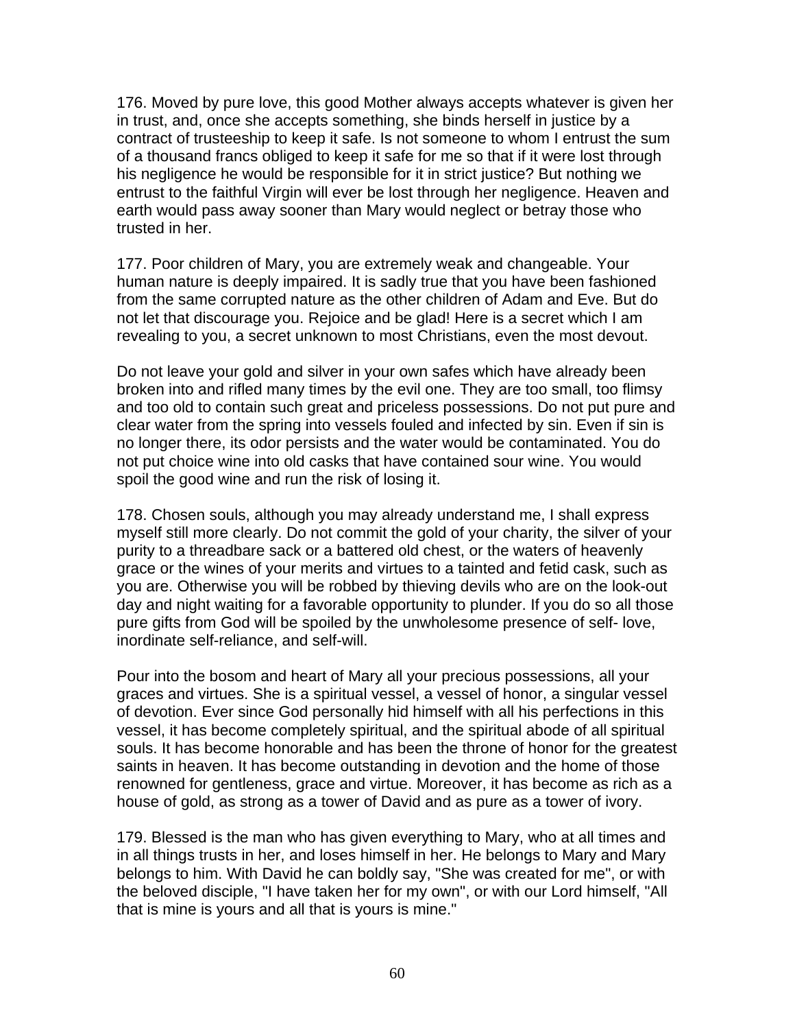176. Moved by pure love, this good Mother always accepts whatever is given her in trust, and, once she accepts something, she binds herself in justice by a contract of trusteeship to keep it safe. Is not someone to whom I entrust the sum of a thousand francs obliged to keep it safe for me so that if it were lost through his negligence he would be responsible for it in strict justice? But nothing we entrust to the faithful Virgin will ever be lost through her negligence. Heaven and earth would pass away sooner than Mary would neglect or betray those who trusted in her.

177. Poor children of Mary, you are extremely weak and changeable. Your human nature is deeply impaired. It is sadly true that you have been fashioned from the same corrupted nature as the other children of Adam and Eve. But do not let that discourage you. Rejoice and be glad! Here is a secret which I am revealing to you, a secret unknown to most Christians, even the most devout.

Do not leave your gold and silver in your own safes which have already been broken into and rifled many times by the evil one. They are too small, too flimsy and too old to contain such great and priceless possessions. Do not put pure and clear water from the spring into vessels fouled and infected by sin. Even if sin is no longer there, its odor persists and the water would be contaminated. You do not put choice wine into old casks that have contained sour wine. You would spoil the good wine and run the risk of losing it.

178. Chosen souls, although you may already understand me, I shall express myself still more clearly. Do not commit the gold of your charity, the silver of your purity to a threadbare sack or a battered old chest, or the waters of heavenly grace or the wines of your merits and virtues to a tainted and fetid cask, such as you are. Otherwise you will be robbed by thieving devils who are on the look-out day and night waiting for a favorable opportunity to plunder. If you do so all those pure gifts from God will be spoiled by the unwholesome presence of self- love, inordinate self-reliance, and self-will.

Pour into the bosom and heart of Mary all your precious possessions, all your graces and virtues. She is a spiritual vessel, a vessel of honor, a singular vessel of devotion. Ever since God personally hid himself with all his perfections in this vessel, it has become completely spiritual, and the spiritual abode of all spiritual souls. It has become honorable and has been the throne of honor for the greatest saints in heaven. It has become outstanding in devotion and the home of those renowned for gentleness, grace and virtue. Moreover, it has become as rich as a house of gold, as strong as a tower of David and as pure as a tower of ivory.

179. Blessed is the man who has given everything to Mary, who at all times and in all things trusts in her, and loses himself in her. He belongs to Mary and Mary belongs to him. With David he can boldly say, "She was created for me", or with the beloved disciple, "I have taken her for my own", or with our Lord himself, "All that is mine is yours and all that is yours is mine."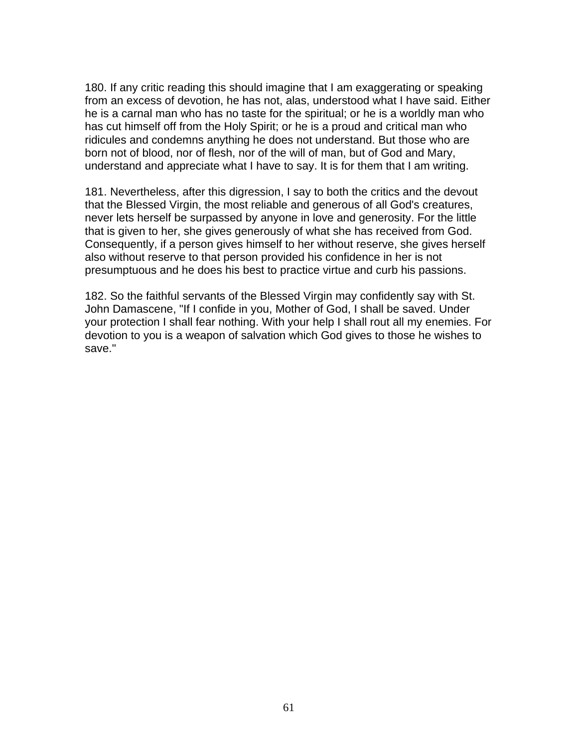180. If any critic reading this should imagine that I am exaggerating or speaking from an excess of devotion, he has not, alas, understood what I have said. Either he is a carnal man who has no taste for the spiritual; or he is a worldly man who has cut himself off from the Holy Spirit; or he is a proud and critical man who ridicules and condemns anything he does not understand. But those who are born not of blood, nor of flesh, nor of the will of man, but of God and Mary, understand and appreciate what I have to say. It is for them that I am writing.

181. Nevertheless, after this digression, I say to both the critics and the devout that the Blessed Virgin, the most reliable and generous of all God's creatures, never lets herself be surpassed by anyone in love and generosity. For the little that is given to her, she gives generously of what she has received from God. Consequently, if a person gives himself to her without reserve, she gives herself also without reserve to that person provided his confidence in her is not presumptuous and he does his best to practice virtue and curb his passions.

182. So the faithful servants of the Blessed Virgin may confidently say with St. John Damascene, "If I confide in you, Mother of God, I shall be saved. Under your protection I shall fear nothing. With your help I shall rout all my enemies. For devotion to you is a weapon of salvation which God gives to those he wishes to save."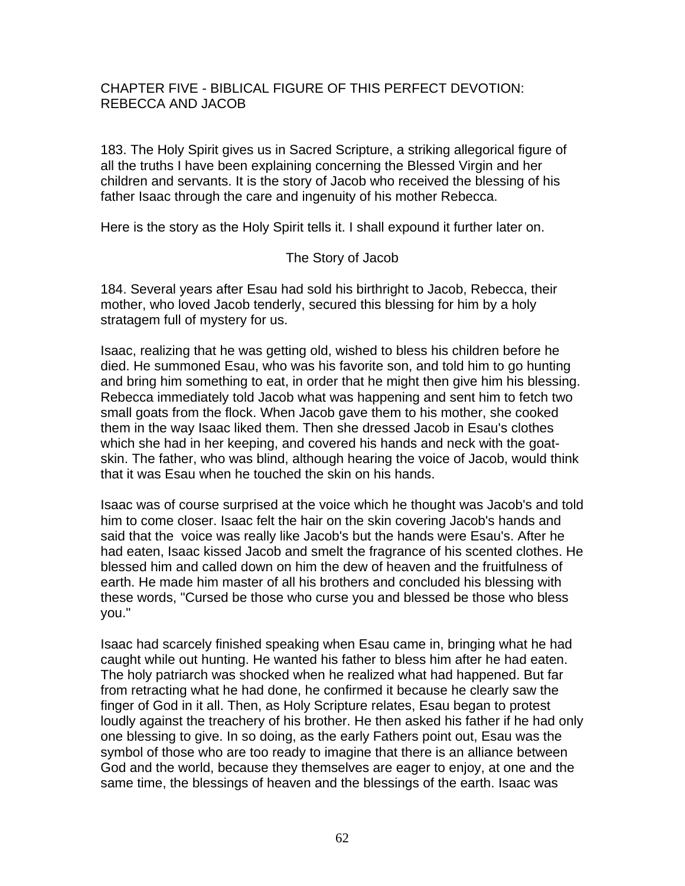## CHAPTER FIVE - BIBLICAL FIGURE OF THIS PERFECT DEVOTION: REBECCA AND JACOB

183. The Holy Spirit gives us in Sacred Scripture, a striking allegorical figure of all the truths I have been explaining concerning the Blessed Virgin and her children and servants. It is the story of Jacob who received the blessing of his father Isaac through the care and ingenuity of his mother Rebecca.

Here is the story as the Holy Spirit tells it. I shall expound it further later on.

### The Story of Jacob

184. Several years after Esau had sold his birthright to Jacob, Rebecca, their mother, who loved Jacob tenderly, secured this blessing for him by a holy stratagem full of mystery for us.

Isaac, realizing that he was getting old, wished to bless his children before he died. He summoned Esau, who was his favorite son, and told him to go hunting and bring him something to eat, in order that he might then give him his blessing. Rebecca immediately told Jacob what was happening and sent him to fetch two small goats from the flock. When Jacob gave them to his mother, she cooked them in the way Isaac liked them. Then she dressed Jacob in Esau's clothes which she had in her keeping, and covered his hands and neck with the goat-skin. The father, who was blind, although hearing the voice of Jacob, would think that it was Esau when he touched the skin on his hands.

Isaac was of course surprised at the voice which he thought was Jacob's and told him to come closer. Isaac felt the hair on the skin covering Jacob's hands and said that the voice was really like Jacob's but the hands were Esau's. After he had eaten, Isaac kissed Jacob and smelt the fragrance of his scented clothes. He blessed him and called down on him the dew of heaven and the fruitfulness of earth. He made him master of all his brothers and concluded his blessing with these words, "Cursed be those who curse you and blessed be those who bless you."

Isaac had scarcely finished speaking when Esau came in, bringing what he had caught while out hunting. He wanted his father to bless him after he had eaten. The holy patriarch was shocked when he realized what had happened. But far from retracting what he had done, he confirmed it because he clearly saw the finger of God in it all. Then, as Holy Scripture relates, Esau began to protest loudly against the treachery of his brother. He then asked his father if he had only one blessing to give. In so doing, as the early Fathers point out, Esau was the symbol of those who are too ready to imagine that there is an alliance between God and the world, because they themselves are eager to enjoy, at one and the same time, the blessings of heaven and the blessings of the earth. Isaac was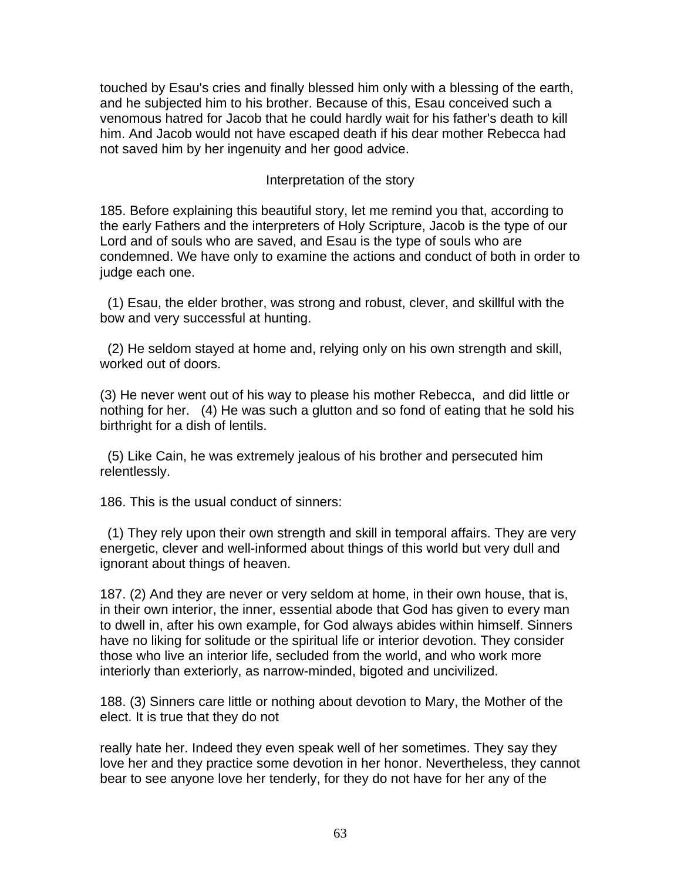touched by Esau's cries and finally blessed him only with a blessing of the earth, and he subjected him to his brother. Because of this, Esau conceived such a venomous hatred for Jacob that he could hardly wait for his father's death to kill him. And Jacob would not have escaped death if his dear mother Rebecca had not saved him by her ingenuity and her good advice.

### Interpretation of the story

185. Before explaining this beautiful story, let me remind you that, according to the early Fathers and the interpreters of Holy Scripture, Jacob is the type of our Lord and of souls who are saved, and Esau is the type of souls who are condemned. We have only to examine the actions and conduct of both in order to judge each one.

(1) Esau, the elder brother, was strong and robust, clever, and skillful with the bow and very successful at hunting.

(2) He seldom stayed at home and, relying only on his own strength and skill, worked out of doors.

(3) He never went out of his way to please his mother Rebecca, and did little or nothing for her. (4) He was such a glutton and so fond of eating that he sold his birthright for a dish of lentils.

(5) Like Cain, he was extremely jealous of his brother and persecuted him relentlessly.

186. This is the usual conduct of sinners:

(1) They rely upon their own strength and skill in temporal affairs. They are very energetic, clever and well-informed about things of this world but very dull and ignorant about things of heaven.

187. (2) And they are never or very seldom at home, in their own house, that is, in their own interior, the inner, essential abode that God has given to every man to dwell in, after his own example, for God always abides within himself. Sinners have no liking for solitude or the spiritual life or interior devotion. They consider those who live an interior life, secluded from the world, and who work more interiorly than exteriorly, as narrow-minded, bigoted and uncivilized.

188. (3) Sinners care little or nothing about devotion to Mary, the Mother of the elect. It is true that they do not really hate her. Indeed they even speak well of her sometimes. They say they love her and they practice some devotion in her honor. Nevertheless, they cannot bear to see anyone love her tenderly, for they do not have for her any of the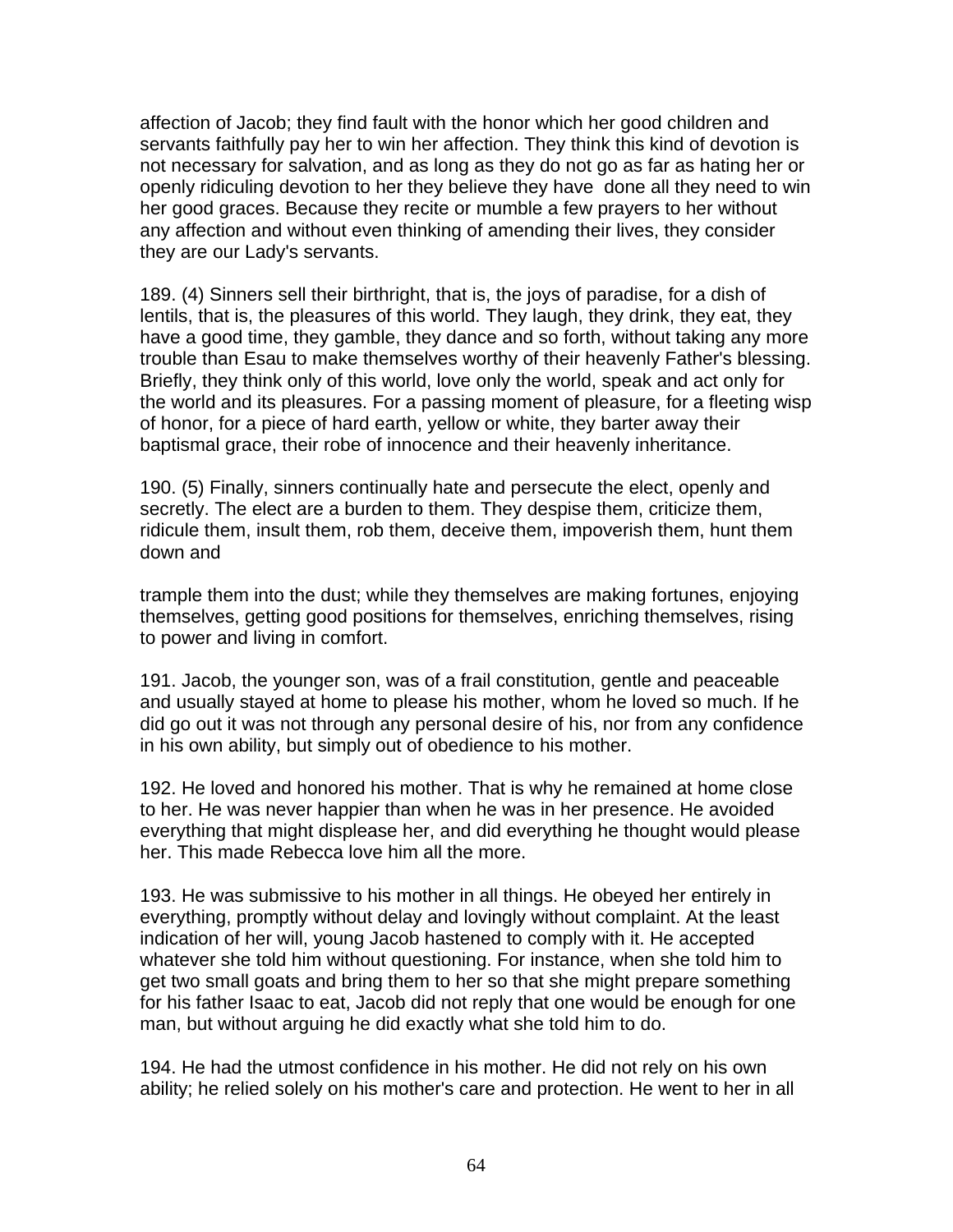affection of Jacob; they find fault with the honor which her good children and servants faithfully pay her to win her affection. They think this kind of devotion is not necessary for salvation, and as long as they do not go as far as hating her or openly ridiculing devotion to her they believe they have done all they need to win her good graces. Because they recite or mumble a few prayers to her without any affection and without even thinking of amending their lives, they consider they are our Lady's servants.

189. (4) Sinners sell their birthright, that is, the joys of paradise, for a dish of lentils, that is, the pleasures of this world. They laugh, they drink, they eat, they have a good time, they gamble, they dance and so forth, without taking any more trouble than Esau to make themselves worthy of their heavenly Father's blessing. Briefly, they think only of this world, love only the world, speak and act only for the world and its pleasures. For a passing moment of pleasure, for a fleeting wisp of honor, for a piece of hard earth, yellow or white, they barter away their baptismal grace, their robe of innocence and their heavenly inheritance.

190. (5) Finally, sinners continually hate and persecute the elect, openly and secretly. The elect are a burden to them. They despise them, criticize them, ridicule them, insult them, rob them, deceive them, impoverish them, hunt them down and trample them into the dust; while they themselves are making fortunes, enjoying themselves, getting good positions for themselves, enriching themselves, rising to power and living in comfort.

191. Jacob, the younger son, was of a frail constitution, gentle and peaceable and usually stayed at home to please his mother, whom he loved so much. If he did go out it was not through any personal desire of his, nor from any confidence in his own ability, but simply out of obedience to his mother.

192. He loved and honored his mother. That is why he remained at home close to her. He was never happier than when he was in her presence. He avoided everything that might displease her, and did everything he thought would please her. This made Rebecca love him all the more.

193. He was submissive to his mother in all things. He obeyed her entirely in everything, promptly without delay and lovingly without complaint. At the least indication of her will, young Jacob hastened to comply with it. He accepted whatever she told him without questioning. For instance, when she told him to get two small goats and bring them to her so that she might prepare something for his father Isaac to eat, Jacob did not reply that one would be enough for one man, but without arguing he did exactly what she told him to do.

194. He had the utmost confidence in his mother. He did not rely on his own ability; he relied solely on his mother's care and protection. He went to her in all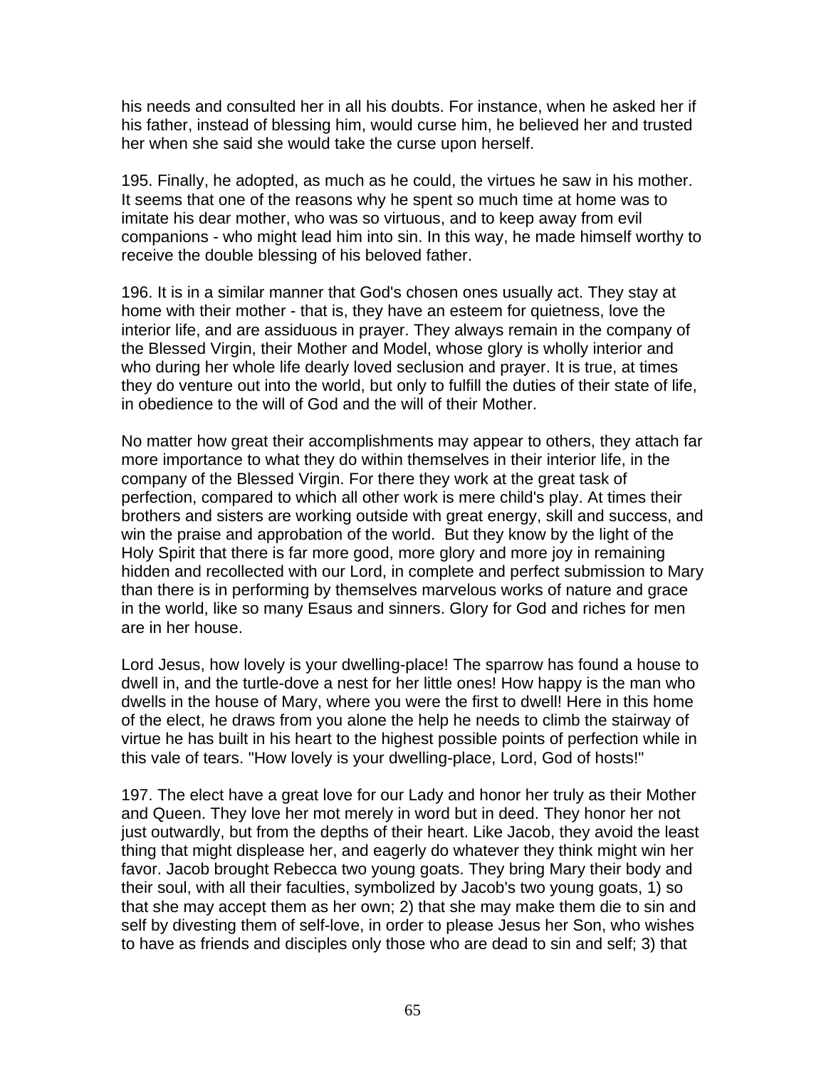his needs and consulted her in all his doubts. For instance, when he asked her if his father, instead of blessing him, would curse him, he believed her and trusted her when she said she would take the curse upon herself.

195. Finally, he adopted, as much as he could, the virtues he saw in his mother. It seems that one of the reasons why he spent so much time at home was to imitate his dear mother, who was so virtuous, and to keep away from evil companions - who might lead him into sin. In this way, he made himself worthy to receive the double blessing of his beloved father.

196. It is in a similar manner that God's chosen ones usually act. They stay at home with their mother - that is, they have an esteem for quietness, love the interior life, and are assiduous in prayer. They always remain in the company of the Blessed Virgin, their Mother and Model, whose glory is wholly interior and who during her whole life dearly loved seclusion and prayer. It is true, at times they do venture out into the world, but only to fulfill the duties of their state of life, in obedience to the will of God and the will of their Mother.

No matter how great their accomplishments may appear to others, they attach far more importance to what they do within themselves in their interior life, in the company of the Blessed Virgin. For there they work at the great task of perfection, compared to which all other work is mere child's play. At times their brothers and sisters are working outside with great energy, skill and success, and win the praise and approbation of the world. But they know by the light of the Holy Spirit that there is far more good, more glory and more joy in remaining hidden and recollected with our Lord, in complete and perfect submission to Mary than there is in performing by themselves marvelous works of nature and grace in the world, like so many Esaus and sinners. Glory for God and riches for men are in her house.

Lord Jesus, how lovely is your dwelling-place! The sparrow has found a house to dwell in, and the turtle-dove a nest for her little ones! How happy is the man who dwells in the house of Mary, where you were the first to dwell! Here in this home of the elect, he draws from you alone the help he needs to climb the stairway of virtue he has built in his heart to the highest possible points of perfection while in this vale of tears. "How lovely is your dwelling-place, Lord, God of hosts!"

197. The elect have a great love for our Lady and honor her truly as their Mother and Queen. They love her mot merely in word but in deed. They honor her not just outwardly, but from the depths of their heart. Like Jacob, they avoid the least thing that might displease her, and eagerly do whatever they think might win her favor. Jacob brought Rebecca two young goats. They bring Mary their body and their soul, with all their faculties, symbolized by Jacob's two young goats, 1) so that she may accept them as her own; 2) that she may make them die to sin and self by divesting them of self-love, in order to please Jesus her Son, who wishes to have as friends and disciples only those who are dead to sin and self; 3) that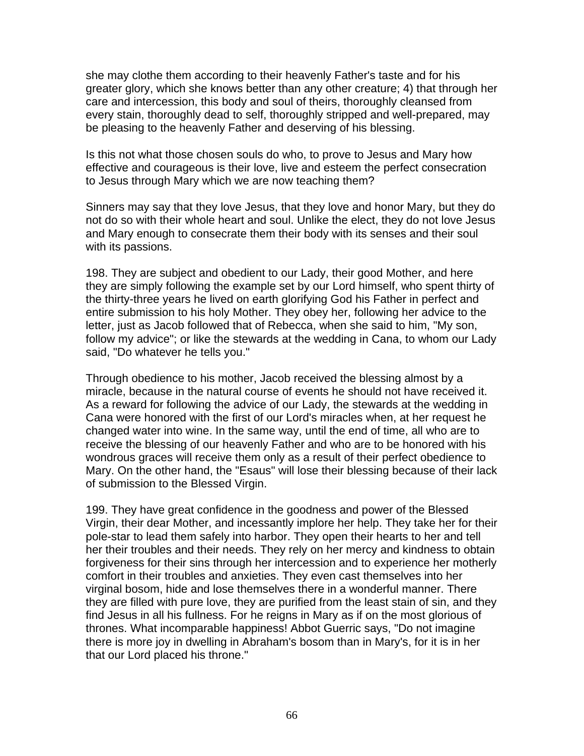she may clothe them according to their heavenly Father's taste and for his greater glory, which she knows better than any other creature; 4) that through her care and intercession, this body and soul of theirs, thoroughly cleansed from every stain, thoroughly dead to self, thoroughly stripped and well-prepared, may be pleasing to the heavenly Father and deserving of his blessing.

Is this not what those chosen souls do who, to prove to Jesus and Mary how effective and courageous is their love, live and esteem the perfect consecration to Jesus through Mary which we are now teaching them?

Sinners may say that they love Jesus, that they love and honor Mary, but they do not do so with their whole heart and soul. Unlike the elect, they do not love Jesus and Mary enough to consecrate them their body with its senses and their soul with its passions.

198. They are subject and obedient to our Lady, their good Mother, and here they are simply following the example set by our Lord himself, who spent thirty of the thirty-three years he lived on earth glorifying God his Father in perfect and entire submission to his holy Mother. They obey her, following her advice to the letter, just as Jacob followed that of Rebecca, when she said to him, "My son, follow my advice"; or like the stewards at the wedding in Cana, to whom our Lady said, "Do whatever he tells you."

Through obedience to his mother, Jacob received the blessing almost by a miracle, because in the natural course of events he should not have received it. As a reward for following the advice of our Lady, the stewards at the wedding in Cana were honored with the first of our Lord's miracles when, at her request he changed water into wine. In the same way, until the end of time, all who are to receive the blessing of our heavenly Father and who are to be honored with his wondrous graces will receive them only as a result of their perfect obedience to Mary. On the other hand, the "Esaus" will lose their blessing because of their lack of submission to the Blessed Virgin.

199. They have great confidence in the goodness and power of the Blessed Virgin, their dear Mother, and incessantly implore her help. They take her for their pole-star to lead them safely into harbor. They open their hearts to her and tell her their troubles and their needs. They rely on her mercy and kindness to obtain forgiveness for their sins through her intercession and to experience her motherly comfort in their troubles and anxieties. They even cast themselves into her virginal bosom, hide and lose themselves there in a wonderful manner. There they are filled with pure love, they are purified from the least stain of sin, and they find Jesus in all his fullness. For he reigns in Mary as if on the most glorious of thrones. What incomparable happiness! Abbot Guerric says, "Do not imagine there is more joy in dwelling in Abraham's bosom than in Mary's, for it is in her that our Lord placed his throne."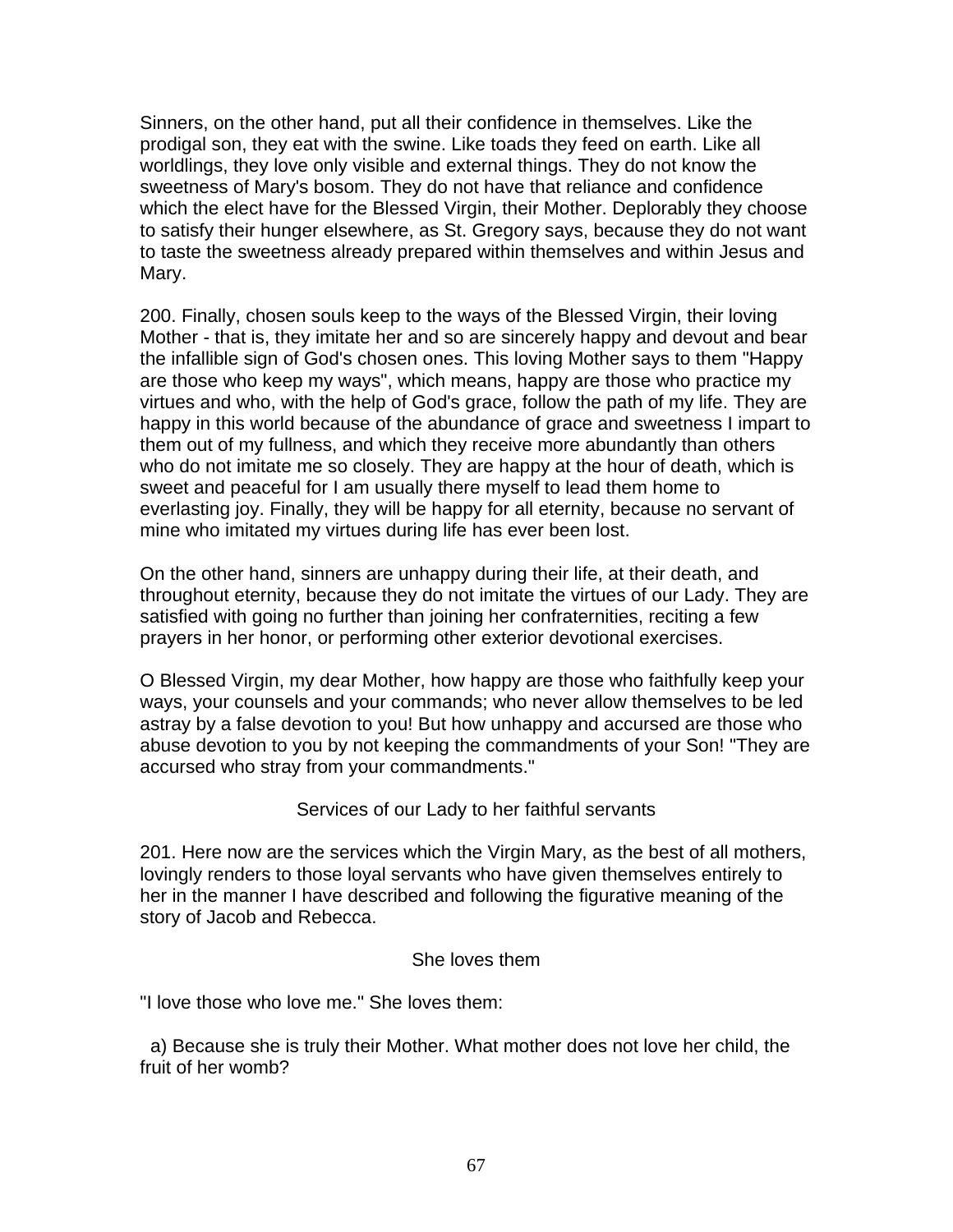Sinners, on the other hand, put all their confidence in themselves. Like the prodigal son, they eat with the swine. Like toads they feed on earth. Like all worldlings, they love only visible and external things. They do not know the sweetness of Mary's bosom. They do not have that reliance and confidence which the elect have for the Blessed Virgin, their Mother. Deplorably they choose to satisfy their hunger elsewhere, as St. Gregory says, because they do not want to taste the sweetness already prepared within themselves and within Jesus and Mary.

200. Finally, chosen souls keep to the ways of the Blessed Virgin, their loving Mother - that is, they imitate her and so are sincerely happy and devout and bear the infallible sign of God's chosen ones. This loving Mother says to them "Happy are those who keep my ways", which means, happy are those who practice my virtues and who, with the help of God's grace, follow the path of my life. They are happy in this world because of the abundance of grace and sweetness I impart to them out of my fullness, and which they receive more abundantly than others who do not imitate me so closely. They are happy at the hour of death, which is sweet and peaceful for I am usually there myself to lead them home to everlasting joy. Finally, they will be happy for all eternity, because no servant of mine who imitated my virtues during life has ever been lost.

On the other hand, sinners are unhappy during their life, at their death, and throughout eternity, because they do not imitate the virtues of our Lady. They are satisfied with going no further than joining her confraternities, reciting a few prayers in her honor, or performing other exterior devotional exercises.

O Blessed Virgin, my dear Mother, how happy are those who faithfully keep your ways, your counsels and your commands; who never allow themselves to be led astray by a false devotion to you! But how unhappy and accursed are those who abuse devotion to you by not keeping the commandments of your Son! "They are accursed who stray from your commandments."

### Services of our Lady to her faithful servants

201. Here now are the services which the Virgin Mary, as the best of all mothers, lovingly renders to those loyal servants who have given themselves entirely to her in the manner I have described and following the figurative meaning of the story of Jacob and Rebecca.

#### She loves them

"I love those who love me." She loves them:

a) Because she is truly their Mother. What mother does not love her child, the fruit of her womb?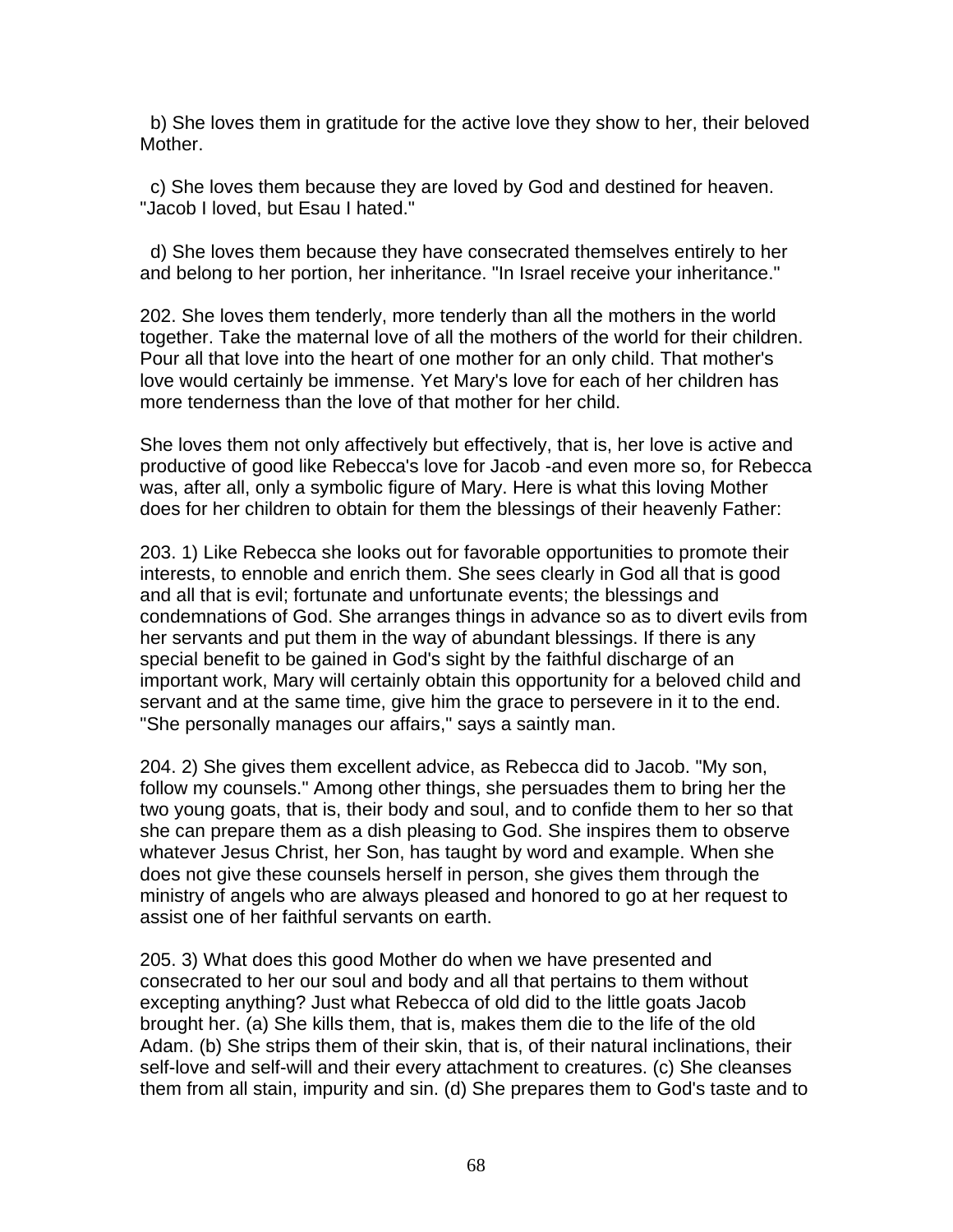b) She loves them in gratitude for the active love they show to her, their beloved Mother.

c) She loves them because they are loved by God and destined for heaven. "Jacob I loved, but Esau I hated."

d) She loves them because they have consecrated themselves entirely to her and belong to her portion, her inheritance. "In Israel receive your inheritance."

202. She loves them tenderly, more tenderly than all the mothers in the world together. Take the maternal love of all the mothers of the world for their children. Pour all that love into the heart of one mother for an only child. That mother's love would certainly be immense. Yet Mary's love for each of her children has more tenderness than the love of that mother for her child.

She loves them not only affectively but effectively, that is, her love is active and productive of good like Rebecca's love for Jacob -and even more so, for Rebecca was, after all, only a symbolic figure of Mary. Here is what this loving Mother does for her children to obtain for them the blessings of their heavenly Father:

203. 1) Like Rebecca she looks out for favorable opportunities to promote their interests, to ennoble and enrich them. She sees clearly in God all that is good and all that is evil; fortunate and unfortunate events; the blessings and condemnations of God. She arranges things in advance so as to divert evils from her servants and put them in the way of abundant blessings. If there is any special benefit to be gained in God's sight by the faithful discharge of an important work, Mary will certainly obtain this opportunity for a beloved child and servant and at the same time, give him the grace to persevere in it to the end. "She personally manages our affairs," says a saintly man.

204. 2) She gives them excellent advice, as Rebecca did to Jacob. "My son, follow my counsels." Among other things, she persuades them to bring her the two young goats, that is, their body and soul, and to confide them to her so that she can prepare them as a dish pleasing to God. She inspires them to observe whatever Jesus Christ, her Son, has taught by word and example. When she does not give these counsels herself in person, she gives them through the ministry of angels who are always pleased and honored to go at her request to assist one of her faithful servants on earth.

205. 3) What does this good Mother do when we have presented and consecrated to her our soul and body and all that pertains to them without excepting anything? Just what Rebecca of old did to the little goats Jacob brought her. (a) She kills them, that is, makes them die to the life of the old Adam. (b) She strips them of their skin, that is, of their natural inclinations, their self-love and self-will and their every attachment to creatures. (c) She cleanses them from all stain, impurity and sin. (d) She prepares them to God's taste and to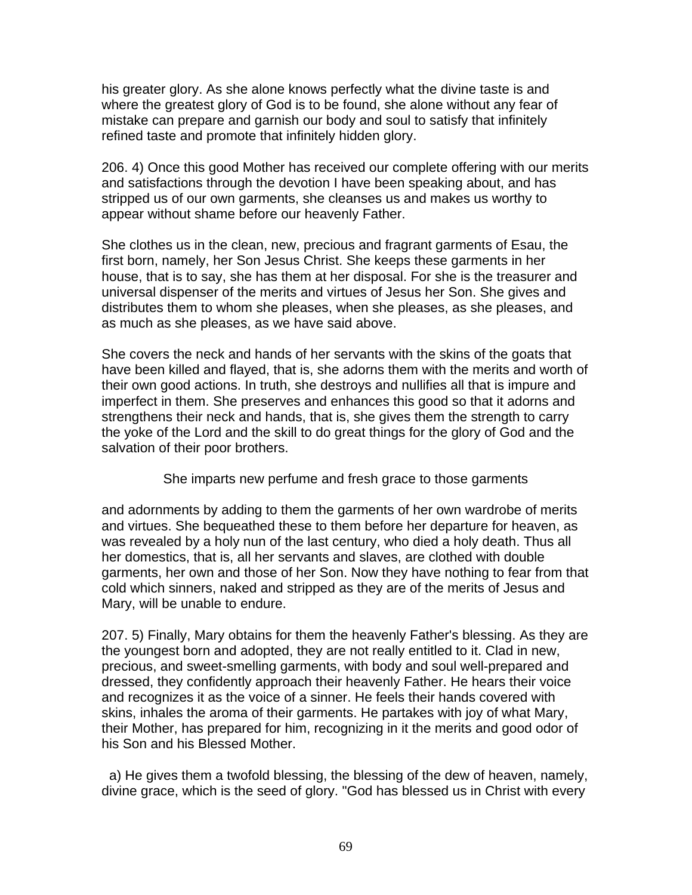his greater glory. As she alone knows perfectly what the divine taste is and where the greatest glory of God is to be found, she alone without any fear of mistake can prepare and garnish our body and soul to satisfy that infinitely refined taste and promote that infinitely hidden glory.

206. 4) Once this good Mother has received our complete offering with our merits and satisfactions through the devotion I have been speaking about, and has stripped us of our own garments, she cleanses us and makes us worthy to appear without shame before our heavenly Father.

She clothes us in the clean, new, precious and fragrant garments of Esau, the first born, namely, her Son Jesus Christ. She keeps these garments in her house, that is to say, she has them at her disposal. For she is the treasurer and universal dispenser of the merits and virtues of Jesus her Son. She gives and distributes them to whom she pleases, when she pleases, as she pleases, and as much as she pleases, as we have said above.

She covers the neck and hands of her servants with the skins of the goats that have been killed and flayed, that is, she adorns them with the merits and worth of their own good actions. In truth, she destroys and nullifies all that is impure and imperfect in them. She preserves and enhances this good so that it adorns and strengthens their neck and hands, that is, she gives them the strength to carry the yoke of the Lord and the skill to do great things for the glory of God and the salvation of their poor brothers.

She imparts new perfume and fresh grace to those garments and adornments by adding to them the garments of her own wardrobe of merits and virtues. She bequeathed these to them before her departure for heaven, as was revealed by a holy nun of the last century, who died a holy death. Thus all her domestics, that is, all her servants and slaves, are clothed with double garments, her own and those of her Son. Now they have nothing to fear from that cold which sinners, naked and stripped as they are of the merits of Jesus and Mary, will be unable to endure.

207. 5) Finally, Mary obtains for them the heavenly Father's blessing. As they are the youngest born and adopted, they are not really entitled to it. Clad in new, precious, and sweet-smelling garments, with body and soul well-prepared and dressed, they confidently approach their heavenly Father. He hears their voice and recognizes it as the voice of a sinner. He feels their hands covered with skins, inhales the aroma of their garments. He partakes with joy of what Mary, their Mother, has prepared for him, recognizing in it the merits and good odor of his Son and his Blessed Mother.

a) He gives them a twofold blessing, the blessing of the dew of heaven, namely, divine grace, which is the seed of glory. "God has blessed us in Christ with every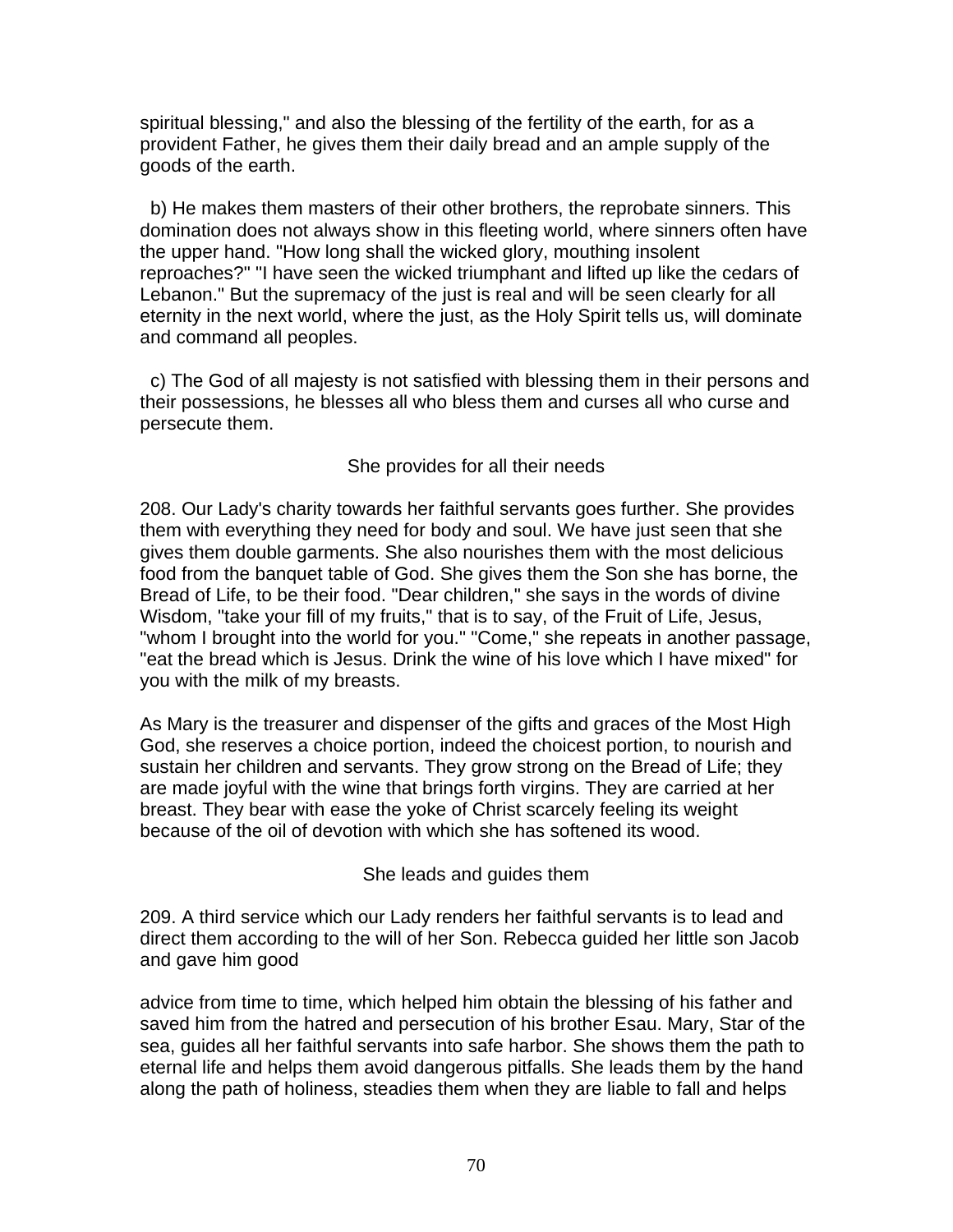spiritual blessing," and also the blessing of the fertility of the earth, for as a provident Father, he gives them their daily bread and an ample supply of the goods of the earth.

b) He makes them masters of their other brothers, the reprobate sinners. This domination does not always show in this fleeting world, where sinners often have the upper hand. "How long shall the wicked glory, mouthing insolent reproaches?" "I have seen the wicked triumphant and lifted up like the cedars of Lebanon." But the supremacy of the just is real and will be seen clearly for all eternity in the next world, where the just, as the Holy Spirit tells us, will dominate and command all peoples.

c) The God of all majesty is not satisfied with blessing them in their persons and their possessions, he blesses all who bless them and curses all who curse and persecute them.

### She provides for all their needs

208. Our Lady's charity towards her faithful servants goes further. She provides them with everything they need for body and soul. We have just seen that she gives them double garments. She also nourishes them with the most delicious food from the banquet table of God. She gives them the Son she has borne, the Bread of Life, to be their food. "Dear children," she says in the words of divine Wisdom, "take your fill of my fruits," that is to say, of the Fruit of Life, Jesus, "whom I brought into the world for you." "Come," she repeats in another passage, "eat the bread which is Jesus. Drink the wine of his love which I have mixed" for you with the milk of my breasts.

As Mary is the treasurer and dispenser of the gifts and graces of the Most High God, she reserves a choice portion, indeed the choicest portion, to nourish and sustain her children and servants. They grow strong on the Bread of Life; they are made joyful with the wine that brings forth virgins. They are carried at her breast. They bear with ease the yoke of Christ scarcely feeling its weight because of the oil of devotion with which she has softened its wood.

### She leads and guides them

209. A third service which our Lady renders her faithful servants is to lead and direct them according to the will of her Son. Rebecca guided her little son Jacob and gave him good advice from time to time, which helped him obtain the blessing of his father and saved him from the hatred and persecution of his brother Esau. Mary, Star of the sea, guides all her faithful servants into safe harbor. She shows them the path to eternal life and helps them avoid dangerous pitfalls. She leads them by the hand along the path of holiness, steadies them when they are liable to fall and helps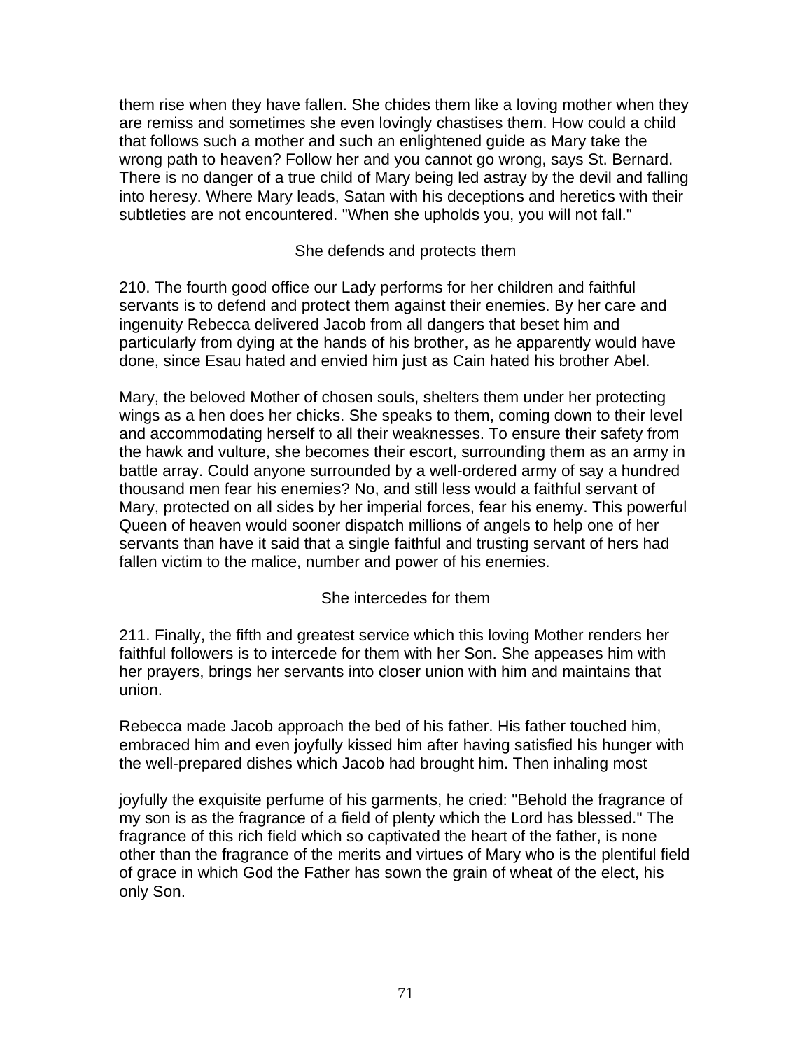them rise when they have fallen. She chides them like a loving mother when they are remiss and sometimes she even lovingly chastises them. How could a child that follows such a mother and such an enlightened guide as Mary take the wrong path to heaven? Follow her and you cannot go wrong, says St. Bernard. There is no danger of a true child of Mary being led astray by the devil and falling into heresy. Where Mary leads, Satan with his deceptions and heretics with their subtleties are not encountered. "When she upholds you, you will not fall."

### She defends and protects them

210. The fourth good office our Lady performs for her children and faithful servants is to defend and protect them against their enemies. By her care and ingenuity Rebecca delivered Jacob from all dangers that beset him and particularly from dying at the hands of his brother, as he apparently would have done, since Esau hated and envied him just as Cain hated his brother Abel.

Mary, the beloved Mother of chosen souls, shelters them under her protecting wings as a hen does her chicks. She speaks to them, coming down to their level and accommodating herself to all their weaknesses. To ensure their safety from the hawk and vulture, she becomes their escort, surrounding them as an army in battle array. Could anyone surrounded by a well-ordered army of say a hundred thousand men fear his enemies? No, and still less would a faithful servant of Mary, protected on all sides by her imperial forces, fear his enemy. This powerful Queen of heaven would sooner dispatch millions of angels to help one of her servants than have it said that a single faithful and trusting servant of hers had fallen victim to the malice, number and power of his enemies.

### She intercedes for them

211. Finally, the fifth and greatest service which this loving Mother renders her faithful followers is to intercede for them with her Son. She appeases him with her prayers, brings her servants into closer union with him and maintains that union.

Rebecca made Jacob approach the bed of his father. His father touched him, embraced him and even joyfully kissed him after having satisfied his hunger with the well-prepared dishes which Jacob had brought him. Then inhaling most joyfully the exquisite perfume of his garments, he cried: "Behold the fragrance of my son is as the fragrance of a field of plenty which the Lord has blessed." The fragrance of this rich field which so captivated the heart of the father, is none other than the fragrance of the merits and virtues of Mary who is the plentiful field of grace in which God the Father has sown the grain of wheat of the elect, his only Son.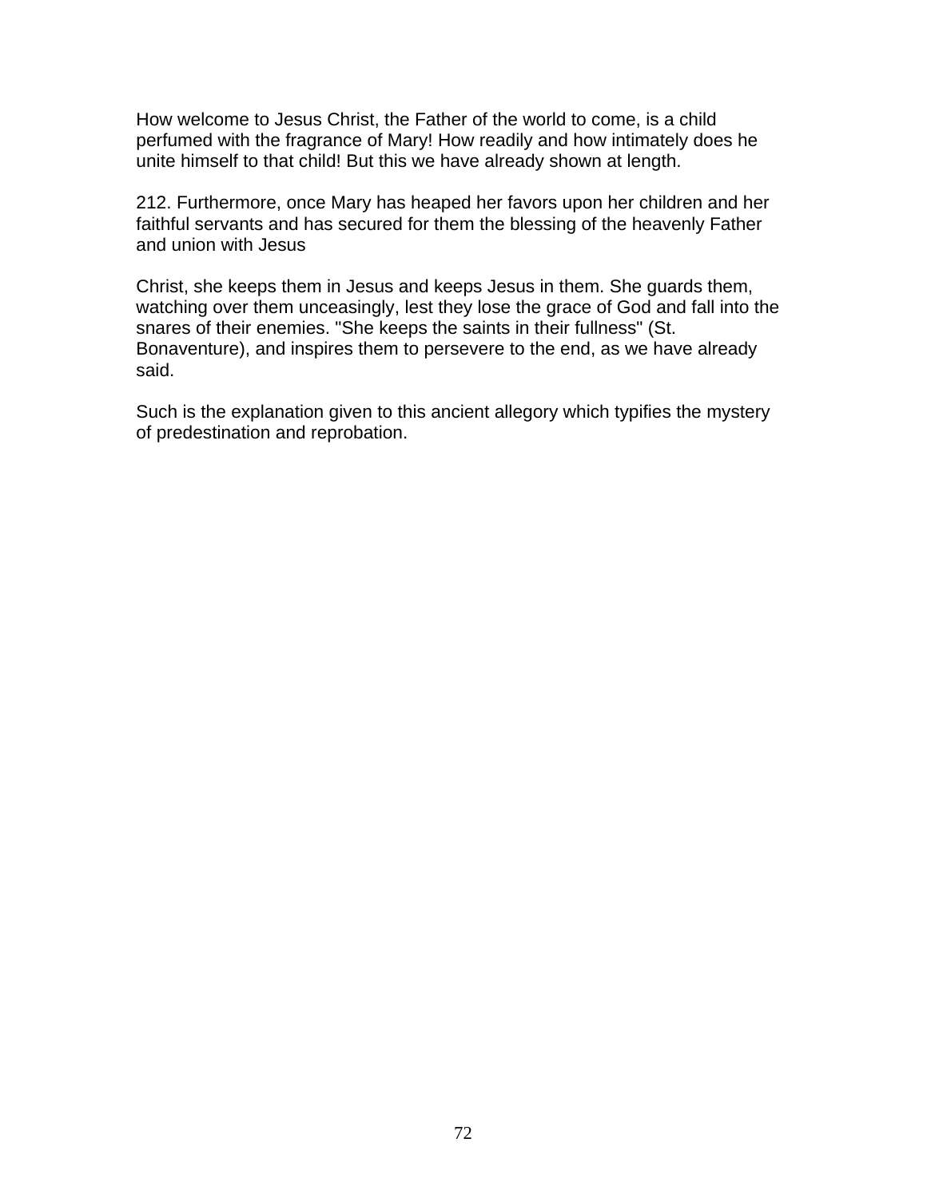How welcome to Jesus Christ, the Father of the world to come, is a child perfumed with the fragrance of Mary! How readily and how intimately does he unite himself to that child! But this we have already shown at length.

212. Furthermore, once Mary has heaped her favors upon her children and her faithful servants and has secured for them the blessing of the heavenly Father and union with Jesus

Christ, she keeps them in Jesus and keeps Jesus in them. She guards them, watching over them unceasingly, lest they lose the grace of God and fall into the snares of their enemies. "She keeps the saints in their fullness" (St. Bonaventure), and inspires them to persevere to the end, as we have already said.

Such is the explanation given to this ancient allegory which typifies the mystery of predestination and reprobation.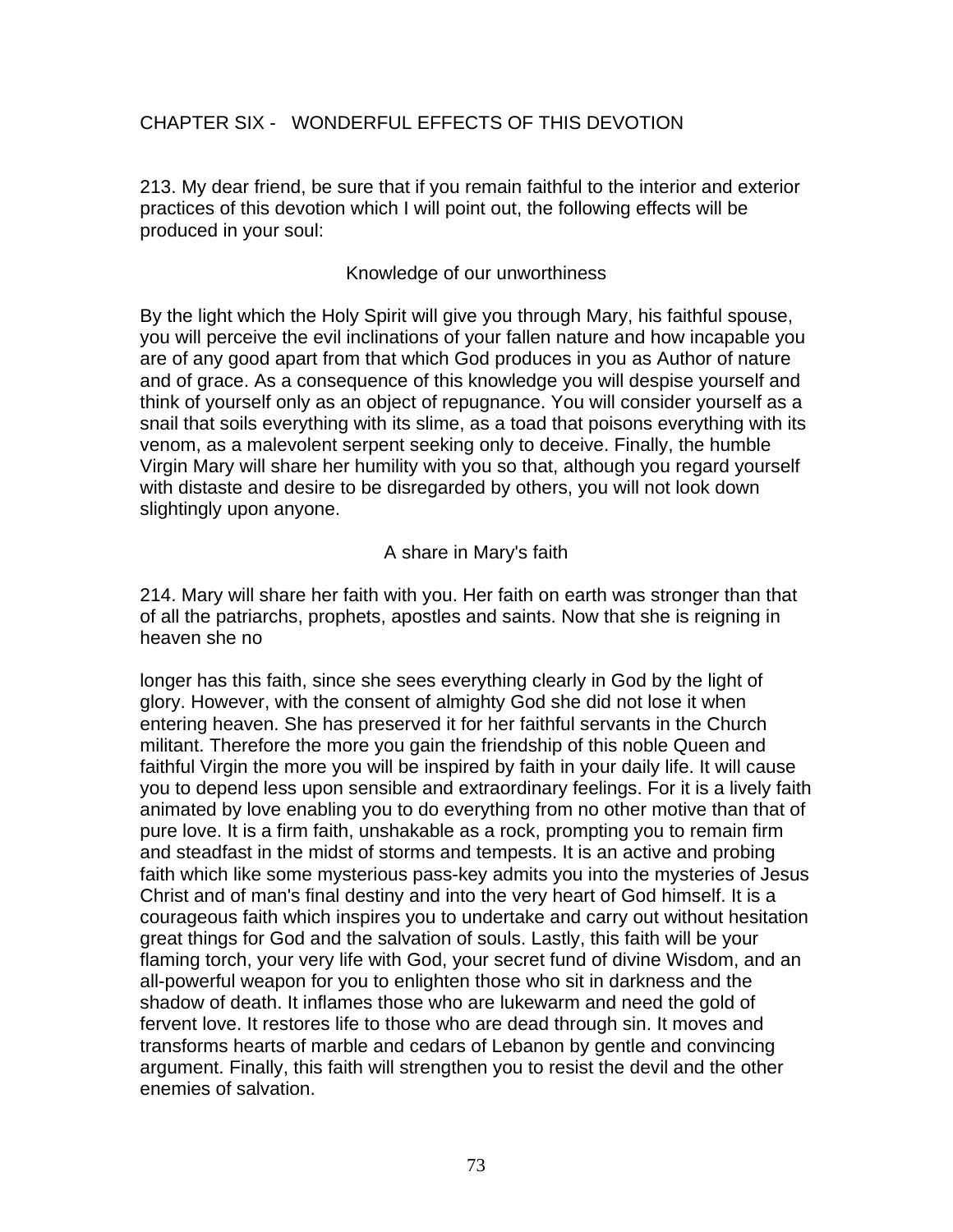## CHAPTER SIX - WONDERFUL EFFECTS OF THIS DEVOTION

213. My dear friend, be sure that if you remain faithful to the interior and exterior practices of this devotion which I will point out, the following effects will be produced in your soul:

### Knowledge of our unworthiness

By the light which the Holy Spirit will give you through Mary, his faithful spouse, you will perceive the evil inclinations of your fallen nature and how incapable you are of any good apart from that which God produces in you as Author of nature and of grace. As a consequence of this knowledge you will despise yourself and think of yourself only as an object of repugnance. You will consider yourself as a snail that soils everything with its slime, as a toad that poisons everything with its venom, as a malevolent serpent seeking only to deceive. Finally, the humble Virgin Mary will share her humility with you so that, although you regard yourself with distaste and desire to be disregarded by others, you will not look down slightingly upon anyone.

### A share in Mary's faith

214. Mary will share her faith with you. Her faith on earth was stronger than that of all the patriarchs, prophets, apostles and saints. Now that she is reigning in heaven she no longer has this faith, since she sees everything clearly in God by the light of glory. However, with the consent of almighty God she did not lose it when entering heaven. She has preserved it for her faithful servants in the Church militant. Therefore the more you gain the friendship of this noble Queen and faithful Virgin the more you will be inspired by faith in your daily life. It will cause you to depend less upon sensible and extraordinary feelings. For it is a lively faith animated by love enabling you to do everything from no other motive than that of pure love. It is a firm faith, unshakable as a rock, prompting you to remain firm and steadfast in the midst of storms and tempests. It is an active and probing faith which like some mysterious pass-key admits you into the mysteries of Jesus Christ and of man's final destiny and into the very heart of God himself. It is a courageous faith which inspires you to undertake and carry out without hesitation great things for God and the salvation of souls. Lastly, this faith will be your flaming torch, your very life with God, your secret fund of divine Wisdom, and an all-powerful weapon for you to enlighten those who sit in darkness and the shadow of death. It inflames those who are lukewarm and need the gold of fervent love. It restores life to those who are dead through sin. It moves and transforms hearts of marble and cedars of Lebanon by gentle and convincing argument. Finally, this faith will strengthen you to resist the devil and the other enemies of salvation.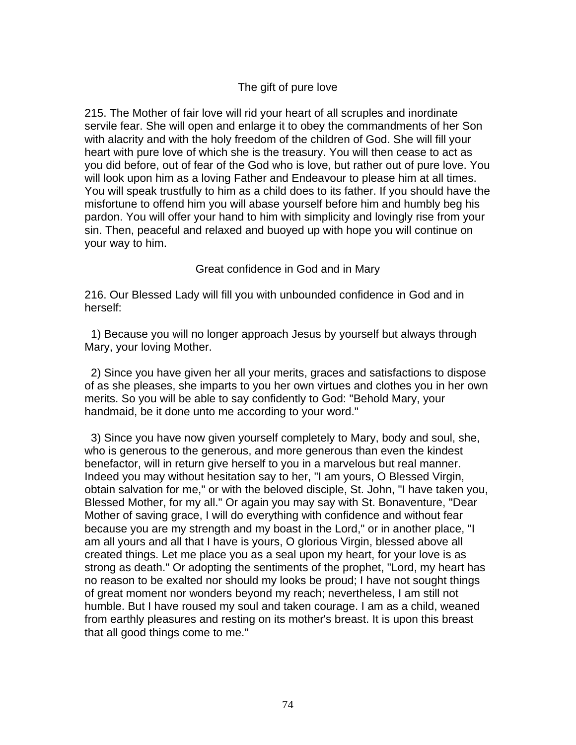### The gift of pure love

215. The Mother of fair love will rid your heart of all scruples and inordinate servile fear. She will open and enlarge it to obey the commandments of her Son with alacrity and with the holy freedom of the children of God. She will fill your heart with pure love of which she is the treasury. You will then cease to act as you did before, out of fear of the God who is love, but rather out of pure love. You will look upon him as a loving Father and Endeavour to please him at all times. You will speak trustfully to him as a child does to its father. If you should have the misfortune to offend him you will abase yourself before him and humbly beg his pardon. You will offer your hand to him with simplicity and lovingly rise from your sin. Then, peaceful and relaxed and buoyed up with hope you will continue on your way to him.

### Great confidence in God and in Mary

216. Our Blessed Lady will fill you with unbounded confidence in God and in herself:

1) Because you will no longer approach Jesus by yourself but always through Mary, your loving Mother.

2) Since you have given her all your merits, graces and satisfactions to dispose of as she pleases, she imparts to you her own virtues and clothes you in her own merits. So you will be able to say confidently to God: "Behold Mary, your handmaid, be it done unto me according to your word."

3) Since you have now given yourself completely to Mary, body and soul, she, who is generous to the generous, and more generous than even the kindest benefactor, will in return give herself to you in a marvelous but real manner. Indeed you may without hesitation say to her, "I am yours, O Blessed Virgin, obtain salvation for me," or with the beloved disciple, St. John, "I have taken you, Blessed Mother, for my all." Or again you may say with St. Bonaventure, "Dear Mother of saving grace, I will do everything with confidence and without fear because you are my strength and my boast in the Lord," or in another place, "I am all yours and all that I have is yours, O glorious Virgin, blessed above all created things. Let me place you as a seal upon my heart, for your love is as strong as death." Or adopting the sentiments of the prophet, "Lord, my heart has no reason to be exalted nor should my looks be proud; I have not sought things of great moment nor wonders beyond my reach; nevertheless, I am still not humble. But I have roused my soul and taken courage. I am as a child, weaned from earthly pleasures and resting on its mother's breast. It is upon this breast that all good things come to me."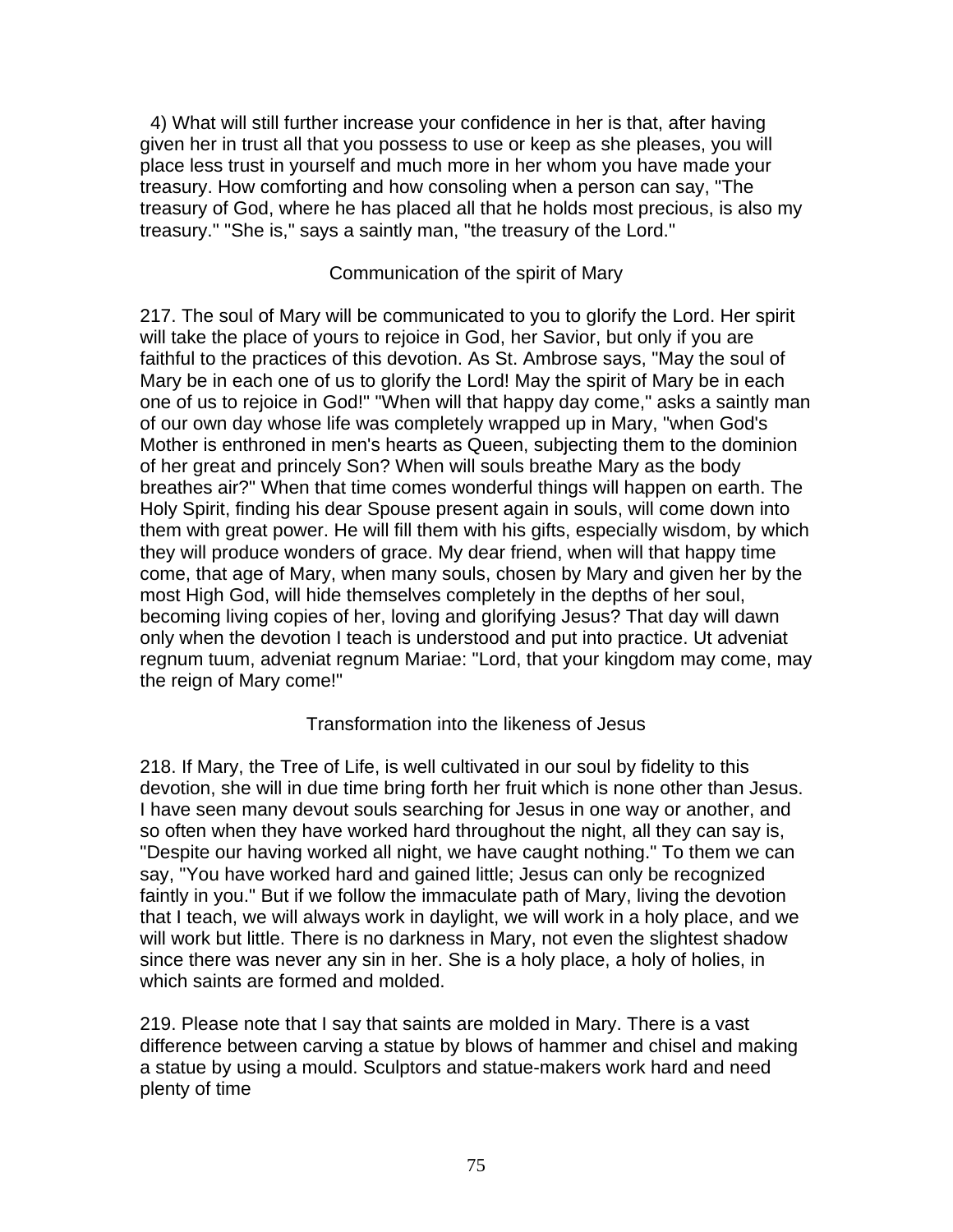4) What will still further increase your confidence in her is that, after having given her in trust all that you possess to use or keep as she pleases, you will place less trust in yourself and much more in her whom you have made your treasury. How comforting and how consoling when a person can say, "The treasury of God, where he has placed all that he holds most precious, is also my treasury." "She is," says a saintly man, "the treasury of the Lord."

### Communication of the spirit of Mary

217. The soul of Mary will be communicated to you to glorify the Lord. Her spirit will take the place of yours to rejoice in God, her Savior, but only if you are faithful to the practices of this devotion. As St. Ambrose says, "May the soul of Mary be in each one of us to glorify the Lord! May the spirit of Mary be in each one of us to rejoice in God!" "When will that happy day come," asks a saintly man of our own day whose life was completely wrapped up in Mary, "when God's Mother is enthroned in men's hearts as Queen, subjecting them to the dominion of her great and princely Son? When will souls breathe Mary as the body breathes air?" When that time comes wonderful things will happen on earth. The Holy Spirit, finding his dear Spouse present again in souls, will come down into them with great power. He will fill them with his gifts, especially wisdom, by which they will produce wonders of grace. My dear friend, when will that happy time come, that age of Mary, when many souls, chosen by Mary and given her by the most High God, will hide themselves completely in the depths of her soul, becoming living copies of her, loving and glorifying Jesus? That day will dawn only when the devotion I teach is understood and put into practice. Ut adveniat regnum tuum, adveniat regnum Mariae: "Lord, that your kingdom may come, may the reign of Mary come!"

### Transformation into the likeness of Jesus

218. If Mary, the Tree of Life, is well cultivated in our soul by fidelity to this devotion, she will in due time bring forth her fruit which is none other than Jesus. I have seen many devout souls searching for Jesus in one way or another, and so often when they have worked hard throughout the night, all they can say is, "Despite our having worked all night, we have caught nothing." To them we can say, "You have worked hard and gained little; Jesus can only be recognized faintly in you." But if we follow the immaculate path of Mary, living the devotion that I teach, we will always work in daylight, we will work in a holy place, and we will work but little. There is no darkness in Mary, not even the slightest shadow since there was never any sin in her. She is a holy place, a holy of holies, in which saints are formed and molded.

219. Please note that I say that saints are molded in Mary. There is a vast difference between carving a statue by blows of hammer and chisel and making a statue by using a mould. Sculptors and statue-makers work hard and need plenty of time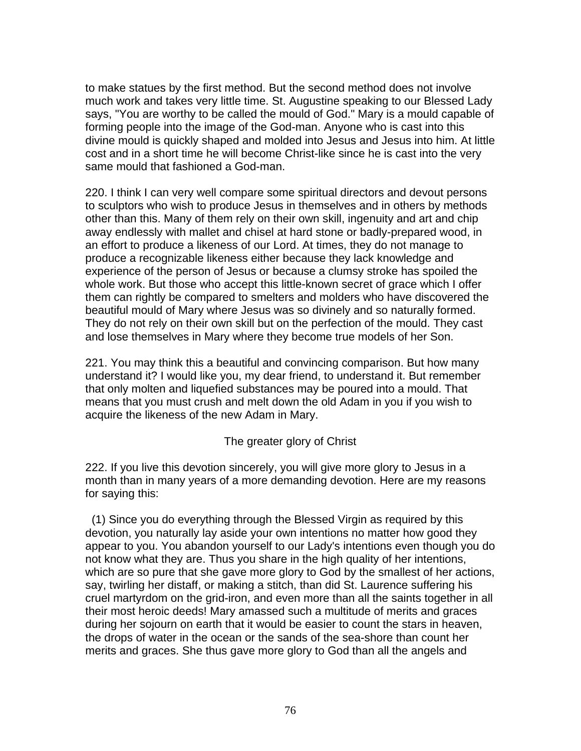to make statues by the first method. But the second method does not involve much work and takes very little time. St. Augustine speaking to our Blessed Lady says, "You are worthy to be called the mould of God." Mary is a mould capable of forming people into the image of the God-man. Anyone who is cast into this divine mould is quickly shaped and molded into Jesus and Jesus into him. At little cost and in a short time he will become Christ-like since he is cast into the very same mould that fashioned a God-man.

220. I think I can very well compare some spiritual directors and devout persons to sculptors who wish to produce Jesus in themselves and in others by methods other than this. Many of them rely on their own skill, ingenuity and art and chip away endlessly with mallet and chisel at hard stone or badly-prepared wood, in an effort to produce a likeness of our Lord. At times, they do not manage to produce a recognizable likeness either because they lack knowledge and experience of the person of Jesus or because a clumsy stroke has spoiled the whole work. But those who accept this little-known secret of grace which I offer them can rightly be compared to smelters and molders who have discovered the beautiful mould of Mary where Jesus was so divinely and so naturally formed. They do not rely on their own skill but on the perfection of the mould. They cast and lose themselves in Mary where they become true models of her Son.

221. You may think this a beautiful and convincing comparison. But how many understand it? I would like you, my dear friend, to understand it. But remember that only molten and liquefied substances may be poured into a mould. That means that you must crush and melt down the old Adam in you if you wish to acquire the likeness of the new Adam in Mary.

## The greater glory of Christ

222. If you live this devotion sincerely, you will give more glory to Jesus in a month than in many years of a more demanding devotion. Here are my reasons for saying this:

(1) Since you do everything through the Blessed Virgin as required by this devotion, you naturally lay aside your own intentions no matter how good they appear to you. You abandon yourself to our Lady's intentions even though you do not know what they are. Thus you share in the high quality of her intentions, which are so pure that she gave more glory to God by the smallest of her actions, say, twirling her distaff, or making a stitch, than did St. Laurence suffering his cruel martyrdom on the grid-iron, and even more than all the saints together in all their most heroic deeds! Mary amassed such a multitude of merits and graces during her sojourn on earth that it would be easier to count the stars in heaven, the drops of water in the ocean or the sands of the sea-shore than count her merits and graces. She thus gave more glory to God than all the angels and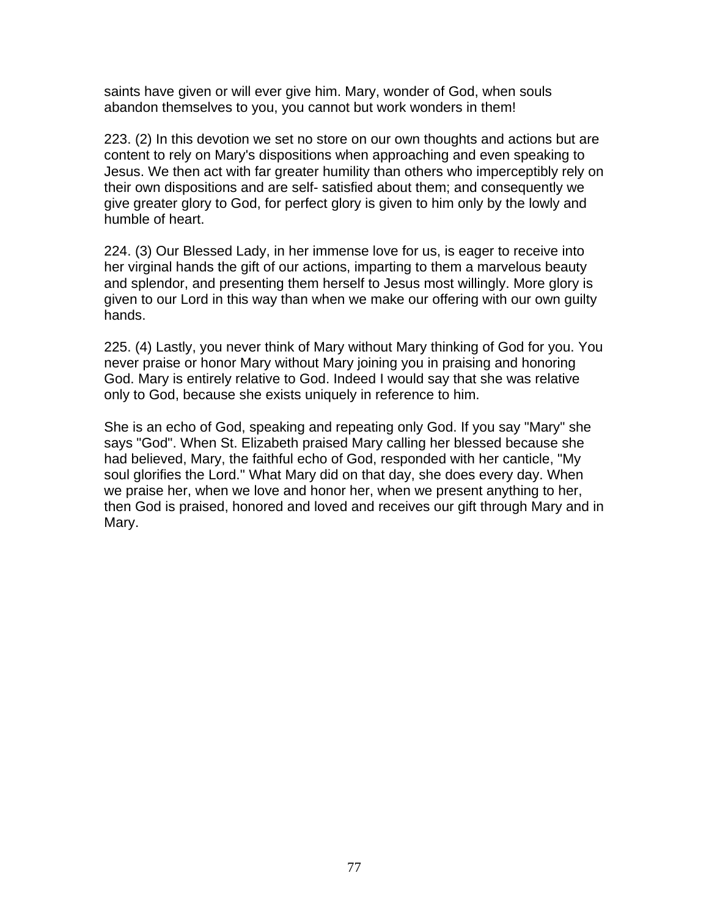saints have given or will ever give him. Mary, wonder of God, when souls abandon themselves to you, you cannot but work wonders in them!

223. (2) In this devotion we set no store on our own thoughts and actions but are content to rely on Mary's dispositions when approaching and even speaking to Jesus. We then act with far greater humility than others who imperceptibly rely on their own dispositions and are self- satisfied about them; and consequently we give greater glory to God, for perfect glory is given to him only by the lowly and humble of heart.

224. (3) Our Blessed Lady, in her immense love for us, is eager to receive into her virginal hands the gift of our actions, imparting to them a marvelous beauty and splendor, and presenting them herself to Jesus most willingly. More glory is given to our Lord in this way than when we make our offering with our own guilty hands.

225. (4) Lastly, you never think of Mary without Mary thinking of God for you. You never praise or honor Mary without Mary joining you in praising and honoring God. Mary is entirely relative to God. Indeed I would say that she was relative only to God, because she exists uniquely in reference to him.

She is an echo of God, speaking and repeating only God. If you say "Mary" she says "God". When St. Elizabeth praised Mary calling her blessed because she had believed, Mary, the faithful echo of God, responded with her canticle, "My soul glorifies the Lord." What Mary did on that day, she does every day. When we praise her, when we love and honor her, when we present anything to her, then God is praised, honored and loved and receives our gift through Mary and in Mary.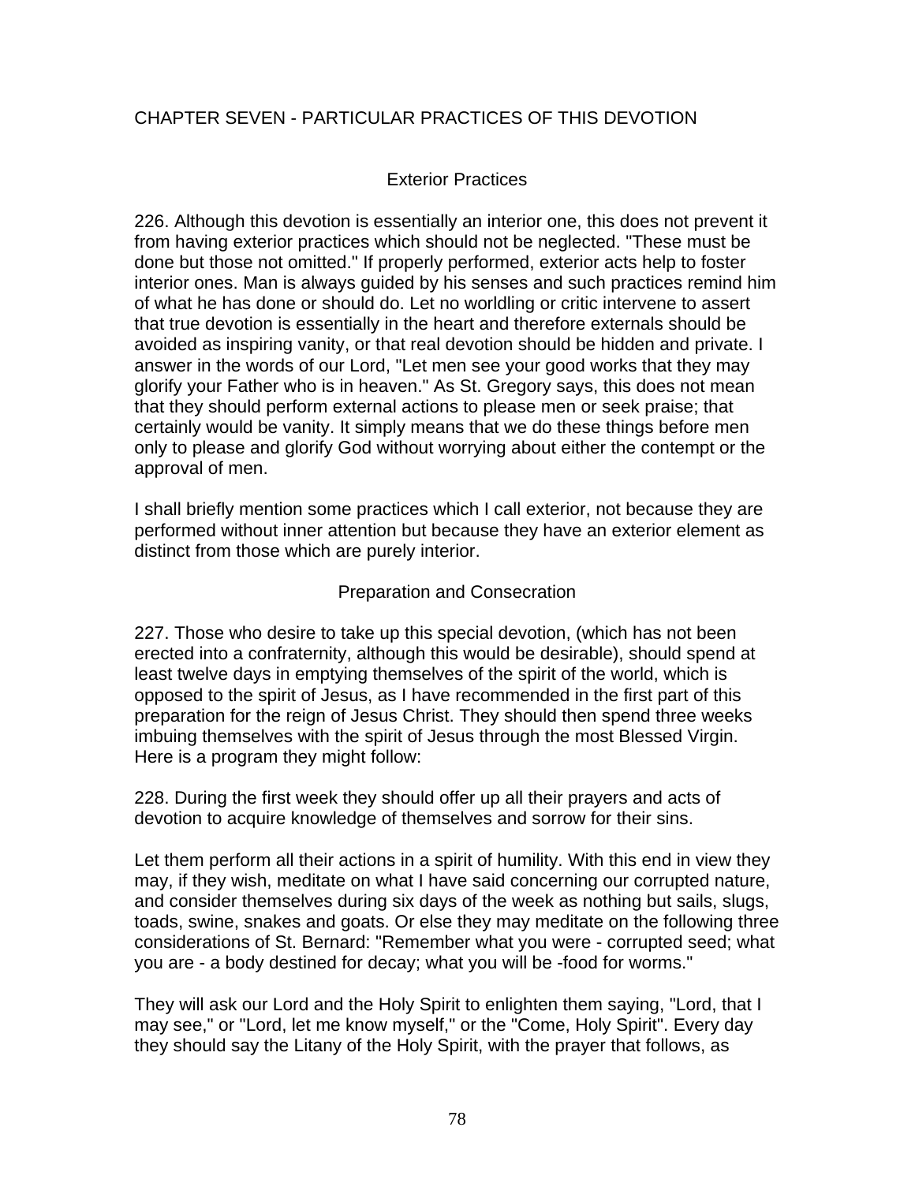## CHAPTER SEVEN - PARTICULAR PRACTICES OF THIS DEVOTION

### Exterior Practices

226. Although this devotion is essentially an interior one, this does not prevent it from having exterior practices which should not be neglected. "These must be done but those not omitted." If properly performed, exterior acts help to foster interior ones. Man is always guided by his senses and such practices remind him of what he has done or should do. Let no worldling or critic intervene to assert that true devotion is essentially in the heart and therefore externals should be avoided as inspiring vanity, or that real devotion should be hidden and private. I answer in the words of our Lord, "Let men see your good works that they may glorify your Father who is in heaven." As St. Gregory says, this does not mean that they should perform external actions to please men or seek praise; that certainly would be vanity. It simply means that we do these things before men only to please and glorify God without worrying about either the contempt or the approval of men.

I shall briefly mention some practices which I call exterior, not because they are performed without inner attention but because they have an exterior element as distinct from those which are purely interior.

### Preparation and Consecration

227. Those who desire to take up this special devotion, (which has not been erected into a confraternity, although this would be desirable), should spend at least twelve days in emptying themselves of the spirit of the world, which is opposed to the spirit of Jesus, as I have recommended in the first part of this preparation for the reign of Jesus Christ. They should then spend three weeks imbuing themselves with the spirit of Jesus through the most Blessed Virgin. Here is a program they might follow:

228. During the first week they should offer up all their prayers and acts of devotion to acquire knowledge of themselves and sorrow for their sins.

Let them perform all their actions in a spirit of humility. With this end in view they may, if they wish, meditate on what I have said concerning our corrupted nature, and consider themselves during six days of the week as nothing but sails, slugs, toads, swine, snakes and goats. Or else they may meditate on the following three considerations of St. Bernard: "Remember what you were - corrupted seed; what you are - a body destined for decay; what you will be -food for worms."

They will ask our Lord and the Holy Spirit to enlighten them saying, "Lord, that I may see," or "Lord, let me know myself," or the "Come, Holy Spirit". Every day they should say the Litany of the Holy Spirit, with the prayer that follows, as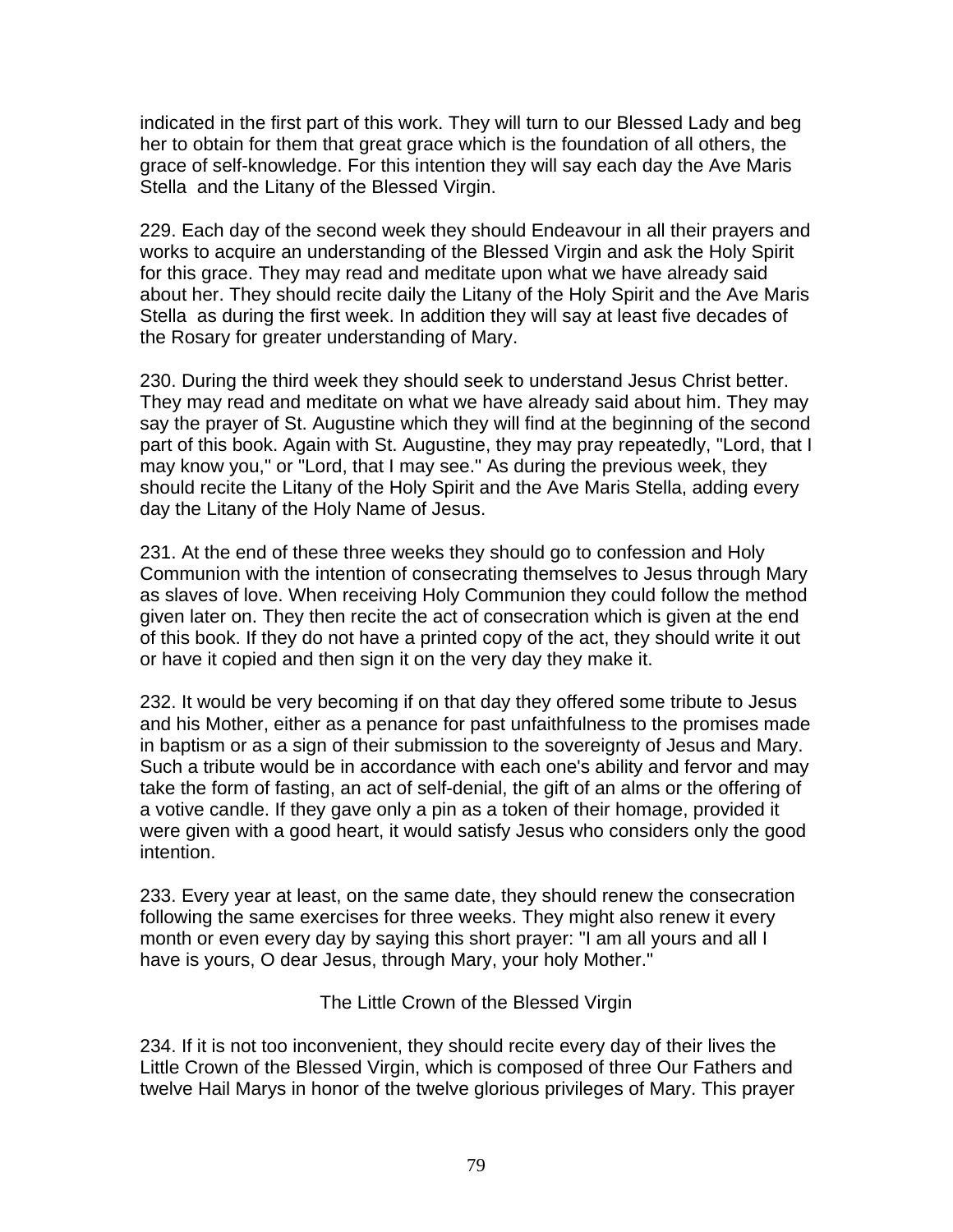indicated in the first part of this work. They will turn to our Blessed Lady and beg her to obtain for them that great grace which is the foundation of all others, the grace of self-knowledge. For this intention they will say each day the Ave Maris Stella and the Litany of the Blessed Virgin.

229. Each day of the second week they should Endeavour in all their prayers and works to acquire an understanding of the Blessed Virgin and ask the Holy Spirit for this grace. They may read and meditate upon what we have already said about her. They should recite daily the Litany of the Holy Spirit and the Ave Maris Stella as during the first week. In addition they will say at least five decades of the Rosary for greater understanding of Mary.

230. During the third week they should seek to understand Jesus Christ better. They may read and meditate on what we have already said about him. They may say the prayer of St. Augustine which they will find at the beginning of the second part of this book. Again with St. Augustine, they may pray repeatedly, "Lord, that I may know you," or "Lord, that I may see." As during the previous week, they should recite the Litany of the Holy Spirit and the Ave Maris Stella, adding every day the Litany of the Holy Name of Jesus.

231. At the end of these three weeks they should go to confession and Holy Communion with the intention of consecrating themselves to Jesus through Mary as slaves of love. When receiving Holy Communion they could follow the method given later on. They then recite the act of consecration which is given at the end of this book. If they do not have a printed copy of the act, they should write it out or have it copied and then sign it on the very day they make it.

232. It would be very becoming if on that day they offered some tribute to Jesus and his Mother, either as a penance for past unfaithfulness to the promises made in baptism or as a sign of their submission to the sovereignty of Jesus and Mary. Such a tribute would be in accordance with each one's ability and fervor and may take the form of fasting, an act of self-denial, the gift of an alms or the offering of a votive candle. If they gave only a pin as a token of their homage, provided it were given with a good heart, it would satisfy Jesus who considers only the good intention.

233. Every year at least, on the same date, they should renew the consecration following the same exercises for three weeks. They might also renew it every month or even every day by saying this short prayer: "I am all yours and all I have is yours, O dear Jesus, through Mary, your holy Mother."

## The Little Crown of the Blessed Virgin

234. If it is not too inconvenient, they should recite every day of their lives the Little Crown of the Blessed Virgin, which is composed of three Our Fathers and twelve Hail Marys in honor of the twelve glorious privileges of Mary. This prayer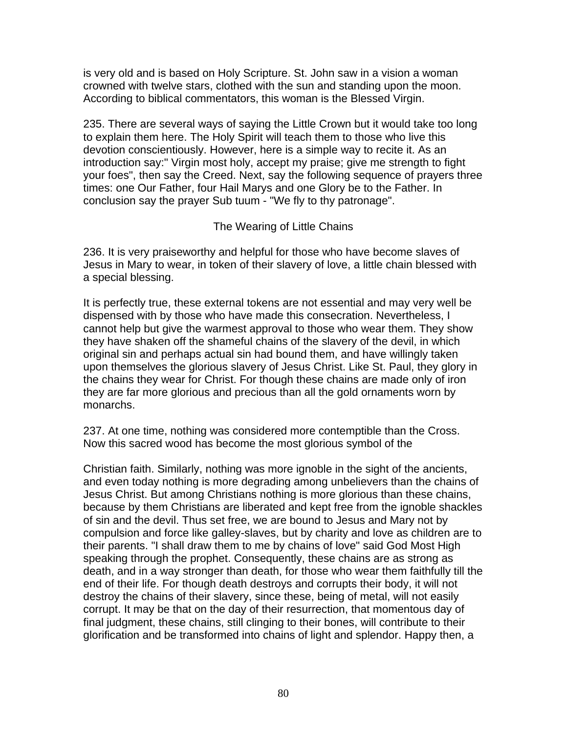is very old and is based on Holy Scripture. St. John saw in a vision a woman crowned with twelve stars, clothed with the sun and standing upon the moon. According to biblical commentators, this woman is the Blessed Virgin.

235. There are several ways of saying the Little Crown but it would take too long to explain them here. The Holy Spirit will teach them to those who live this devotion conscientiously. However, here is a simple way to recite it. As an introduction say:" Virgin most holy, accept my praise; give me strength to fight your foes", then say the Creed. Next, say the following sequence of prayers three times: one Our Father, four Hail Marys and one Glory be to the Father. In conclusion say the prayer Sub tuum - "We fly to thy patronage".

### The Wearing of Little Chains

236. It is very praiseworthy and helpful for those who have become slaves of Jesus in Mary to wear, in token of their slavery of love, a little chain blessed with a special blessing.

It is perfectly true, these external tokens are not essential and may very well be dispensed with by those who have made this consecration. Nevertheless, I cannot help but give the warmest approval to those who wear them. They show they have shaken off the shameful chains of the slavery of the devil, in which original sin and perhaps actual sin had bound them, and have willingly taken upon themselves the glorious slavery of Jesus Christ. Like St. Paul, they glory in the chains they wear for Christ. For though these chains are made only of iron they are far more glorious and precious than all the gold ornaments worn by monarchs.

237. At one time, nothing was considered more contemptible than the Cross. Now this sacred wood has become the most glorious symbol of the Christian faith. Similarly, nothing was more ignoble in the sight of the ancients, and even today nothing is more degrading among unbelievers than the chains of Jesus Christ. But among Christians nothing is more glorious than these chains, because by them Christians are liberated and kept free from the ignoble shackles of sin and the devil. Thus set free, we are bound to Jesus and Mary not by compulsion and force like galley-slaves, but by charity and love as children are to their parents. "I shall draw them to me by chains of love" said God Most High speaking through the prophet. Consequently, these chains are as strong as death, and in a way stronger than death, for those who wear them faithfully till the end of their life. For though death destroys and corrupts their body, it will not destroy the chains of their slavery, since these, being of metal, will not easily corrupt. It may be that on the day of their resurrection, that momentous day of final judgment, these chains, still clinging to their bones, will contribute to their glorification and be transformed into chains of light and splendor. Happy then, a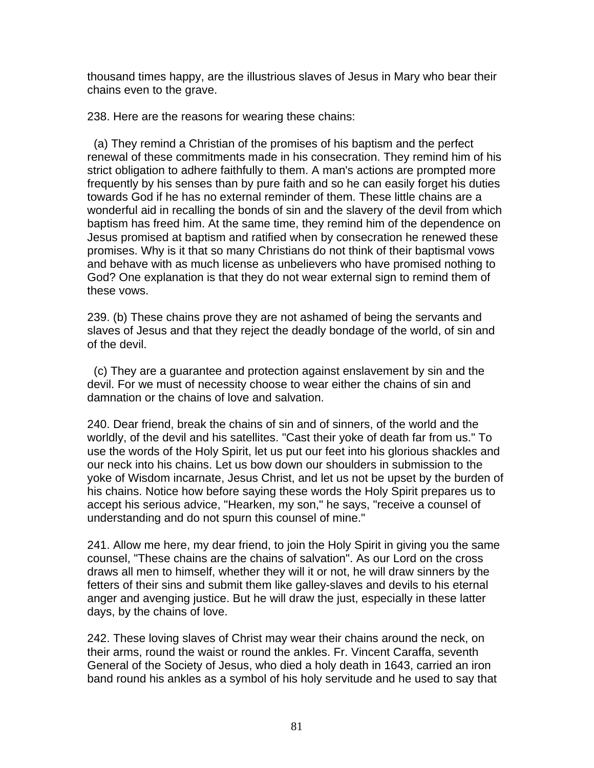thousand times happy, are the illustrious slaves of Jesus in Mary who bear their chains even to the grave.

238. Here are the reasons for wearing these chains:

(a) They remind a Christian of the promises of his baptism and the perfect renewal of these commitments made in his consecration. They remind him of his strict obligation to adhere faithfully to them. A man's actions are prompted more frequently by his senses than by pure faith and so he can easily forget his duties towards God if he has no external reminder of them. These little chains are a wonderful aid in recalling the bonds of sin and the slavery of the devil from which baptism has freed him. At the same time, they remind him of the dependence on Jesus promised at baptism and ratified when by consecration he renewed these promises. Why is it that so many Christians do not think of their baptismal vows and behave with as much license as unbelievers who have promised nothing to God? One explanation is that they do not wear external sign to remind them of these vows.

239. (b) These chains prove they are not ashamed of being the servants and slaves of Jesus and that they reject the deadly bondage of the world, of sin and of the devil.

(c) They are a guarantee and protection against enslavement by sin and the devil. For we must of necessity choose to wear either the chains of sin and damnation or the chains of love and salvation.

240. Dear friend, break the chains of sin and of sinners, of the world and the worldly, of the devil and his satellites. "Cast their yoke of death far from us." To use the words of the Holy Spirit, let us put our feet into his glorious shackles and our neck into his chains. Let us bow down our shoulders in submission to the yoke of Wisdom incarnate, Jesus Christ, and let us not be upset by the burden of his chains. Notice how before saying these words the Holy Spirit prepares us to accept his serious advice, "Hearken, my son," he says, "receive a counsel of understanding and do not spurn this counsel of mine."

241. Allow me here, my dear friend, to join the Holy Spirit in giving you the same counsel, "These chains are the chains of salvation". As our Lord on the cross draws all men to himself, whether they will it or not, he will draw sinners by the fetters of their sins and submit them like galley-slaves and devils to his eternal anger and avenging justice. But he will draw the just, especially in these latter days, by the chains of love.

242. These loving slaves of Christ may wear their chains around the neck, on their arms, round the waist or round the ankles. Fr. Vincent Caraffa, seventh General of the Society of Jesus, who died a holy death in 1643, carried an iron band round his ankles as a symbol of his holy servitude and he used to say that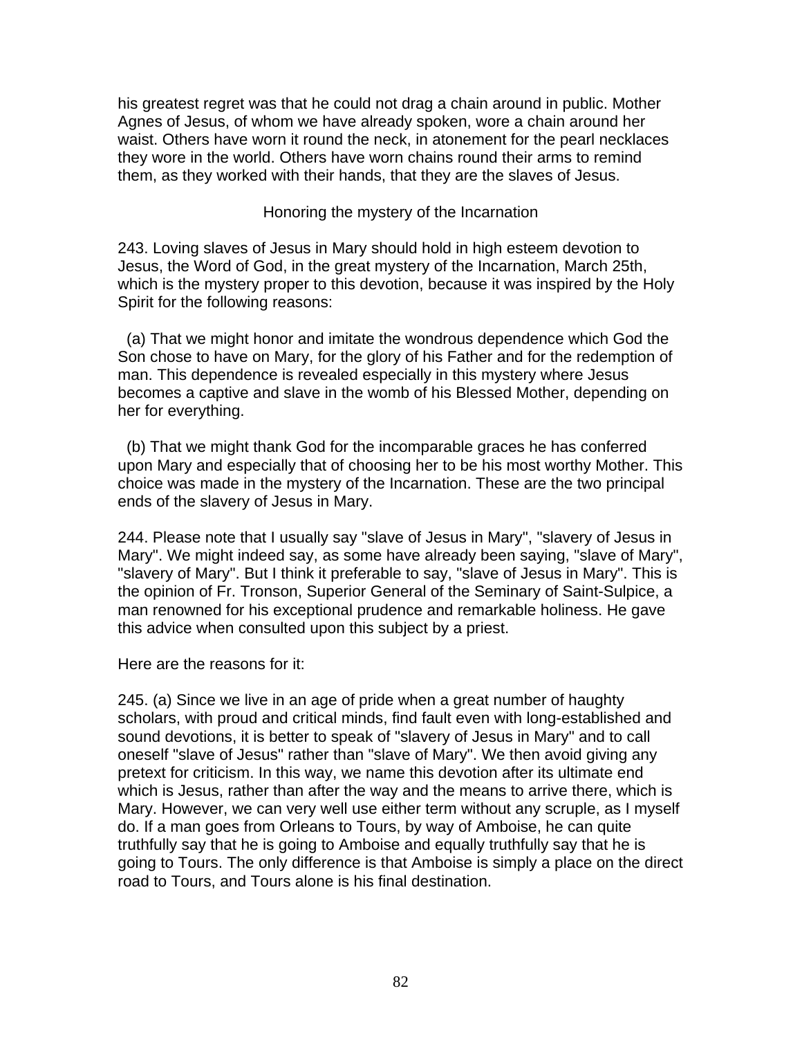his greatest regret was that he could not drag a chain around in public. Mother Agnes of Jesus, of whom we have already spoken, wore a chain around her waist. Others have worn it round the neck, in atonement for the pearl necklaces they wore in the world. Others have worn chains round their arms to remind them, as they worked with their hands, that they are the slaves of Jesus.

## Honoring the mystery of the Incarnation

243. Loving slaves of Jesus in Mary should hold in high esteem devotion to Jesus, the Word of God, in the great mystery of the Incarnation, March 25th, which is the mystery proper to this devotion, because it was inspired by the Holy Spirit for the following reasons:

(a) That we might honor and imitate the wondrous dependence which God the Son chose to have on Mary, for the glory of his Father and for the redemption of man. This dependence is revealed especially in this mystery where Jesus becomes a captive and slave in the womb of his Blessed Mother, depending on her for everything.

(b) That we might thank God for the incomparable graces he has conferred upon Mary and especially that of choosing her to be his most worthy Mother. This choice was made in the mystery of the Incarnation. These are the two principal ends of the slavery of Jesus in Mary.

244. Please note that I usually say "slave of Jesus in Mary", "slavery of Jesus in Mary". We might indeed say, as some have already been saying, "slave of Mary", "slavery of Mary". But I think it preferable to say, "slave of Jesus in Mary". This is the opinion of Fr. Tronson, Superior General of the Seminary of Saint-Sulpice, a man renowned for his exceptional prudence and remarkable holiness. He gave this advice when consulted upon this subject by a priest.

Here are the reasons for it:

245. (a) Since we live in an age of pride when a great number of haughty scholars, with proud and critical minds, find fault even with long-established and sound devotions, it is better to speak of "slavery of Jesus in Mary" and to call oneself "slave of Jesus" rather than "slave of Mary". We then avoid giving any pretext for criticism. In this way, we name this devotion after its ultimate end which is Jesus, rather than after the way and the means to arrive there, which is Mary. However, we can very well use either term without any scruple, as I myself do. If a man goes from Orleans to Tours, by way of Amboise, he can quite truthfully say that he is going to Amboise and equally truthfully say that he is going to Tours. The only difference is that Amboise is simply a place on the direct road to Tours, and Tours alone is his final destination.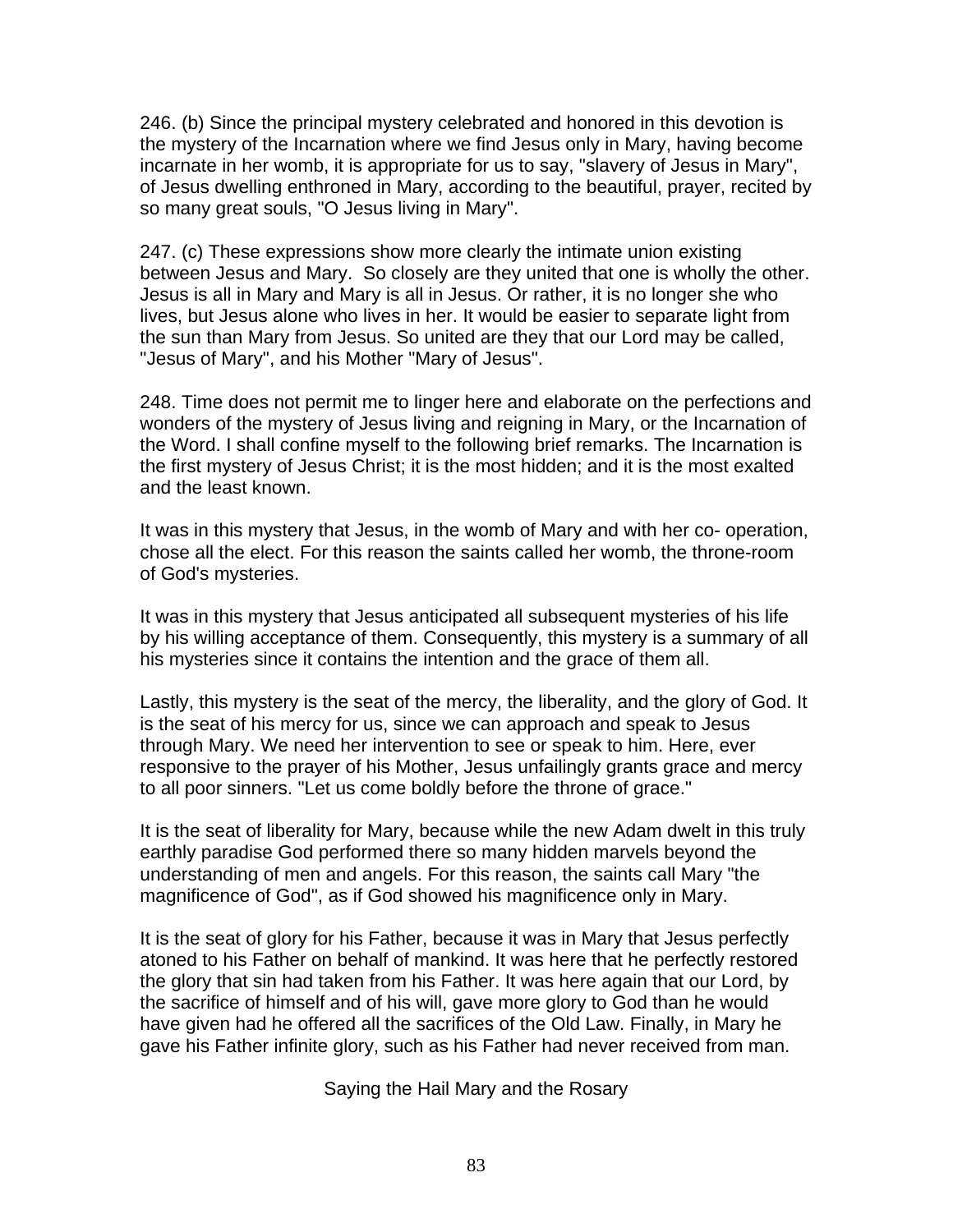246. (b) Since the principal mystery celebrated and honored in this devotion is the mystery of the Incarnation where we find Jesus only in Mary, having become incarnate in her womb, it is appropriate for us to say, "slavery of Jesus in Mary", of Jesus dwelling enthroned in Mary, according to the beautiful, prayer, recited by so many great souls, "O Jesus living in Mary".

247. (c) These expressions show more clearly the intimate union existing between Jesus and Mary. So closely are they united that one is wholly the other. Jesus is all in Mary and Mary is all in Jesus. Or rather, it is no longer she who lives, but Jesus alone who lives in her. It would be easier to separate light from the sun than Mary from Jesus. So united are they that our Lord may be called, "Jesus of Mary", and his Mother "Mary of Jesus".

248. Time does not permit me to linger here and elaborate on the perfections and wonders of the mystery of Jesus living and reigning in Mary, or the Incarnation of the Word. I shall confine myself to the following brief remarks. The Incarnation is the first mystery of Jesus Christ; it is the most hidden; and it is the most exalted and the least known.

It was in this mystery that Jesus, in the womb of Mary and with her co- operation, chose all the elect. For this reason the saints called her womb, the throne-room of God's mysteries.

It was in this mystery that Jesus anticipated all subsequent mysteries of his life by his willing acceptance of them. Consequently, this mystery is a summary of all his mysteries since it contains the intention and the grace of them all.

Lastly, this mystery is the seat of the mercy, the liberality, and the glory of God. It is the seat of his mercy for us, since we can approach and speak to Jesus through Mary. We need her intervention to see or speak to him. Here, ever responsive to the prayer of his Mother, Jesus unfailingly grants grace and mercy to all poor sinners. "Let us come boldly before the throne of grace."

It is the seat of liberality for Mary, because while the new Adam dwelt in this truly earthly paradise God performed there so many hidden marvels beyond the understanding of men and angels. For this reason, the saints call Mary "the magnificence of God", as if God showed his magnificence only in Mary.

It is the seat of glory for his Father, because it was in Mary that Jesus perfectly atoned to his Father on behalf of mankind. It was here that he perfectly restored the glory that sin had taken from his Father. It was here again that our Lord, by the sacrifice of himself and of his will, gave more glory to God than he would have given had he offered all the sacrifices of the Old Law. Finally, in Mary he gave his Father infinite glory, such as his Father had never received from man.

## Saying the Hail Mary and the Rosary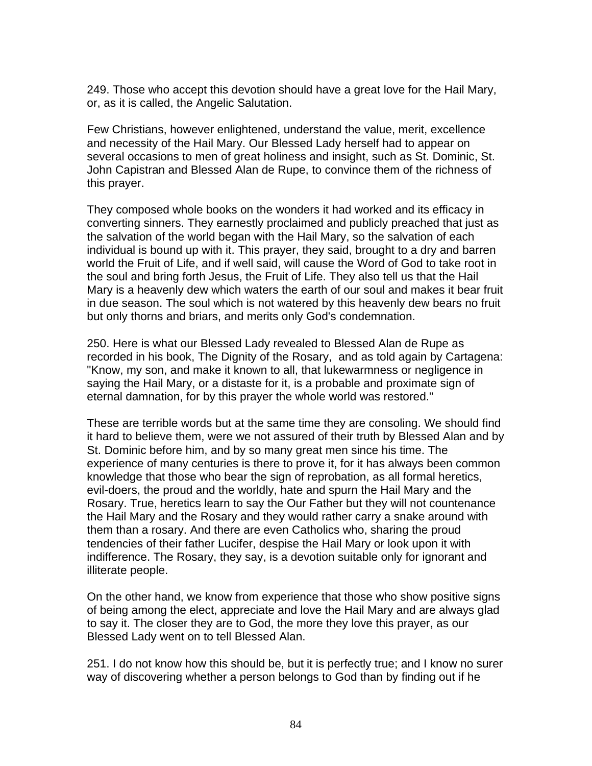249. Those who accept this devotion should have a great love for the Hail Mary, or, as it is called, the Angelic Salutation.

Few Christians, however enlightened, understand the value, merit, excellence and necessity of the Hail Mary. Our Blessed Lady herself had to appear on several occasions to men of great holiness and insight, such as St. Dominic, St. John Capistran and Blessed Alan de Rupe, to convince them of the richness of this prayer.

They composed whole books on the wonders it had worked and its efficacy in converting sinners. They earnestly proclaimed and publicly preached that just as the salvation of the world began with the Hail Mary, so the salvation of each individual is bound up with it. This prayer, they said, brought to a dry and barren world the Fruit of Life, and if well said, will cause the Word of God to take root in the soul and bring forth Jesus, the Fruit of Life. They also tell us that the Hail Mary is a heavenly dew which waters the earth of our soul and makes it bear fruit in due season. The soul which is not watered by this heavenly dew bears no fruit but only thorns and briars, and merits only God's condemnation.

250. Here is what our Blessed Lady revealed to Blessed Alan de Rupe as recorded in his book, The Dignity of the Rosary, and as told again by Cartagena: "Know, my son, and make it known to all, that lukewarmness or negligence in saying the Hail Mary, or a distaste for it, is a probable and proximate sign of eternal damnation, for by this prayer the whole world was restored."

These are terrible words but at the same time they are consoling. We should find it hard to believe them, were we not assured of their truth by Blessed Alan and by St. Dominic before him, and by so many great men since his time. The experience of many centuries is there to prove it, for it has always been common knowledge that those who bear the sign of reprobation, as all formal heretics, evil-doers, the proud and the worldly, hate and spurn the Hail Mary and the Rosary. True, heretics learn to say the Our Father but they will not countenance the Hail Mary and the Rosary and they would rather carry a snake around with them than a rosary. And there are even Catholics who, sharing the proud tendencies of their father Lucifer, despise the Hail Mary or look upon it with indifference. The Rosary, they say, is a devotion suitable only for ignorant and illiterate people.

On the other hand, we know from experience that those who show positive signs of being among the elect, appreciate and love the Hail Mary and are always glad to say it. The closer they are to God, the more they love this prayer, as our Blessed Lady went on to tell Blessed Alan.

251. I do not know how this should be, but it is perfectly true; and I know no surer way of discovering whether a person belongs to God than by finding out if he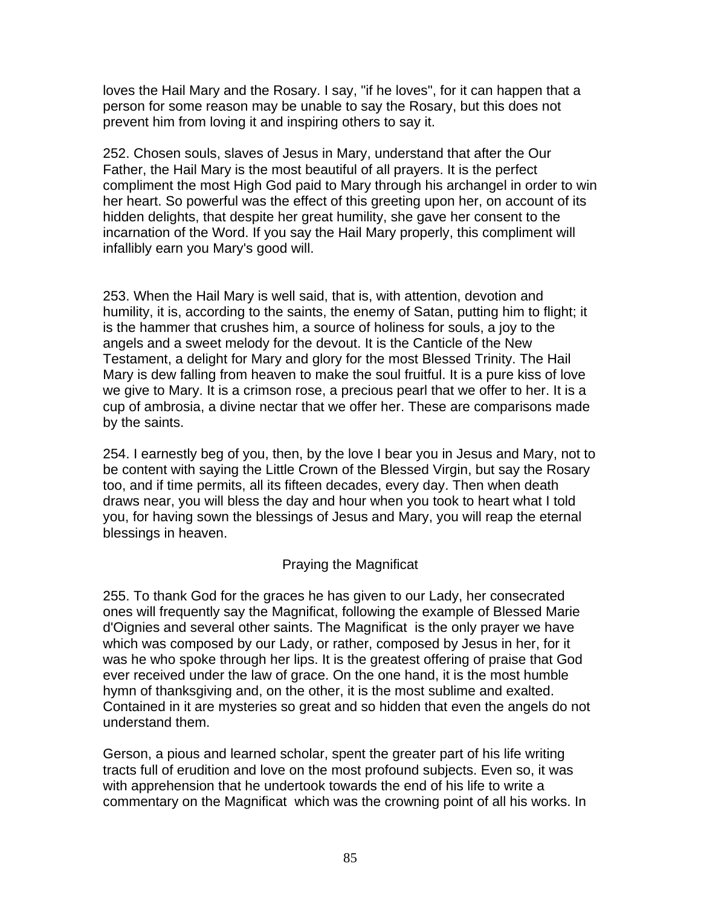loves the Hail Mary and the Rosary. I say, "if he loves", for it can happen that a person for some reason may be unable to say the Rosary, but this does not prevent him from loving it and inspiring others to say it.

252. Chosen souls, slaves of Jesus in Mary, understand that after the Our Father, the Hail Mary is the most beautiful of all prayers. It is the perfect compliment the most High God paid to Mary through his archangel in order to win her heart. So powerful was the effect of this greeting upon her, on account of its hidden delights, that despite her great humility, she gave her consent to the incarnation of the Word. If you say the Hail Mary properly, this compliment will infallibly earn you Mary's good will.

253. When the Hail Mary is well said, that is, with attention, devotion and humility, it is, according to the saints, the enemy of Satan, putting him to flight; it is the hammer that crushes him, a source of holiness for souls, a joy to the angels and a sweet melody for the devout. It is the Canticle of the New Testament, a delight for Mary and glory for the most Blessed Trinity. The Hail Mary is dew falling from heaven to make the soul fruitful. It is a pure kiss of love we give to Mary. It is a crimson rose, a precious pearl that we offer to her. It is a cup of ambrosia, a divine nectar that we offer her. These are comparisons made by the saints.

254. I earnestly beg of you, then, by the love I bear you in Jesus and Mary, not to be content with saying the Little Crown of the Blessed Virgin, but say the Rosary too, and if time permits, all its fifteen decades, every day. Then when death draws near, you will bless the day and hour when you took to heart what I told you, for having sown the blessings of Jesus and Mary, you will reap the eternal blessings in heaven.

## Praying the Magnificat

255. To thank God for the graces he has given to our Lady, her consecrated ones will frequently say the Magnificat, following the example of Blessed Marie d'Oignies and several other saints. The Magnificat is the only prayer we have which was composed by our Lady, or rather, composed by Jesus in her, for it was he who spoke through her lips. It is the greatest offering of praise that God ever received under the law of grace. On the one hand, it is the most humble hymn of thanksgiving and, on the other, it is the most sublime and exalted. Contained in it are mysteries so great and so hidden that even the angels do not understand them.

Gerson, a pious and learned scholar, spent the greater part of his life writing tracts full of erudition and love on the most profound subjects. Even so, it was with apprehension that he undertook towards the end of his life to write a commentary on the Magnificat which was the crowning point of all his works. In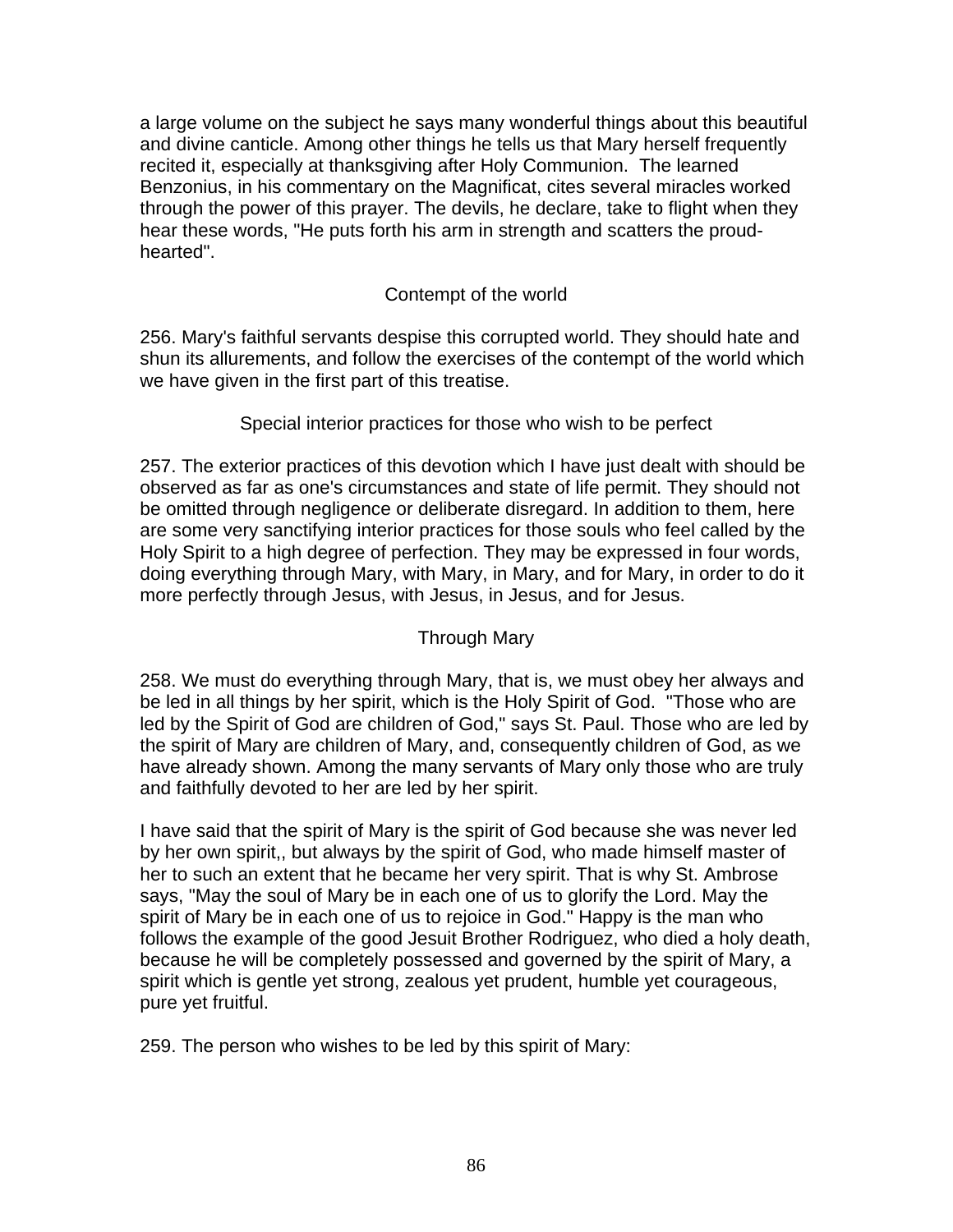a large volume on the subject he says many wonderful things about this beautiful and divine canticle. Among other things he tells us that Mary herself frequently recited it, especially at thanksgiving after Holy Communion. The learned Benzonius, in his commentary on the Magnificat, cites several miracles worked through the power of this prayer. The devils, he declare, take to flight when they hear these words, "He puts forth his arm in strength and scatters the proud-hearted".

## Contempt of the world

256. Mary's faithful servants despise this corrupted world. They should hate and shun its allurements, and follow the exercises of the contempt of the world which we have given in the first part of this treatise.

## Special interior practices for those who wish to be perfect

257. The exterior practices of this devotion which I have just dealt with should be observed as far as one's circumstances and state of life permit. They should not be omitted through negligence or deliberate disregard. In addition to them, here are some very sanctifying interior practices for those souls who feel called by the Holy Spirit to a high degree of perfection. They may be expressed in four words, doing everything through Mary, with Mary, in Mary, and for Mary, in order to do it more perfectly through Jesus, with Jesus, in Jesus, and for Jesus.

## Through Mary

258. We must do everything through Mary, that is, we must obey her always and be led in all things by her spirit, which is the Holy Spirit of God. "Those who are led by the Spirit of God are children of God," says St. Paul. Those who are led by the spirit of Mary are children of Mary, and, consequently children of God, as we have already shown. Among the many servants of Mary only those who are truly and faithfully devoted to her are led by her spirit.

I have said that the spirit of Mary is the spirit of God because she was never led by her own spirit,, but always by the spirit of God, who made himself master of her to such an extent that he became her very spirit. That is why St. Ambrose says, "May the soul of Mary be in each one of us to glorify the Lord. May the spirit of Mary be in each one of us to rejoice in God." Happy is the man who follows the example of the good Jesuit Brother Rodriguez, who died a holy death, because he will be completely possessed and governed by the spirit of Mary, a spirit which is gentle yet strong, zealous yet prudent, humble yet courageous, pure yet fruitful.

259. The person who wishes to be led by this spirit of Mary: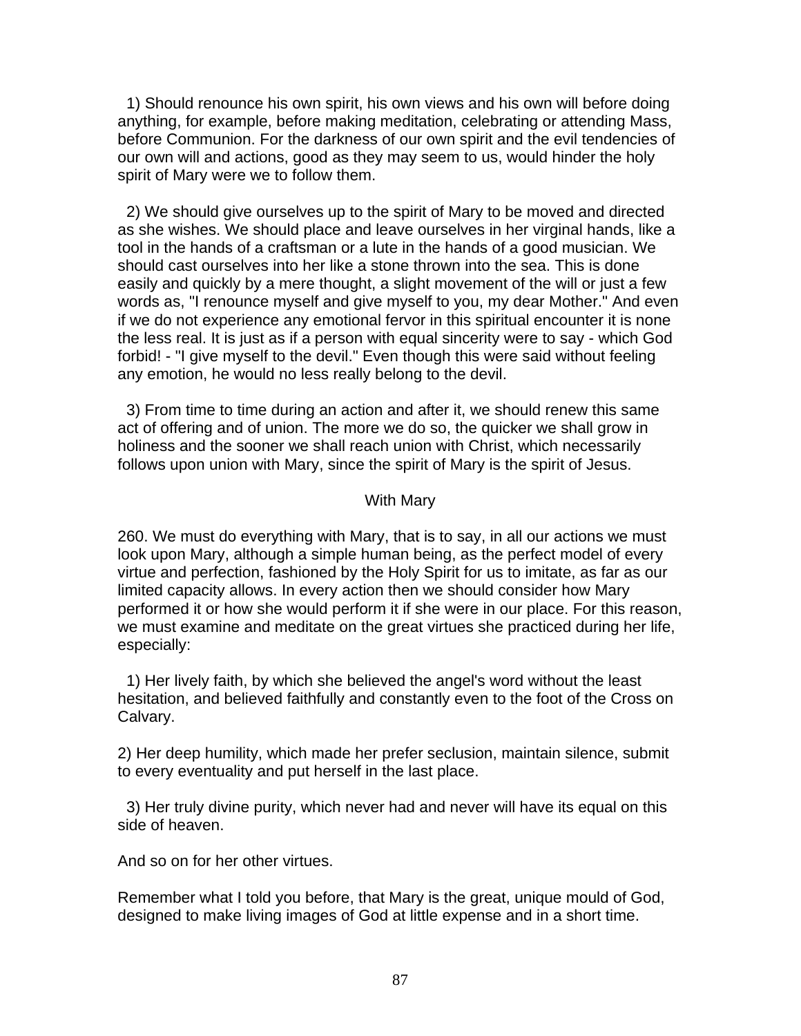1) Should renounce his own spirit, his own views and his own will before doing anything, for example, before making meditation, celebrating or attending Mass, before Communion. For the darkness of our own spirit and the evil tendencies of our own will and actions, good as they may seem to us, would hinder the holy spirit of Mary were we to follow them.

2) We should give ourselves up to the spirit of Mary to be moved and directed as she wishes. We should place and leave ourselves in her virginal hands, like a tool in the hands of a craftsman or a lute in the hands of a good musician. We should cast ourselves into her like a stone thrown into the sea. This is done easily and quickly by a mere thought, a slight movement of the will or just a few words as, "I renounce myself and give myself to you, my dear Mother." And even if we do not experience any emotional fervor in this spiritual encounter it is none the less real. It is just as if a person with equal sincerity were to say - which God forbid! - "I give myself to the devil." Even though this were said without feeling any emotion, he would no less really belong to the devil.

3) From time to time during an action and after it, we should renew this same act of offering and of union. The more we do so, the quicker we shall grow in holiness and the sooner we shall reach union with Christ, which necessarily follows upon union with Mary, since the spirit of Mary is the spirit of Jesus.

### With Mary

260. We must do everything with Mary, that is to say, in all our actions we must look upon Mary, although a simple human being, as the perfect model of every virtue and perfection, fashioned by the Holy Spirit for us to imitate, as far as our limited capacity allows. In every action then we should consider how Mary performed it or how she would perform it if she were in our place. For this reason, we must examine and meditate on the great virtues she practiced during her life, especially:

1) Her lively faith, by which she believed the angel's word without the least hesitation, and believed faithfully and constantly even to the foot of the Cross on Calvary.

2) Her deep humility, which made her prefer seclusion, maintain silence, submit to every eventuality and put herself in the last place.

3) Her truly divine purity, which never had and never will have its equal on this side of heaven.

And so on for her other virtues.

Remember what I told you before, that Mary is the great, unique mould of God, designed to make living images of God at little expense and in a short time.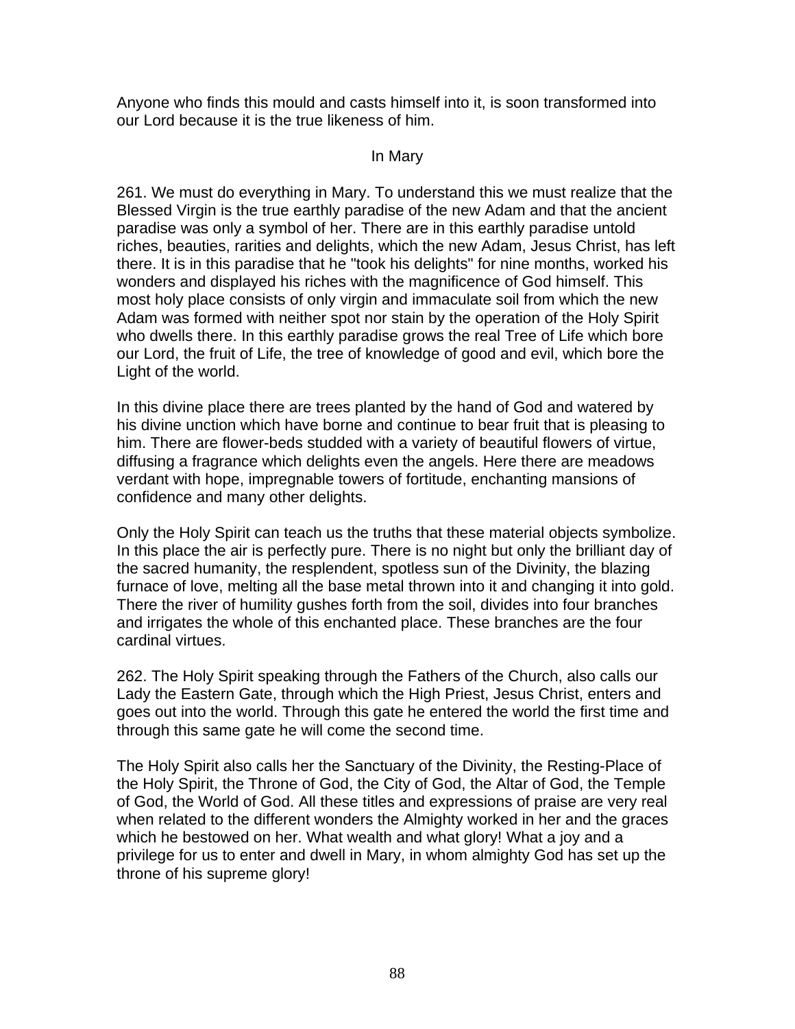Anyone who finds this mould and casts himself into it, is soon transformed into our Lord because it is the true likeness of him.

### In Mary

261. We must do everything in Mary. To understand this we must realize that the Blessed Virgin is the true earthly paradise of the new Adam and that the ancient paradise was only a symbol of her. There are in this earthly paradise untold riches, beauties, rarities and delights, which the new Adam, Jesus Christ, has left there. It is in this paradise that he "took his delights" for nine months, worked his wonders and displayed his riches with the magnificence of God himself. This most holy place consists of only virgin and immaculate soil from which the new Adam was formed with neither spot nor stain by the operation of the Holy Spirit who dwells there. In this earthly paradise grows the real Tree of Life which bore our Lord, the fruit of Life, the tree of knowledge of good and evil, which bore the Light of the world.

In this divine place there are trees planted by the hand of God and watered by his divine unction which have borne and continue to bear fruit that is pleasing to him. There are flower-beds studded with a variety of beautiful flowers of virtue, diffusing a fragrance which delights even the angels. Here there are meadows verdant with hope, impregnable towers of fortitude, enchanting mansions of confidence and many other delights.

Only the Holy Spirit can teach us the truths that these material objects symbolize. In this place the air is perfectly pure. There is no night but only the brilliant day of the sacred humanity, the resplendent, spotless sun of the Divinity, the blazing furnace of love, melting all the base metal thrown into it and changing it into gold. There the river of humility gushes forth from the soil, divides into four branches and irrigates the whole of this enchanted place. These branches are the four cardinal virtues.

262. The Holy Spirit speaking through the Fathers of the Church, also calls our Lady the Eastern Gate, through which the High Priest, Jesus Christ, enters and goes out into the world. Through this gate he entered the world the first time and through this same gate he will come the second time.

The Holy Spirit also calls her the Sanctuary of the Divinity, the Resting-Place of the Holy Spirit, the Throne of God, the City of God, the Altar of God, the Temple of God, the World of God. All these titles and expressions of praise are very real when related to the different wonders the Almighty worked in her and the graces which he bestowed on her. What wealth and what glory! What a joy and a privilege for us to enter and dwell in Mary, in whom almighty God has set up the throne of his supreme glory!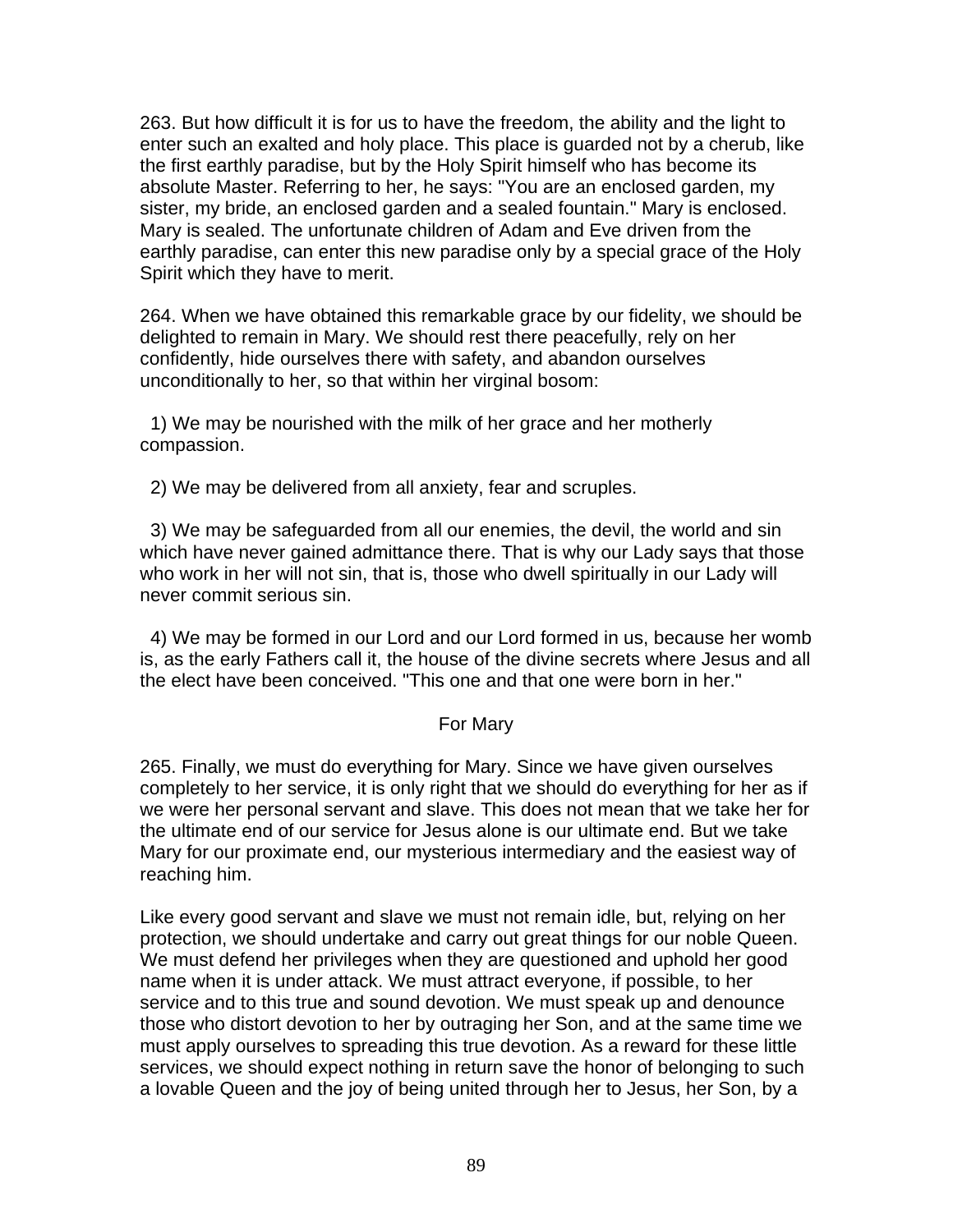263. But how difficult it is for us to have the freedom, the ability and the light to enter such an exalted and holy place. This place is guarded not by a cherub, like the first earthly paradise, but by the Holy Spirit himself who has become its absolute Master. Referring to her, he says: "You are an enclosed garden, my sister, my bride, an enclosed garden and a sealed fountain." Mary is enclosed. Mary is sealed. The unfortunate children of Adam and Eve driven from the earthly paradise, can enter this new paradise only by a special grace of the Holy Spirit which they have to merit.

264. When we have obtained this remarkable grace by our fidelity, we should be delighted to remain in Mary. We should rest there peacefully, rely on her confidently, hide ourselves there with safety, and abandon ourselves unconditionally to her, so that within her virginal bosom:

1) We may be nourished with the milk of her grace and her motherly compassion.

2) We may be delivered from all anxiety, fear and scruples.

3) We may be safeguarded from all our enemies, the devil, the world and sin which have never gained admittance there. That is why our Lady says that those who work in her will not sin, that is, those who dwell spiritually in our Lady will never commit serious sin.

4) We may be formed in our Lord and our Lord formed in us, because her womb is, as the early Fathers call it, the house of the divine secrets where Jesus and all the elect have been conceived. "This one and that one were born in her."

## For Mary

265. Finally, we must do everything for Mary. Since we have given ourselves completely to her service, it is only right that we should do everything for her as if we were her personal servant and slave. This does not mean that we take her for the ultimate end of our service for Jesus alone is our ultimate end. But we take Mary for our proximate end, our mysterious intermediary and the easiest way of reaching him.

Like every good servant and slave we must not remain idle, but, relying on her protection, we should undertake and carry out great things for our noble Queen. We must defend her privileges when they are questioned and uphold her good name when it is under attack. We must attract everyone, if possible, to her service and to this true and sound devotion. We must speak up and denounce those who distort devotion to her by outraging her Son, and at the same time we must apply ourselves to spreading this true devotion. As a reward for these little services, we should expect nothing in return save the honor of belonging to such a lovable Queen and the joy of being united through her to Jesus, her Son, by a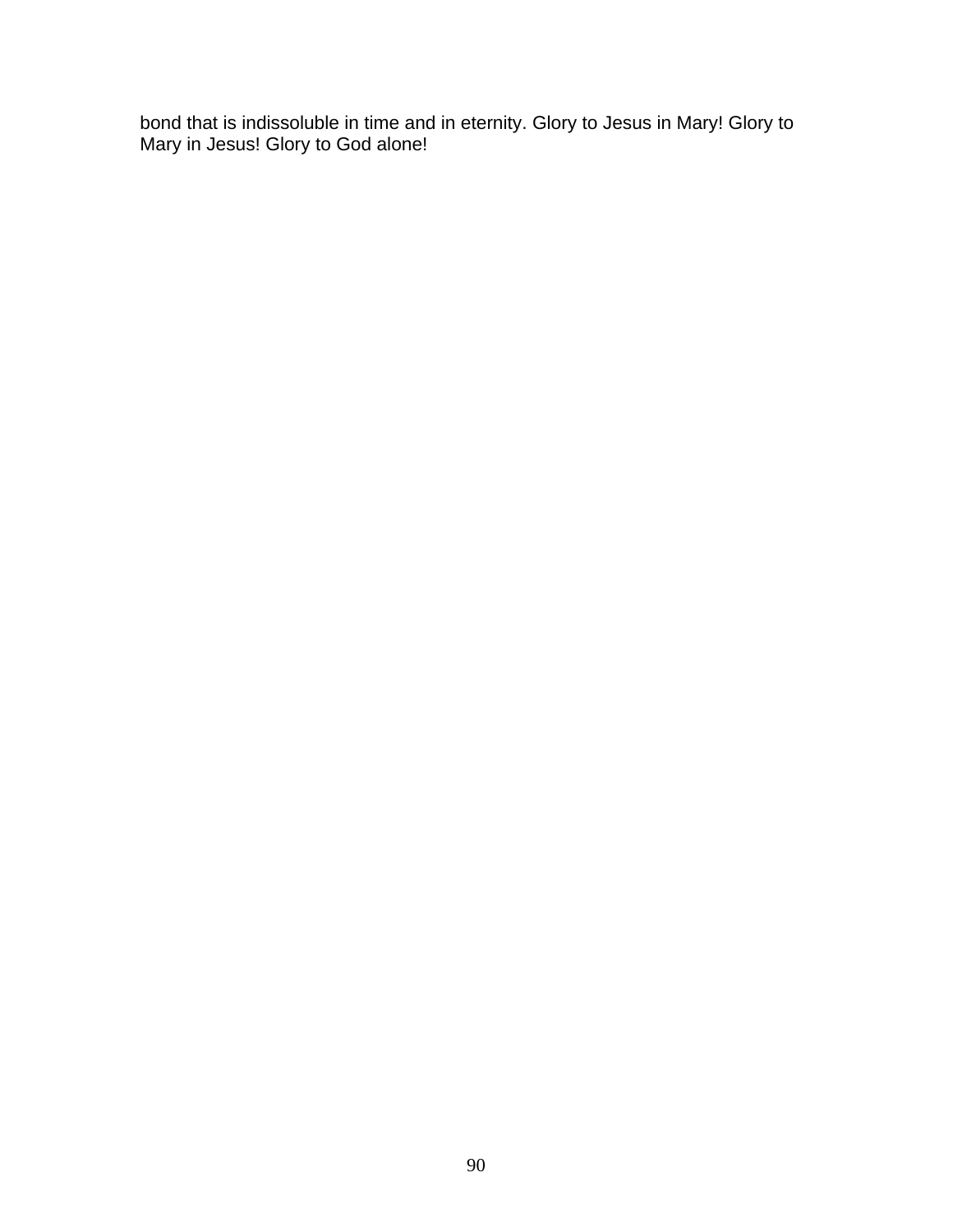bond that is indissoluble in time and in eternity. Glory to Jesus in Mary! Glory to Mary in Jesus! Glory to God alone!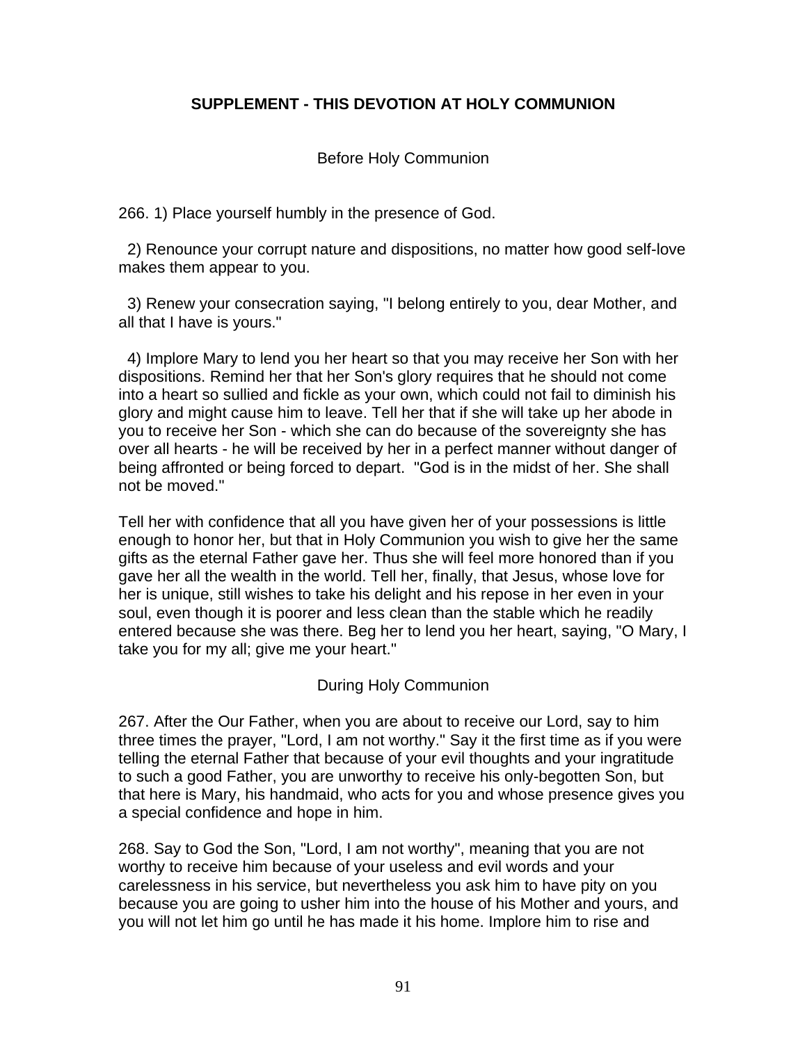## SUPPLEMENT - THIS DEVOTION AT HOLY COMMUNION

### Before Holy Communion

266. 1) Place yourself humbly in the presence of God.

2) Renounce your corrupt nature and dispositions, no matter how good self-love makes them appear to you.

3) Renew your consecration saying, "I belong entirely to you, dear Mother, and all that I have is yours."

4) Implore Mary to lend you her heart so that you may receive her Son with her dispositions. Remind her that her Son's glory requires that he should not come into a heart so sullied and fickle as your own, which could not fail to diminish his glory and might cause him to leave. Tell her that if she will take up her abode in you to receive her Son - which she can do because of the sovereignty she has over all hearts - he will be received by her in a perfect manner without danger of being affronted or being forced to depart. "God is in the midst of her. She shall not be moved."

Tell her with confidence that all you have given her of your possessions is little enough to honor her, but that in Holy Communion you wish to give her the same gifts as the eternal Father gave her. Thus she will feel more honored than if you gave her all the wealth in the world. Tell her, finally, that Jesus, whose love for her is unique, still wishes to take his delight and his repose in her even in your soul, even though it is poorer and less clean than the stable which he readily entered because she was there. Beg her to lend you her heart, saying, "O Mary, I take you for my all; give me your heart."

### During Holy Communion

267. After the Our Father, when you are about to receive our Lord, say to him three times the prayer, "Lord, I am not worthy." Say it the first time as if you were telling the eternal Father that because of your evil thoughts and your ingratitude to such a good Father, you are unworthy to receive his only-begotten Son, but that here is Mary, his handmaid, who acts for you and whose presence gives you a special confidence and hope in him.

268. Say to God the Son, "Lord, I am not worthy", meaning that you are not worthy to receive him because of your useless and evil words and your carelessness in his service, but nevertheless you ask him to have pity on you because you are going to usher him into the house of his Mother and yours, and you will not let him go until he has made it his home. Implore him to rise and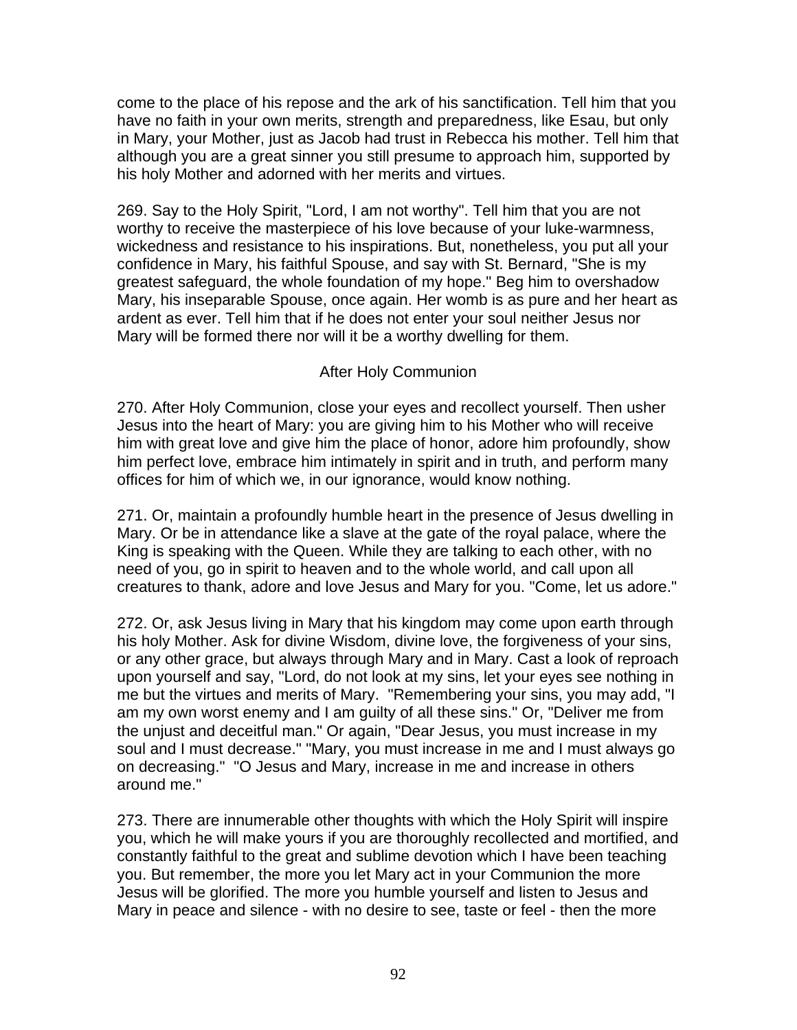come to the place of his repose and the ark of his sanctification. Tell him that you have no faith in your own merits, strength and preparedness, like Esau, but only in Mary, your Mother, just as Jacob had trust in Rebecca his mother. Tell him that although you are a great sinner you still presume to approach him, supported by his holy Mother and adorned with her merits and virtues.

269. Say to the Holy Spirit, "Lord, I am not worthy". Tell him that you are not worthy to receive the masterpiece of his love because of your luke-warmness, wickedness and resistance to his inspirations. But, nonetheless, you put all your confidence in Mary, his faithful Spouse, and say with St. Bernard, "She is my greatest safeguard, the whole foundation of my hope." Beg him to overshadow Mary, his inseparable Spouse, once again. Her womb is as pure and her heart as ardent as ever. Tell him that if he does not enter your soul neither Jesus nor Mary will be formed there nor will it be a worthy dwelling for them.

### After Holy Communion

270. After Holy Communion, close your eyes and recollect yourself. Then usher Jesus into the heart of Mary: you are giving him to his Mother who will receive him with great love and give him the place of honor, adore him profoundly, show him perfect love, embrace him intimately in spirit and in truth, and perform many offices for him of which we, in our ignorance, would know nothing.

271. Or, maintain a profoundly humble heart in the presence of Jesus dwelling in Mary. Or be in attendance like a slave at the gate of the royal palace, where the King is speaking with the Queen. While they are talking to each other, with no need of you, go in spirit to heaven and to the whole world, and call upon all creatures to thank, adore and love Jesus and Mary for you. "Come, let us adore."

272. Or, ask Jesus living in Mary that his kingdom may come upon earth through his holy Mother. Ask for divine Wisdom, divine love, the forgiveness of your sins, or any other grace, but always through Mary and in Mary. Cast a look of reproach upon yourself and say, "Lord, do not look at my sins, let your eyes see nothing in me but the virtues and merits of Mary. "Remembering your sins, you may add, "I am my own worst enemy and I am guilty of all these sins." Or, "Deliver me from the unjust and deceitful man." Or again, "Dear Jesus, you must increase in my soul and I must decrease." "Mary, you must increase in me and I must always go on decreasing." "O Jesus and Mary, increase in me and increase in others around me."

273. There are innumerable other thoughts with which the Holy Spirit will inspire you, which he will make yours if you are thoroughly recollected and mortified, and constantly faithful to the great and sublime devotion which I have been teaching you. But remember, the more you let Mary act in your Communion the more Jesus will be glorified. The more you humble yourself and listen to Jesus and Mary in peace and silence - with no desire to see, taste or feel - then the more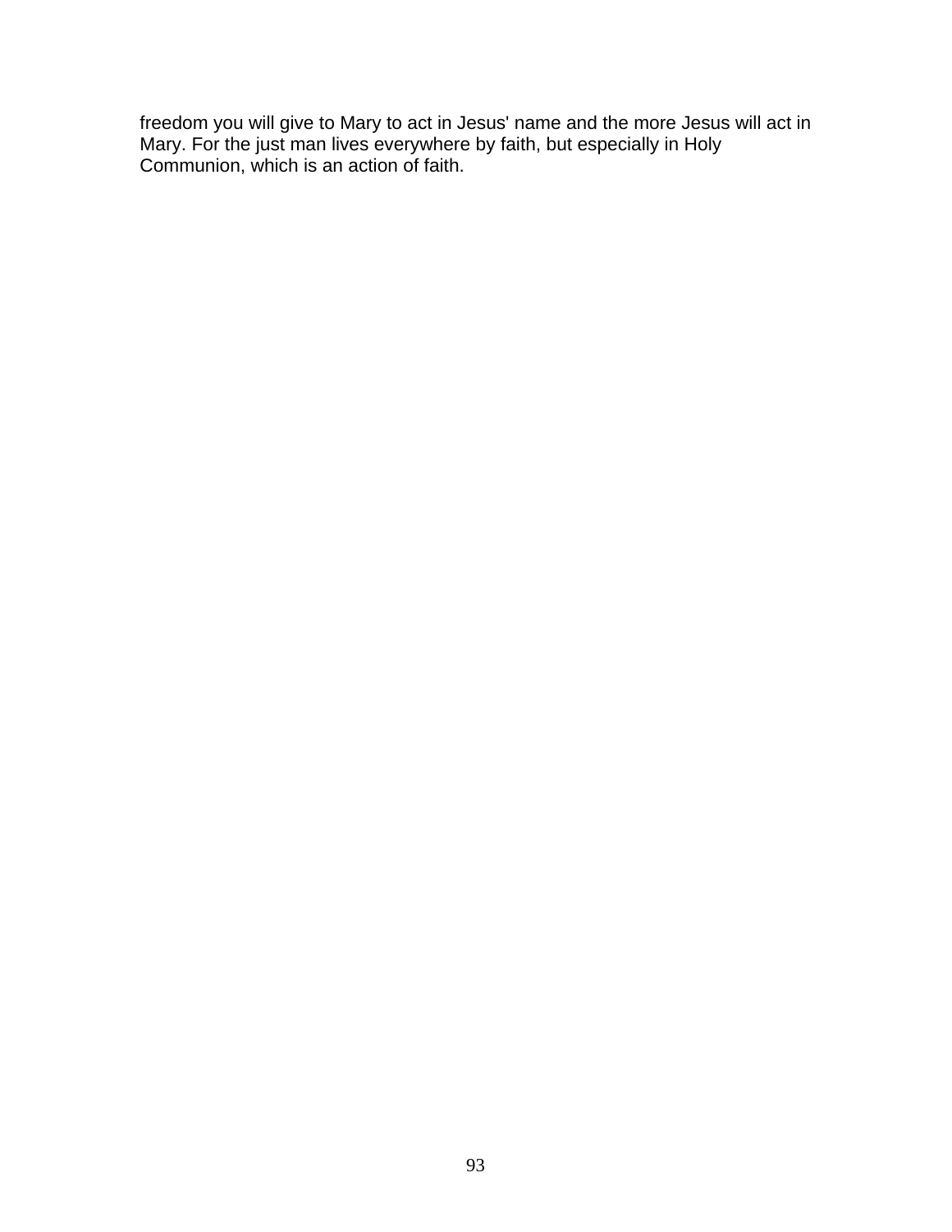freedom you will give to Mary to act in Jesus' name and the more Jesus will act in Mary. For the just man lives everywhere by faith, but especially in Holy Communion, which is an action of faith.